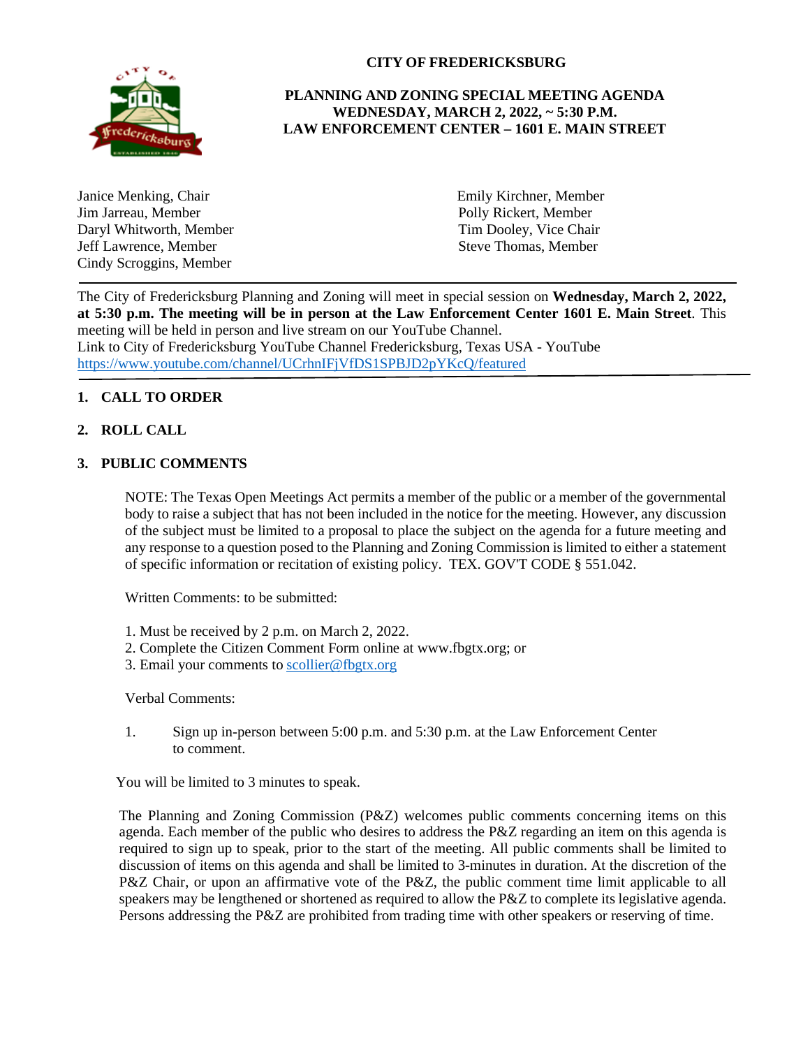# CITY OF FREDERICKSBURG

## PLANNING AND ZONING SPECIAL MEETING AGENDA
## WEDNESDAY, MARCH 2, 2022, ~ 5:30 P.M.
## LAW ENFORCEMENT CENTER – 1601 E. MAIN STREET

Janice Menking, Chair
Jim Jarreau, Member
Daryl Whitworth, Member
Jeff Lawrence, Member
Cindy Scroggins, Member
Emily Kirchner, Member
Polly Rickert, Member
Tim Dooley, Vice Chair
Steve Thomas, Member

---

The City of Fredericksburg Planning and Zoning will meet in special session on **Wednesday, March 2, 2022, at 5:30 p.m. The meeting will be in person at the Law Enforcement Center 1601 E. Main Street**. This meeting will be held in person and live stream on our YouTube Channel.
Link to City of Fredericksburg YouTube Channel Fredericksburg, Texas USA - YouTube
https://www.youtube.com/channel/UCrhnIFjVfDS1SPBJD2pYKcQ/featured

---

**1. CALL TO ORDER**

**2. ROLL CALL**

**3. PUBLIC COMMENTS**

NOTE: The Texas Open Meetings Act permits a member of the public or a member of the governmental body to raise a subject that has not been included in the notice for the meeting. However, any discussion of the subject must be limited to a proposal to place the subject on the agenda for a future meeting and any response to a question posed to the Planning and Zoning Commission is limited to either a statement of specific information or recitation of existing policy. TEX. GOV'T CODE § 551.042.

Written Comments: to be submitted:

1. Must be received by 2 p.m. on March 2, 2022.
2. Complete the Citizen Comment Form online at www.fbgtx.org; or
3. Email your comments to scollier@fbgtx.org

Verbal Comments:

1. Sign up in-person between 5:00 p.m. and 5:30 p.m. at the Law Enforcement Center to comment.

You will be limited to 3 minutes to speak.

The Planning and Zoning Commission (P&Z) welcomes public comments concerning items on this agenda. Each member of the public who desires to address the P&Z regarding an item on this agenda is required to sign up to speak, prior to the start of the meeting. All public comments shall be limited to discussion of items on this agenda and shall be limited to 3-minutes in duration. At the discretion of the P&Z Chair, or upon an affirmative vote of the P&Z, the public comment time limit applicable to all speakers may be lengthened or shortened as required to allow the P&Z to complete its legislative agenda. Persons addressing the P&Z are prohibited from trading time with other speakers or reserving of time.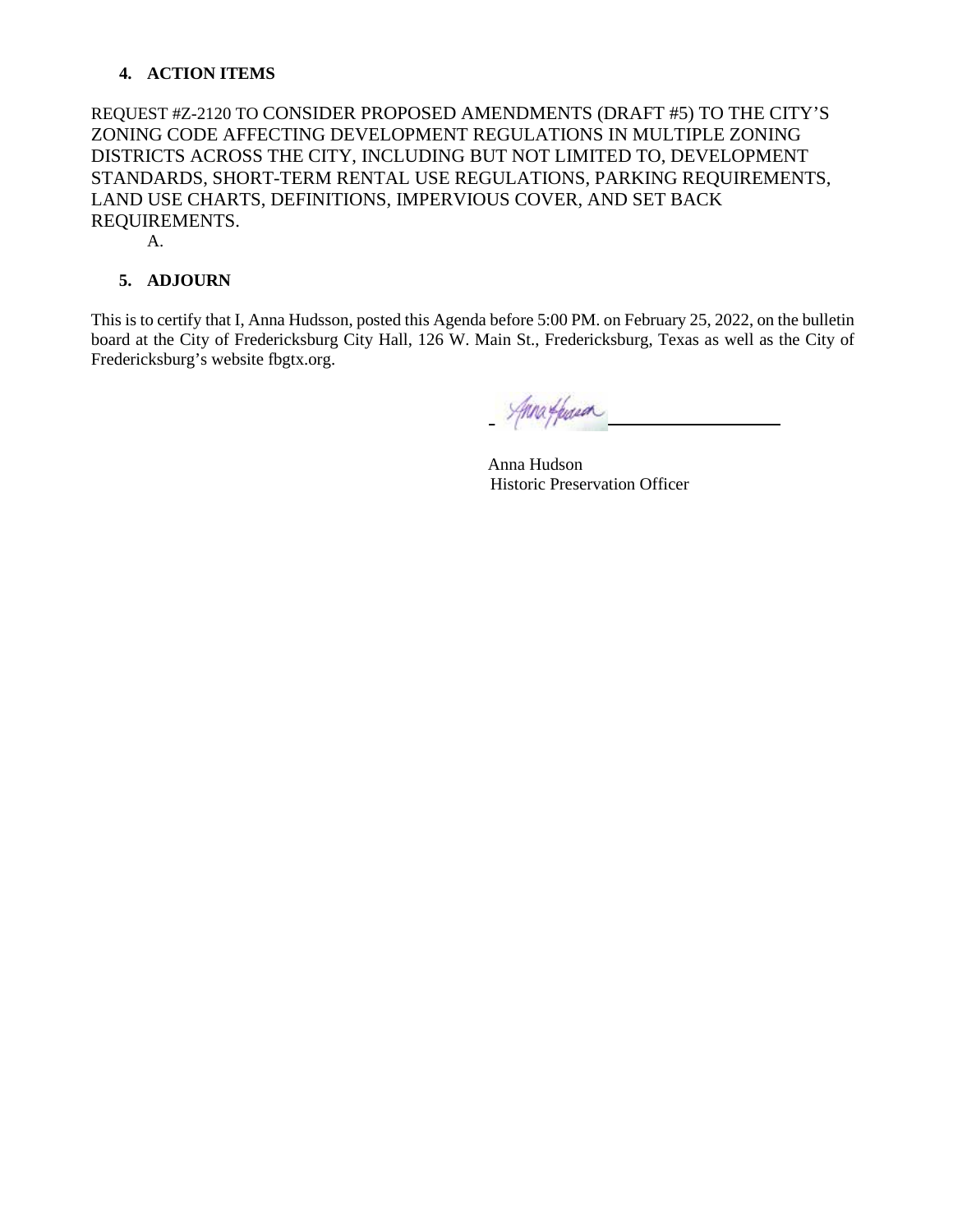## 4. ACTION ITEMS

REQUEST #Z-2120 TO CONSIDER PROPOSED AMENDMENTS (DRAFT #5) TO THE CITY'S ZONING CODE AFFECTING DEVELOPMENT REGULATIONS IN MULTIPLE ZONING DISTRICTS ACROSS THE CITY, INCLUDING BUT NOT LIMITED TO, DEVELOPMENT STANDARDS, SHORT-TERM RENTAL USE REGULATIONS, PARKING REQUIREMENTS, LAND USE CHARTS, DEFINITIONS, IMPERVIOUS COVER, AND SET BACK REQUIREMENTS.

A.

## 5. ADJOURN

This is to certify that I, Anna Hudsson, posted this Agenda before 5:00 PM. on February 25, 2022, on the bulletin board at the City of Fredericksburg City Hall, 126 W. Main St., Fredericksburg, Texas as well as the City of Fredericksburg's website fbgtx.org.

Anna Hudson
Historic Preservation Officer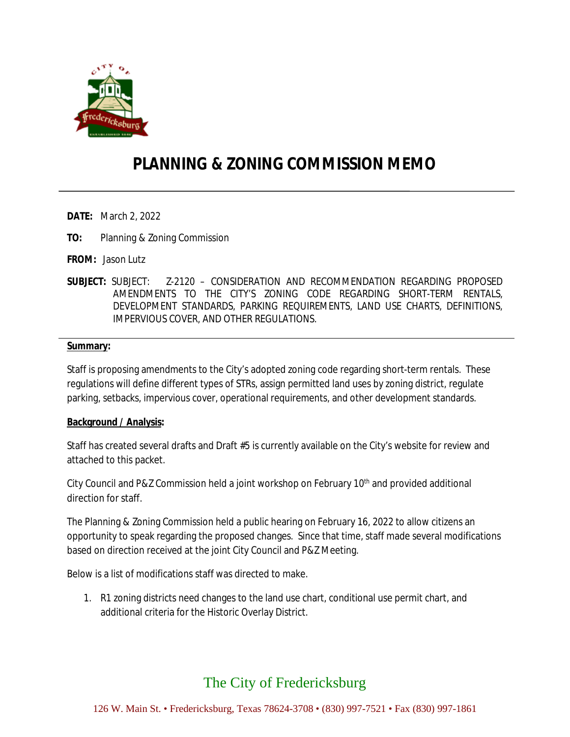# PLANNING & ZONING COMMISSION MEMO

**DATE:** March 2, 2022

**TO:** Planning & Zoning Commission

**FROM:** Jason Lutz

**SUBJECT:** SUBJECT: Z-2120 – CONSIDERATION AND RECOMMENDATION REGARDING PROPOSED AMENDMENTS TO THE CITY'S ZONING CODE REGARDING SHORT-TERM RENTALS, DEVELOPMENT STANDARDS, PARKING REQUIREMENTS, LAND USE CHARTS, DEFINITIONS, IMPERVIOUS COVER, AND OTHER REGULATIONS.

**Summary:**

Staff is proposing amendments to the City's adopted zoning code regarding short-term rentals. These regulations will define different types of STRs, assign permitted land uses by zoning district, regulate parking, setbacks, impervious cover, operational requirements, and other development standards.

**Background / Analysis:**

Staff has created several drafts and Draft #5 is currently available on the City's website for review and attached to this packet.

City Council and P&Z Commission held a joint workshop on February 10th and provided additional direction for staff.

The Planning & Zoning Commission held a public hearing on February 16, 2022 to allow citizens an opportunity to speak regarding the proposed changes. Since that time, staff made several modifications based on direction received at the joint City Council and P&Z Meeting.

Below is a list of modifications staff was directed to make.

1. R1 zoning districts need changes to the land use chart, conditional use permit chart, and additional criteria for the Historic Overlay District.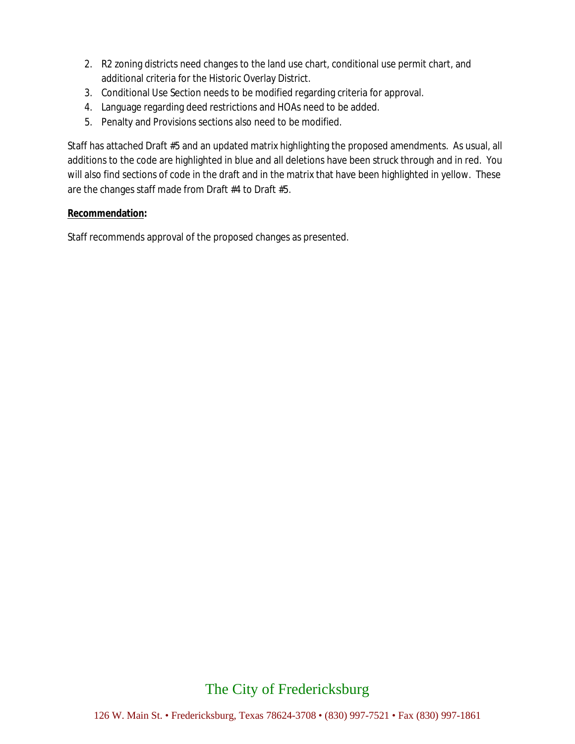2. R2 zoning districts need changes to the land use chart, conditional use permit chart, and additional criteria for the Historic Overlay District.
3. Conditional Use Section needs to be modified regarding criteria for approval.
4. Language regarding deed restrictions and HOAs need to be added.
5. Penalty and Provisions sections also need to be modified.

Staff has attached Draft #5 and an updated matrix highlighting the proposed amendments. As usual, all additions to the code are highlighted in blue and all deletions have been struck through and in red. You will also find sections of code in the draft and in the matrix that have been highlighted in yellow. These are the changes staff made from Draft #4 to Draft #5.

**Recommendation:**

Staff recommends approval of the proposed changes as presented.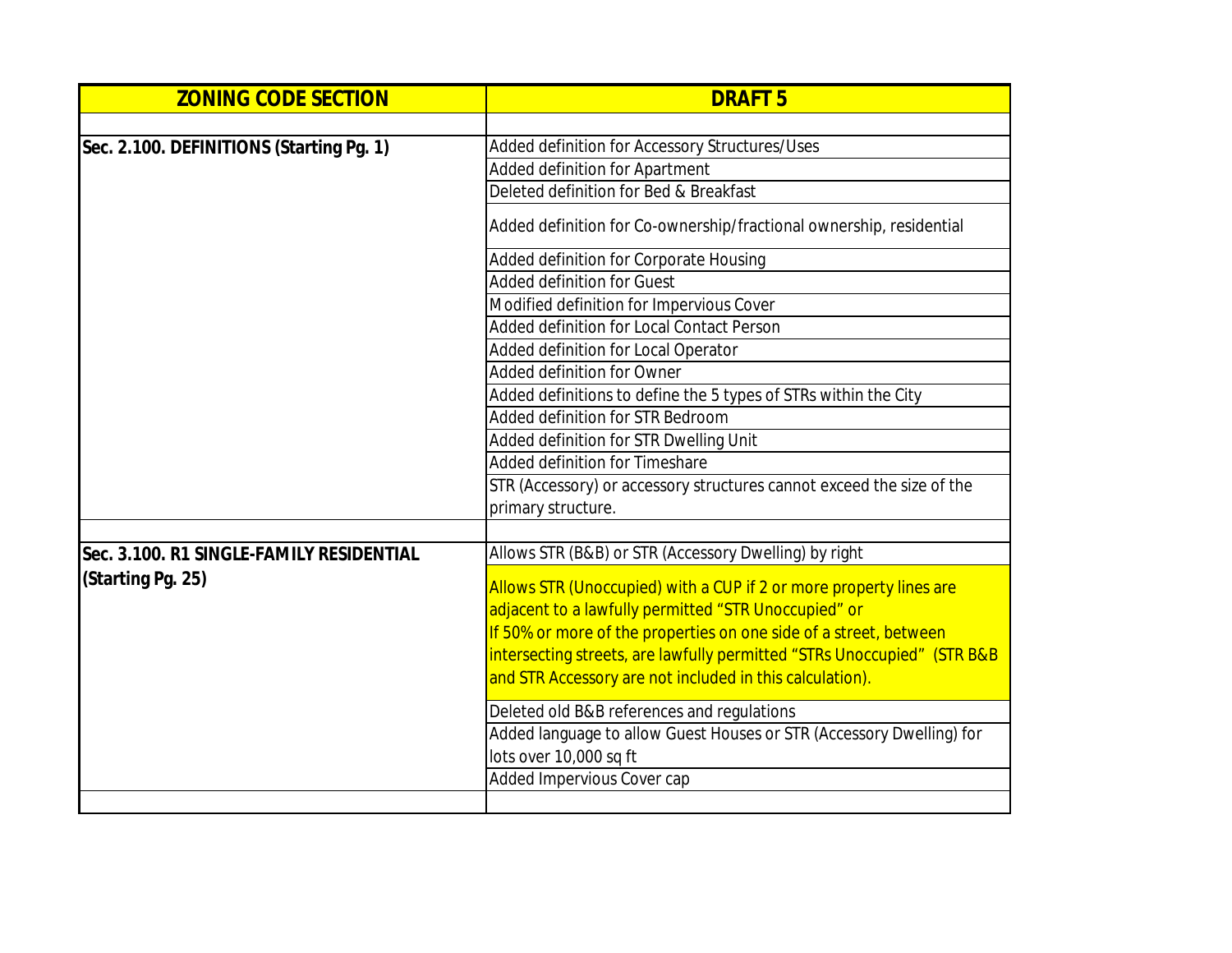| ZONING CODE SECTION | DRAFT 5 |
|---|---|
| | |
| **Sec. 2.100. DEFINITIONS (Starting Pg. 1)** | Added definition for Accessory Structures/Uses |
| | Added definition for Apartment |
| | Deleted definition for Bed & Breakfast |
| | Added definition for Co-ownership/fractional ownership, residential |
| | Added definition for Corporate Housing |
| | Added definition for Guest |
| | Modified definition for Impervious Cover |
| | Added definition for Local Contact Person |
| | Added definition for Local Operator |
| | Added definition for Owner |
| | Added definitions to define the 5 types of STRs within the City |
| | Added definition for STR Bedroom |
| | Added definition for STR Dwelling Unit |
| | Added definition for Timeshare |
| | STR (Accessory) or accessory structures cannot exceed the size of the primary structure. |
| | |
| **Sec. 3.100. R1 SINGLE-FAMILY RESIDENTIAL (Starting Pg. 25)** | Allows STR (B&B) or STR (Accessory Dwelling) by right |
| | Allows STR (Unoccupied) with a CUP if 2 or more property lines are adjacent to a lawfully permitted "STR Unoccupied" or If 50% or more of the properties on one side of a street, between intersecting streets, are lawfully permitted "STRs Unoccupied" (STR B&B and STR Accessory are not included in this calculation). |
| | Deleted old B&B references and regulations |
| | Added language to allow Guest Houses or STR (Accessory Dwelling) for lots over 10,000 sq ft |
| | Added Impervious Cover cap |
| | |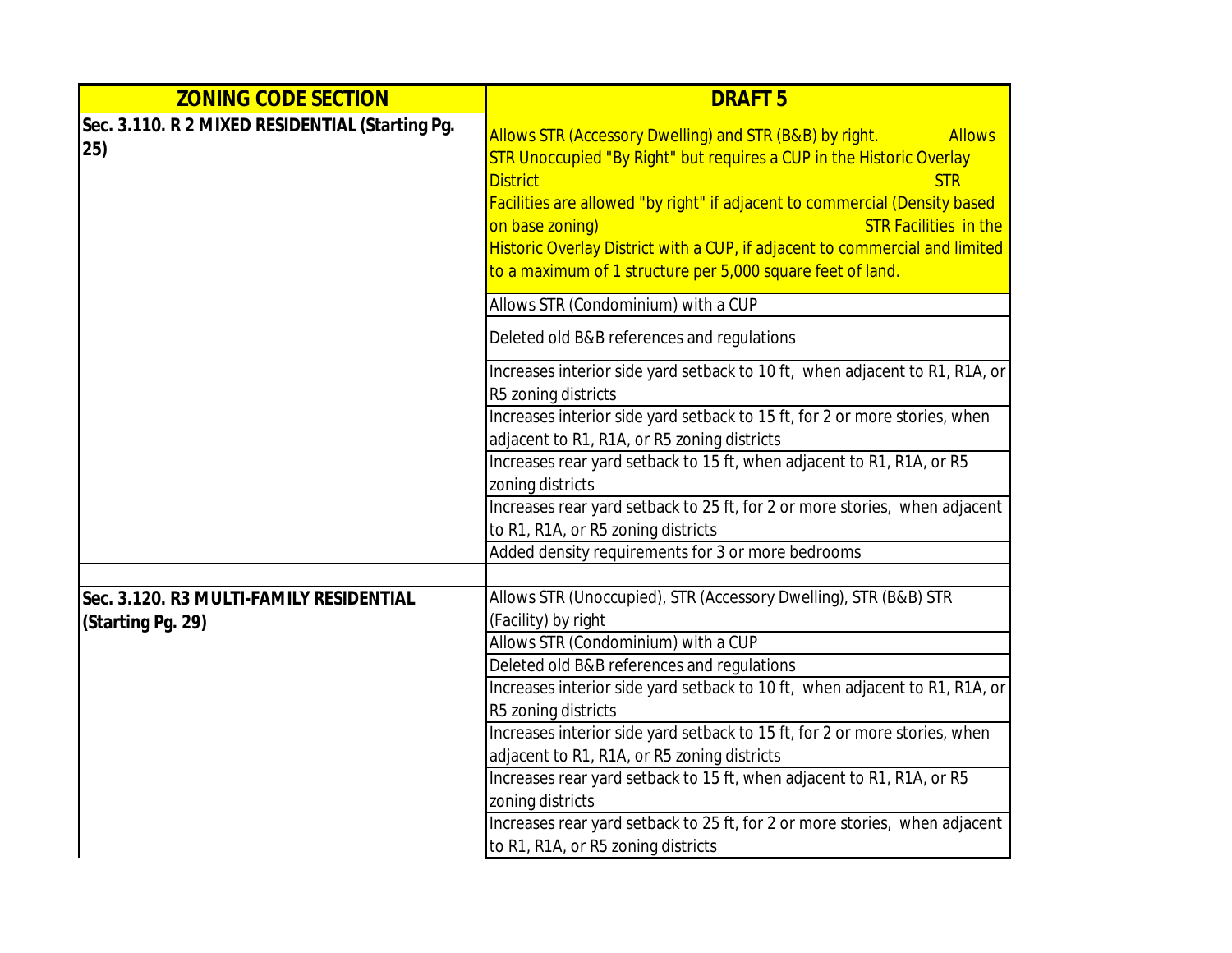| ZONING CODE SECTION | DRAFT 5 |
|---|---|
| **Sec. 3.110. R 2 MIXED RESIDENTIAL (Starting Pg. 25)** | Allows STR (Accessory Dwelling) and STR (B&B) by right. Allows STR Unoccupied "By Right" but requires a CUP in the Historic Overlay District STR Facilities are allowed "by right" if adjacent to commercial (Density based on base zoning) STR Facilities in the Historic Overlay District with a CUP, if adjacent to commercial and limited to a maximum of 1 structure per 5,000 square feet of land. |
| | Allows STR (Condominium) with a CUP |
| | Deleted old B&B references and regulations |
| | Increases interior side yard setback to 10 ft, when adjacent to R1, R1A, or R5 zoning districts |
| | Increases interior side yard setback to 15 ft, for 2 or more stories, when adjacent to R1, R1A, or R5 zoning districts |
| | Increases rear yard setback to 15 ft, when adjacent to R1, R1A, or R5 zoning districts |
| | Increases rear yard setback to 25 ft, for 2 or more stories, when adjacent to R1, R1A, or R5 zoning districts |
| | Added density requirements for 3 or more bedrooms |
| | |
| **Sec. 3.120. R3 MULTI-FAMILY RESIDENTIAL (Starting Pg. 29)** | Allows STR (Unoccupied), STR (Accessory Dwelling), STR (B&B) STR (Facility) by right |
| | Allows STR (Condominium) with a CUP |
| | Deleted old B&B references and regulations |
| | Increases interior side yard setback to 10 ft, when adjacent to R1, R1A, or R5 zoning districts |
| | Increases interior side yard setback to 15 ft, for 2 or more stories, when adjacent to R1, R1A, or R5 zoning districts |
| | Increases rear yard setback to 15 ft, when adjacent to R1, R1A, or R5 zoning districts |
| | Increases rear yard setback to 25 ft, for 2 or more stories, when adjacent to R1, R1A, or R5 zoning districts |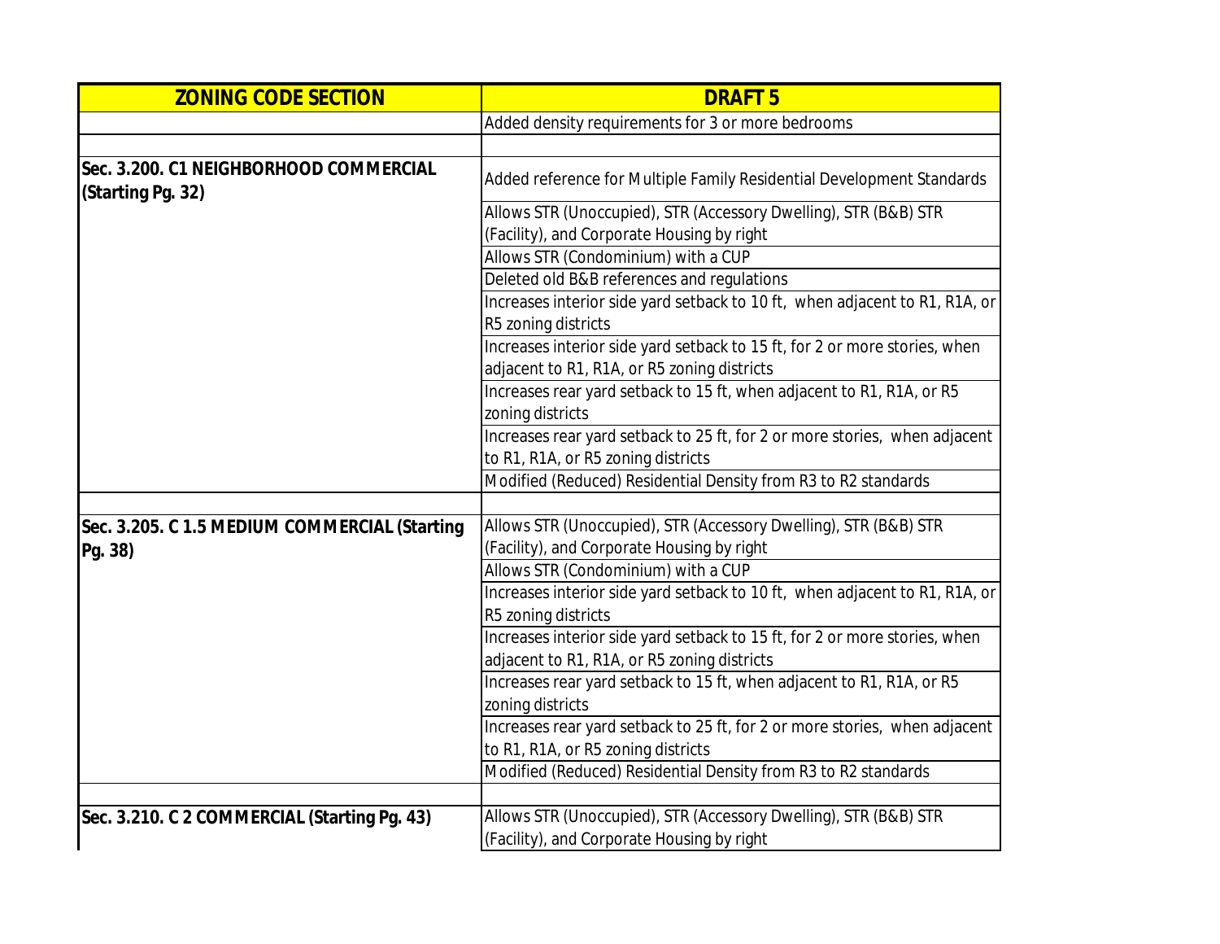| ZONING CODE SECTION | DRAFT 5 |
|---|---|
| | Added density requirements for 3 or more bedrooms |
| | |
| **Sec. 3.200. C1 NEIGHBORHOOD COMMERCIAL (Starting Pg. 32)** | Added reference for Multiple Family Residential Development Standards |
| | Allows STR (Unoccupied), STR (Accessory Dwelling), STR (B&B) STR (Facility), and Corporate Housing by right |
| | Allows STR (Condominium) with a CUP |
| | Deleted old B&B references and regulations |
| | Increases interior side yard setback to 10 ft, when adjacent to R1, R1A, or R5 zoning districts |
| | Increases interior side yard setback to 15 ft, for 2 or more stories, when adjacent to R1, R1A, or R5 zoning districts |
| | Increases rear yard setback to 15 ft, when adjacent to R1, R1A, or R5 zoning districts |
| | Increases rear yard setback to 25 ft, for 2 or more stories, when adjacent to R1, R1A, or R5 zoning districts |
| | Modified (Reduced) Residential Density from R3 to R2 standards |
| | |
| **Sec. 3.205. C 1.5 MEDIUM COMMERCIAL (Starting Pg. 38)** | Allows STR (Unoccupied), STR (Accessory Dwelling), STR (B&B) STR (Facility), and Corporate Housing by right |
| | Allows STR (Condominium) with a CUP |
| | Increases interior side yard setback to 10 ft, when adjacent to R1, R1A, or R5 zoning districts |
| | Increases interior side yard setback to 15 ft, for 2 or more stories, when adjacent to R1, R1A, or R5 zoning districts |
| | Increases rear yard setback to 15 ft, when adjacent to R1, R1A, or R5 zoning districts |
| | Increases rear yard setback to 25 ft, for 2 or more stories, when adjacent to R1, R1A, or R5 zoning districts |
| | Modified (Reduced) Residential Density from R3 to R2 standards |
| | |
| **Sec. 3.210. C 2 COMMERCIAL (Starting Pg. 43)** | Allows STR (Unoccupied), STR (Accessory Dwelling), STR (B&B) STR (Facility), and Corporate Housing by right |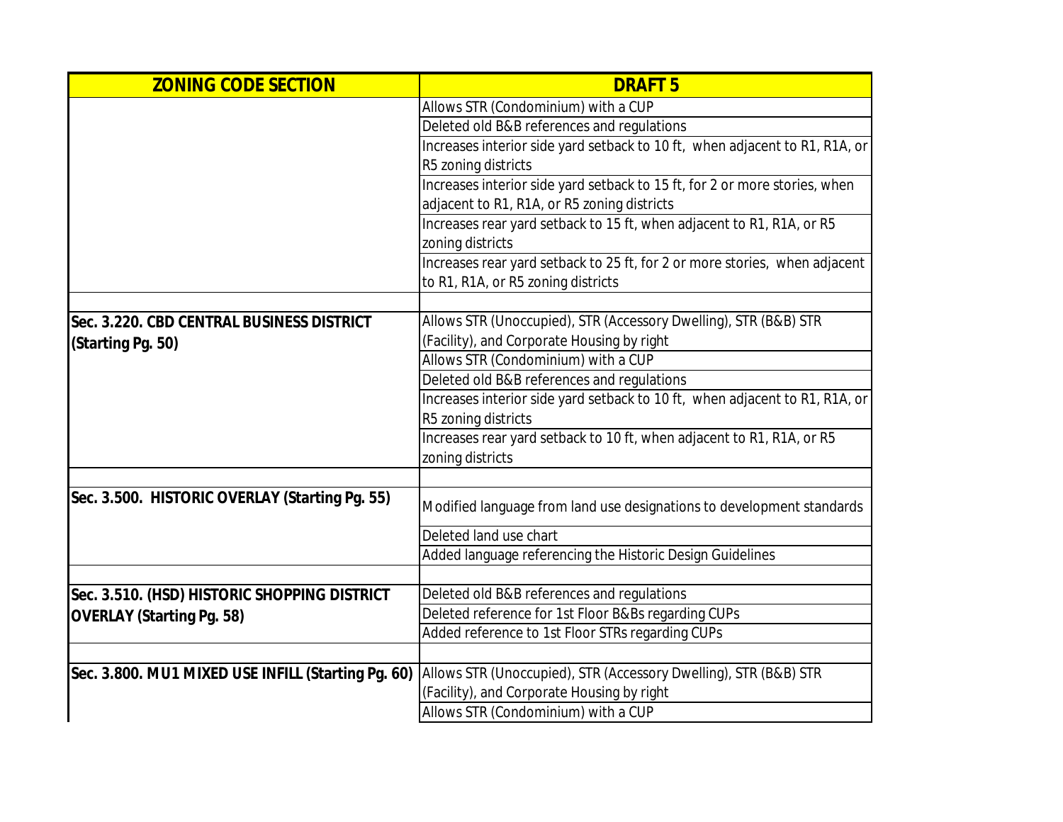| ZONING CODE SECTION | DRAFT 5 |
|---|---|
| | Allows STR (Condominium) with a CUP |
| | Deleted old B&B references and regulations |
| | Increases interior side yard setback to 10 ft,  when adjacent to R1, R1A, or R5 zoning districts |
| | Increases interior side yard setback to 15 ft, for 2 or more stories, when adjacent to R1, R1A, or R5 zoning districts |
| | Increases rear yard setback to 15 ft, when adjacent to R1, R1A, or R5 zoning districts |
| | Increases rear yard setback to 25 ft, for 2 or more stories,  when adjacent to R1, R1A, or R5 zoning districts |
| | |
| **Sec. 3.220. CBD CENTRAL BUSINESS DISTRICT (Starting Pg. 50)** | Allows STR (Unoccupied), STR (Accessory Dwelling), STR (B&B) STR (Facility), and Corporate Housing by right |
| | Allows STR (Condominium) with a CUP |
| | Deleted old B&B references and regulations |
| | Increases interior side yard setback to 10 ft,  when adjacent to R1, R1A, or R5 zoning districts |
| | Increases rear yard setback to 10 ft, when adjacent to R1, R1A, or R5 zoning districts |
| | |
| **Sec. 3.500.  HISTORIC OVERLAY (Starting Pg. 55)** | Modified language from land use designations to development standards |
| | Deleted land use chart |
| | Added language referencing the Historic Design Guidelines |
| | |
| **Sec. 3.510. (HSD) HISTORIC SHOPPING DISTRICT OVERLAY (Starting Pg. 58)** | Deleted old B&B references and regulations |
| | Deleted reference for 1st Floor B&Bs regarding CUPs |
| | Added reference to 1st Floor STRs regarding CUPs |
| | |
| **Sec. 3.800. MU1 MIXED USE INFILL (Starting Pg. 60)** | Allows STR (Unoccupied), STR (Accessory Dwelling), STR (B&B) STR (Facility), and Corporate Housing by right |
| | Allows STR (Condominium) with a CUP |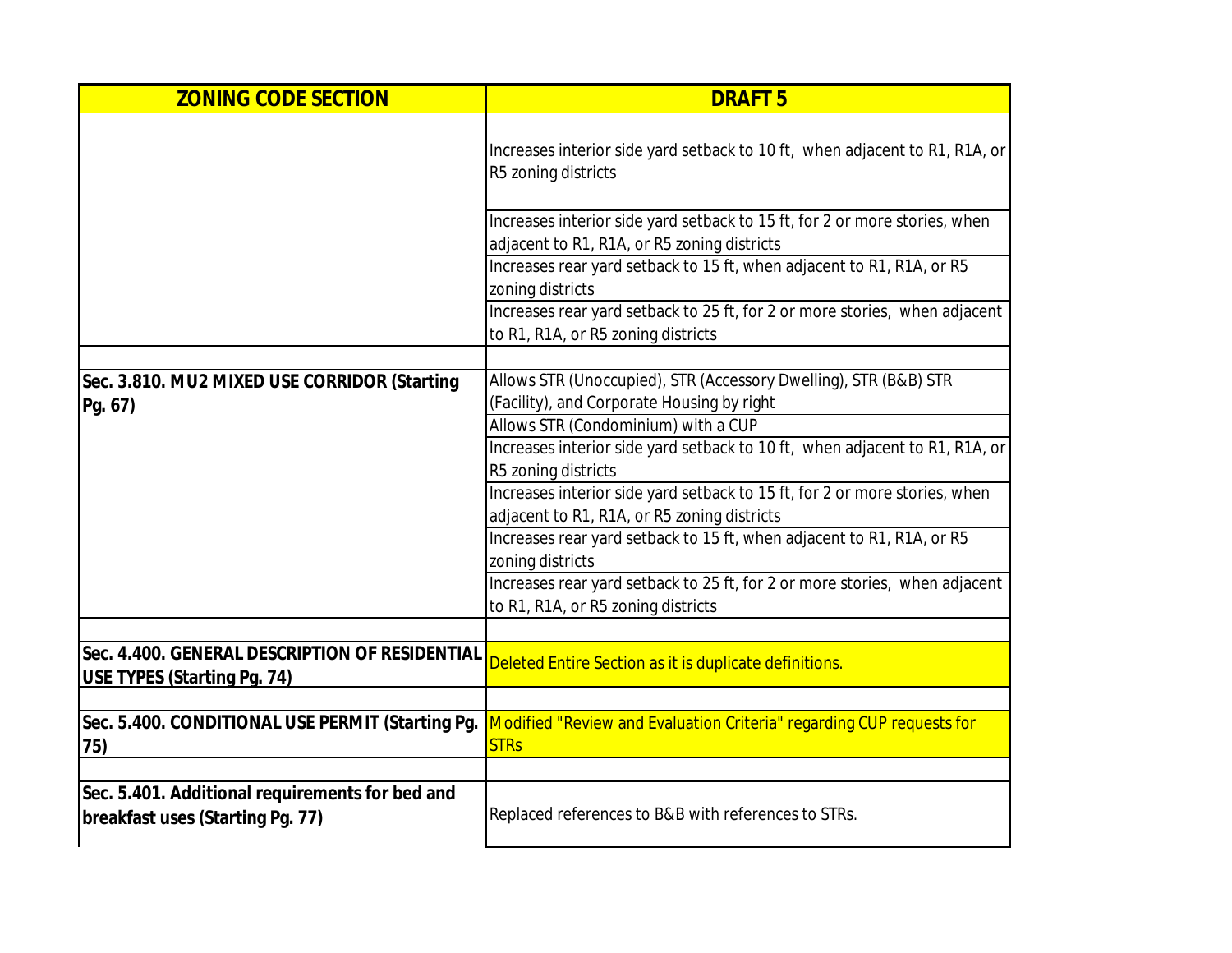| ZONING CODE SECTION | DRAFT 5 |
| --- | --- |
| | Increases interior side yard setback to 10 ft, when adjacent to R1, R1A, or R5 zoning districts |
| | Increases interior side yard setback to 15 ft, for 2 or more stories, when adjacent to R1, R1A, or R5 zoning districts |
| | Increases rear yard setback to 15 ft, when adjacent to R1, R1A, or R5 zoning districts |
| | Increases rear yard setback to 25 ft, for 2 or more stories, when adjacent to R1, R1A, or R5 zoning districts |
| | |
| **Sec. 3.810. MU2 MIXED USE CORRIDOR (Starting Pg. 67)** | Allows STR (Unoccupied), STR (Accessory Dwelling), STR (B&B) STR (Facility), and Corporate Housing by right |
| | Allows STR (Condominium) with a CUP |
| | Increases interior side yard setback to 10 ft, when adjacent to R1, R1A, or R5 zoning districts |
| | Increases interior side yard setback to 15 ft, for 2 or more stories, when adjacent to R1, R1A, or R5 zoning districts |
| | Increases rear yard setback to 15 ft, when adjacent to R1, R1A, or R5 zoning districts |
| | Increases rear yard setback to 25 ft, for 2 or more stories, when adjacent to R1, R1A, or R5 zoning districts |
| | |
| **Sec. 4.400. GENERAL DESCRIPTION OF RESIDENTIAL USE TYPES (Starting Pg. 74)** | Deleted Entire Section as it is duplicate definitions. |
| | |
| **Sec. 5.400. CONDITIONAL USE PERMIT (Starting Pg. 75)** | Modified "Review and Evaluation Criteria" regarding CUP requests for STRs |
| | |
| **Sec. 5.401. Additional requirements for bed and breakfast uses (Starting Pg. 77)** | Replaced references to B&B with references to STRs. |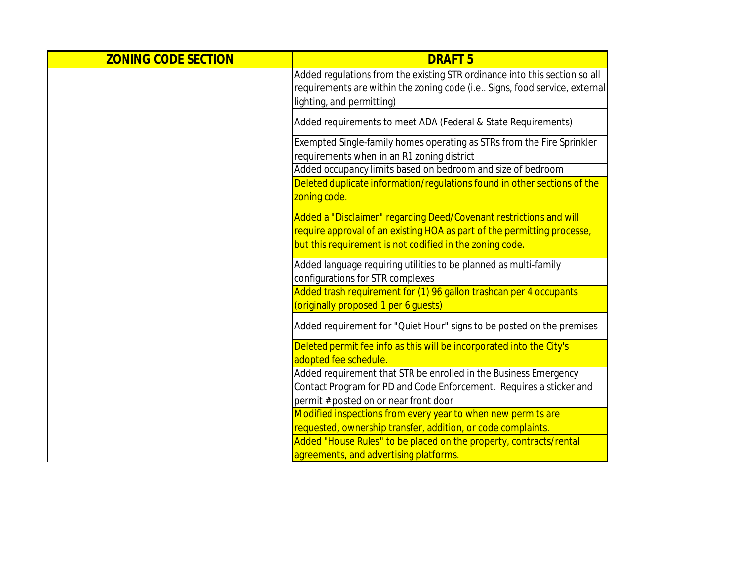| ZONING CODE SECTION | DRAFT 5 |
|---|---|
| | Added regulations from the existing STR ordinance into this section so all requirements are within the zoning code (i.e.. Signs, food service, external lighting, and permitting) |
| | Added requirements to meet ADA (Federal & State Requirements) |
| | Exempted Single-family homes operating as STRs from the Fire Sprinkler requirements when in an R1 zoning district |
| | Added occupancy limits based on bedroom and size of bedroom |
| | Deleted duplicate information/regulations found in other sections of the zoning code. |
| | Added a "Disclaimer" regarding Deed/Covenant restrictions and will require approval of an existing HOA as part of the permitting processe, but this requirement is not codified in the zoning code. |
| | Added language requiring utilities to be planned as multi-family configurations for STR complexes |
| | Added trash requirement for (1) 96 gallon trashcan per 4 occupants (originally proposed 1 per 6 guests) |
| | Added requirement for "Quiet Hour" signs to be posted on the premises |
| | Deleted permit fee info as this will be incorporated into the City's adopted fee schedule. |
| | Added requirement that STR be enrolled in the Business Emergency Contact Program for PD and Code Enforcement. Requires a sticker and permit # posted on or near front door |
| | Modified inspections from every year to when new permits are requested, ownership transfer, addition, or code complaints. |
| | Added "House Rules" to be placed on the property, contracts/rental agreements, and advertising platforms. |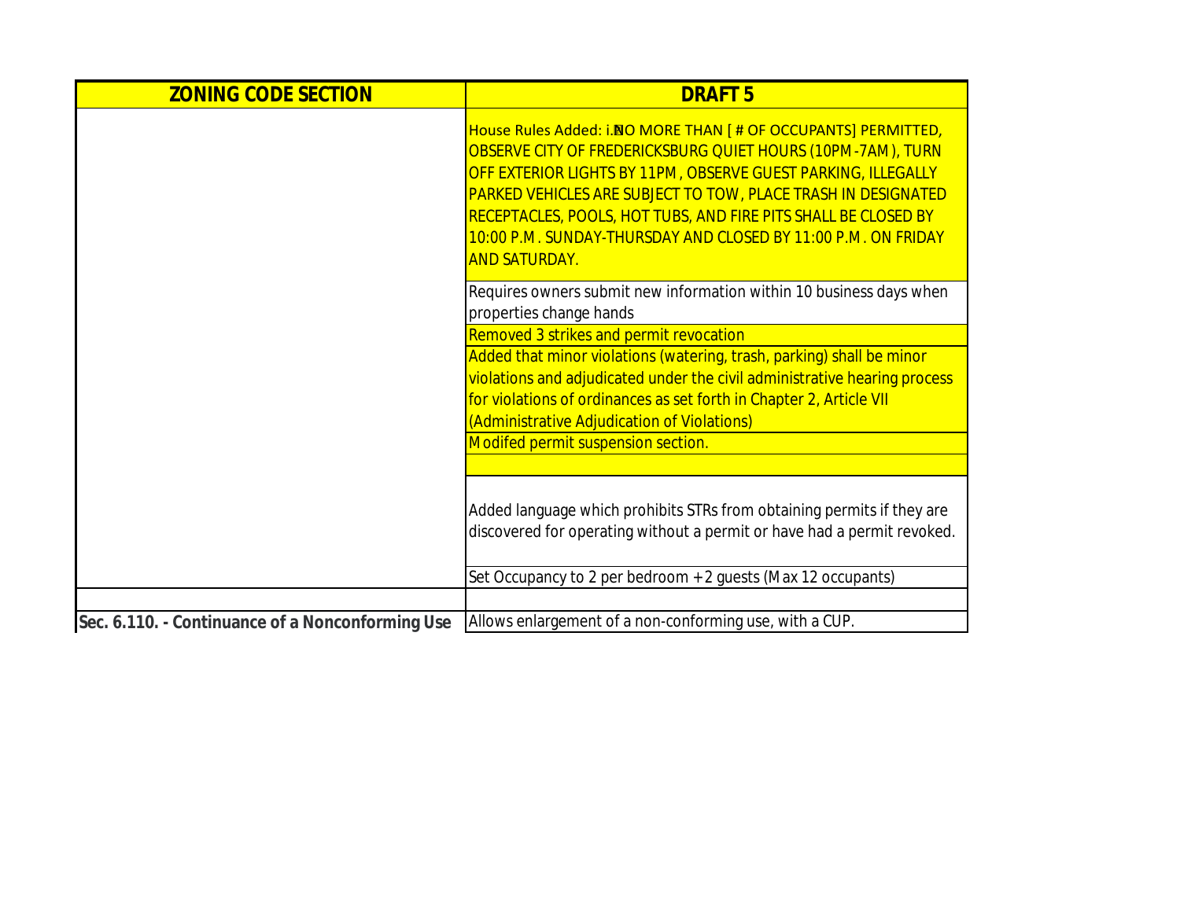| ZONING CODE SECTION | DRAFT 5 |
|---|---|
| | House Rules Added: i.NO MORE THAN [ # OF OCCUPANTS] PERMITTED, OBSERVE CITY OF FREDERICKSBURG QUIET HOURS (10PM-7AM), TURN OFF EXTERIOR LIGHTS BY 11PM, OBSERVE GUEST PARKING, ILLEGALLY PARKED VEHICLES ARE SUBJECT TO TOW, PLACE TRASH IN DESIGNATED RECEPTACLES, POOLS, HOT TUBS, AND FIRE PITS SHALL BE CLOSED BY 10:00 P.M. SUNDAY-THURSDAY AND CLOSED BY 11:00 P.M. ON FRIDAY AND SATURDAY. |
| | Requires owners submit new information within 10 business days when properties change hands |
| | Removed 3 strikes and permit revocation |
| | Added that minor violations (watering, trash, parking) shall be minor violations and adjudicated under the civil administrative hearing process for violations of ordinances as set forth in Chapter 2, Article VII (Administrative Adjudication of Violations) |
| | Modifed permit suspension section. |
| | |
| | Added language which prohibits STRs from obtaining permits if they are discovered for operating without a permit or have had a permit revoked. |
| | Set Occupancy to 2 per bedroom + 2 guests (Max 12 occupants) |
| | |
| **Sec. 6.110. - Continuance of a Nonconforming Use** | Allows enlargement of a non-conforming use, with a CUP. |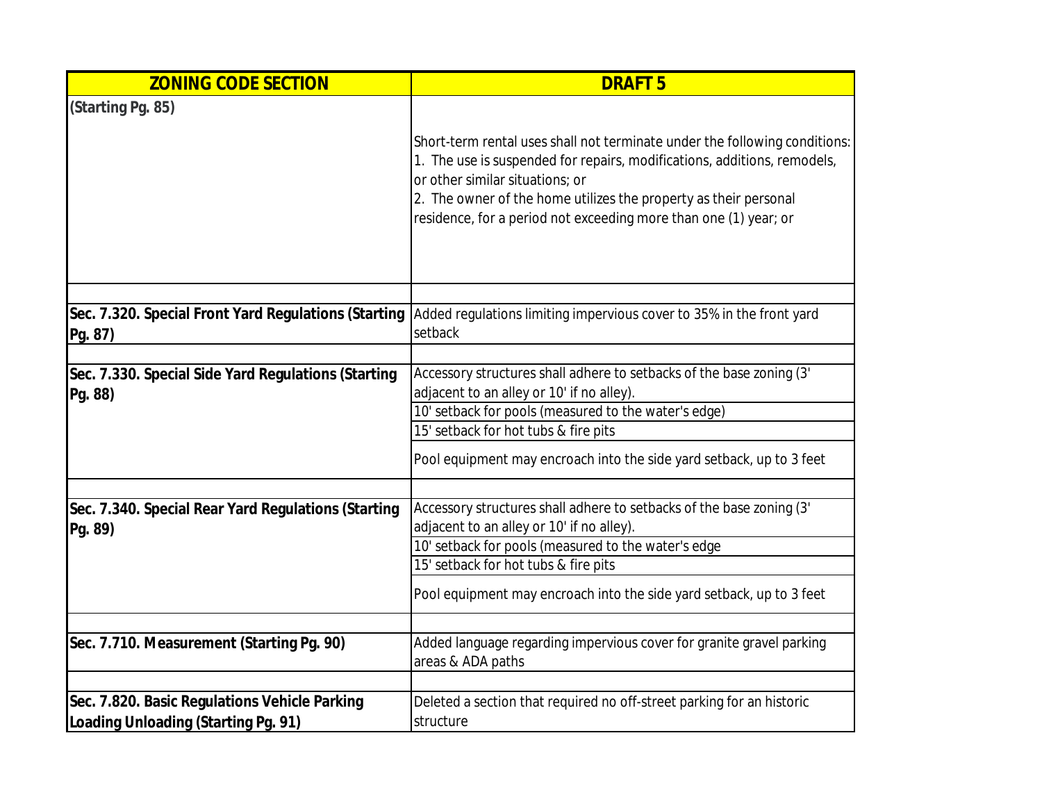| ZONING CODE SECTION | DRAFT 5 |
|---|---|
| (Starting Pg. 85) | Short-term rental uses shall not terminate under the following conditions:<br>1. The use is suspended for repairs, modifications, additions, remodels, or other similar situations; or<br>2. The owner of the home utilizes the property as their personal residence, for a period not exceeding more than one (1) year; or |
| | |
| **Sec. 7.320. Special Front Yard Regulations (Starting Pg. 87)** | Added regulations limiting impervious cover to 35% in the front yard setback |
| | |
| **Sec. 7.330. Special Side Yard Regulations (Starting Pg. 88)** | Accessory structures shall adhere to setbacks of the base zoning (3' adjacent to an alley or 10' if no alley). |
| | 10' setback for pools (measured to the water's edge) |
| | 15' setback for hot tubs & fire pits |
| | Pool equipment may encroach into the side yard setback, up to 3 feet |
| | |
| **Sec. 7.340. Special Rear Yard Regulations (Starting Pg. 89)** | Accessory structures shall adhere to setbacks of the base zoning (3' adjacent to an alley or 10' if no alley). |
| | 10' setback for pools (measured to the water's edge |
| | 15' setback for hot tubs & fire pits |
| | Pool equipment may encroach into the side yard setback, up to 3 feet |
| | |
| **Sec. 7.710. Measurement (Starting Pg. 90)** | Added language regarding impervious cover for granite gravel parking areas & ADA paths |
| | |
| **Sec. 7.820. Basic Regulations Vehicle Parking Loading Unloading (Starting Pg. 91)** | Deleted a section that required no off-street parking for an historic structure |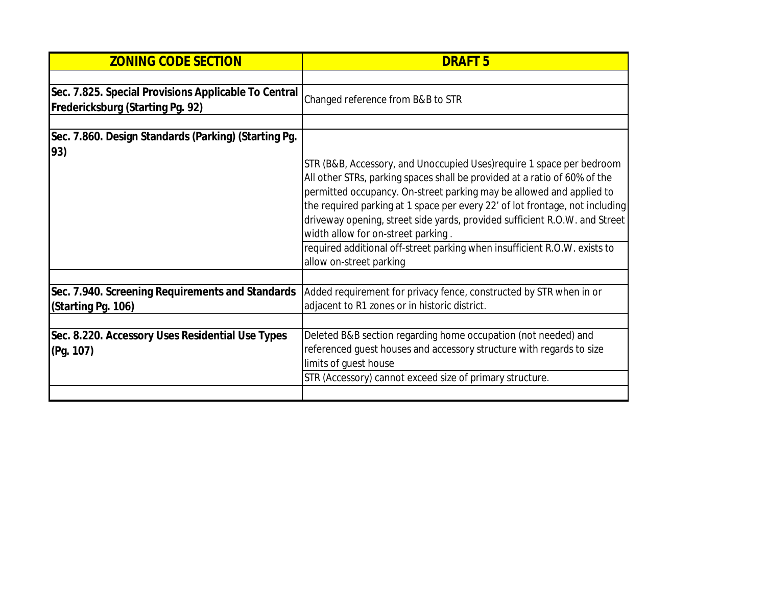| ZONING CODE SECTION | DRAFT 5 |
|---|---|
| | |
| **Sec. 7.825. Special Provisions Applicable To Central Fredericksburg (Starting Pg. 92)** | Changed reference from B&B to STR |
| | |
| **Sec. 7.860. Design Standards (Parking) (Starting Pg. 93)** | STR (B&B, Accessory, and Unoccupied Uses)require 1 space per bedroom All other STRs, parking spaces shall be provided at a ratio of 60% of the permitted occupancy. On-street parking may be allowed and applied to the required parking at 1 space per every 22' of lot frontage, not including driveway opening, street side yards, provided sufficient R.O.W. and Street width allow for on-street parking . |
| | required additional off-street parking when insufficient R.O.W. exists to allow on-street parking |
| | |
| **Sec. 7.940. Screening Requirements and Standards (Starting Pg. 106)** | Added requirement for privacy fence, constructed by STR when in or adjacent to R1 zones or in historic district. |
| | |
| **Sec. 8.220. Accessory Uses Residential Use Types (Pg. 107)** | Deleted B&B section regarding home occupation (not needed) and referenced guest houses and accessory structure with regards to size limits of guest house |
| | STR (Accessory) cannot exceed size of primary structure. |
| | |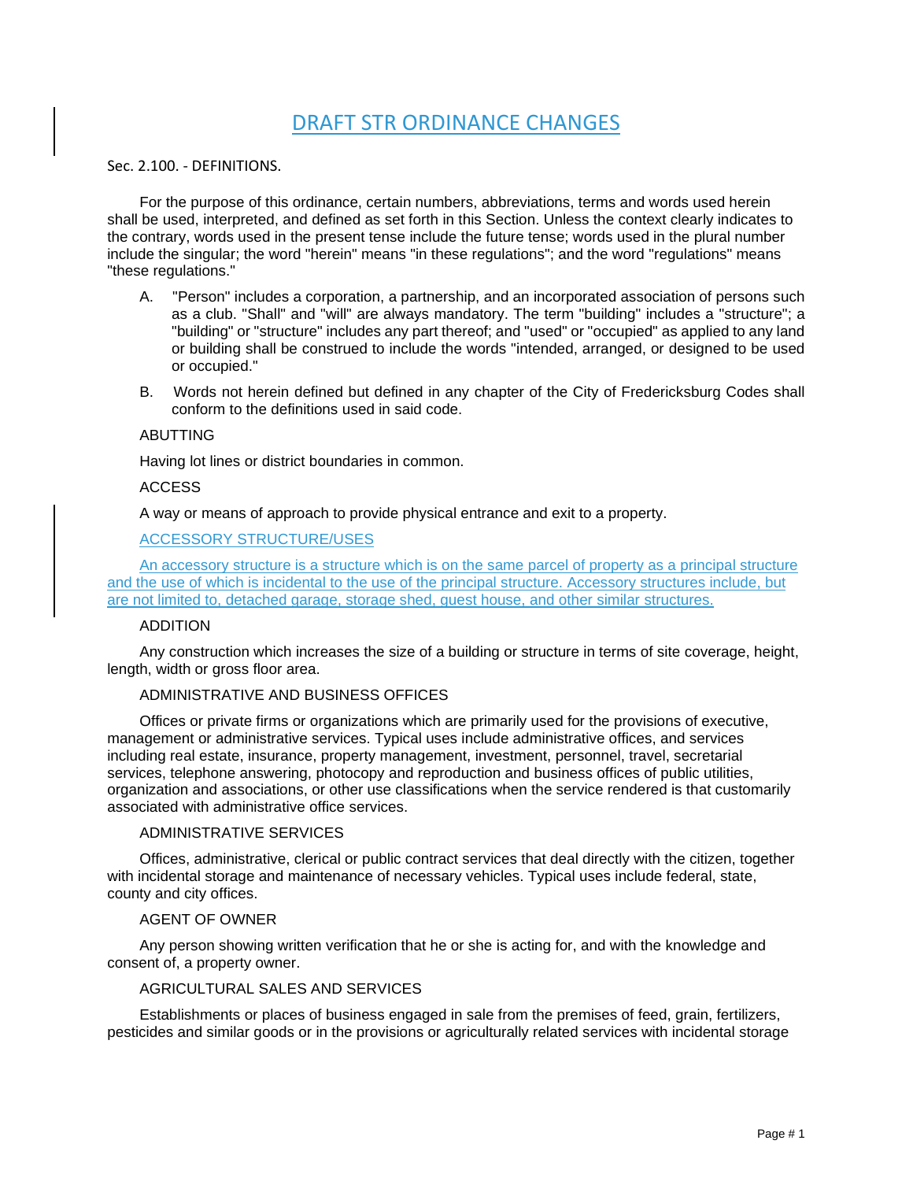# DRAFT STR ORDINANCE CHANGES

Sec. 2.100. - DEFINITIONS.

For the purpose of this ordinance, certain numbers, abbreviations, terms and words used herein shall be used, interpreted, and defined as set forth in this Section. Unless the context clearly indicates to the contrary, words used in the present tense include the future tense; words used in the plural number include the singular; the word "herein" means "in these regulations"; and the word "regulations" means "these regulations."

A. "Person" includes a corporation, a partnership, and an incorporated association of persons such as a club. "Shall" and "will" are always mandatory. The term "building" includes a "structure"; a "building" or "structure" includes any part thereof; and "used" or "occupied" as applied to any land or building shall be construed to include the words "intended, arranged, or designed to be used or occupied."

B. Words not herein defined but defined in any chapter of the City of Fredericksburg Codes shall conform to the definitions used in said code.

ABUTTING

Having lot lines or district boundaries in common.

ACCESS

A way or means of approach to provide physical entrance and exit to a property.

ACCESSORY STRUCTURE/USES

An accessory structure is a structure which is on the same parcel of property as a principal structure and the use of which is incidental to the use of the principal structure. Accessory structures include, but are not limited to, detached garage, storage shed, guest house, and other similar structures.

ADDITION

Any construction which increases the size of a building or structure in terms of site coverage, height, length, width or gross floor area.

ADMINISTRATIVE AND BUSINESS OFFICES

Offices or private firms or organizations which are primarily used for the provisions of executive, management or administrative services. Typical uses include administrative offices, and services including real estate, insurance, property management, investment, personnel, travel, secretarial services, telephone answering, photocopy and reproduction and business offices of public utilities, organization and associations, or other use classifications when the service rendered is that customarily associated with administrative office services.

ADMINISTRATIVE SERVICES

Offices, administrative, clerical or public contract services that deal directly with the citizen, together with incidental storage and maintenance of necessary vehicles. Typical uses include federal, state, county and city offices.

AGENT OF OWNER

Any person showing written verification that he or she is acting for, and with the knowledge and consent of, a property owner.

AGRICULTURAL SALES AND SERVICES

Establishments or places of business engaged in sale from the premises of feed, grain, fertilizers, pesticides and similar goods or in the provisions or agriculturally related services with incidental storage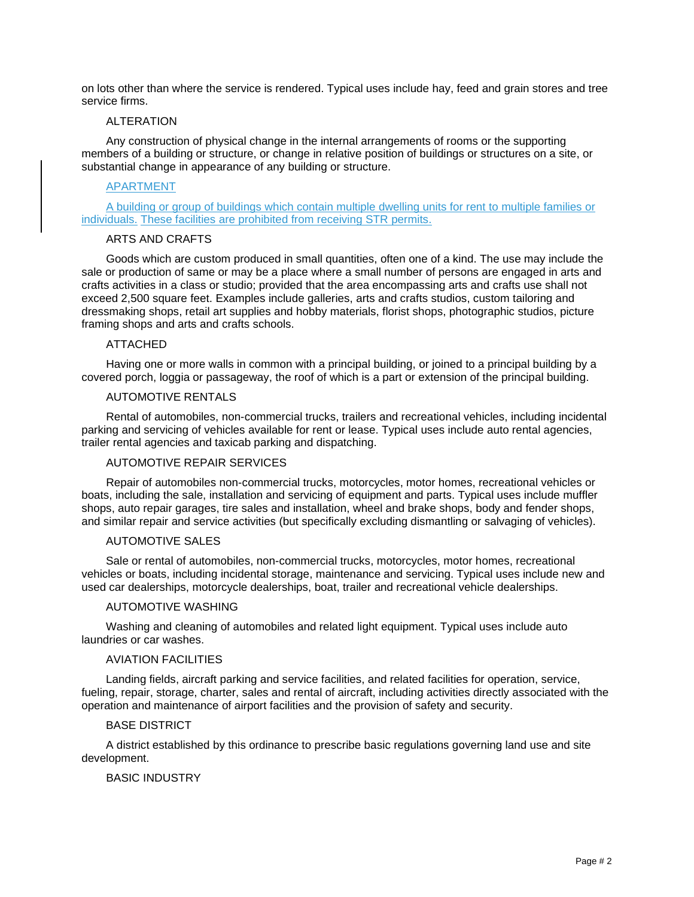on lots other than where the service is rendered. Typical uses include hay, feed and grain stores and tree service firms.

ALTERATION

Any construction of physical change in the internal arrangements of rooms or the supporting members of a building or structure, or change in relative position of buildings or structures on a site, or substantial change in appearance of any building or structure.

APARTMENT

A building or group of buildings which contain multiple dwelling units for rent to multiple families or individuals. These facilities are prohibited from receiving STR permits.

ARTS AND CRAFTS

Goods which are custom produced in small quantities, often one of a kind. The use may include the sale or production of same or may be a place where a small number of persons are engaged in arts and crafts activities in a class or studio; provided that the area encompassing arts and crafts use shall not exceed 2,500 square feet. Examples include galleries, arts and crafts studios, custom tailoring and dressmaking shops, retail art supplies and hobby materials, florist shops, photographic studios, picture framing shops and arts and crafts schools.

ATTACHED

Having one or more walls in common with a principal building, or joined to a principal building by a covered porch, loggia or passageway, the roof of which is a part or extension of the principal building.

AUTOMOTIVE RENTALS

Rental of automobiles, non-commercial trucks, trailers and recreational vehicles, including incidental parking and servicing of vehicles available for rent or lease. Typical uses include auto rental agencies, trailer rental agencies and taxicab parking and dispatching.

AUTOMOTIVE REPAIR SERVICES

Repair of automobiles non-commercial trucks, motorcycles, motor homes, recreational vehicles or boats, including the sale, installation and servicing of equipment and parts. Typical uses include muffler shops, auto repair garages, tire sales and installation, wheel and brake shops, body and fender shops, and similar repair and service activities (but specifically excluding dismantling or salvaging of vehicles).

AUTOMOTIVE SALES

Sale or rental of automobiles, non-commercial trucks, motorcycles, motor homes, recreational vehicles or boats, including incidental storage, maintenance and servicing. Typical uses include new and used car dealerships, motorcycle dealerships, boat, trailer and recreational vehicle dealerships.

AUTOMOTIVE WASHING

Washing and cleaning of automobiles and related light equipment. Typical uses include auto laundries or car washes.

AVIATION FACILITIES

Landing fields, aircraft parking and service facilities, and related facilities for operation, service, fueling, repair, storage, charter, sales and rental of aircraft, including activities directly associated with the operation and maintenance of airport facilities and the provision of safety and security.

BASE DISTRICT

A district established by this ordinance to prescribe basic regulations governing land use and site development.

BASIC INDUSTRY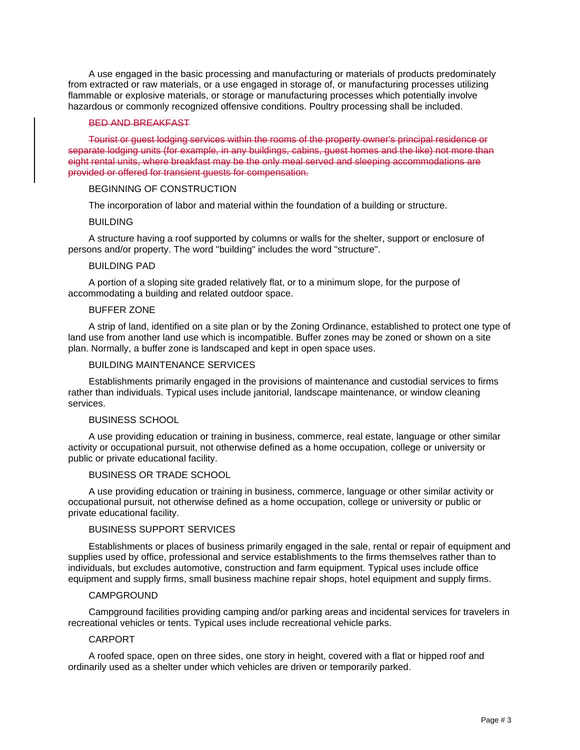A use engaged in the basic processing and manufacturing or materials of products predominately from extracted or raw materials, or a use engaged in storage of, or manufacturing processes utilizing flammable or explosive materials, or storage or manufacturing processes which potentially involve hazardous or commonly recognized offensive conditions. Poultry processing shall be included.

~~BED AND BREAKFAST~~

~~Tourist or guest lodging services within the rooms of the property owner's principal residence or separate lodging units (for example, in any buildings, cabins, guest homes and the like) not more than eight rental units, where breakfast may be the only meal served and sleeping accommodations are provided or offered for transient guests for compensation.~~

BEGINNING OF CONSTRUCTION

The incorporation of labor and material within the foundation of a building or structure.

BUILDING

A structure having a roof supported by columns or walls for the shelter, support or enclosure of persons and/or property. The word "building" includes the word "structure".

BUILDING PAD

A portion of a sloping site graded relatively flat, or to a minimum slope, for the purpose of accommodating a building and related outdoor space.

BUFFER ZONE

A strip of land, identified on a site plan or by the Zoning Ordinance, established to protect one type of land use from another land use which is incompatible. Buffer zones may be zoned or shown on a site plan. Normally, a buffer zone is landscaped and kept in open space uses.

BUILDING MAINTENANCE SERVICES

Establishments primarily engaged in the provisions of maintenance and custodial services to firms rather than individuals. Typical uses include janitorial, landscape maintenance, or window cleaning services.

BUSINESS SCHOOL

A use providing education or training in business, commerce, real estate, language or other similar activity or occupational pursuit, not otherwise defined as a home occupation, college or university or public or private educational facility.

BUSINESS OR TRADE SCHOOL

A use providing education or training in business, commerce, language or other similar activity or occupational pursuit, not otherwise defined as a home occupation, college or university or public or private educational facility.

BUSINESS SUPPORT SERVICES

Establishments or places of business primarily engaged in the sale, rental or repair of equipment and supplies used by office, professional and service establishments to the firms themselves rather than to individuals, but excludes automotive, construction and farm equipment. Typical uses include office equipment and supply firms, small business machine repair shops, hotel equipment and supply firms.

CAMPGROUND

Campground facilities providing camping and/or parking areas and incidental services for travelers in recreational vehicles or tents. Typical uses include recreational vehicle parks.

CARPORT

A roofed space, open on three sides, one story in height, covered with a flat or hipped roof and ordinarily used as a shelter under which vehicles are driven or temporarily parked.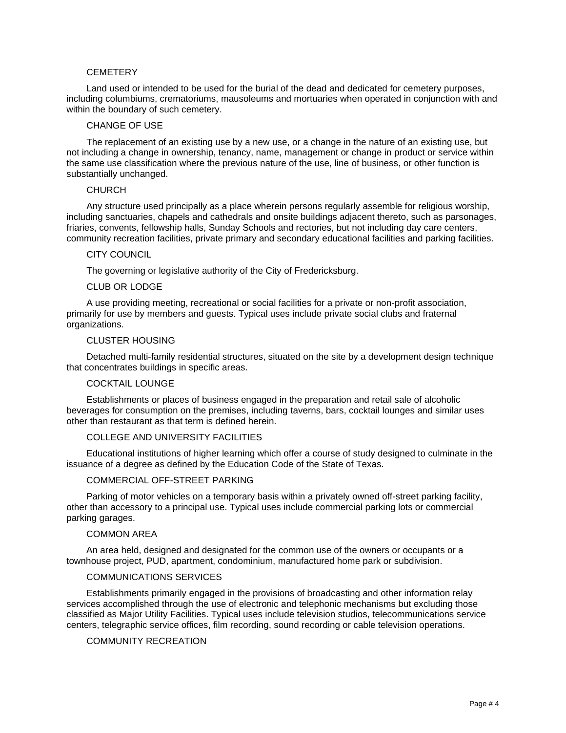CEMETERY

Land used or intended to be used for the burial of the dead and dedicated for cemetery purposes, including columbiums, crematoriums, mausoleums and mortuaries when operated in conjunction with and within the boundary of such cemetery.

CHANGE OF USE

The replacement of an existing use by a new use, or a change in the nature of an existing use, but not including a change in ownership, tenancy, name, management or change in product or service within the same use classification where the previous nature of the use, line of business, or other function is substantially unchanged.

CHURCH

Any structure used principally as a place wherein persons regularly assemble for religious worship, including sanctuaries, chapels and cathedrals and onsite buildings adjacent thereto, such as parsonages, friaries, convents, fellowship halls, Sunday Schools and rectories, but not including day care centers, community recreation facilities, private primary and secondary educational facilities and parking facilities.

CITY COUNCIL

The governing or legislative authority of the City of Fredericksburg.

CLUB OR LODGE

A use providing meeting, recreational or social facilities for a private or non-profit association, primarily for use by members and guests. Typical uses include private social clubs and fraternal organizations.

CLUSTER HOUSING

Detached multi-family residential structures, situated on the site by a development design technique that concentrates buildings in specific areas.

COCKTAIL LOUNGE

Establishments or places of business engaged in the preparation and retail sale of alcoholic beverages for consumption on the premises, including taverns, bars, cocktail lounges and similar uses other than restaurant as that term is defined herein.

COLLEGE AND UNIVERSITY FACILITIES

Educational institutions of higher learning which offer a course of study designed to culminate in the issuance of a degree as defined by the Education Code of the State of Texas.

COMMERCIAL OFF-STREET PARKING

Parking of motor vehicles on a temporary basis within a privately owned off-street parking facility, other than accessory to a principal use. Typical uses include commercial parking lots or commercial parking garages.

COMMON AREA

An area held, designed and designated for the common use of the owners or occupants or a townhouse project, PUD, apartment, condominium, manufactured home park or subdivision.

COMMUNICATIONS SERVICES

Establishments primarily engaged in the provisions of broadcasting and other information relay services accomplished through the use of electronic and telephonic mechanisms but excluding those classified as Major Utility Facilities. Typical uses include television studios, telecommunications service centers, telegraphic service offices, film recording, sound recording or cable television operations.

COMMUNITY RECREATION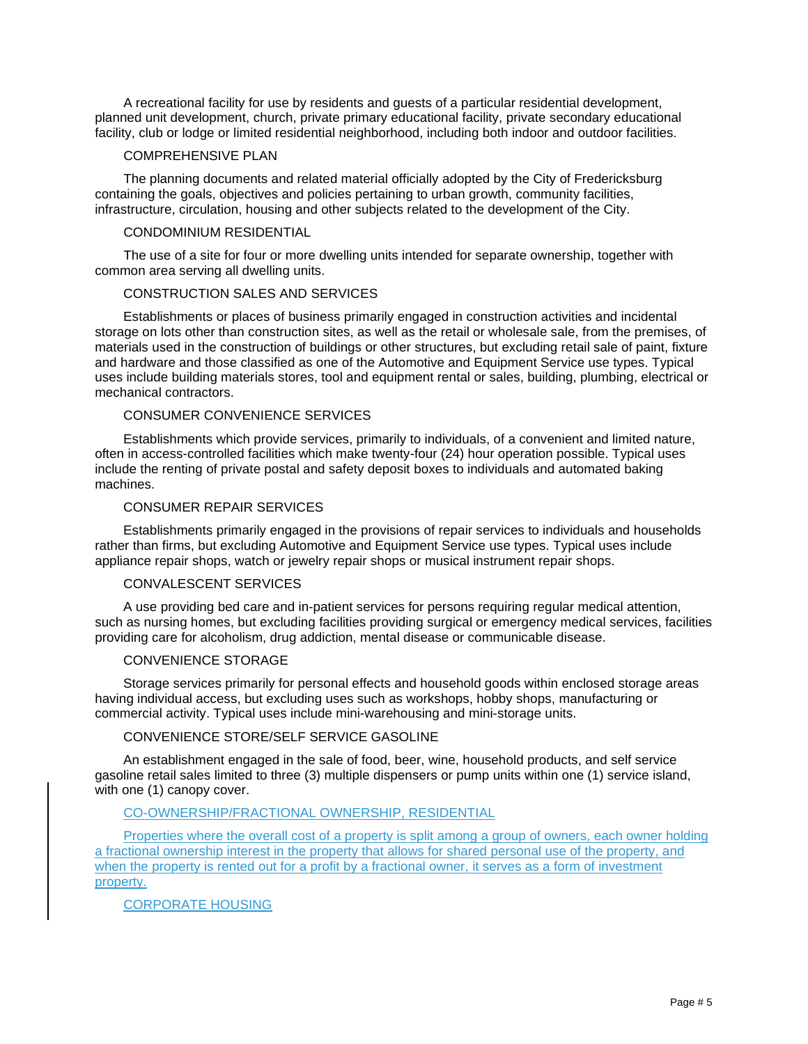A recreational facility for use by residents and guests of a particular residential development, planned unit development, church, private primary educational facility, private secondary educational facility, club or lodge or limited residential neighborhood, including both indoor and outdoor facilities.

COMPREHENSIVE PLAN

The planning documents and related material officially adopted by the City of Fredericksburg containing the goals, objectives and policies pertaining to urban growth, community facilities, infrastructure, circulation, housing and other subjects related to the development of the City.

CONDOMINIUM RESIDENTIAL

The use of a site for four or more dwelling units intended for separate ownership, together with common area serving all dwelling units.

CONSTRUCTION SALES AND SERVICES

Establishments or places of business primarily engaged in construction activities and incidental storage on lots other than construction sites, as well as the retail or wholesale sale, from the premises, of materials used in the construction of buildings or other structures, but excluding retail sale of paint, fixture and hardware and those classified as one of the Automotive and Equipment Service use types. Typical uses include building materials stores, tool and equipment rental or sales, building, plumbing, electrical or mechanical contractors.

CONSUMER CONVENIENCE SERVICES

Establishments which provide services, primarily to individuals, of a convenient and limited nature, often in access-controlled facilities which make twenty-four (24) hour operation possible. Typical uses include the renting of private postal and safety deposit boxes to individuals and automated baking machines.

CONSUMER REPAIR SERVICES

Establishments primarily engaged in the provisions of repair services to individuals and households rather than firms, but excluding Automotive and Equipment Service use types. Typical uses include appliance repair shops, watch or jewelry repair shops or musical instrument repair shops.

CONVALESCENT SERVICES

A use providing bed care and in-patient services for persons requiring regular medical attention, such as nursing homes, but excluding facilities providing surgical or emergency medical services, facilities providing care for alcoholism, drug addiction, mental disease or communicable disease.

CONVENIENCE STORAGE

Storage services primarily for personal effects and household goods within enclosed storage areas having individual access, but excluding uses such as workshops, hobby shops, manufacturing or commercial activity. Typical uses include mini-warehousing and mini-storage units.

CONVENIENCE STORE/SELF SERVICE GASOLINE

An establishment engaged in the sale of food, beer, wine, household products, and self service gasoline retail sales limited to three (3) multiple dispensers or pump units within one (1) service island, with one (1) canopy cover.

CO-OWNERSHIP/FRACTIONAL OWNERSHIP, RESIDENTIAL

Properties where the overall cost of a property is split among a group of owners, each owner holding a fractional ownership interest in the property that allows for shared personal use of the property, and when the property is rented out for a profit by a fractional owner, it serves as a form of investment property.

CORPORATE HOUSING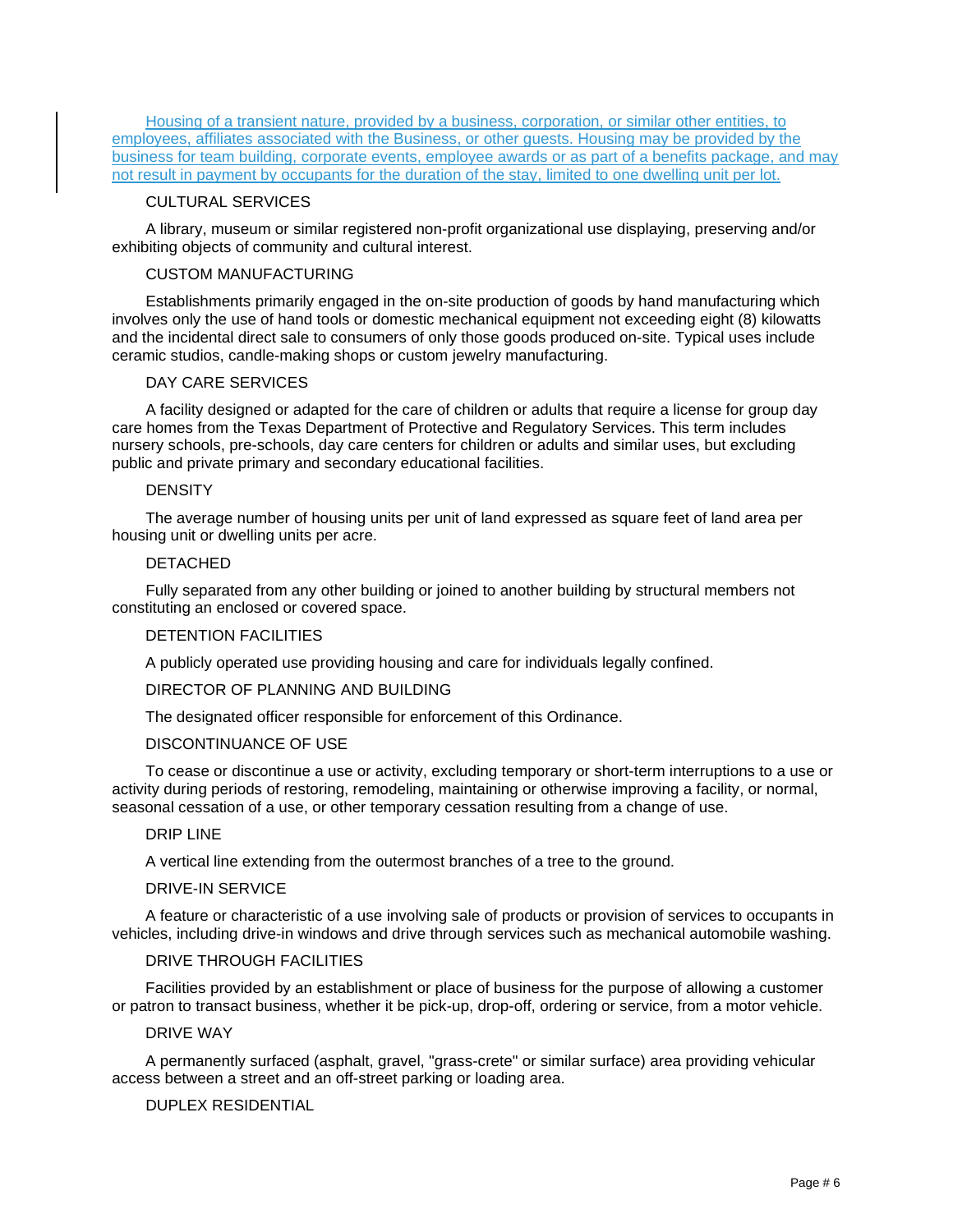Housing of a transient nature, provided by a business, corporation, or similar other entities, to employees, affiliates associated with the Business, or other guests. Housing may be provided by the business for team building, corporate events, employee awards or as part of a benefits package, and may not result in payment by occupants for the duration of the stay, limited to one dwelling unit per lot.

CULTURAL SERVICES

A library, museum or similar registered non-profit organizational use displaying, preserving and/or exhibiting objects of community and cultural interest.

CUSTOM MANUFACTURING

Establishments primarily engaged in the on-site production of goods by hand manufacturing which involves only the use of hand tools or domestic mechanical equipment not exceeding eight (8) kilowatts and the incidental direct sale to consumers of only those goods produced on-site. Typical uses include ceramic studios, candle-making shops or custom jewelry manufacturing.

DAY CARE SERVICES

A facility designed or adapted for the care of children or adults that require a license for group day care homes from the Texas Department of Protective and Regulatory Services. This term includes nursery schools, pre-schools, day care centers for children or adults and similar uses, but excluding public and private primary and secondary educational facilities.

DENSITY

The average number of housing units per unit of land expressed as square feet of land area per housing unit or dwelling units per acre.

DETACHED

Fully separated from any other building or joined to another building by structural members not constituting an enclosed or covered space.

DETENTION FACILITIES

A publicly operated use providing housing and care for individuals legally confined.

DIRECTOR OF PLANNING AND BUILDING

The designated officer responsible for enforcement of this Ordinance.

DISCONTINUANCE OF USE

To cease or discontinue a use or activity, excluding temporary or short-term interruptions to a use or activity during periods of restoring, remodeling, maintaining or otherwise improving a facility, or normal, seasonal cessation of a use, or other temporary cessation resulting from a change of use.

DRIP LINE

A vertical line extending from the outermost branches of a tree to the ground.

DRIVE-IN SERVICE

A feature or characteristic of a use involving sale of products or provision of services to occupants in vehicles, including drive-in windows and drive through services such as mechanical automobile washing.

DRIVE THROUGH FACILITIES

Facilities provided by an establishment or place of business for the purpose of allowing a customer or patron to transact business, whether it be pick-up, drop-off, ordering or service, from a motor vehicle.

DRIVE WAY

A permanently surfaced (asphalt, gravel, "grass-crete" or similar surface) area providing vehicular access between a street and an off-street parking or loading area.

DUPLEX RESIDENTIAL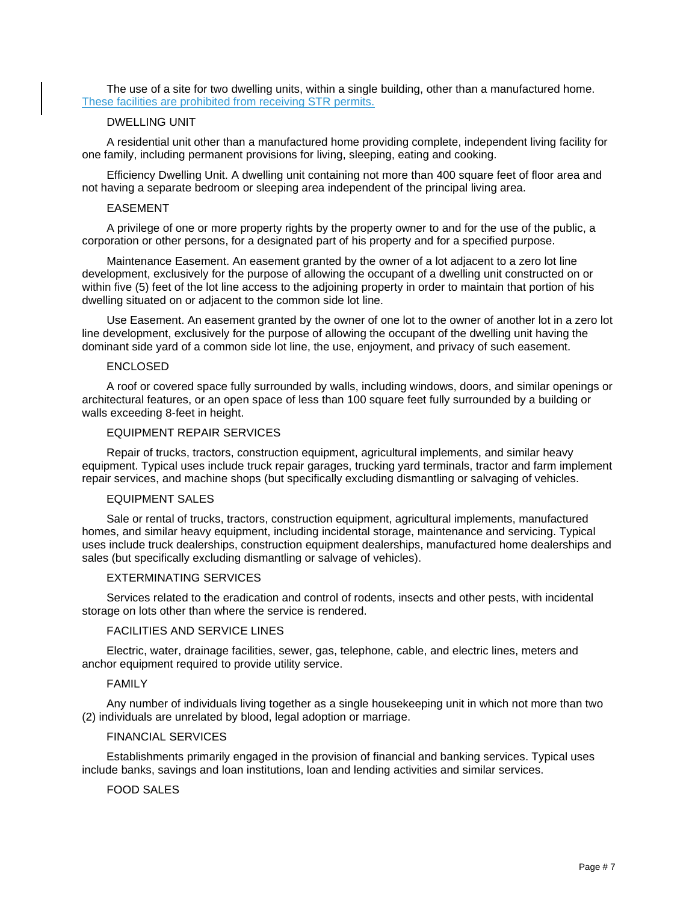The use of a site for two dwelling units, within a single building, other than a manufactured home. These facilities are prohibited from receiving STR permits.

DWELLING UNIT

A residential unit other than a manufactured home providing complete, independent living facility for one family, including permanent provisions for living, sleeping, eating and cooking.

Efficiency Dwelling Unit. A dwelling unit containing not more than 400 square feet of floor area and not having a separate bedroom or sleeping area independent of the principal living area.

EASEMENT

A privilege of one or more property rights by the property owner to and for the use of the public, a corporation or other persons, for a designated part of his property and for a specified purpose.

Maintenance Easement. An easement granted by the owner of a lot adjacent to a zero lot line development, exclusively for the purpose of allowing the occupant of a dwelling unit constructed on or within five (5) feet of the lot line access to the adjoining property in order to maintain that portion of his dwelling situated on or adjacent to the common side lot line.

Use Easement. An easement granted by the owner of one lot to the owner of another lot in a zero lot line development, exclusively for the purpose of allowing the occupant of the dwelling unit having the dominant side yard of a common side lot line, the use, enjoyment, and privacy of such easement.

ENCLOSED

A roof or covered space fully surrounded by walls, including windows, doors, and similar openings or architectural features, or an open space of less than 100 square feet fully surrounded by a building or walls exceeding 8-feet in height.

EQUIPMENT REPAIR SERVICES

Repair of trucks, tractors, construction equipment, agricultural implements, and similar heavy equipment. Typical uses include truck repair garages, trucking yard terminals, tractor and farm implement repair services, and machine shops (but specifically excluding dismantling or salvaging of vehicles.

EQUIPMENT SALES

Sale or rental of trucks, tractors, construction equipment, agricultural implements, manufactured homes, and similar heavy equipment, including incidental storage, maintenance and servicing. Typical uses include truck dealerships, construction equipment dealerships, manufactured home dealerships and sales (but specifically excluding dismantling or salvage of vehicles).

EXTERMINATING SERVICES

Services related to the eradication and control of rodents, insects and other pests, with incidental storage on lots other than where the service is rendered.

FACILITIES AND SERVICE LINES

Electric, water, drainage facilities, sewer, gas, telephone, cable, and electric lines, meters and anchor equipment required to provide utility service.

FAMILY

Any number of individuals living together as a single housekeeping unit in which not more than two (2) individuals are unrelated by blood, legal adoption or marriage.

FINANCIAL SERVICES

Establishments primarily engaged in the provision of financial and banking services. Typical uses include banks, savings and loan institutions, loan and lending activities and similar services.

FOOD SALES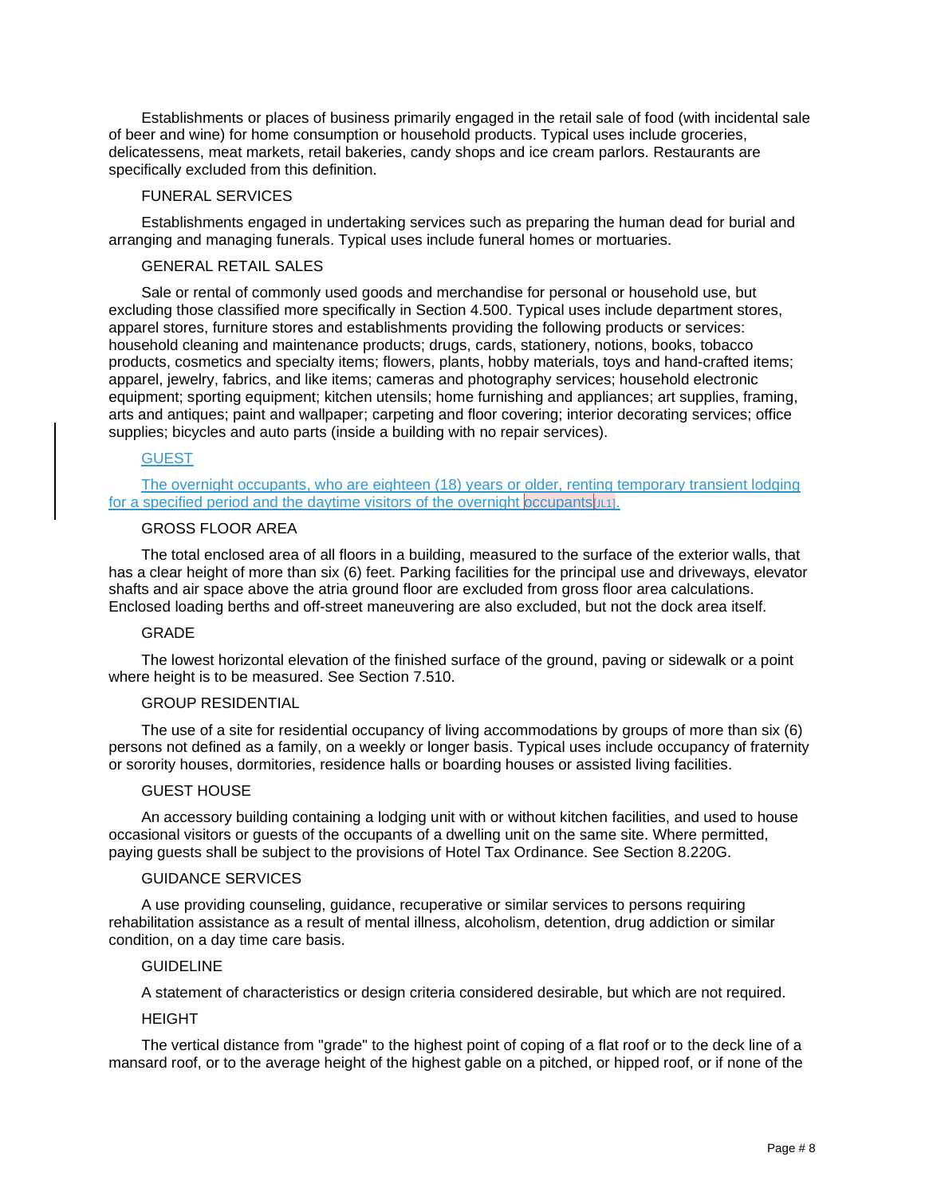Establishments or places of business primarily engaged in the retail sale of food (with incidental sale of beer and wine) for home consumption or household products. Typical uses include groceries, delicatessens, meat markets, retail bakeries, candy shops and ice cream parlors. Restaurants are specifically excluded from this definition.

FUNERAL SERVICES

Establishments engaged in undertaking services such as preparing the human dead for burial and arranging and managing funerals. Typical uses include funeral homes or mortuaries.

GENERAL RETAIL SALES

Sale or rental of commonly used goods and merchandise for personal or household use, but excluding those classified more specifically in Section 4.500. Typical uses include department stores, apparel stores, furniture stores and establishments providing the following products or services: household cleaning and maintenance products; drugs, cards, stationery, notions, books, tobacco products, cosmetics and specialty items; flowers, plants, hobby materials, toys and hand-crafted items; apparel, jewelry, fabrics, and like items; cameras and photography services; household electronic equipment; sporting equipment; kitchen utensils; home furnishing and appliances; art supplies, framing, arts and antiques; paint and wallpaper; carpeting and floor covering; interior decorating services; office supplies; bicycles and auto parts (inside a building with no repair services).

GUEST

The overnight occupants, who are eighteen (18) years or older, renting temporary transient lodging for a specified period and the daytime visitors of the overnight occupants[JL1].

GROSS FLOOR AREA

The total enclosed area of all floors in a building, measured to the surface of the exterior walls, that has a clear height of more than six (6) feet. Parking facilities for the principal use and driveways, elevator shafts and air space above the atria ground floor are excluded from gross floor area calculations. Enclosed loading berths and off-street maneuvering are also excluded, but not the dock area itself.

GRADE

The lowest horizontal elevation of the finished surface of the ground, paving or sidewalk or a point where height is to be measured. See Section 7.510.

GROUP RESIDENTIAL

The use of a site for residential occupancy of living accommodations by groups of more than six (6) persons not defined as a family, on a weekly or longer basis. Typical uses include occupancy of fraternity or sorority houses, dormitories, residence halls or boarding houses or assisted living facilities.

GUEST HOUSE

An accessory building containing a lodging unit with or without kitchen facilities, and used to house occasional visitors or guests of the occupants of a dwelling unit on the same site. Where permitted, paying guests shall be subject to the provisions of Hotel Tax Ordinance. See Section 8.220G.

GUIDANCE SERVICES

A use providing counseling, guidance, recuperative or similar services to persons requiring rehabilitation assistance as a result of mental illness, alcoholism, detention, drug addiction or similar condition, on a day time care basis.

GUIDELINE

A statement of characteristics or design criteria considered desirable, but which are not required.

HEIGHT

The vertical distance from "grade" to the highest point of coping of a flat roof or to the deck line of a mansard roof, or to the average height of the highest gable on a pitched, or hipped roof, or if none of the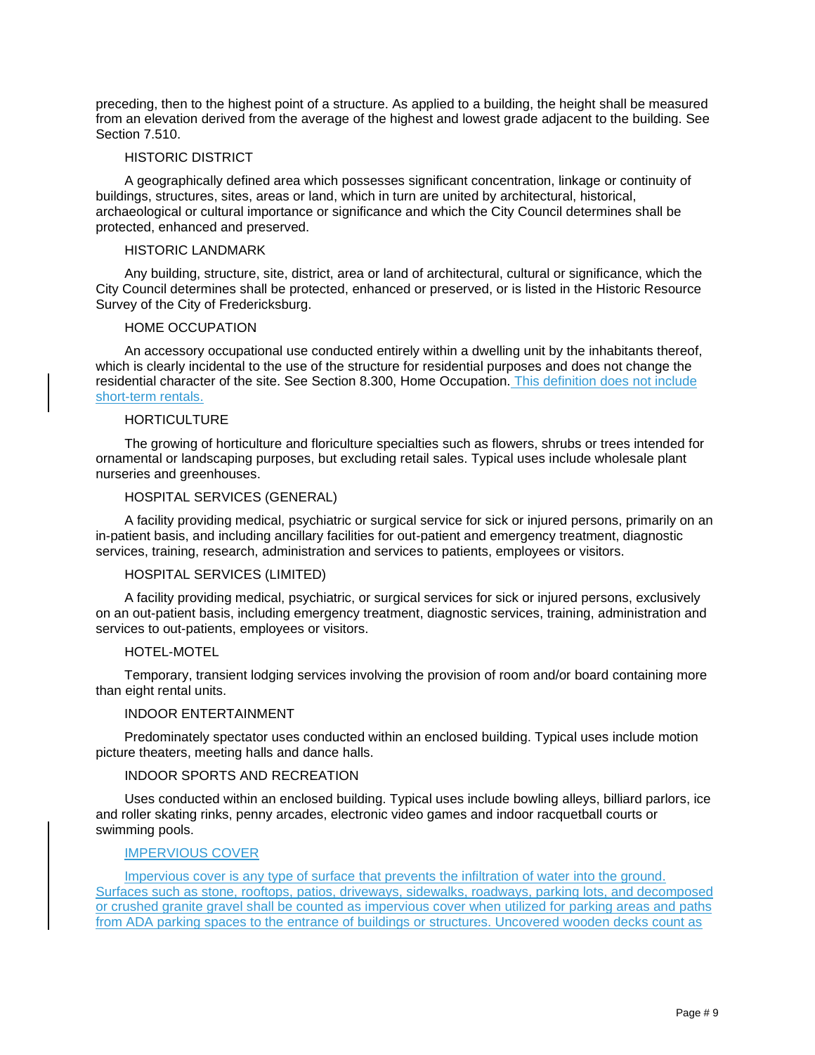preceding, then to the highest point of a structure. As applied to a building, the height shall be measured from an elevation derived from the average of the highest and lowest grade adjacent to the building. See Section 7.510.

HISTORIC DISTRICT

A geographically defined area which possesses significant concentration, linkage or continuity of buildings, structures, sites, areas or land, which in turn are united by architectural, historical, archaeological or cultural importance or significance and which the City Council determines shall be protected, enhanced and preserved.

HISTORIC LANDMARK

Any building, structure, site, district, area or land of architectural, cultural or significance, which the City Council determines shall be protected, enhanced or preserved, or is listed in the Historic Resource Survey of the City of Fredericksburg.

HOME OCCUPATION

An accessory occupational use conducted entirely within a dwelling unit by the inhabitants thereof, which is clearly incidental to the use of the structure for residential purposes and does not change the residential character of the site. See Section 8.300, Home Occupation. This definition does not include short-term rentals.

HORTICULTURE

The growing of horticulture and floriculture specialties such as flowers, shrubs or trees intended for ornamental or landscaping purposes, but excluding retail sales. Typical uses include wholesale plant nurseries and greenhouses.

HOSPITAL SERVICES (GENERAL)

A facility providing medical, psychiatric or surgical service for sick or injured persons, primarily on an in-patient basis, and including ancillary facilities for out-patient and emergency treatment, diagnostic services, training, research, administration and services to patients, employees or visitors.

HOSPITAL SERVICES (LIMITED)

A facility providing medical, psychiatric, or surgical services for sick or injured persons, exclusively on an out-patient basis, including emergency treatment, diagnostic services, training, administration and services to out-patients, employees or visitors.

HOTEL-MOTEL

Temporary, transient lodging services involving the provision of room and/or board containing more than eight rental units.

INDOOR ENTERTAINMENT

Predominately spectator uses conducted within an enclosed building. Typical uses include motion picture theaters, meeting halls and dance halls.

INDOOR SPORTS AND RECREATION

Uses conducted within an enclosed building. Typical uses include bowling alleys, billiard parlors, ice and roller skating rinks, penny arcades, electronic video games and indoor racquetball courts or swimming pools.

IMPERVIOUS COVER

Impervious cover is any type of surface that prevents the infiltration of water into the ground. Surfaces such as stone, rooftops, patios, driveways, sidewalks, roadways, parking lots, and decomposed or crushed granite gravel shall be counted as impervious cover when utilized for parking areas and paths from ADA parking spaces to the entrance of buildings or structures. Uncovered wooden decks count as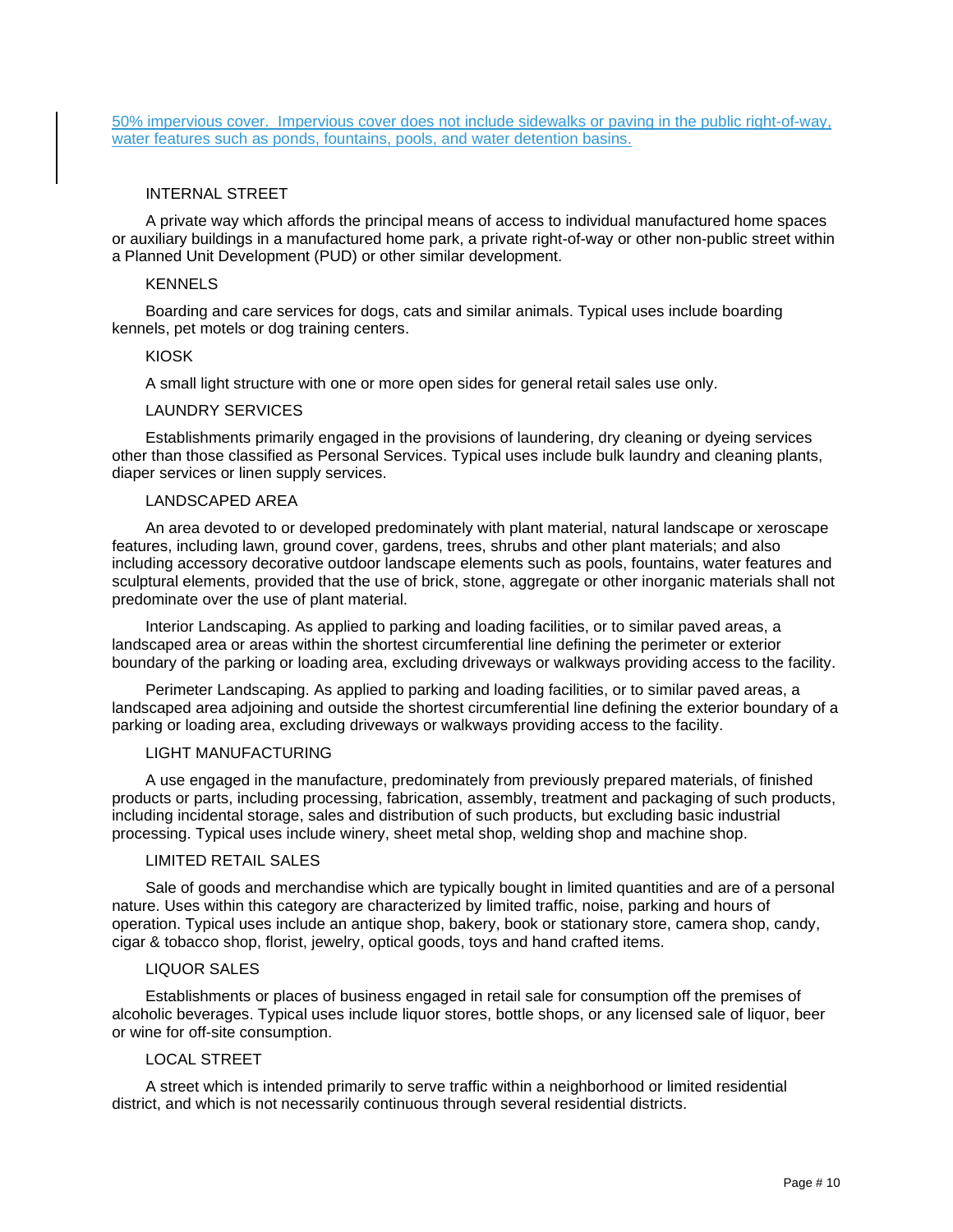50% impervious cover. Impervious cover does not include sidewalks or paving in the public right-of-way, water features such as ponds, fountains, pools, and water detention basins.

INTERNAL STREET

A private way which affords the principal means of access to individual manufactured home spaces or auxiliary buildings in a manufactured home park, a private right-of-way or other non-public street within a Planned Unit Development (PUD) or other similar development.

KENNELS

Boarding and care services for dogs, cats and similar animals. Typical uses include boarding kennels, pet motels or dog training centers.

KIOSK

A small light structure with one or more open sides for general retail sales use only.

LAUNDRY SERVICES

Establishments primarily engaged in the provisions of laundering, dry cleaning or dyeing services other than those classified as Personal Services. Typical uses include bulk laundry and cleaning plants, diaper services or linen supply services.

LANDSCAPED AREA

An area devoted to or developed predominately with plant material, natural landscape or xeroscape features, including lawn, ground cover, gardens, trees, shrubs and other plant materials; and also including accessory decorative outdoor landscape elements such as pools, fountains, water features and sculptural elements, provided that the use of brick, stone, aggregate or other inorganic materials shall not predominate over the use of plant material.

Interior Landscaping. As applied to parking and loading facilities, or to similar paved areas, a landscaped area or areas within the shortest circumferential line defining the perimeter or exterior boundary of the parking or loading area, excluding driveways or walkways providing access to the facility.

Perimeter Landscaping. As applied to parking and loading facilities, or to similar paved areas, a landscaped area adjoining and outside the shortest circumferential line defining the exterior boundary of a parking or loading area, excluding driveways or walkways providing access to the facility.

LIGHT MANUFACTURING

A use engaged in the manufacture, predominately from previously prepared materials, of finished products or parts, including processing, fabrication, assembly, treatment and packaging of such products, including incidental storage, sales and distribution of such products, but excluding basic industrial processing. Typical uses include winery, sheet metal shop, welding shop and machine shop.

LIMITED RETAIL SALES

Sale of goods and merchandise which are typically bought in limited quantities and are of a personal nature. Uses within this category are characterized by limited traffic, noise, parking and hours of operation. Typical uses include an antique shop, bakery, book or stationary store, camera shop, candy, cigar & tobacco shop, florist, jewelry, optical goods, toys and hand crafted items.

LIQUOR SALES

Establishments or places of business engaged in retail sale for consumption off the premises of alcoholic beverages. Typical uses include liquor stores, bottle shops, or any licensed sale of liquor, beer or wine for off-site consumption.

LOCAL STREET

A street which is intended primarily to serve traffic within a neighborhood or limited residential district, and which is not necessarily continuous through several residential districts.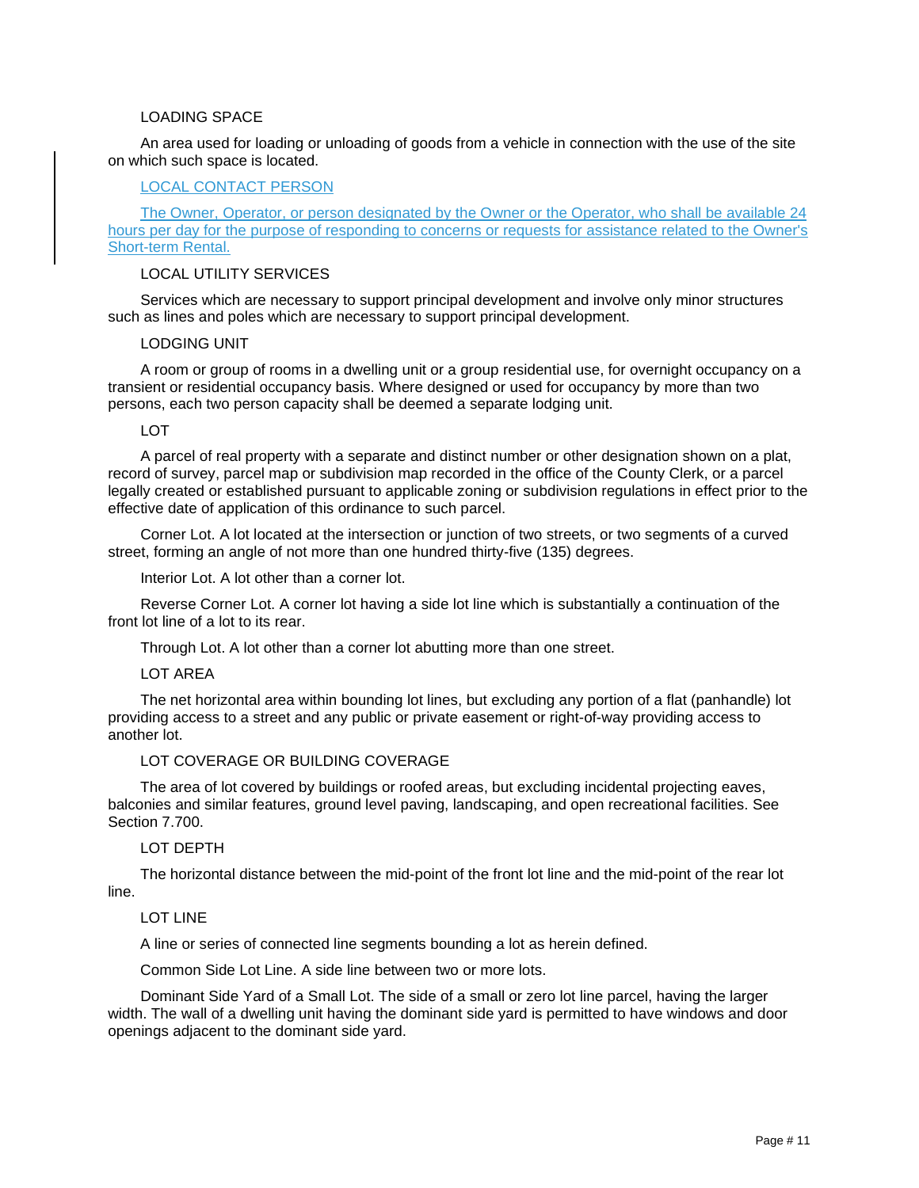LOADING SPACE

An area used for loading or unloading of goods from a vehicle in connection with the use of the site on which such space is located.

LOCAL CONTACT PERSON

The Owner, Operator, or person designated by the Owner or the Operator, who shall be available 24 hours per day for the purpose of responding to concerns or requests for assistance related to the Owner's Short-term Rental.

LOCAL UTILITY SERVICES

Services which are necessary to support principal development and involve only minor structures such as lines and poles which are necessary to support principal development.

LODGING UNIT

A room or group of rooms in a dwelling unit or a group residential use, for overnight occupancy on a transient or residential occupancy basis. Where designed or used for occupancy by more than two persons, each two person capacity shall be deemed a separate lodging unit.

LOT

A parcel of real property with a separate and distinct number or other designation shown on a plat, record of survey, parcel map or subdivision map recorded in the office of the County Clerk, or a parcel legally created or established pursuant to applicable zoning or subdivision regulations in effect prior to the effective date of application of this ordinance to such parcel.

Corner Lot. A lot located at the intersection or junction of two streets, or two segments of a curved street, forming an angle of not more than one hundred thirty-five (135) degrees.

Interior Lot. A lot other than a corner lot.

Reverse Corner Lot. A corner lot having a side lot line which is substantially a continuation of the front lot line of a lot to its rear.

Through Lot. A lot other than a corner lot abutting more than one street.

LOT AREA

The net horizontal area within bounding lot lines, but excluding any portion of a flat (panhandle) lot providing access to a street and any public or private easement or right-of-way providing access to another lot.

LOT COVERAGE OR BUILDING COVERAGE

The area of lot covered by buildings or roofed areas, but excluding incidental projecting eaves, balconies and similar features, ground level paving, landscaping, and open recreational facilities. See Section 7.700.

LOT DEPTH

The horizontal distance between the mid-point of the front lot line and the mid-point of the rear lot line.

LOT LINE

A line or series of connected line segments bounding a lot as herein defined.

Common Side Lot Line. A side line between two or more lots.

Dominant Side Yard of a Small Lot. The side of a small or zero lot line parcel, having the larger width. The wall of a dwelling unit having the dominant side yard is permitted to have windows and door openings adjacent to the dominant side yard.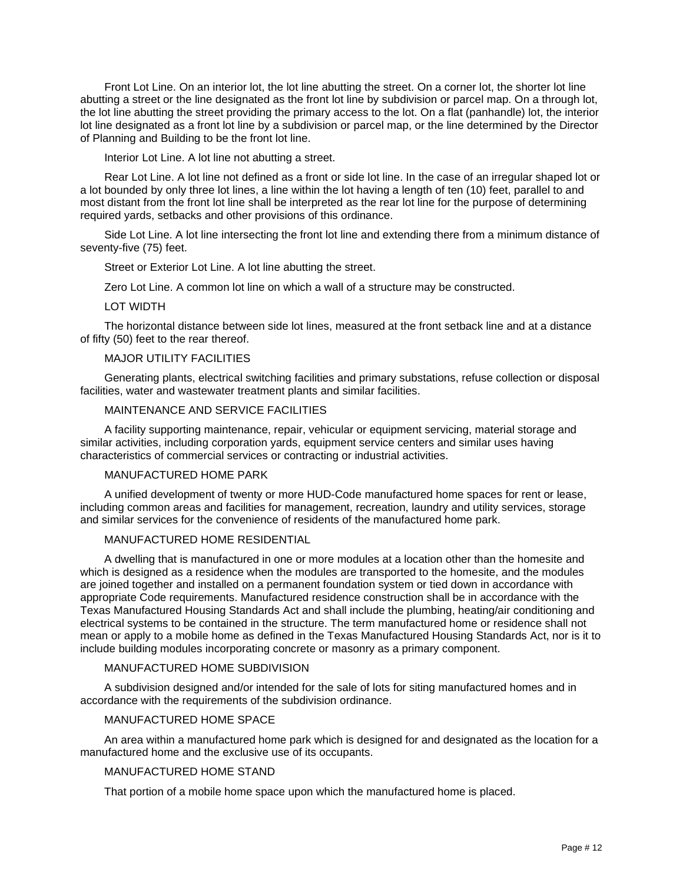Front Lot Line. On an interior lot, the lot line abutting the street. On a corner lot, the shorter lot line abutting a street or the line designated as the front lot line by subdivision or parcel map. On a through lot, the lot line abutting the street providing the primary access to the lot. On a flat (panhandle) lot, the interior lot line designated as a front lot line by a subdivision or parcel map, or the line determined by the Director of Planning and Building to be the front lot line.

Interior Lot Line. A lot line not abutting a street.

Rear Lot Line. A lot line not defined as a front or side lot line. In the case of an irregular shaped lot or a lot bounded by only three lot lines, a line within the lot having a length of ten (10) feet, parallel to and most distant from the front lot line shall be interpreted as the rear lot line for the purpose of determining required yards, setbacks and other provisions of this ordinance.

Side Lot Line. A lot line intersecting the front lot line and extending there from a minimum distance of seventy-five (75) feet.

Street or Exterior Lot Line. A lot line abutting the street.

Zero Lot Line. A common lot line on which a wall of a structure may be constructed.

LOT WIDTH

The horizontal distance between side lot lines, measured at the front setback line and at a distance of fifty (50) feet to the rear thereof.

MAJOR UTILITY FACILITIES

Generating plants, electrical switching facilities and primary substations, refuse collection or disposal facilities, water and wastewater treatment plants and similar facilities.

MAINTENANCE AND SERVICE FACILITIES

A facility supporting maintenance, repair, vehicular or equipment servicing, material storage and similar activities, including corporation yards, equipment service centers and similar uses having characteristics of commercial services or contracting or industrial activities.

MANUFACTURED HOME PARK

A unified development of twenty or more HUD-Code manufactured home spaces for rent or lease, including common areas and facilities for management, recreation, laundry and utility services, storage and similar services for the convenience of residents of the manufactured home park.

MANUFACTURED HOME RESIDENTIAL

A dwelling that is manufactured in one or more modules at a location other than the homesite and which is designed as a residence when the modules are transported to the homesite, and the modules are joined together and installed on a permanent foundation system or tied down in accordance with appropriate Code requirements. Manufactured residence construction shall be in accordance with the Texas Manufactured Housing Standards Act and shall include the plumbing, heating/air conditioning and electrical systems to be contained in the structure. The term manufactured home or residence shall not mean or apply to a mobile home as defined in the Texas Manufactured Housing Standards Act, nor is it to include building modules incorporating concrete or masonry as a primary component.

MANUFACTURED HOME SUBDIVISION

A subdivision designed and/or intended for the sale of lots for siting manufactured homes and in accordance with the requirements of the subdivision ordinance.

MANUFACTURED HOME SPACE

An area within a manufactured home park which is designed for and designated as the location for a manufactured home and the exclusive use of its occupants.

MANUFACTURED HOME STAND

That portion of a mobile home space upon which the manufactured home is placed.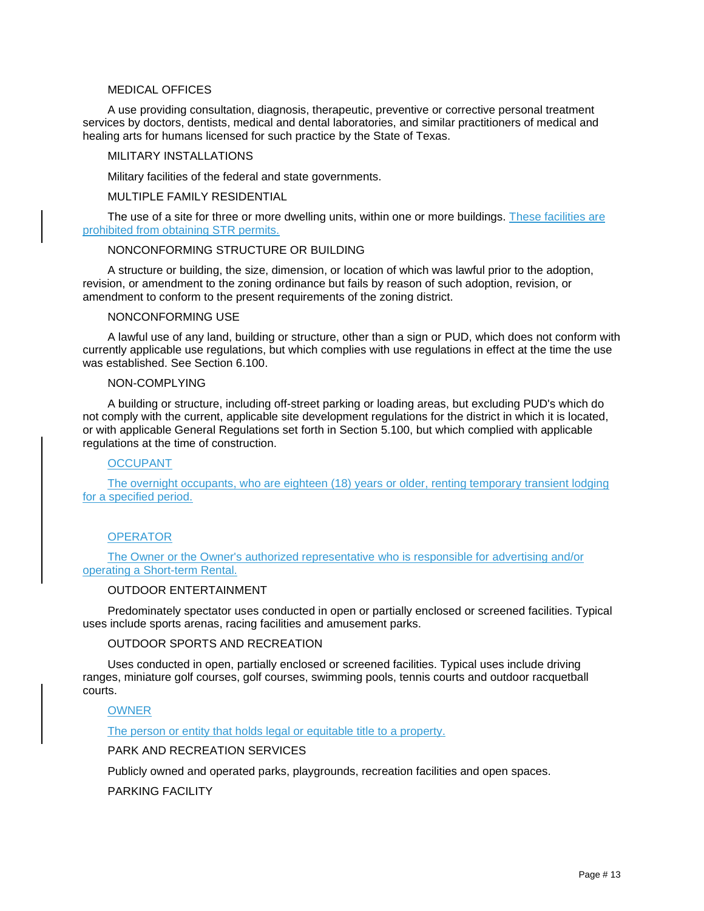MEDICAL OFFICES

A use providing consultation, diagnosis, therapeutic, preventive or corrective personal treatment services by doctors, dentists, medical and dental laboratories, and similar practitioners of medical and healing arts for humans licensed for such practice by the State of Texas.

MILITARY INSTALLATIONS

Military facilities of the federal and state governments.

MULTIPLE FAMILY RESIDENTIAL

The use of a site for three or more dwelling units, within one or more buildings. These facilities are prohibited from obtaining STR permits.

NONCONFORMING STRUCTURE OR BUILDING

A structure or building, the size, dimension, or location of which was lawful prior to the adoption, revision, or amendment to the zoning ordinance but fails by reason of such adoption, revision, or amendment to conform to the present requirements of the zoning district.

NONCONFORMING USE

A lawful use of any land, building or structure, other than a sign or PUD, which does not conform with currently applicable use regulations, but which complies with use regulations in effect at the time the use was established. See Section 6.100.

NON-COMPLYING

A building or structure, including off-street parking or loading areas, but excluding PUD's which do not comply with the current, applicable site development regulations for the district in which it is located, or with applicable General Regulations set forth in Section 5.100, but which complied with applicable regulations at the time of construction.

OCCUPANT

The overnight occupants, who are eighteen (18) years or older, renting temporary transient lodging for a specified period.

OPERATOR

The Owner or the Owner's authorized representative who is responsible for advertising and/or operating a Short-term Rental.

OUTDOOR ENTERTAINMENT

Predominately spectator uses conducted in open or partially enclosed or screened facilities. Typical uses include sports arenas, racing facilities and amusement parks.

OUTDOOR SPORTS AND RECREATION

Uses conducted in open, partially enclosed or screened facilities. Typical uses include driving ranges, miniature golf courses, golf courses, swimming pools, tennis courts and outdoor racquetball courts.

OWNER

The person or entity that holds legal or equitable title to a property.

PARK AND RECREATION SERVICES

Publicly owned and operated parks, playgrounds, recreation facilities and open spaces.

PARKING FACILITY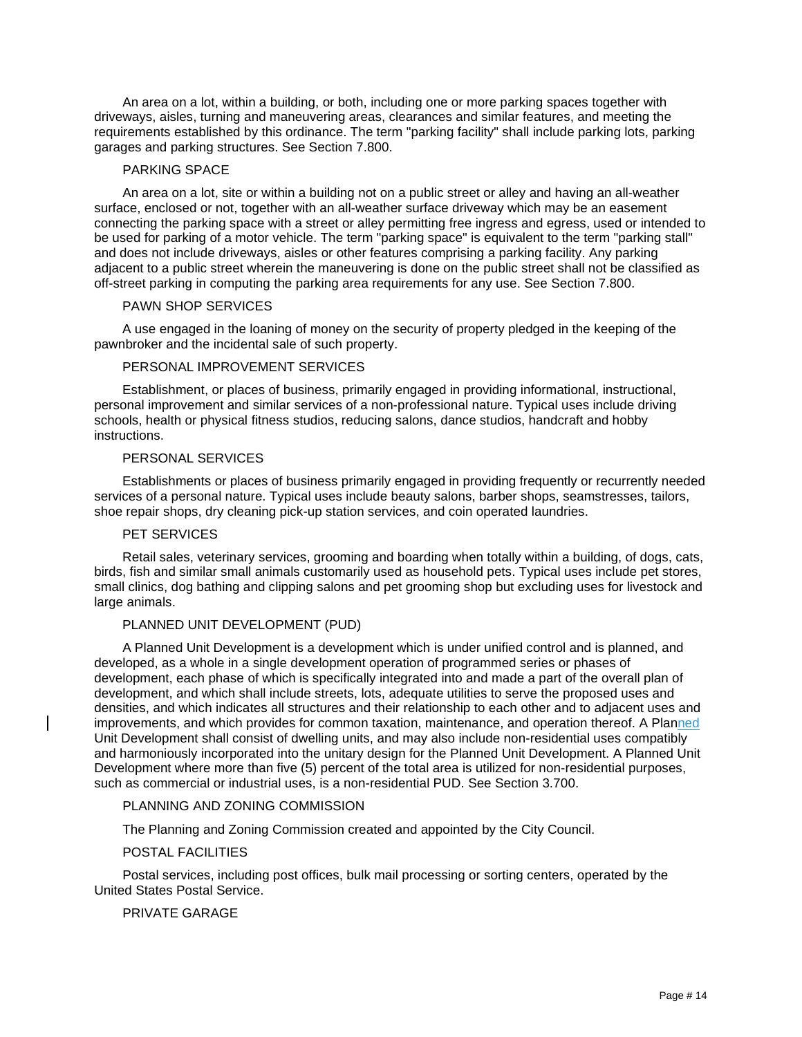An area on a lot, within a building, or both, including one or more parking spaces together with driveways, aisles, turning and maneuvering areas, clearances and similar features, and meeting the requirements established by this ordinance. The term "parking facility" shall include parking lots, parking garages and parking structures. See Section 7.800.

PARKING SPACE

An area on a lot, site or within a building not on a public street or alley and having an all-weather surface, enclosed or not, together with an all-weather surface driveway which may be an easement connecting the parking space with a street or alley permitting free ingress and egress, used or intended to be used for parking of a motor vehicle. The term "parking space" is equivalent to the term "parking stall" and does not include driveways, aisles or other features comprising a parking facility. Any parking adjacent to a public street wherein the maneuvering is done on the public street shall not be classified as off-street parking in computing the parking area requirements for any use. See Section 7.800.

PAWN SHOP SERVICES

A use engaged in the loaning of money on the security of property pledged in the keeping of the pawnbroker and the incidental sale of such property.

PERSONAL IMPROVEMENT SERVICES

Establishment, or places of business, primarily engaged in providing informational, instructional, personal improvement and similar services of a non-professional nature. Typical uses include driving schools, health or physical fitness studios, reducing salons, dance studios, handcraft and hobby instructions.

PERSONAL SERVICES

Establishments or places of business primarily engaged in providing frequently or recurrently needed services of a personal nature. Typical uses include beauty salons, barber shops, seamstresses, tailors, shoe repair shops, dry cleaning pick-up station services, and coin operated laundries.

PET SERVICES

Retail sales, veterinary services, grooming and boarding when totally within a building, of dogs, cats, birds, fish and similar small animals customarily used as household pets. Typical uses include pet stores, small clinics, dog bathing and clipping salons and pet grooming shop but excluding uses for livestock and large animals.

PLANNED UNIT DEVELOPMENT (PUD)

A Planned Unit Development is a development which is under unified control and is planned, and developed, as a whole in a single development operation of programmed series or phases of development, each phase of which is specifically integrated into and made a part of the overall plan of development, and which shall include streets, lots, adequate utilities to serve the proposed uses and densities, and which indicates all structures and their relationship to each other and to adjacent uses and improvements, and which provides for common taxation, maintenance, and operation thereof. A Planned Unit Development shall consist of dwelling units, and may also include non-residential uses compatibly and harmoniously incorporated into the unitary design for the Planned Unit Development. A Planned Unit Development where more than five (5) percent of the total area is utilized for non-residential purposes, such as commercial or industrial uses, is a non-residential PUD. See Section 3.700.

PLANNING AND ZONING COMMISSION

The Planning and Zoning Commission created and appointed by the City Council.

POSTAL FACILITIES

Postal services, including post offices, bulk mail processing or sorting centers, operated by the United States Postal Service.

PRIVATE GARAGE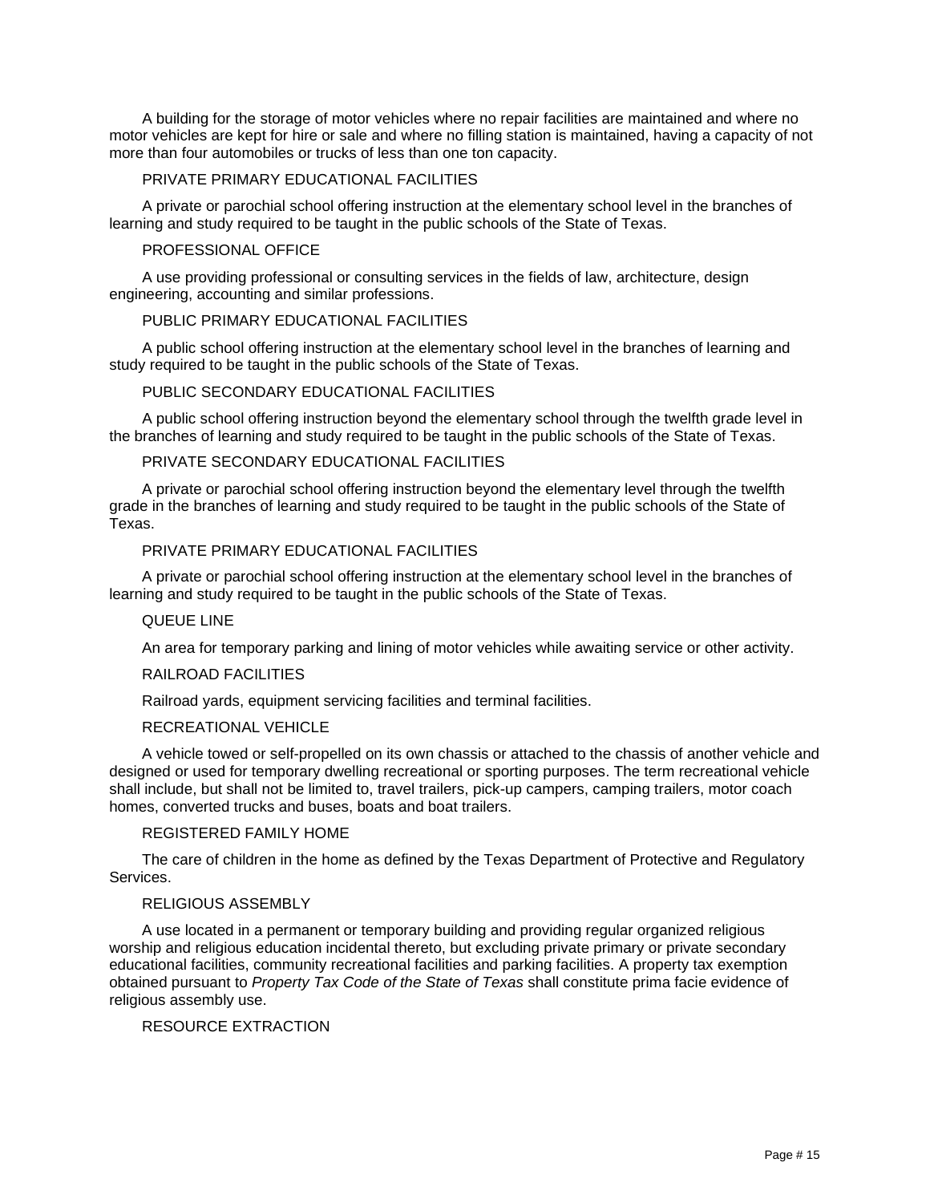A building for the storage of motor vehicles where no repair facilities are maintained and where no motor vehicles are kept for hire or sale and where no filling station is maintained, having a capacity of not more than four automobiles or trucks of less than one ton capacity.

PRIVATE PRIMARY EDUCATIONAL FACILITIES

A private or parochial school offering instruction at the elementary school level in the branches of learning and study required to be taught in the public schools of the State of Texas.

PROFESSIONAL OFFICE

A use providing professional or consulting services in the fields of law, architecture, design engineering, accounting and similar professions.

PUBLIC PRIMARY EDUCATIONAL FACILITIES

A public school offering instruction at the elementary school level in the branches of learning and study required to be taught in the public schools of the State of Texas.

PUBLIC SECONDARY EDUCATIONAL FACILITIES

A public school offering instruction beyond the elementary school through the twelfth grade level in the branches of learning and study required to be taught in the public schools of the State of Texas.

PRIVATE SECONDARY EDUCATIONAL FACILITIES

A private or parochial school offering instruction beyond the elementary level through the twelfth grade in the branches of learning and study required to be taught in the public schools of the State of Texas.

PRIVATE PRIMARY EDUCATIONAL FACILITIES

A private or parochial school offering instruction at the elementary school level in the branches of learning and study required to be taught in the public schools of the State of Texas.

QUEUE LINE

An area for temporary parking and lining of motor vehicles while awaiting service or other activity.

RAILROAD FACILITIES

Railroad yards, equipment servicing facilities and terminal facilities.

RECREATIONAL VEHICLE

A vehicle towed or self-propelled on its own chassis or attached to the chassis of another vehicle and designed or used for temporary dwelling recreational or sporting purposes. The term recreational vehicle shall include, but shall not be limited to, travel trailers, pick-up campers, camping trailers, motor coach homes, converted trucks and buses, boats and boat trailers.

REGISTERED FAMILY HOME

The care of children in the home as defined by the Texas Department of Protective and Regulatory Services.

RELIGIOUS ASSEMBLY

A use located in a permanent or temporary building and providing regular organized religious worship and religious education incidental thereto, but excluding private primary or private secondary educational facilities, community recreational facilities and parking facilities. A property tax exemption obtained pursuant to *Property Tax Code of the State of Texas* shall constitute prima facie evidence of religious assembly use.

RESOURCE EXTRACTION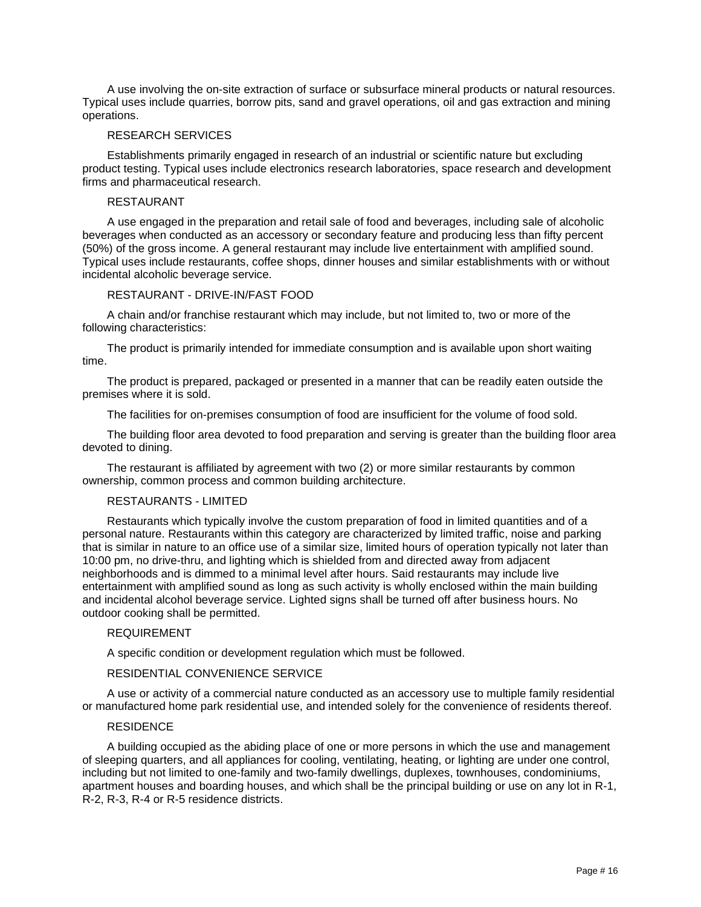A use involving the on-site extraction of surface or subsurface mineral products or natural resources. Typical uses include quarries, borrow pits, sand and gravel operations, oil and gas extraction and mining operations.

RESEARCH SERVICES

Establishments primarily engaged in research of an industrial or scientific nature but excluding product testing. Typical uses include electronics research laboratories, space research and development firms and pharmaceutical research.

RESTAURANT

A use engaged in the preparation and retail sale of food and beverages, including sale of alcoholic beverages when conducted as an accessory or secondary feature and producing less than fifty percent (50%) of the gross income. A general restaurant may include live entertainment with amplified sound. Typical uses include restaurants, coffee shops, dinner houses and similar establishments with or without incidental alcoholic beverage service.

RESTAURANT - DRIVE-IN/FAST FOOD

A chain and/or franchise restaurant which may include, but not limited to, two or more of the following characteristics:

The product is primarily intended for immediate consumption and is available upon short waiting time.

The product is prepared, packaged or presented in a manner that can be readily eaten outside the premises where it is sold.

The facilities for on-premises consumption of food are insufficient for the volume of food sold.

The building floor area devoted to food preparation and serving is greater than the building floor area devoted to dining.

The restaurant is affiliated by agreement with two (2) or more similar restaurants by common ownership, common process and common building architecture.

RESTAURANTS - LIMITED

Restaurants which typically involve the custom preparation of food in limited quantities and of a personal nature. Restaurants within this category are characterized by limited traffic, noise and parking that is similar in nature to an office use of a similar size, limited hours of operation typically not later than 10:00 pm, no drive-thru, and lighting which is shielded from and directed away from adjacent neighborhoods and is dimmed to a minimal level after hours. Said restaurants may include live entertainment with amplified sound as long as such activity is wholly enclosed within the main building and incidental alcohol beverage service. Lighted signs shall be turned off after business hours. No outdoor cooking shall be permitted.

REQUIREMENT

A specific condition or development regulation which must be followed.

RESIDENTIAL CONVENIENCE SERVICE

A use or activity of a commercial nature conducted as an accessory use to multiple family residential or manufactured home park residential use, and intended solely for the convenience of residents thereof.

RESIDENCE

A building occupied as the abiding place of one or more persons in which the use and management of sleeping quarters, and all appliances for cooling, ventilating, heating, or lighting are under one control, including but not limited to one-family and two-family dwellings, duplexes, townhouses, condominiums, apartment houses and boarding houses, and which shall be the principal building or use on any lot in R-1, R-2, R-3, R-4 or R-5 residence districts.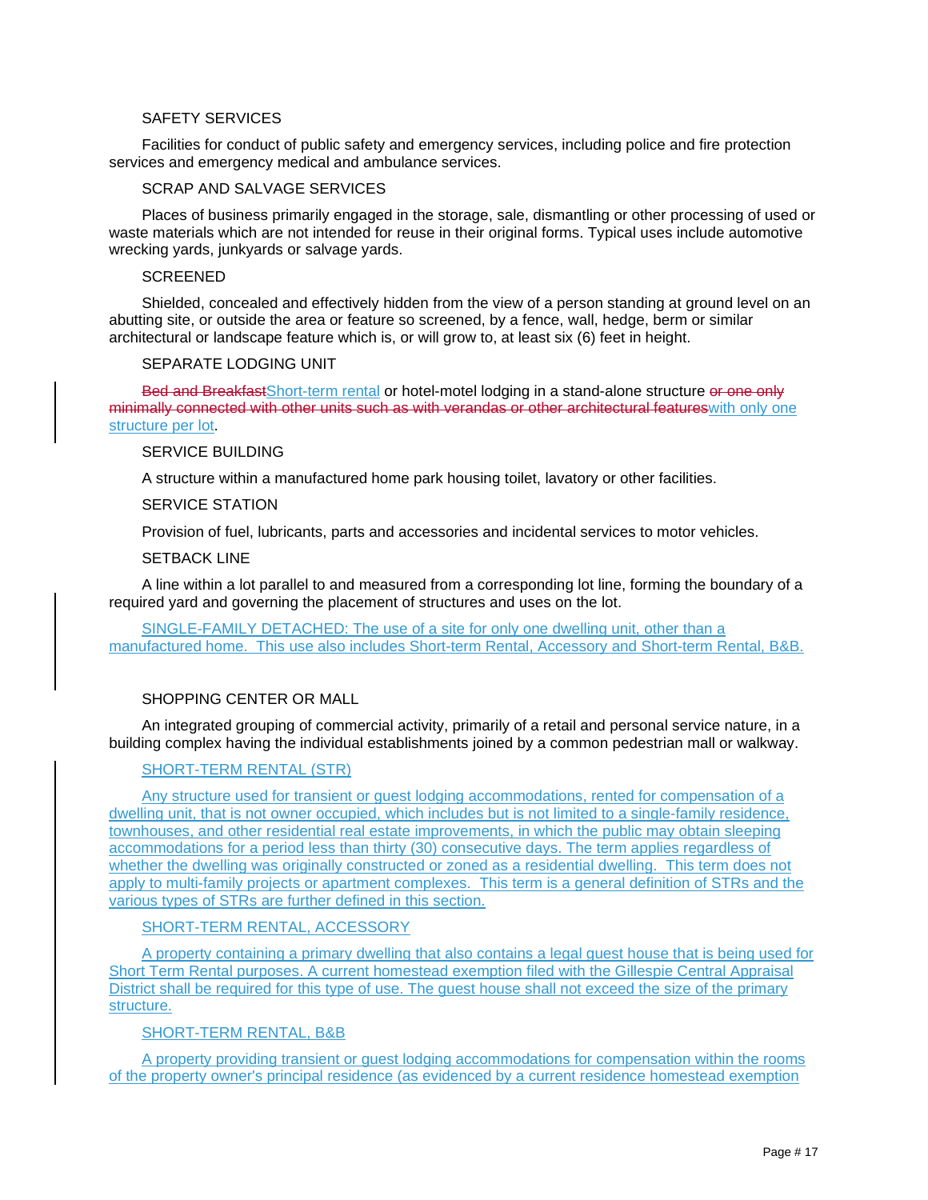SAFETY SERVICES

Facilities for conduct of public safety and emergency services, including police and fire protection services and emergency medical and ambulance services.

SCRAP AND SALVAGE SERVICES

Places of business primarily engaged in the storage, sale, dismantling or other processing of used or waste materials which are not intended for reuse in their original forms. Typical uses include automotive wrecking yards, junkyards or salvage yards.

SCREENED

Shielded, concealed and effectively hidden from the view of a person standing at ground level on an abutting site, or outside the area or feature so screened, by a fence, wall, hedge, berm or similar architectural or landscape feature which is, or will grow to, at least six (6) feet in height.

SEPARATE LODGING UNIT

~~Bed and Breakfast~~Short-term rental or hotel-motel lodging in a stand-alone structure ~~or one only minimally connected with other units such as with verandas or other architectural features~~with only one structure per lot.

SERVICE BUILDING

A structure within a manufactured home park housing toilet, lavatory or other facilities.

SERVICE STATION

Provision of fuel, lubricants, parts and accessories and incidental services to motor vehicles.

SETBACK LINE

A line within a lot parallel to and measured from a corresponding lot line, forming the boundary of a required yard and governing the placement of structures and uses on the lot.

SINGLE-FAMILY DETACHED: The use of a site for only one dwelling unit, other than a manufactured home. This use also includes Short-term Rental, Accessory and Short-term Rental, B&B.

SHOPPING CENTER OR MALL

An integrated grouping of commercial activity, primarily of a retail and personal service nature, in a building complex having the individual establishments joined by a common pedestrian mall or walkway.

SHORT-TERM RENTAL (STR)

Any structure used for transient or guest lodging accommodations, rented for compensation of a dwelling unit, that is not owner occupied, which includes but is not limited to a single-family residence, townhouses, and other residential real estate improvements, in which the public may obtain sleeping accommodations for a period less than thirty (30) consecutive days. The term applies regardless of whether the dwelling was originally constructed or zoned as a residential dwelling. This term does not apply to multi-family projects or apartment complexes. This term is a general definition of STRs and the various types of STRs are further defined in this section.

SHORT-TERM RENTAL, ACCESSORY

A property containing a primary dwelling that also contains a legal guest house that is being used for Short Term Rental purposes. A current homestead exemption filed with the Gillespie Central Appraisal District shall be required for this type of use. The guest house shall not exceed the size of the primary structure.

SHORT-TERM RENTAL, B&B

A property providing transient or guest lodging accommodations for compensation within the rooms of the property owner's principal residence (as evidenced by a current residence homestead exemption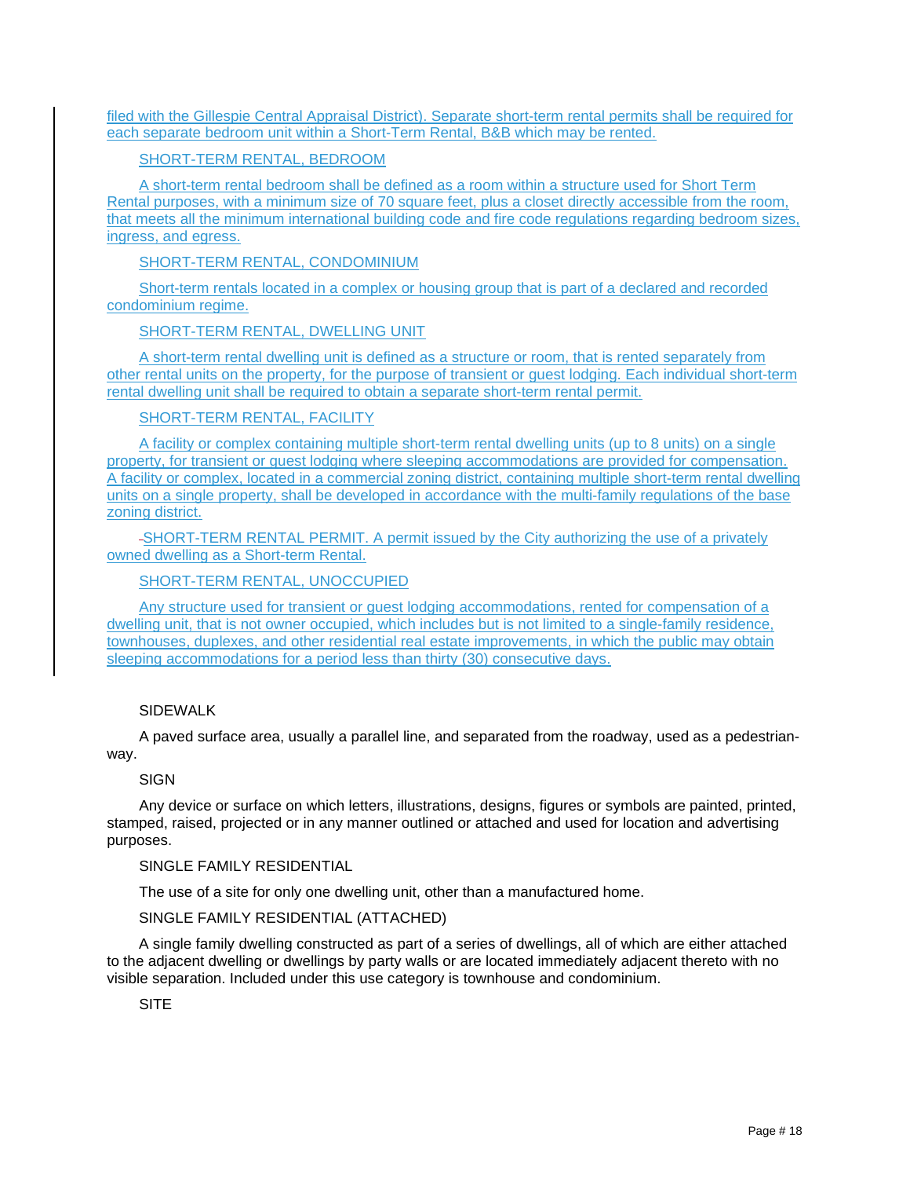filed with the Gillespie Central Appraisal District). Separate short-term rental permits shall be required for each separate bedroom unit within a Short-Term Rental, B&B which may be rented.

SHORT-TERM RENTAL, BEDROOM

A short-term rental bedroom shall be defined as a room within a structure used for Short Term Rental purposes, with a minimum size of 70 square feet, plus a closet directly accessible from the room, that meets all the minimum international building code and fire code regulations regarding bedroom sizes, ingress, and egress.

SHORT-TERM RENTAL, CONDOMINIUM

Short-term rentals located in a complex or housing group that is part of a declared and recorded condominium regime.

SHORT-TERM RENTAL, DWELLING UNIT

A short-term rental dwelling unit is defined as a structure or room, that is rented separately from other rental units on the property, for the purpose of transient or guest lodging. Each individual short-term rental dwelling unit shall be required to obtain a separate short-term rental permit.

SHORT-TERM RENTAL, FACILITY

A facility or complex containing multiple short-term rental dwelling units (up to 8 units) on a single property, for transient or guest lodging where sleeping accommodations are provided for compensation. A facility or complex, located in a commercial zoning district, containing multiple short-term rental dwelling units on a single property, shall be developed in accordance with the multi-family regulations of the base zoning district.

SHORT-TERM RENTAL PERMIT. A permit issued by the City authorizing the use of a privately owned dwelling as a Short-term Rental.

SHORT-TERM RENTAL, UNOCCUPIED

Any structure used for transient or guest lodging accommodations, rented for compensation of a dwelling unit, that is not owner occupied, which includes but is not limited to a single-family residence, townhouses, duplexes, and other residential real estate improvements, in which the public may obtain sleeping accommodations for a period less than thirty (30) consecutive days.

SIDEWALK

A paved surface area, usually a parallel line, and separated from the roadway, used as a pedestrian-way.

SIGN

Any device or surface on which letters, illustrations, designs, figures or symbols are painted, printed, stamped, raised, projected or in any manner outlined or attached and used for location and advertising purposes.

SINGLE FAMILY RESIDENTIAL

The use of a site for only one dwelling unit, other than a manufactured home.

SINGLE FAMILY RESIDENTIAL (ATTACHED)

A single family dwelling constructed as part of a series of dwellings, all of which are either attached to the adjacent dwelling or dwellings by party walls or are located immediately adjacent thereto with no visible separation. Included under this use category is townhouse and condominium.

SITE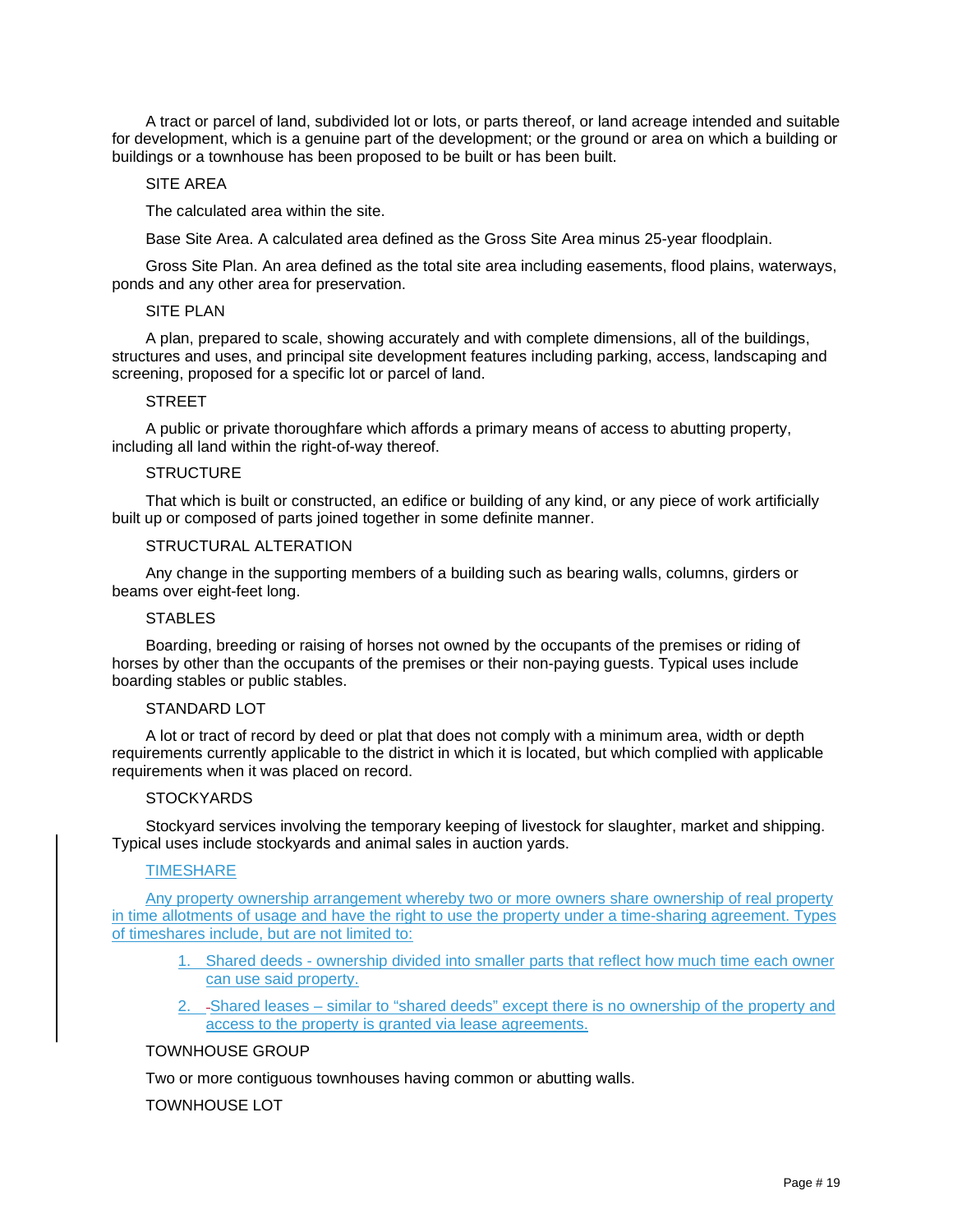A tract or parcel of land, subdivided lot or lots, or parts thereof, or land acreage intended and suitable for development, which is a genuine part of the development; or the ground or area on which a building or buildings or a townhouse has been proposed to be built or has been built.

SITE AREA

The calculated area within the site.

Base Site Area. A calculated area defined as the Gross Site Area minus 25-year floodplain.

Gross Site Plan. An area defined as the total site area including easements, flood plains, waterways, ponds and any other area for preservation.

SITE PLAN

A plan, prepared to scale, showing accurately and with complete dimensions, all of the buildings, structures and uses, and principal site development features including parking, access, landscaping and screening, proposed for a specific lot or parcel of land.

STREET

A public or private thoroughfare which affords a primary means of access to abutting property, including all land within the right-of-way thereof.

STRUCTURE

That which is built or constructed, an edifice or building of any kind, or any piece of work artificially built up or composed of parts joined together in some definite manner.

STRUCTURAL ALTERATION

Any change in the supporting members of a building such as bearing walls, columns, girders or beams over eight-feet long.

STABLES

Boarding, breeding or raising of horses not owned by the occupants of the premises or riding of horses by other than the occupants of the premises or their non-paying guests. Typical uses include boarding stables or public stables.

STANDARD LOT

A lot or tract of record by deed or plat that does not comply with a minimum area, width or depth requirements currently applicable to the district in which it is located, but which complied with applicable requirements when it was placed on record.

STOCKYARDS

Stockyard services involving the temporary keeping of livestock for slaughter, market and shipping. Typical uses include stockyards and animal sales in auction yards.

TIMESHARE

Any property ownership arrangement whereby two or more owners share ownership of real property in time allotments of usage and have the right to use the property under a time-sharing agreement. Types of timeshares include, but are not limited to:

1. Shared deeds - ownership divided into smaller parts that reflect how much time each owner can use said property.
2. Shared leases – similar to "shared deeds" except there is no ownership of the property and access to the property is granted via lease agreements.

TOWNHOUSE GROUP

Two or more contiguous townhouses having common or abutting walls.

TOWNHOUSE LOT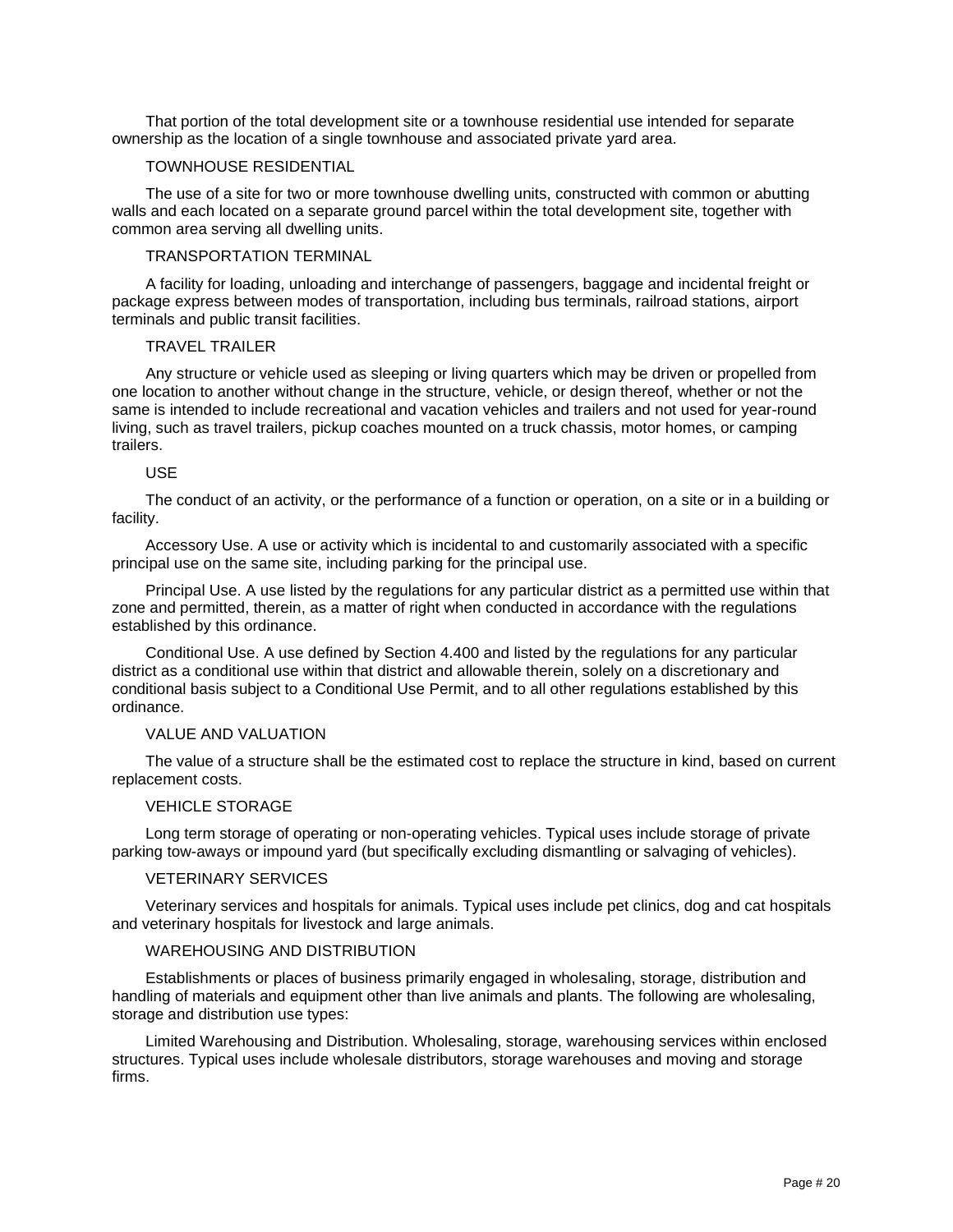That portion of the total development site or a townhouse residential use intended for separate ownership as the location of a single townhouse and associated private yard area.

TOWNHOUSE RESIDENTIAL

The use of a site for two or more townhouse dwelling units, constructed with common or abutting walls and each located on a separate ground parcel within the total development site, together with common area serving all dwelling units.

TRANSPORTATION TERMINAL

A facility for loading, unloading and interchange of passengers, baggage and incidental freight or package express between modes of transportation, including bus terminals, railroad stations, airport terminals and public transit facilities.

TRAVEL TRAILER

Any structure or vehicle used as sleeping or living quarters which may be driven or propelled from one location to another without change in the structure, vehicle, or design thereof, whether or not the same is intended to include recreational and vacation vehicles and trailers and not used for year-round living, such as travel trailers, pickup coaches mounted on a truck chassis, motor homes, or camping trailers.

USE

The conduct of an activity, or the performance of a function or operation, on a site or in a building or facility.

Accessory Use. A use or activity which is incidental to and customarily associated with a specific principal use on the same site, including parking for the principal use.

Principal Use. A use listed by the regulations for any particular district as a permitted use within that zone and permitted, therein, as a matter of right when conducted in accordance with the regulations established by this ordinance.

Conditional Use. A use defined by Section 4.400 and listed by the regulations for any particular district as a conditional use within that district and allowable therein, solely on a discretionary and conditional basis subject to a Conditional Use Permit, and to all other regulations established by this ordinance.

VALUE AND VALUATION

The value of a structure shall be the estimated cost to replace the structure in kind, based on current replacement costs.

VEHICLE STORAGE

Long term storage of operating or non-operating vehicles. Typical uses include storage of private parking tow-aways or impound yard (but specifically excluding dismantling or salvaging of vehicles).

VETERINARY SERVICES

Veterinary services and hospitals for animals. Typical uses include pet clinics, dog and cat hospitals and veterinary hospitals for livestock and large animals.

WAREHOUSING AND DISTRIBUTION

Establishments or places of business primarily engaged in wholesaling, storage, distribution and handling of materials and equipment other than live animals and plants. The following are wholesaling, storage and distribution use types:

Limited Warehousing and Distribution. Wholesaling, storage, warehousing services within enclosed structures. Typical uses include wholesale distributors, storage warehouses and moving and storage firms.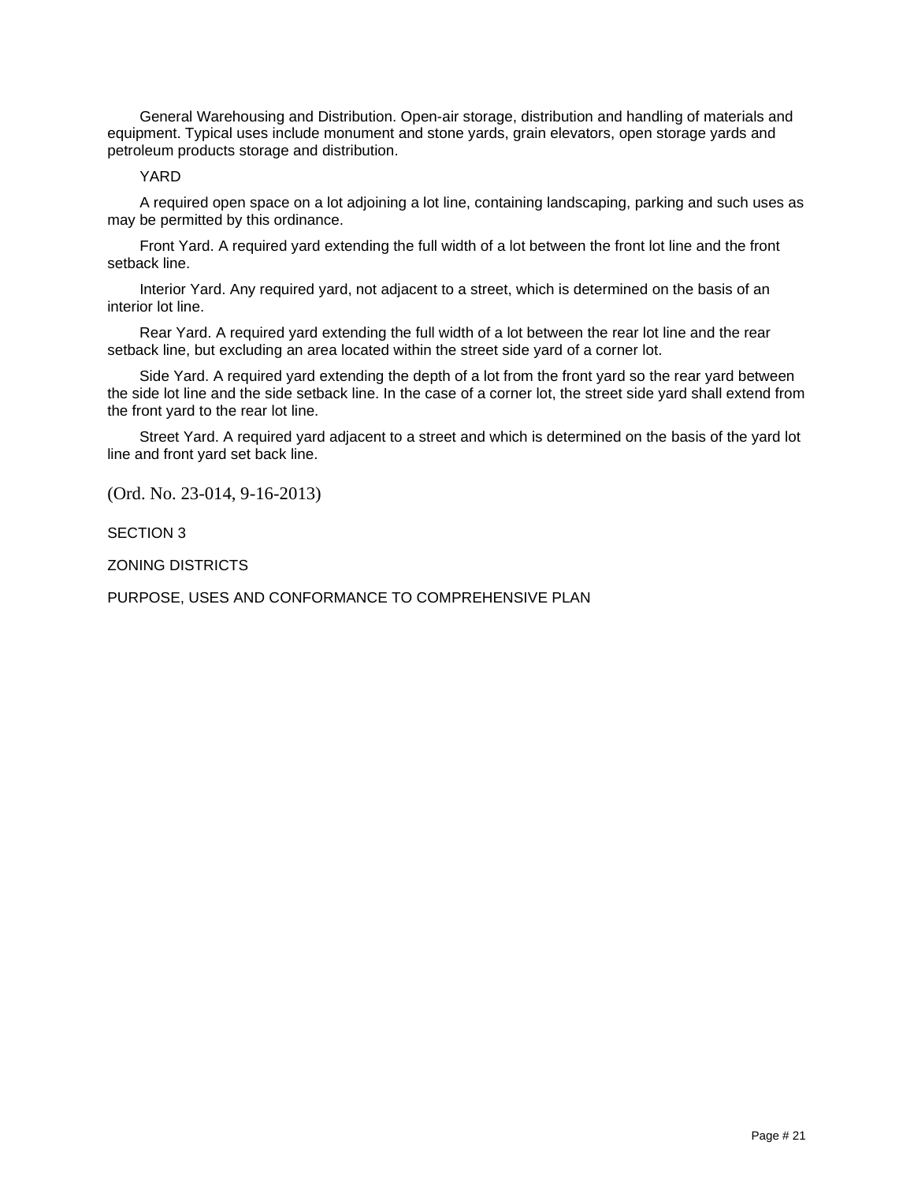General Warehousing and Distribution. Open-air storage, distribution and handling of materials and equipment. Typical uses include monument and stone yards, grain elevators, open storage yards and petroleum products storage and distribution.

YARD

A required open space on a lot adjoining a lot line, containing landscaping, parking and such uses as may be permitted by this ordinance.

Front Yard. A required yard extending the full width of a lot between the front lot line and the front setback line.

Interior Yard. Any required yard, not adjacent to a street, which is determined on the basis of an interior lot line.

Rear Yard. A required yard extending the full width of a lot between the rear lot line and the rear setback line, but excluding an area located within the street side yard of a corner lot.

Side Yard. A required yard extending the depth of a lot from the front yard so the rear yard between the side lot line and the side setback line. In the case of a corner lot, the street side yard shall extend from the front yard to the rear lot line.

Street Yard. A required yard adjacent to a street and which is determined on the basis of the yard lot line and front yard set back line.

(Ord. No. 23-014, 9-16-2013)

SECTION 3

ZONING DISTRICTS

PURPOSE, USES AND CONFORMANCE TO COMPREHENSIVE PLAN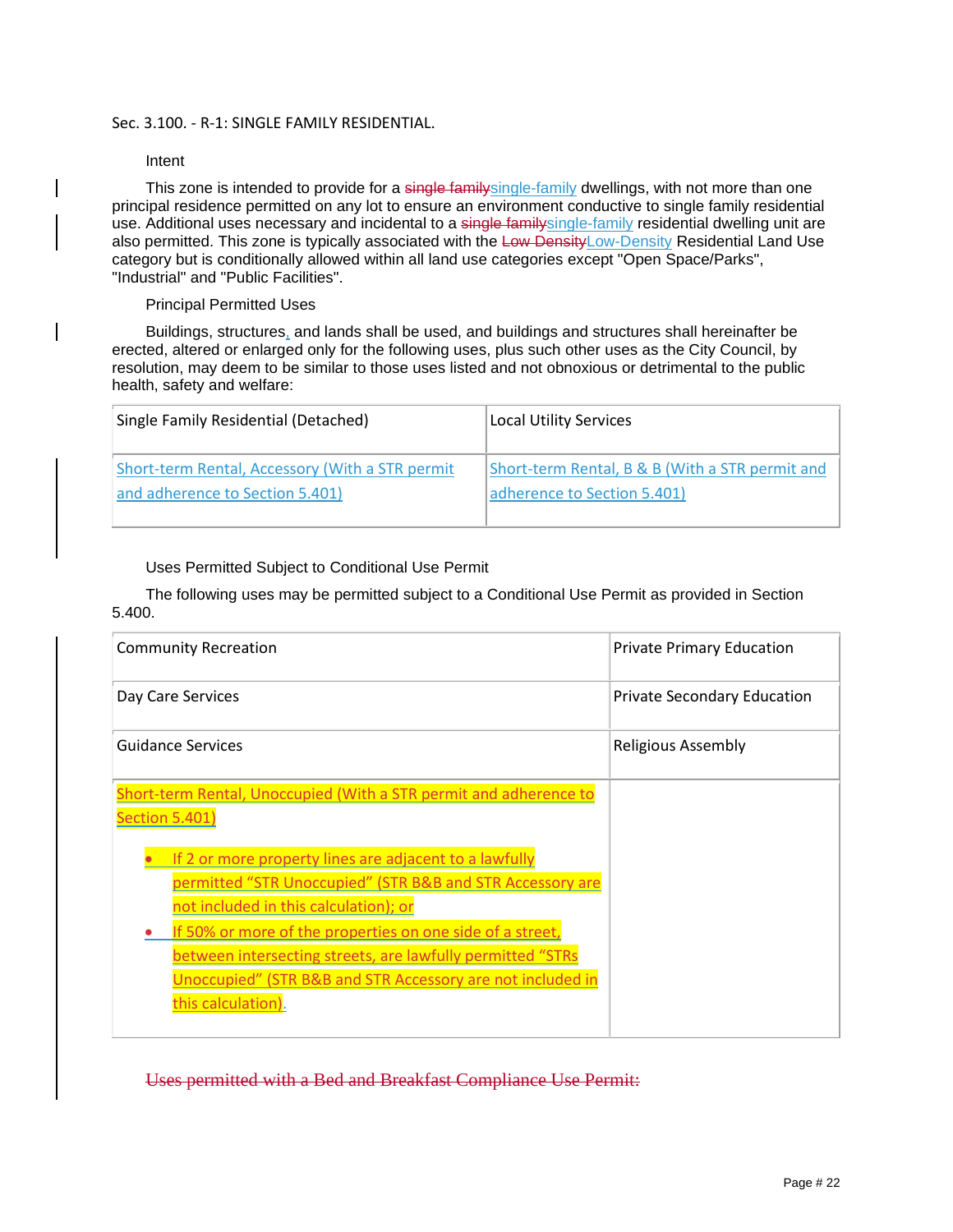Sec. 3.100. - R-1: SINGLE FAMILY RESIDENTIAL.

Intent

This zone is intended to provide for a ~~single family~~single-family dwellings, with not more than one principal residence permitted on any lot to ensure an environment conductive to single family residential use. Additional uses necessary and incidental to a ~~single family~~single-family residential dwelling unit are also permitted. This zone is typically associated with the ~~Low Density~~Low-Density Residential Land Use category but is conditionally allowed within all land use categories except "Open Space/Parks", "Industrial" and "Public Facilities".

Principal Permitted Uses

Buildings, structures, and lands shall be used, and buildings and structures shall hereinafter be erected, altered or enlarged only for the following uses, plus such other uses as the City Council, by resolution, may deem to be similar to those uses listed and not obnoxious or detrimental to the public health, safety and welfare:

| Single Family Residential (Detached) | Local Utility Services |
|---|---|
| Short-term Rental, Accessory (With a STR permit and adherence to Section 5.401) | Short-term Rental, B & B (With a STR permit and adherence to Section 5.401) |

Uses Permitted Subject to Conditional Use Permit

The following uses may be permitted subject to a Conditional Use Permit as provided in Section 5.400.

| Community Recreation | Private Primary Education |
|---|---|
| Day Care Services | Private Secondary Education |
| Guidance Services | Religious Assembly |
| Short-term Rental, Unoccupied (With a STR permit and adherence to Section 5.401)<br>• If 2 or more property lines are adjacent to a lawfully permitted "STR Unoccupied" (STR B&B and STR Accessory are not included in this calculation); or<br>• If 50% or more of the properties on one side of a street, between intersecting streets, are lawfully permitted "STRs Unoccupied" (STR B&B and STR Accessory are not included in this calculation). | |

~~Uses permitted with a Bed and Breakfast Compliance Use Permit:~~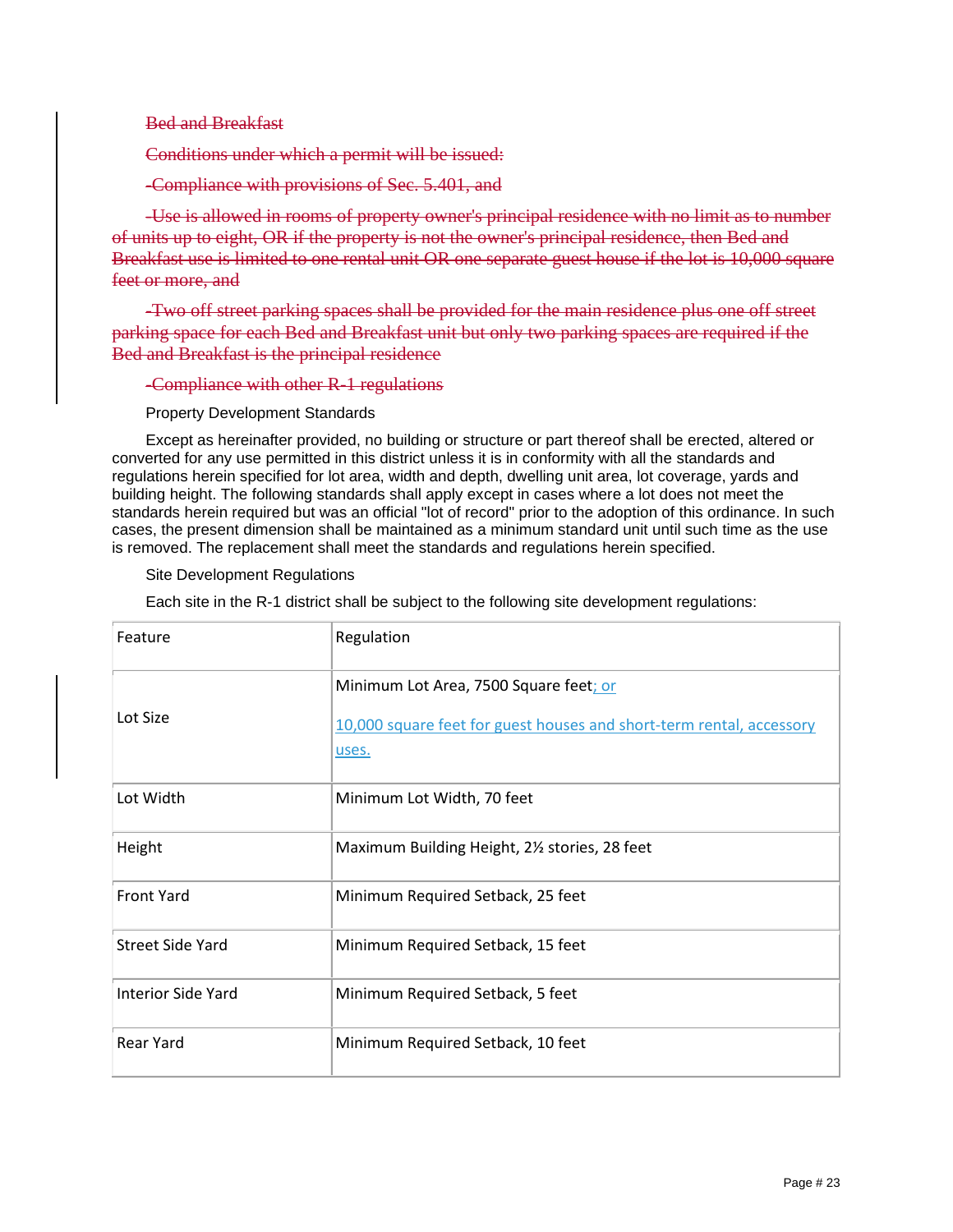~~Bed and Breakfast~~

~~Conditions under which a permit will be issued:~~

~~-Compliance with provisions of Sec. 5.401, and~~

~~-Use is allowed in rooms of property owner's principal residence with no limit as to number of units up to eight, OR if the property is not the owner's principal residence, then Bed and Breakfast use is limited to one rental unit OR one separate guest house if the lot is 10,000 square feet or more, and~~

~~-Two off street parking spaces shall be provided for the main residence plus one off street parking space for each Bed and Breakfast unit but only two parking spaces are required if the Bed and Breakfast is the principal residence~~

~~-Compliance with other R-1 regulations~~

Property Development Standards

Except as hereinafter provided, no building or structure or part thereof shall be erected, altered or converted for any use permitted in this district unless it is in conformity with all the standards and regulations herein specified for lot area, width and depth, dwelling unit area, lot coverage, yards and building height. The following standards shall apply except in cases where a lot does not meet the standards herein required but was an official "lot of record" prior to the adoption of this ordinance. In such cases, the present dimension shall be maintained as a minimum standard unit until such time as the use is removed. The replacement shall meet the standards and regulations herein specified.

Site Development Regulations

Each site in the R-1 district shall be subject to the following site development regulations:

| Feature | Regulation |
|---|---|
| Lot Size | Minimum Lot Area, 7500 Square feet; or<br><br>10,000 square feet for guest houses and short-term rental, accessory uses. |
| Lot Width | Minimum Lot Width, 70 feet |
| Height | Maximum Building Height, 2½ stories, 28 feet |
| Front Yard | Minimum Required Setback, 25 feet |
| Street Side Yard | Minimum Required Setback, 15 feet |
| Interior Side Yard | Minimum Required Setback, 5 feet |
| Rear Yard | Minimum Required Setback, 10 feet |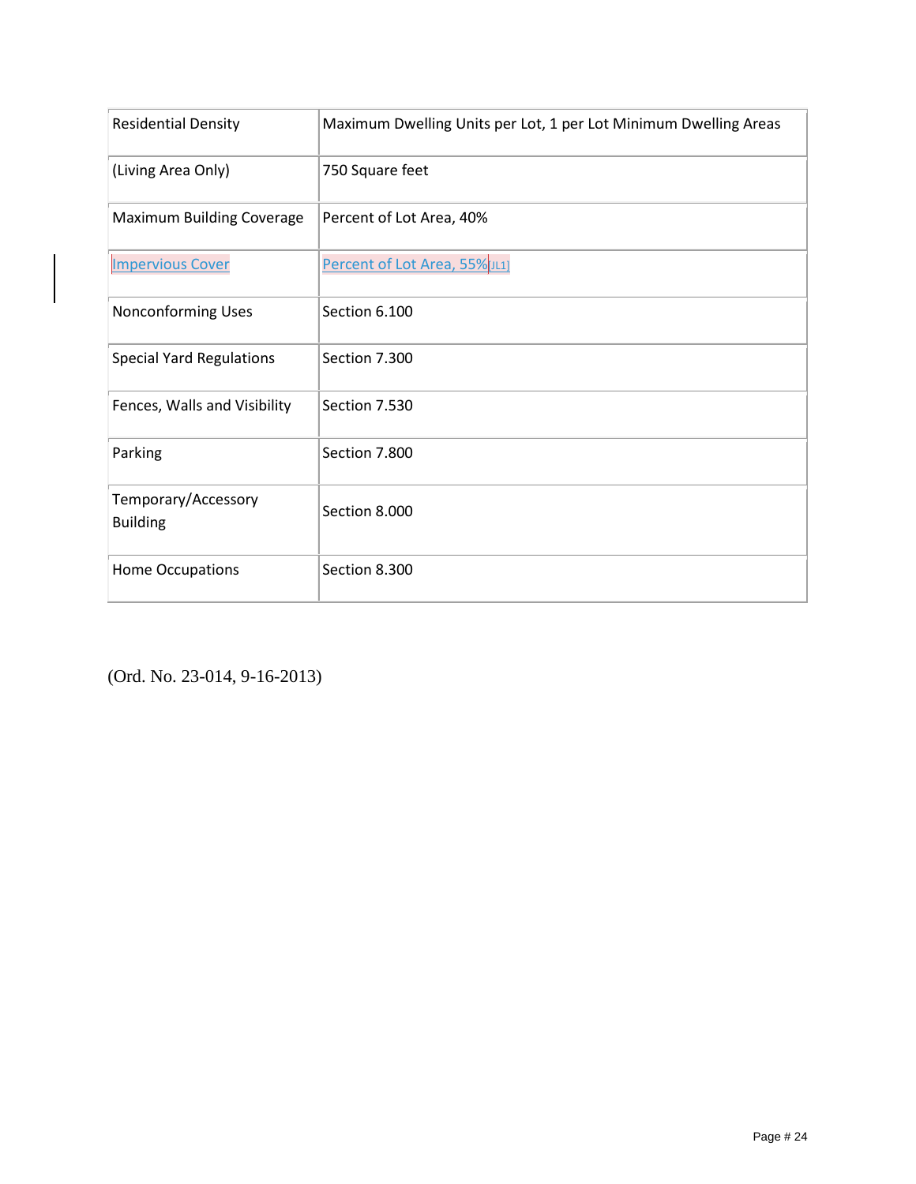| Residential Density | Maximum Dwelling Units per Lot, 1 per Lot Minimum Dwelling Areas |
|---|---|
| (Living Area Only) | 750 Square feet |
| Maximum Building Coverage | Percent of Lot Area, 40% |
| Impervious Cover | Percent of Lot Area, 55%[JL1] |
| Nonconforming Uses | Section 6.100 |
| Special Yard Regulations | Section 7.300 |
| Fences, Walls and Visibility | Section 7.530 |
| Parking | Section 7.800 |
| Temporary/Accessory Building | Section 8.000 |
| Home Occupations | Section 8.300 |

(Ord. No. 23-014, 9-16-2013)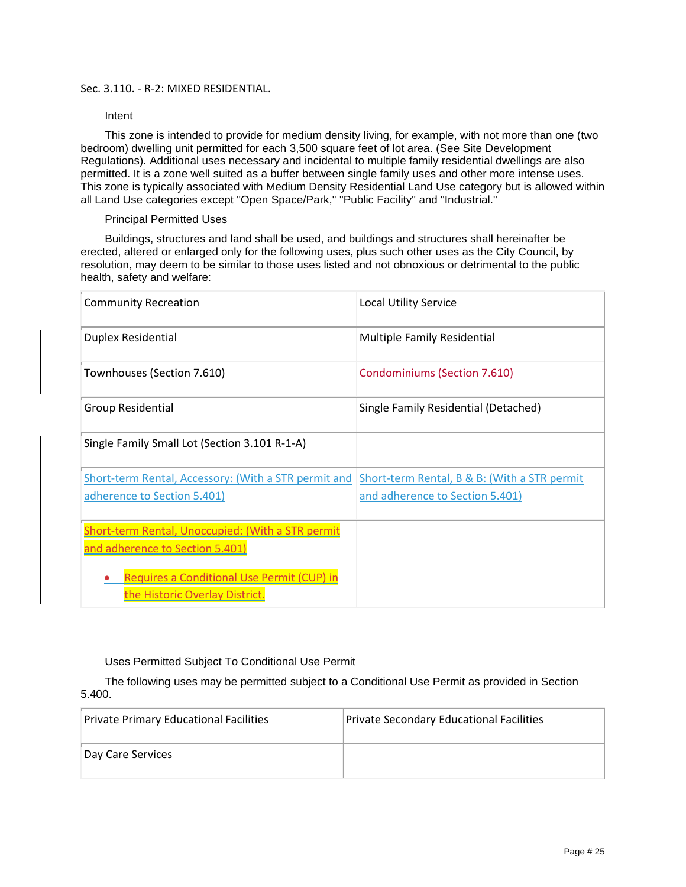Sec. 3.110. - R-2: MIXED RESIDENTIAL.

Intent

This zone is intended to provide for medium density living, for example, with not more than one (two bedroom) dwelling unit permitted for each 3,500 square feet of lot area. (See Site Development Regulations). Additional uses necessary and incidental to multiple family residential dwellings are also permitted. It is a zone well suited as a buffer between single family uses and other more intense uses. This zone is typically associated with Medium Density Residential Land Use category but is allowed within all Land Use categories except "Open Space/Park," "Public Facility" and "Industrial."

Principal Permitted Uses

Buildings, structures and land shall be used, and buildings and structures shall hereinafter be erected, altered or enlarged only for the following uses, plus such other uses as the City Council, by resolution, may deem to be similar to those uses listed and not obnoxious or detrimental to the public health, safety and welfare:

| Community Recreation | Local Utility Service |
|---|---|
| Duplex Residential | Multiple Family Residential |
| Townhouses (Section 7.610) | ~~Condominiums (Section 7.610)~~ |
| Group Residential | Single Family Residential (Detached) |
| Single Family Small Lot (Section 3.101 R-1-A) | |
| Short-term Rental, Accessory: (With a STR permit and adherence to Section 5.401) | Short-term Rental, B & B: (With a STR permit and adherence to Section 5.401) |
| Short-term Rental, Unoccupied: (With a STR permit and adherence to Section 5.401)<br>• Requires a Conditional Use Permit (CUP) in the Historic Overlay District. | |

Uses Permitted Subject To Conditional Use Permit

The following uses may be permitted subject to a Conditional Use Permit as provided in Section 5.400.

| Private Primary Educational Facilities | Private Secondary Educational Facilities |
|---|---|
| Day Care Services | |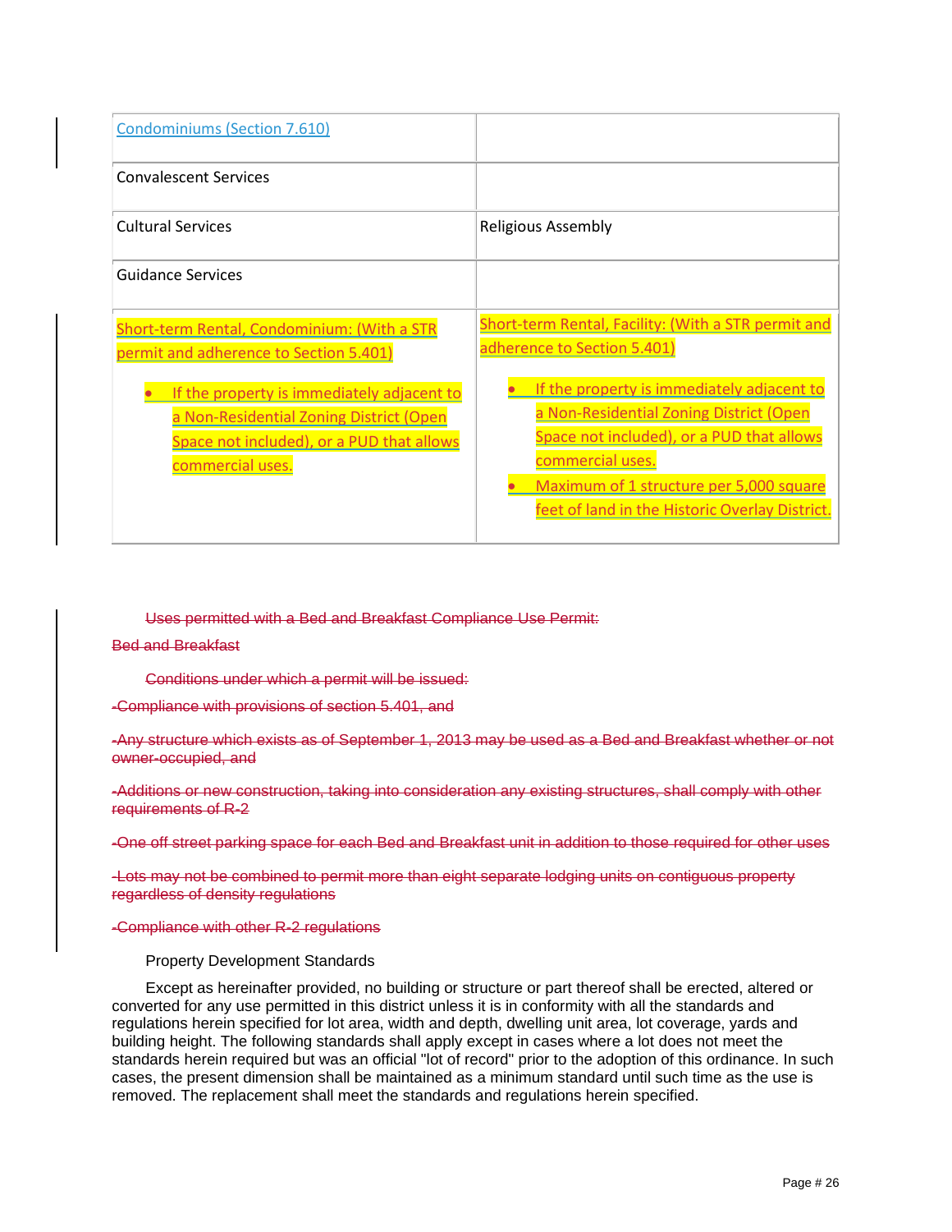| | |
|---|---|
| Condominiums (Section 7.610) | |
| Convalescent Services | |
| Cultural Services | Religious Assembly |
| Guidance Services | |
| Short-term Rental, Condominium: (With a STR permit and adherence to Section 5.401)<br>• If the property is immediately adjacent to a Non-Residential Zoning District (Open Space not included), or a PUD that allows commercial uses. | Short-term Rental, Facility: (With a STR permit and adherence to Section 5.401)<br>• If the property is immediately adjacent to a Non-Residential Zoning District (Open Space not included), or a PUD that allows commercial uses.<br>• Maximum of 1 structure per 5,000 square feet of land in the Historic Overlay District. |

~~Uses permitted with a Bed and Breakfast Compliance Use Permit:~~

~~Bed and Breakfast~~

~~Conditions under which a permit will be issued:~~

~~-Compliance with provisions of section 5.401, and~~

~~-Any structure which exists as of September 1, 2013 may be used as a Bed and Breakfast whether or not owner-occupied, and~~

~~-Additions or new construction, taking into consideration any existing structures, shall comply with other requirements of R-2~~

~~-One off street parking space for each Bed and Breakfast unit in addition to those required for other uses~~

~~-Lots may not be combined to permit more than eight separate lodging units on contiguous property regardless of density regulations~~

~~-Compliance with other R-2 regulations~~

Property Development Standards

Except as hereinafter provided, no building or structure or part thereof shall be erected, altered or converted for any use permitted in this district unless it is in conformity with all the standards and regulations herein specified for lot area, width and depth, dwelling unit area, lot coverage, yards and building height. The following standards shall apply except in cases where a lot does not meet the standards herein required but was an official "lot of record" prior to the adoption of this ordinance. In such cases, the present dimension shall be maintained as a minimum standard until such time as the use is removed. The replacement shall meet the standards and regulations herein specified.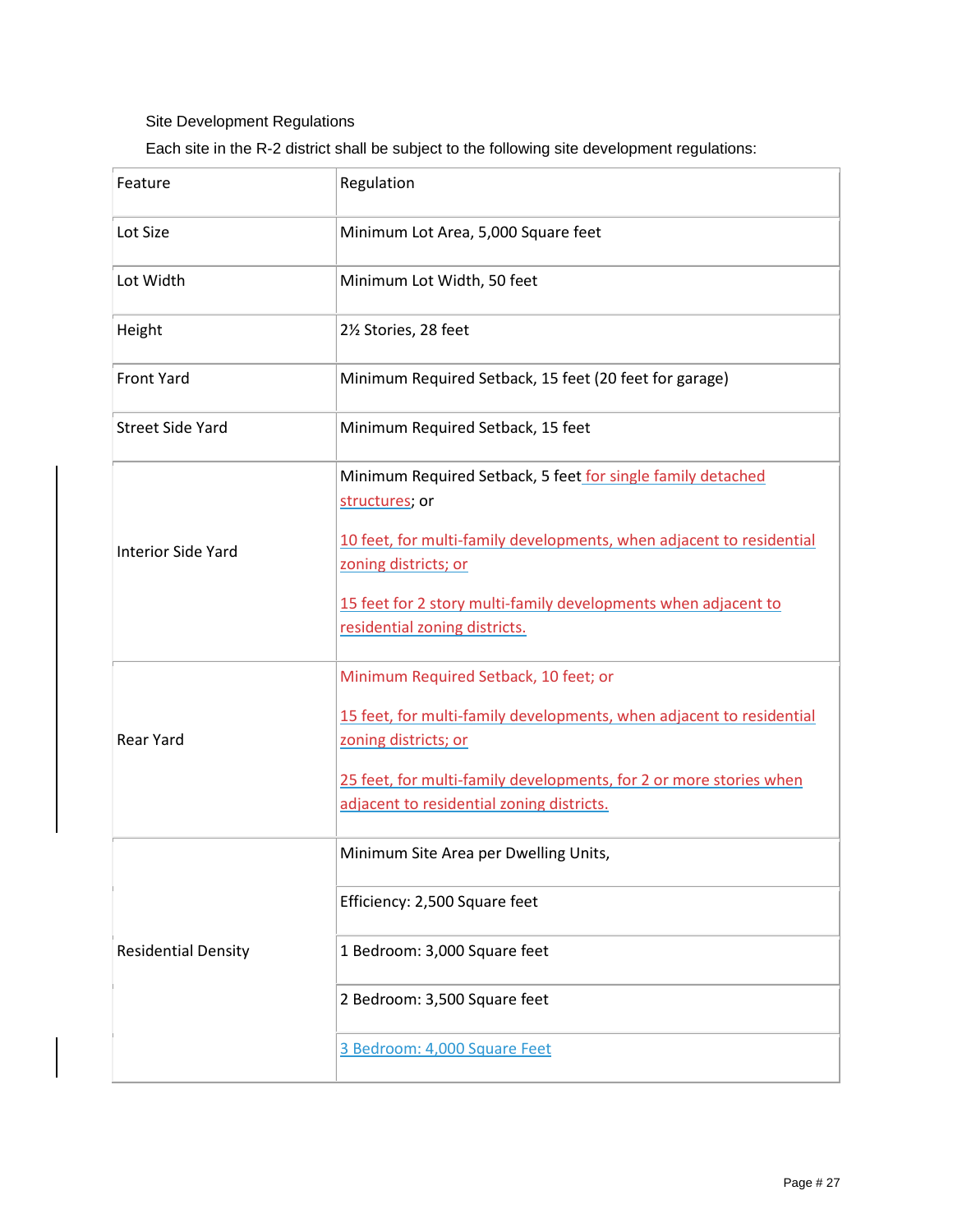Site Development Regulations

Each site in the R-2 district shall be subject to the following site development regulations:

| Feature | Regulation |
| --- | --- |
| Lot Size | Minimum Lot Area, 5,000 Square feet |
| Lot Width | Minimum Lot Width, 50 feet |
| Height | 2½ Stories, 28 feet |
| Front Yard | Minimum Required Setback, 15 feet (20 feet for garage) |
| Street Side Yard | Minimum Required Setback, 15 feet |
| Interior Side Yard | Minimum Required Setback, 5 feet for single family detached structures; or<br><br>10 feet, for multi-family developments, when adjacent to residential zoning districts; or<br><br>15 feet for 2 story multi-family developments when adjacent to residential zoning districts. |
| Rear Yard | Minimum Required Setback, 10 feet; or<br><br>15 feet, for multi-family developments, when adjacent to residential zoning districts; or<br><br>25 feet, for multi-family developments, for 2 or more stories when adjacent to residential zoning districts. |
| Residential Density | Minimum Site Area per Dwelling Units, |
| | Efficiency: 2,500 Square feet |
| | 1 Bedroom: 3,000 Square feet |
| | 2 Bedroom: 3,500 Square feet |
| | 3 Bedroom: 4,000 Square Feet |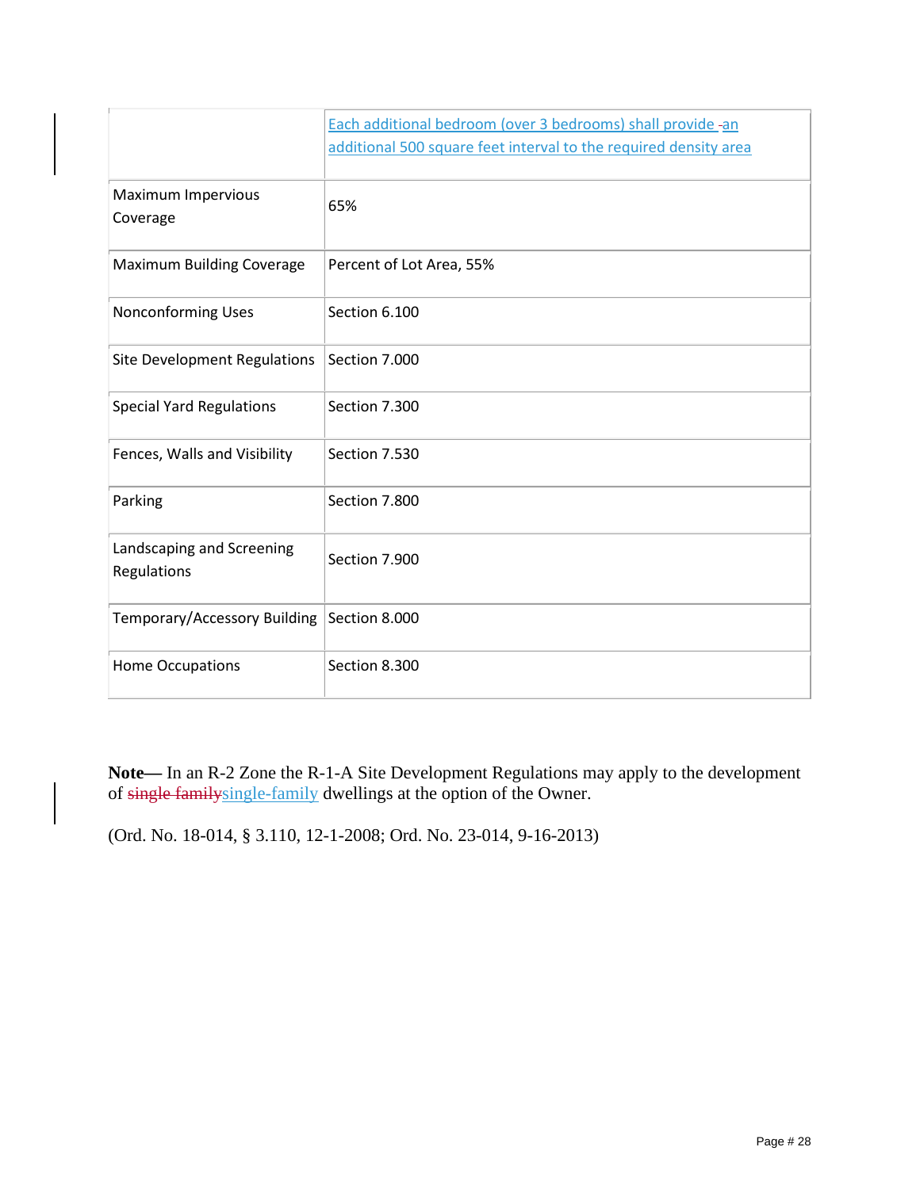| | |
|---|---|
| | Each additional bedroom (over 3 bedrooms) shall provide an additional 500 square feet interval to the required density area |
| Maximum Impervious Coverage | 65% |
| Maximum Building Coverage | Percent of Lot Area, 55% |
| Nonconforming Uses | Section 6.100 |
| Site Development Regulations | Section 7.000 |
| Special Yard Regulations | Section 7.300 |
| Fences, Walls and Visibility | Section 7.530 |
| Parking | Section 7.800 |
| Landscaping and Screening Regulations | Section 7.900 |
| Temporary/Accessory Building | Section 8.000 |
| Home Occupations | Section 8.300 |

**Note—** In an R-2 Zone the R-1-A Site Development Regulations may apply to the development of ~~single family~~single-family dwellings at the option of the Owner.

(Ord. No. 18-014, § 3.110, 12-1-2008; Ord. No. 23-014, 9-16-2013)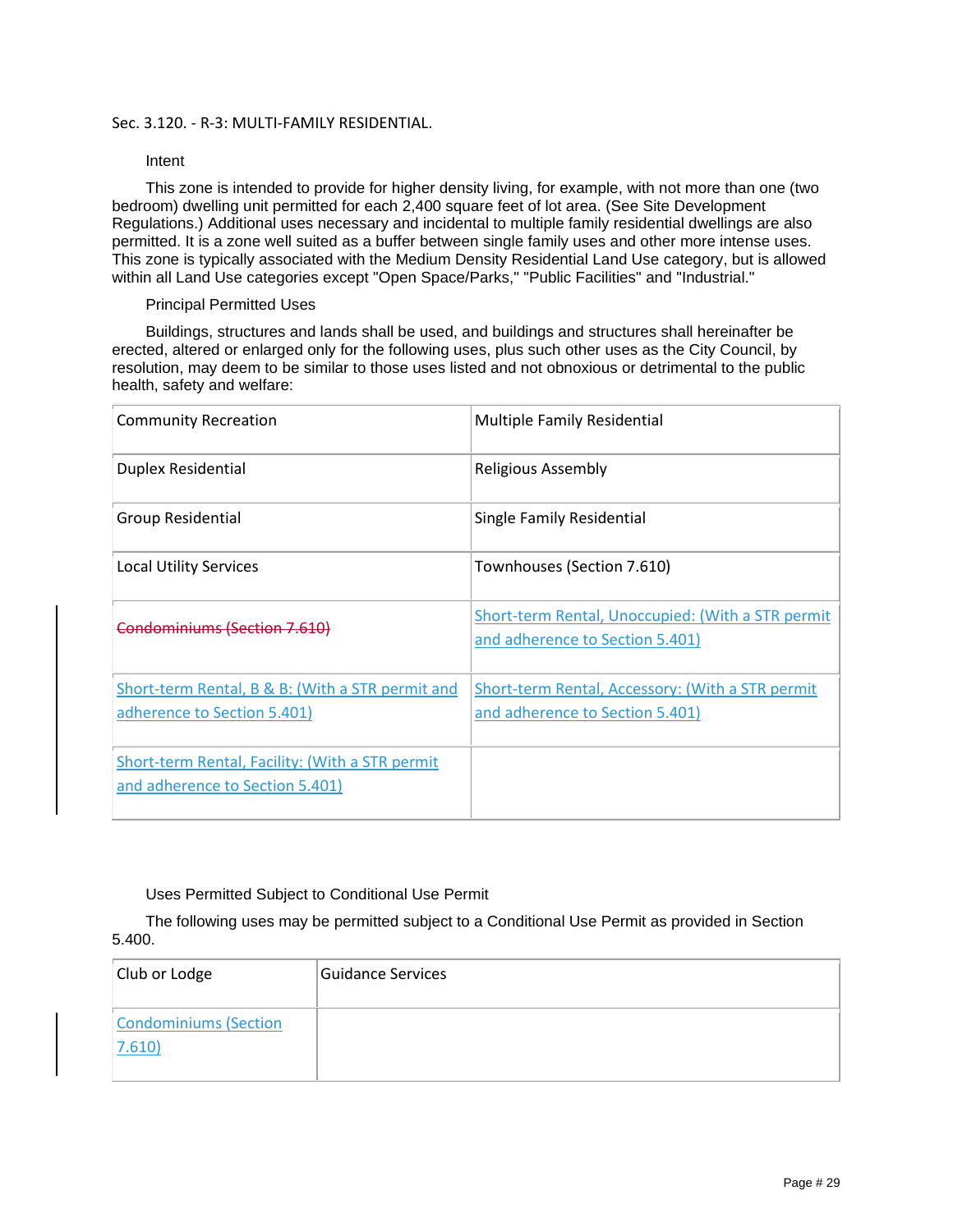Sec. 3.120. - R-3: MULTI-FAMILY RESIDENTIAL.

Intent

This zone is intended to provide for higher density living, for example, with not more than one (two bedroom) dwelling unit permitted for each 2,400 square feet of lot area. (See Site Development Regulations.) Additional uses necessary and incidental to multiple family residential dwellings are also permitted. It is a zone well suited as a buffer between single family uses and other more intense uses. This zone is typically associated with the Medium Density Residential Land Use category, but is allowed within all Land Use categories except "Open Space/Parks," "Public Facilities" and "Industrial."

Principal Permitted Uses

Buildings, structures and lands shall be used, and buildings and structures shall hereinafter be erected, altered or enlarged only for the following uses, plus such other uses as the City Council, by resolution, may deem to be similar to those uses listed and not obnoxious or detrimental to the public health, safety and welfare:

| | |
|---|---|
| Community Recreation | Multiple Family Residential |
| Duplex Residential | Religious Assembly |
| Group Residential | Single Family Residential |
| Local Utility Services | Townhouses (Section 7.610) |
| ~~Condominiums (Section 7.610)~~ | Short-term Rental, Unoccupied: (With a STR permit and adherence to Section 5.401) |
| Short-term Rental, B & B: (With a STR permit and adherence to Section 5.401) | Short-term Rental, Accessory: (With a STR permit and adherence to Section 5.401) |
| Short-term Rental, Facility: (With a STR permit and adherence to Section 5.401) | |

Uses Permitted Subject to Conditional Use Permit

The following uses may be permitted subject to a Conditional Use Permit as provided in Section 5.400.

| | |
|---|---|
| Club or Lodge | Guidance Services |
| Condominiums (Section 7.610) | |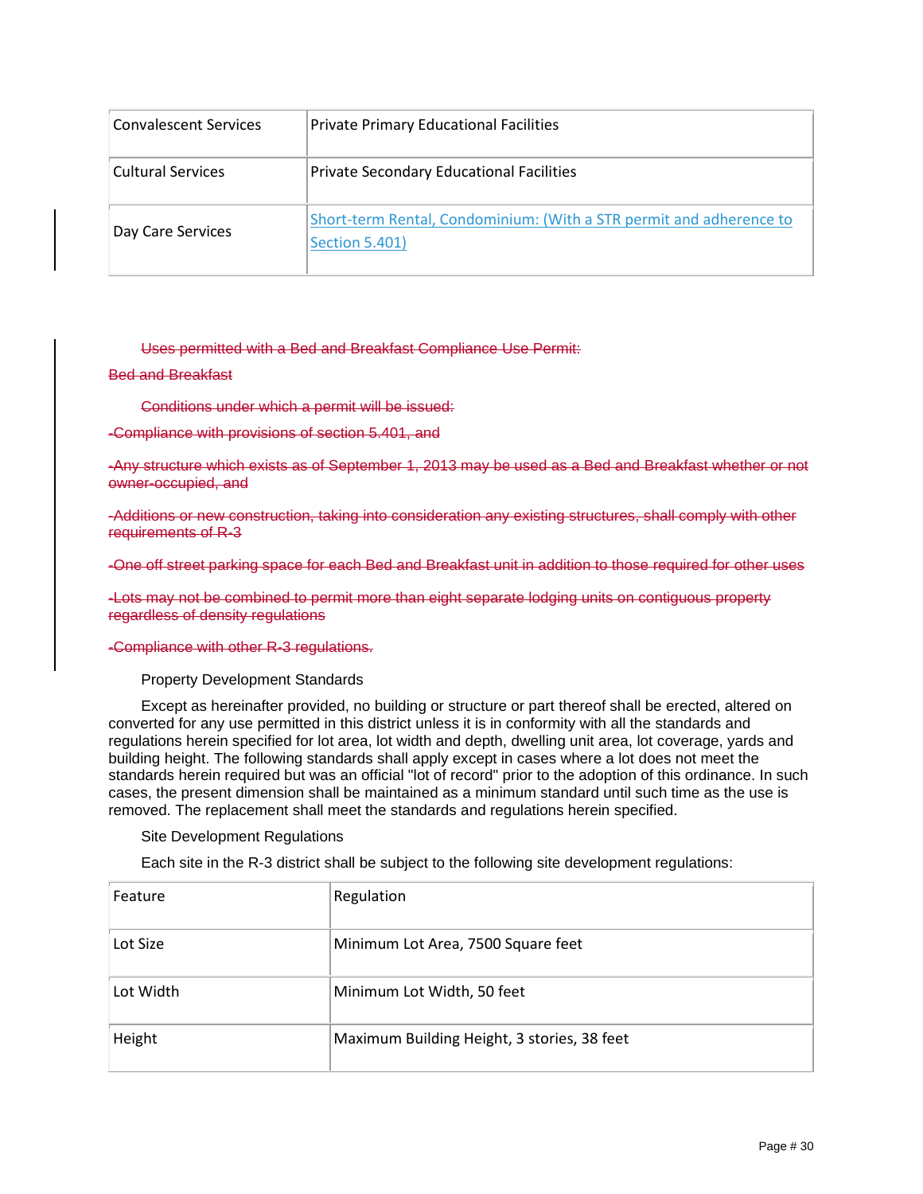| Convalescent Services | Private Primary Educational Facilities |
|---|---|
| Cultural Services | Private Secondary Educational Facilities |
| Day Care Services | Short-term Rental, Condominium: (With a STR permit and adherence to Section 5.401) |

~~Uses permitted with a Bed and Breakfast Compliance Use Permit:~~

~~Bed and Breakfast~~

~~Conditions under which a permit will be issued:~~

~~-Compliance with provisions of section 5.401, and~~

~~-Any structure which exists as of September 1, 2013 may be used as a Bed and Breakfast whether or not owner-occupied, and~~

~~-Additions or new construction, taking into consideration any existing structures, shall comply with other requirements of R-3~~

~~-One off street parking space for each Bed and Breakfast unit in addition to those required for other uses~~

~~-Lots may not be combined to permit more than eight separate lodging units on contiguous property regardless of density regulations~~

~~-Compliance with other R-3 regulations.~~

Property Development Standards

Except as hereinafter provided, no building or structure or part thereof shall be erected, altered on converted for any use permitted in this district unless it is in conformity with all the standards and regulations herein specified for lot area, lot width and depth, dwelling unit area, lot coverage, yards and building height. The following standards shall apply except in cases where a lot does not meet the standards herein required but was an official "lot of record" prior to the adoption of this ordinance. In such cases, the present dimension shall be maintained as a minimum standard until such time as the use is removed. The replacement shall meet the standards and regulations herein specified.

Site Development Regulations

Each site in the R-3 district shall be subject to the following site development regulations:

| Feature | Regulation |
|---|---|
| Lot Size | Minimum Lot Area, 7500 Square feet |
| Lot Width | Minimum Lot Width, 50 feet |
| Height | Maximum Building Height, 3 stories, 38 feet |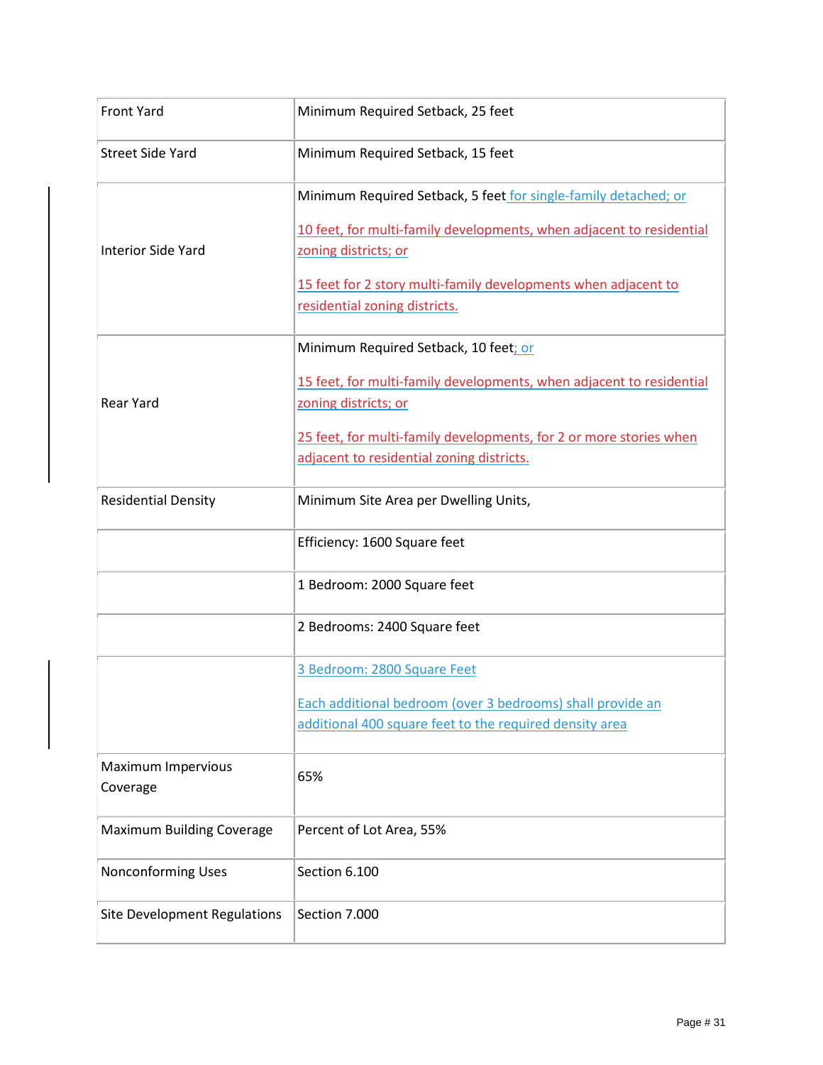| Front Yard | Minimum Required Setback, 25 feet |
| --- | --- |
| Street Side Yard | Minimum Required Setback, 15 feet |
| Interior Side Yard | Minimum Required Setback, 5 feet for single-family detached; or<br><br>10 feet, for multi-family developments, when adjacent to residential zoning districts; or<br><br>15 feet for 2 story multi-family developments when adjacent to residential zoning districts. |
| Rear Yard | Minimum Required Setback, 10 feet; or<br><br>15 feet, for multi-family developments, when adjacent to residential zoning districts; or<br><br>25 feet, for multi-family developments, for 2 or more stories when adjacent to residential zoning districts. |
| Residential Density | Minimum Site Area per Dwelling Units, |
| | Efficiency: 1600 Square feet |
| | 1 Bedroom: 2000 Square feet |
| | 2 Bedrooms: 2400 Square feet |
| | 3 Bedroom: 2800 Square Feet<br><br>Each additional bedroom (over 3 bedrooms) shall provide an additional 400 square feet to the required density area |
| Maximum Impervious Coverage | 65% |
| Maximum Building Coverage | Percent of Lot Area, 55% |
| Nonconforming Uses | Section 6.100 |
| Site Development Regulations | Section 7.000 |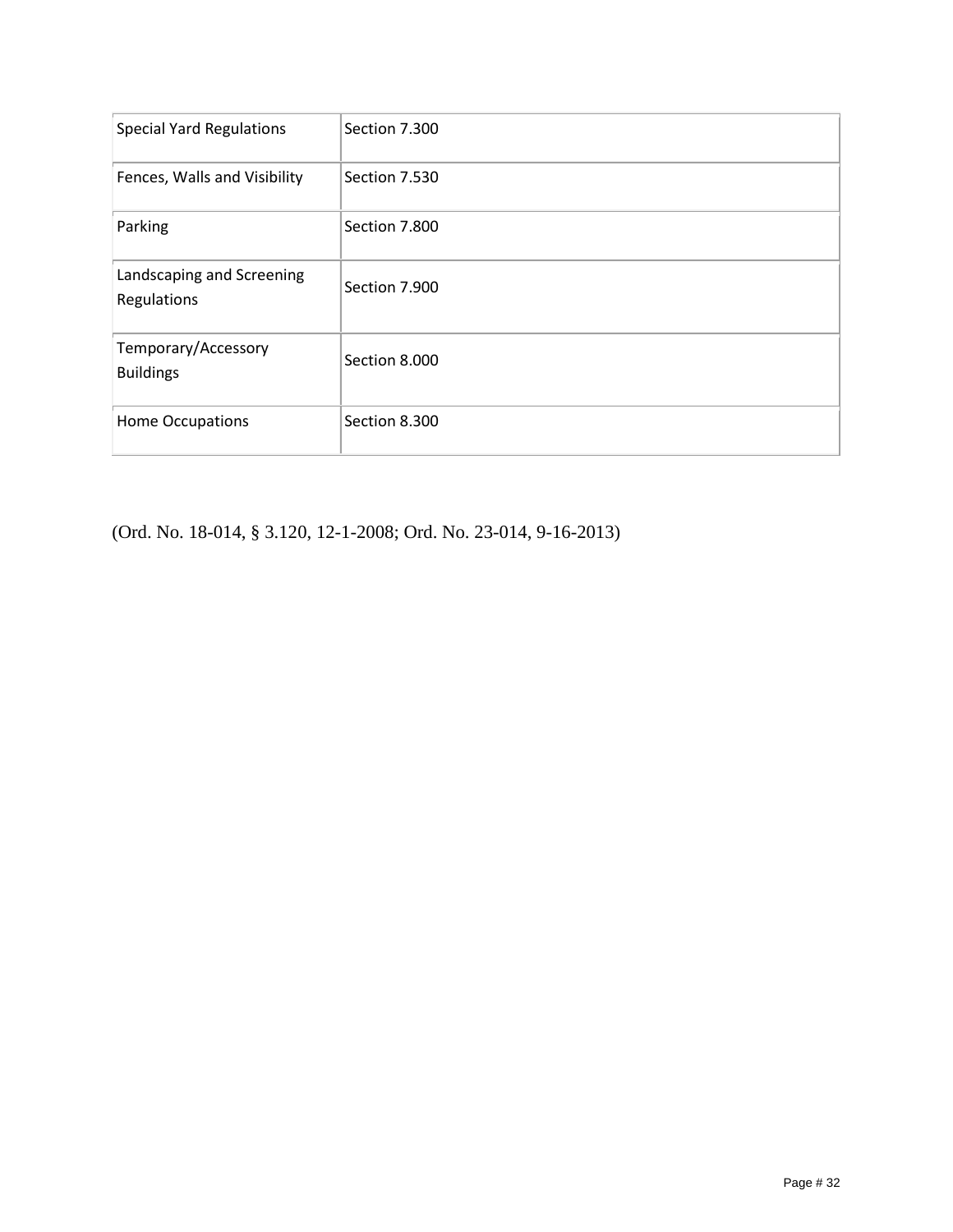| Special Yard Regulations | Section 7.300 |
|---|---|
| Fences, Walls and Visibility | Section 7.530 |
| Parking | Section 7.800 |
| Landscaping and Screening Regulations | Section 7.900 |
| Temporary/Accessory Buildings | Section 8.000 |
| Home Occupations | Section 8.300 |

(Ord. No. 18-014, § 3.120, 12-1-2008; Ord. No. 23-014, 9-16-2013)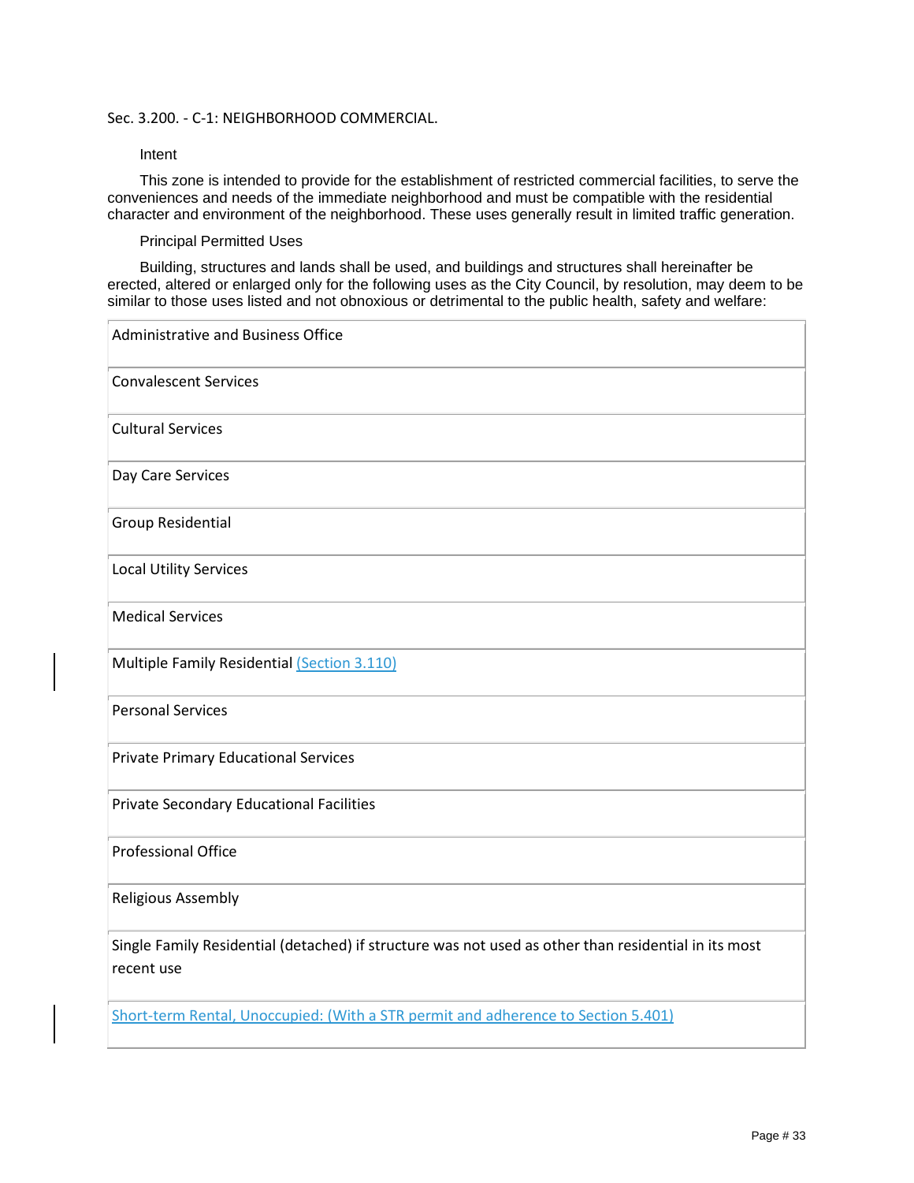## Sec. 3.200. - C-1: NEIGHBORHOOD COMMERCIAL.

Intent

This zone is intended to provide for the establishment of restricted commercial facilities, to serve the conveniences and needs of the immediate neighborhood and must be compatible with the residential character and environment of the neighborhood. These uses generally result in limited traffic generation.

Principal Permitted Uses

Building, structures and lands shall be used, and buildings and structures shall hereinafter be erected, altered or enlarged only for the following uses as the City Council, by resolution, may deem to be similar to those uses listed and not obnoxious or detrimental to the public health, safety and welfare:

| |
|---|
| Administrative and Business Office |
| Convalescent Services |
| Cultural Services |
| Day Care Services |
| Group Residential |
| Local Utility Services |
| Medical Services |
| Multiple Family Residential (Section 3.110) |
| Personal Services |
| Private Primary Educational Services |
| Private Secondary Educational Facilities |
| Professional Office |
| Religious Assembly |
| Single Family Residential (detached) if structure was not used as other than residential in its most recent use |
| Short-term Rental, Unoccupied: (With a STR permit and adherence to Section 5.401) |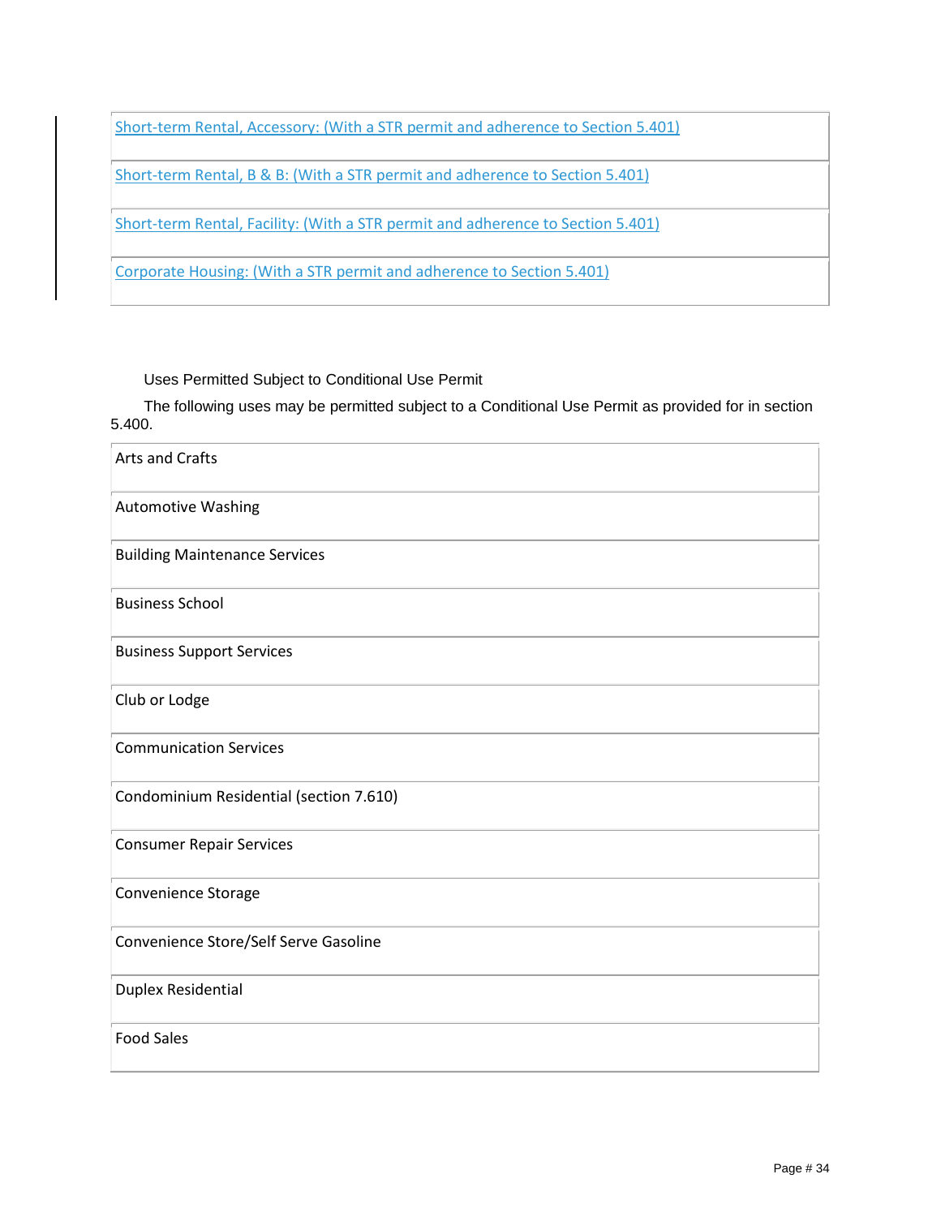| Short-term Rental, Accessory: (With a STR permit and adherence to Section 5.401) |
|---|
| Short-term Rental, B & B: (With a STR permit and adherence to Section 5.401) |
| Short-term Rental, Facility: (With a STR permit and adherence to Section 5.401) |
| Corporate Housing: (With a STR permit and adherence to Section 5.401) |

Uses Permitted Subject to Conditional Use Permit

The following uses may be permitted subject to a Conditional Use Permit as provided for in section 5.400.

| Arts and Crafts |
|---|
| Automotive Washing |
| Building Maintenance Services |
| Business School |
| Business Support Services |
| Club or Lodge |
| Communication Services |
| Condominium Residential (section 7.610) |
| Consumer Repair Services |
| Convenience Storage |
| Convenience Store/Self Serve Gasoline |
| Duplex Residential |
| Food Sales |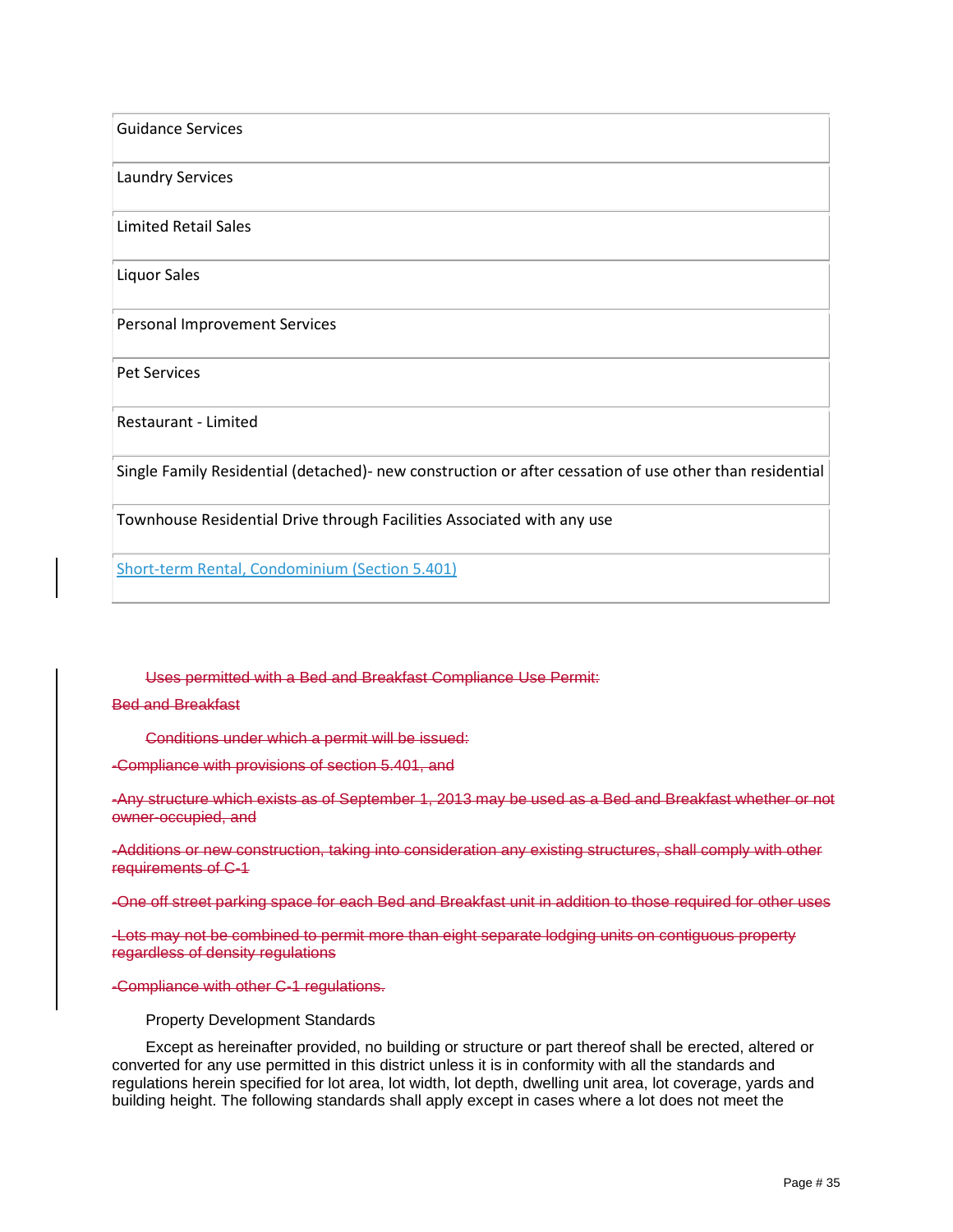| Guidance Services |
|---|
| Laundry Services |
| Limited Retail Sales |
| Liquor Sales |
| Personal Improvement Services |
| Pet Services |
| Restaurant - Limited |
| Single Family Residential (detached)- new construction or after cessation of use other than residential |
| Townhouse Residential Drive through Facilities Associated with any use |
| Short-term Rental, Condominium (Section 5.401) |

~~Uses permitted with a Bed and Breakfast Compliance Use Permit:~~

~~Bed and Breakfast~~

~~Conditions under which a permit will be issued:~~

~~-Compliance with provisions of section 5.401, and~~

~~-Any structure which exists as of September 1, 2013 may be used as a Bed and Breakfast whether or not owner-occupied, and~~

~~-Additions or new construction, taking into consideration any existing structures, shall comply with other requirements of C-1~~

~~-One off street parking space for each Bed and Breakfast unit in addition to those required for other uses~~

~~-Lots may not be combined to permit more than eight separate lodging units on contiguous property regardless of density regulations~~

~~-Compliance with other C-1 regulations.~~

Property Development Standards

Except as hereinafter provided, no building or structure or part thereof shall be erected, altered or converted for any use permitted in this district unless it is in conformity with all the standards and regulations herein specified for lot area, lot width, lot depth, dwelling unit area, lot coverage, yards and building height. The following standards shall apply except in cases where a lot does not meet the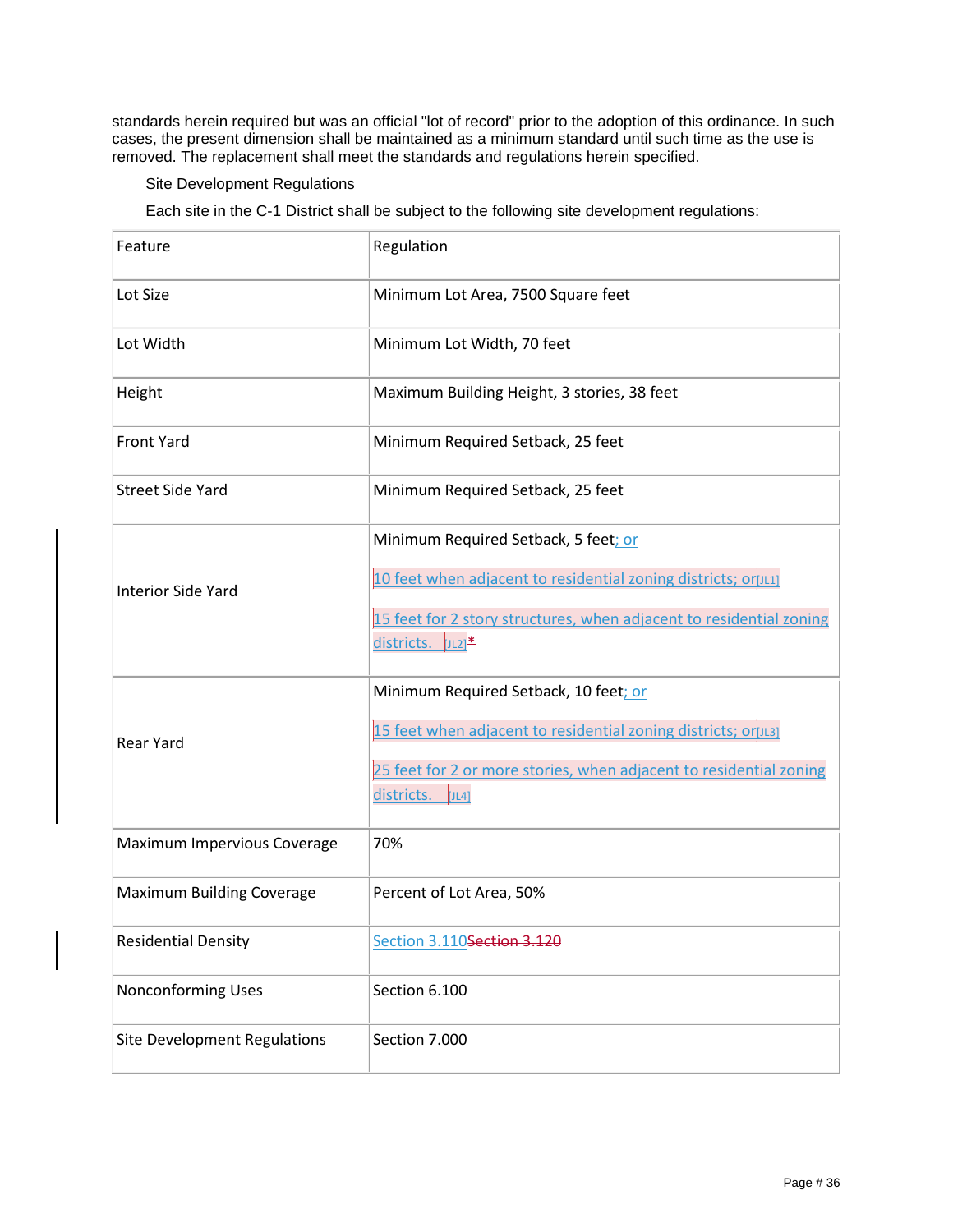standards herein required but was an official "lot of record" prior to the adoption of this ordinance. In such cases, the present dimension shall be maintained as a minimum standard until such time as the use is removed. The replacement shall meet the standards and regulations herein specified.

Site Development Regulations

Each site in the C-1 District shall be subject to the following site development regulations:

| Feature | Regulation |
|---|---|
| Lot Size | Minimum Lot Area, 7500 Square feet |
| Lot Width | Minimum Lot Width, 70 feet |
| Height | Maximum Building Height, 3 stories, 38 feet |
| Front Yard | Minimum Required Setback, 25 feet |
| Street Side Yard | Minimum Required Setback, 25 feet |
| Interior Side Yard | Minimum Required Setback, 5 feet; or<br><br>10 feet when adjacent to residential zoning districts; or[JL1]<br><br>15 feet for 2 story structures, when adjacent to residential zoning districts. [JL2]* |
| Rear Yard | Minimum Required Setback, 10 feet; or<br><br>15 feet when adjacent to residential zoning districts; or[JL3]<br><br>25 feet for 2 or more stories, when adjacent to residential zoning districts. [JL4] |
| Maximum Impervious Coverage | 70% |
| Maximum Building Coverage | Percent of Lot Area, 50% |
| Residential Density | Section 3.110~~Section 3.120~~ |
| Nonconforming Uses | Section 6.100 |
| Site Development Regulations | Section 7.000 |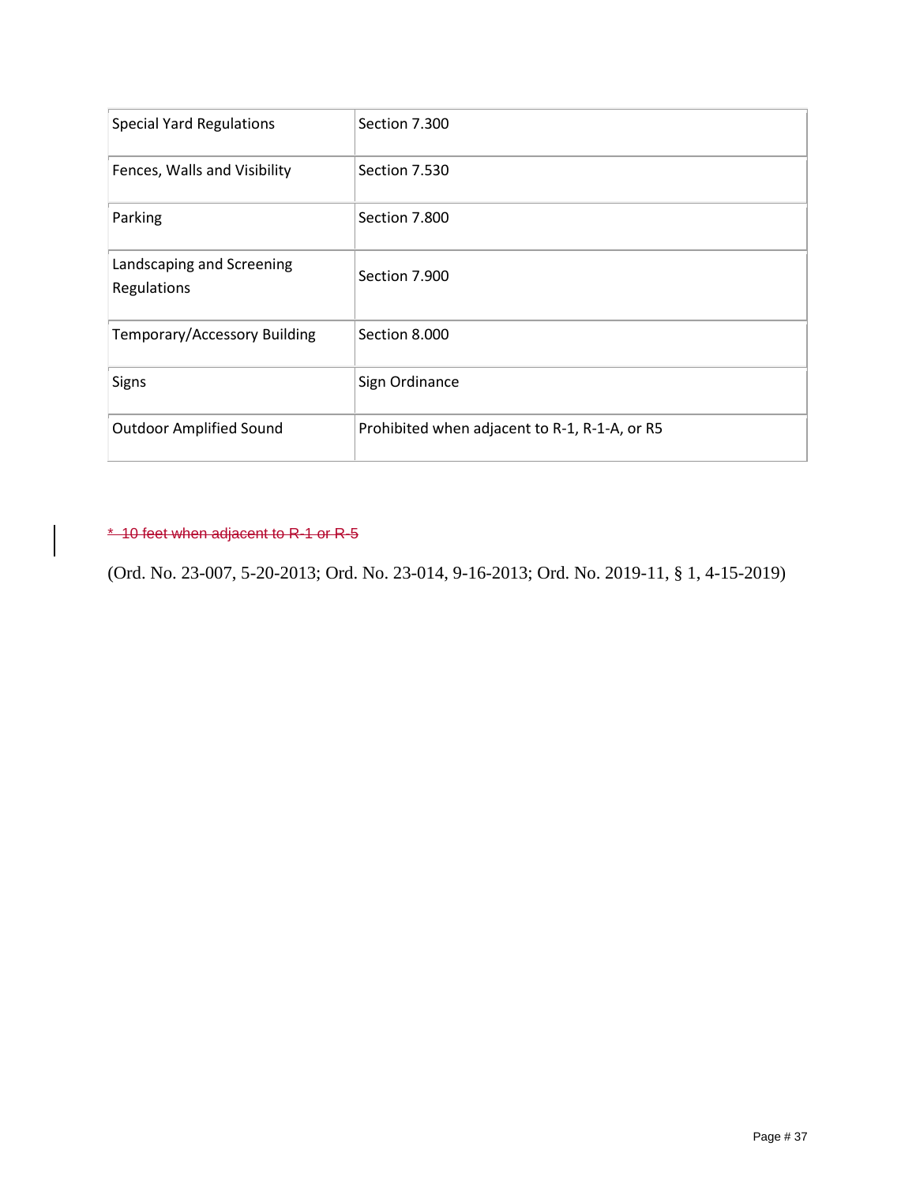| Special Yard Regulations | Section 7.300 |
|---|---|
| Fences, Walls and Visibility | Section 7.530 |
| Parking | Section 7.800 |
| Landscaping and Screening Regulations | Section 7.900 |
| Temporary/Accessory Building | Section 8.000 |
| Signs | Sign Ordinance |
| Outdoor Amplified Sound | Prohibited when adjacent to R-1, R-1-A, or R5 |

~~* 10 feet when adjacent to R-1 or R-5~~

(Ord. No. 23-007, 5-20-2013; Ord. No. 23-014, 9-16-2013; Ord. No. 2019-11, § 1, 4-15-2019)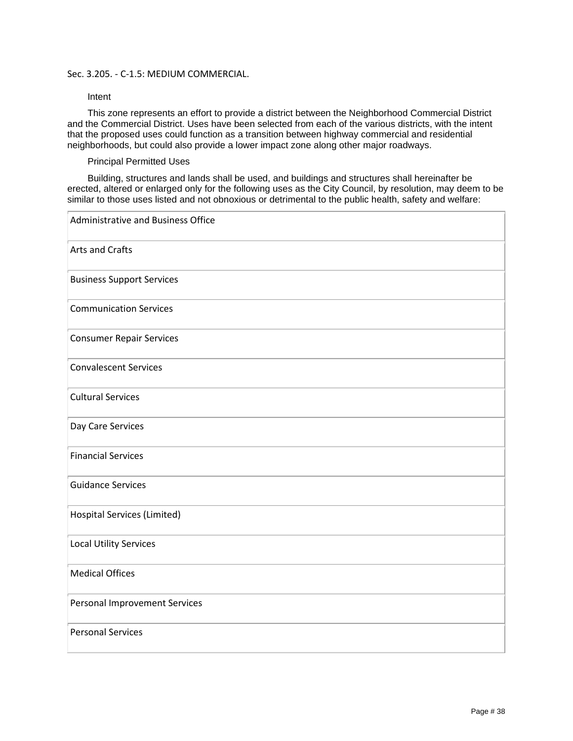## Sec. 3.205. - C-1.5: MEDIUM COMMERCIAL.

Intent

This zone represents an effort to provide a district between the Neighborhood Commercial District and the Commercial District. Uses have been selected from each of the various districts, with the intent that the proposed uses could function as a transition between highway commercial and residential neighborhoods, but could also provide a lower impact zone along other major roadways.

Principal Permitted Uses

Building, structures and lands shall be used, and buildings and structures shall hereinafter be erected, altered or enlarged only for the following uses as the City Council, by resolution, may deem to be similar to those uses listed and not obnoxious or detrimental to the public health, safety and welfare:

| |
|---|
| Administrative and Business Office |
| Arts and Crafts |
| Business Support Services |
| Communication Services |
| Consumer Repair Services |
| Convalescent Services |
| Cultural Services |
| Day Care Services |
| Financial Services |
| Guidance Services |
| Hospital Services (Limited) |
| Local Utility Services |
| Medical Offices |
| Personal Improvement Services |
| Personal Services |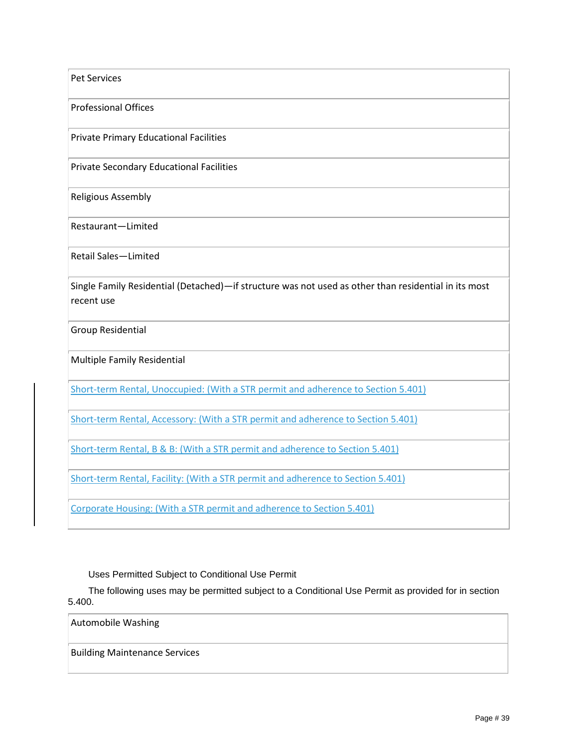| Pet Services |
|---|
| Professional Offices |
| Private Primary Educational Facilities |
| Private Secondary Educational Facilities |
| Religious Assembly |
| Restaurant—Limited |
| Retail Sales—Limited |
| Single Family Residential (Detached)—if structure was not used as other than residential in its most recent use |
| Group Residential |
| Multiple Family Residential |
| Short-term Rental, Unoccupied: (With a STR permit and adherence to Section 5.401) |
| Short-term Rental, Accessory: (With a STR permit and adherence to Section 5.401) |
| Short-term Rental, B & B: (With a STR permit and adherence to Section 5.401) |
| Short-term Rental, Facility: (With a STR permit and adherence to Section 5.401) |
| Corporate Housing: (With a STR permit and adherence to Section 5.401) |

Uses Permitted Subject to Conditional Use Permit

The following uses may be permitted subject to a Conditional Use Permit as provided for in section 5.400.

| Automobile Washing |
|---|
| Building Maintenance Services |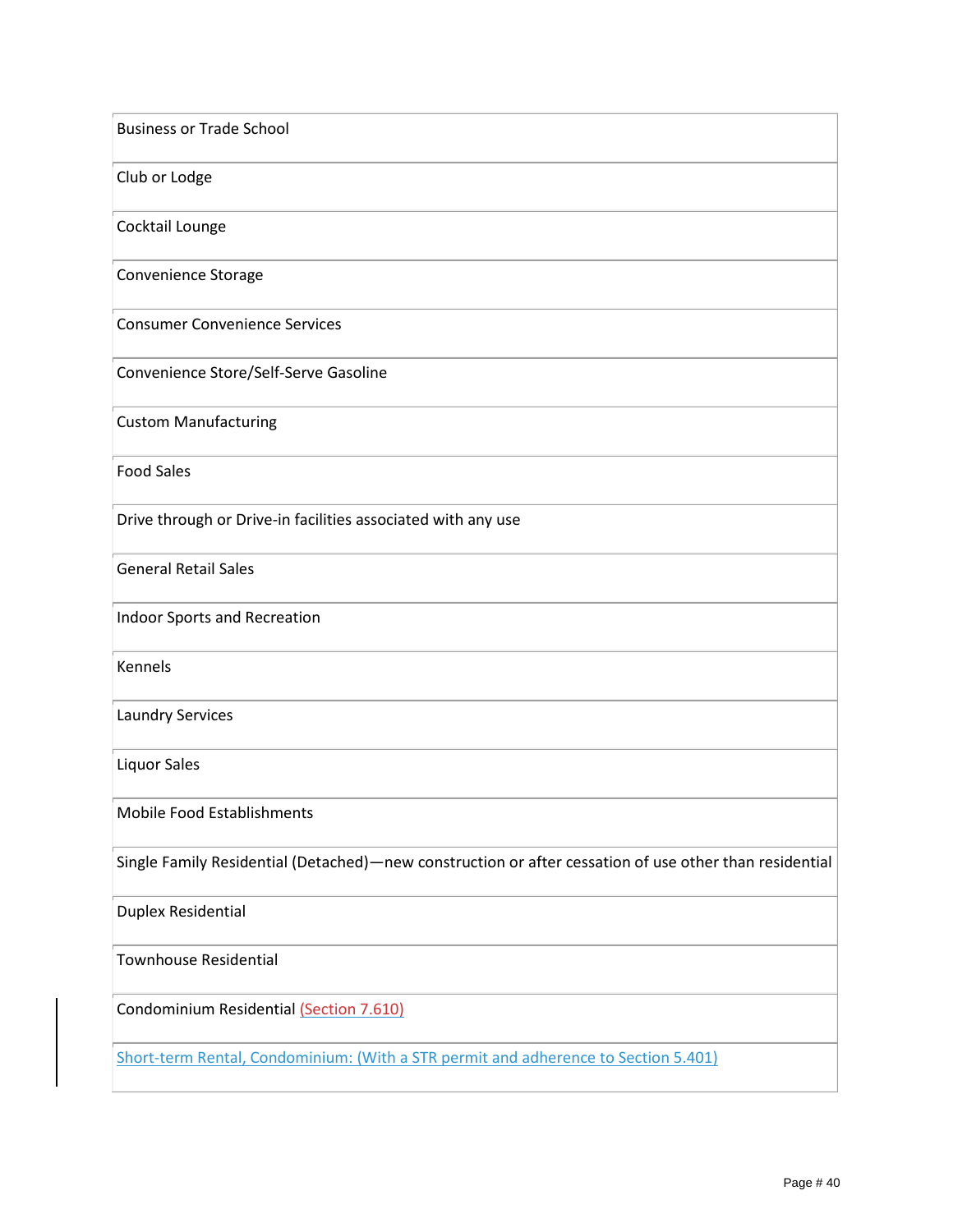| Business or Trade School |
|---|
| Club or Lodge |
| Cocktail Lounge |
| Convenience Storage |
| Consumer Convenience Services |
| Convenience Store/Self-Serve Gasoline |
| Custom Manufacturing |
| Food Sales |
| Drive through or Drive-in facilities associated with any use |
| General Retail Sales |
| Indoor Sports and Recreation |
| Kennels |
| Laundry Services |
| Liquor Sales |
| Mobile Food Establishments |
| Single Family Residential (Detached)—new construction or after cessation of use other than residential |
| Duplex Residential |
| Townhouse Residential |
| Condominium Residential (Section 7.610) |
| Short-term Rental, Condominium: (With a STR permit and adherence to Section 5.401) |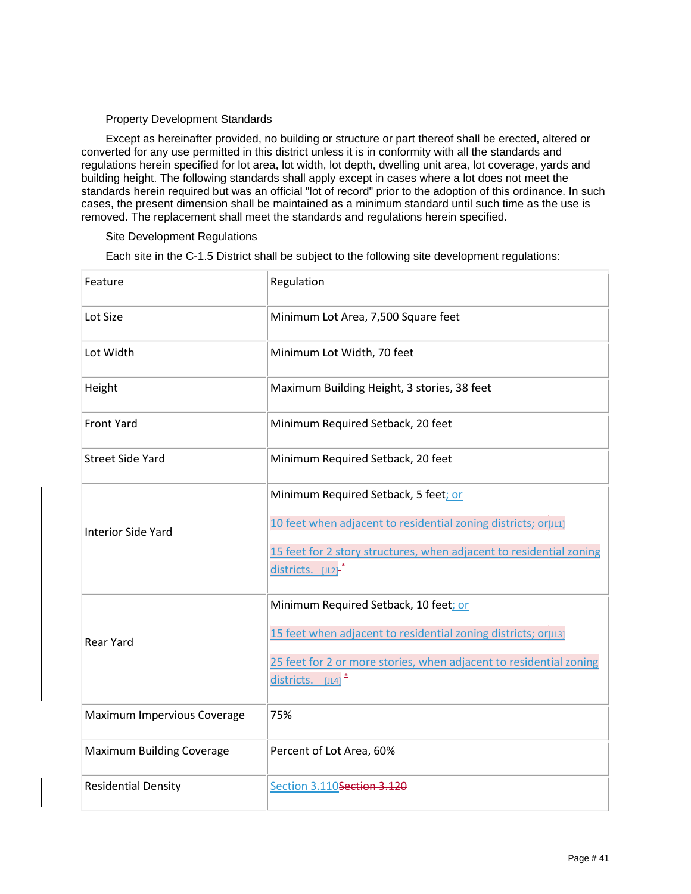Property Development Standards

Except as hereinafter provided, no building or structure or part thereof shall be erected, altered or converted for any use permitted in this district unless it is in conformity with all the standards and regulations herein specified for lot area, lot width, lot depth, dwelling unit area, lot coverage, yards and building height. The following standards shall apply except in cases where a lot does not meet the standards herein required but was an official "lot of record" prior to the adoption of this ordinance. In such cases, the present dimension shall be maintained as a minimum standard until such time as the use is removed. The replacement shall meet the standards and regulations herein specified.

Site Development Regulations

Each site in the C-1.5 District shall be subject to the following site development regulations:

| Feature | Regulation |
| --- | --- |
| Lot Size | Minimum Lot Area, 7,500 Square feet |
| Lot Width | Minimum Lot Width, 70 feet |
| Height | Maximum Building Height, 3 stories, 38 feet |
| Front Yard | Minimum Required Setback, 20 feet |
| Street Side Yard | Minimum Required Setback, 20 feet |
| Interior Side Yard | Minimum Required Setback, 5 feet; or<br>10 feet when adjacent to residential zoning districts; or [JL1]<br>15 feet for 2 story structures, when adjacent to residential zoning districts. [JL2] * |
| Rear Yard | Minimum Required Setback, 10 feet; or<br>15 feet when adjacent to residential zoning districts; or [JL3]<br>25 feet for 2 or more stories, when adjacent to residential zoning districts. [JL4] * |
| Maximum Impervious Coverage | 75% |
| Maximum Building Coverage | Percent of Lot Area, 60% |
| Residential Density | Section 3.110 ~~Section 3.120~~ |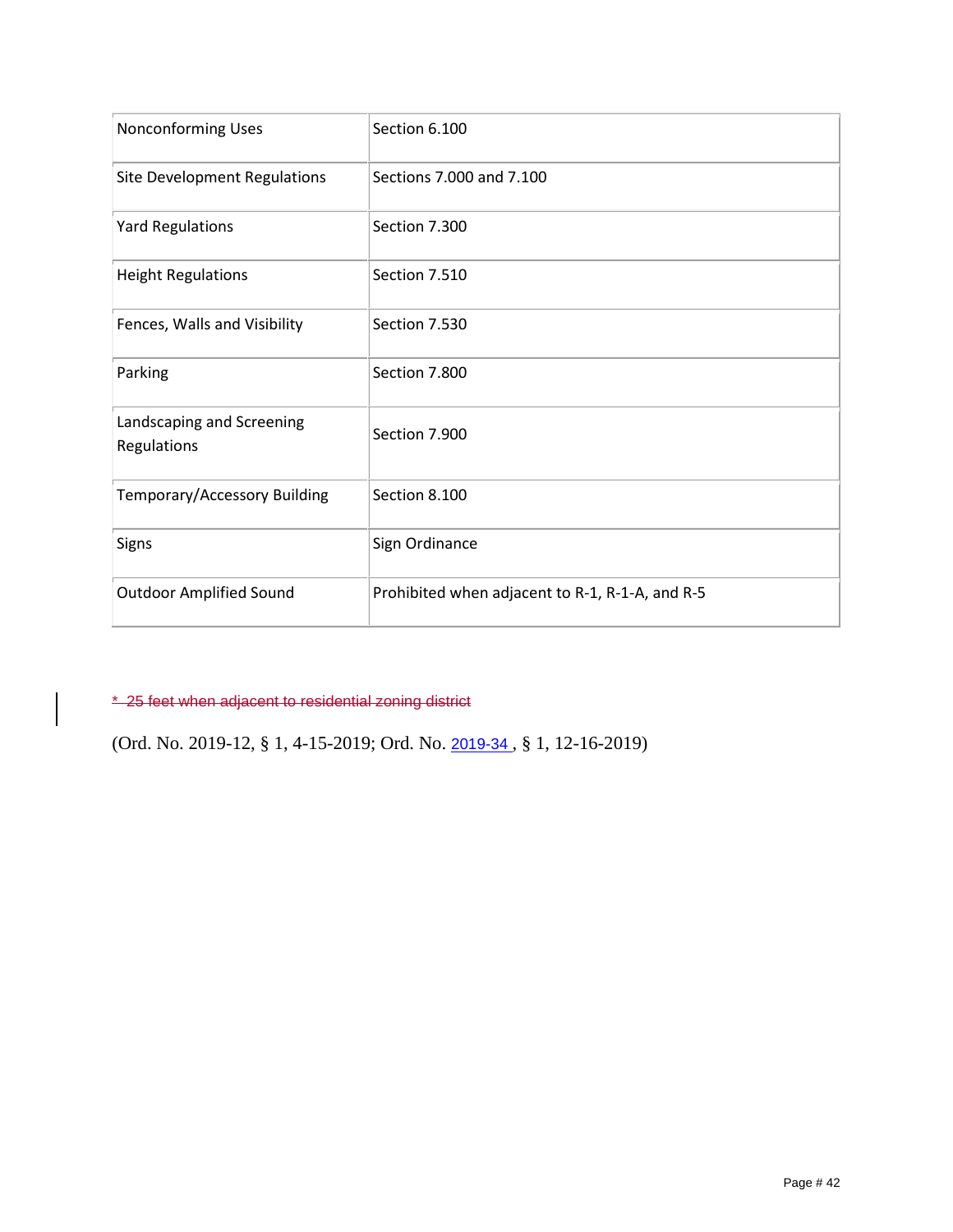| Nonconforming Uses | Section 6.100 |
|---|---|
| Site Development Regulations | Sections 7.000 and 7.100 |
| Yard Regulations | Section 7.300 |
| Height Regulations | Section 7.510 |
| Fences, Walls and Visibility | Section 7.530 |
| Parking | Section 7.800 |
| Landscaping and Screening Regulations | Section 7.900 |
| Temporary/Accessory Building | Section 8.100 |
| Signs | Sign Ordinance |
| Outdoor Amplified Sound | Prohibited when adjacent to R-1, R-1-A, and R-5 |

~~* 25 feet when adjacent to residential zoning district~~

(Ord. No. 2019-12, § 1, 4-15-2019; Ord. No. 2019-34 , § 1, 12-16-2019)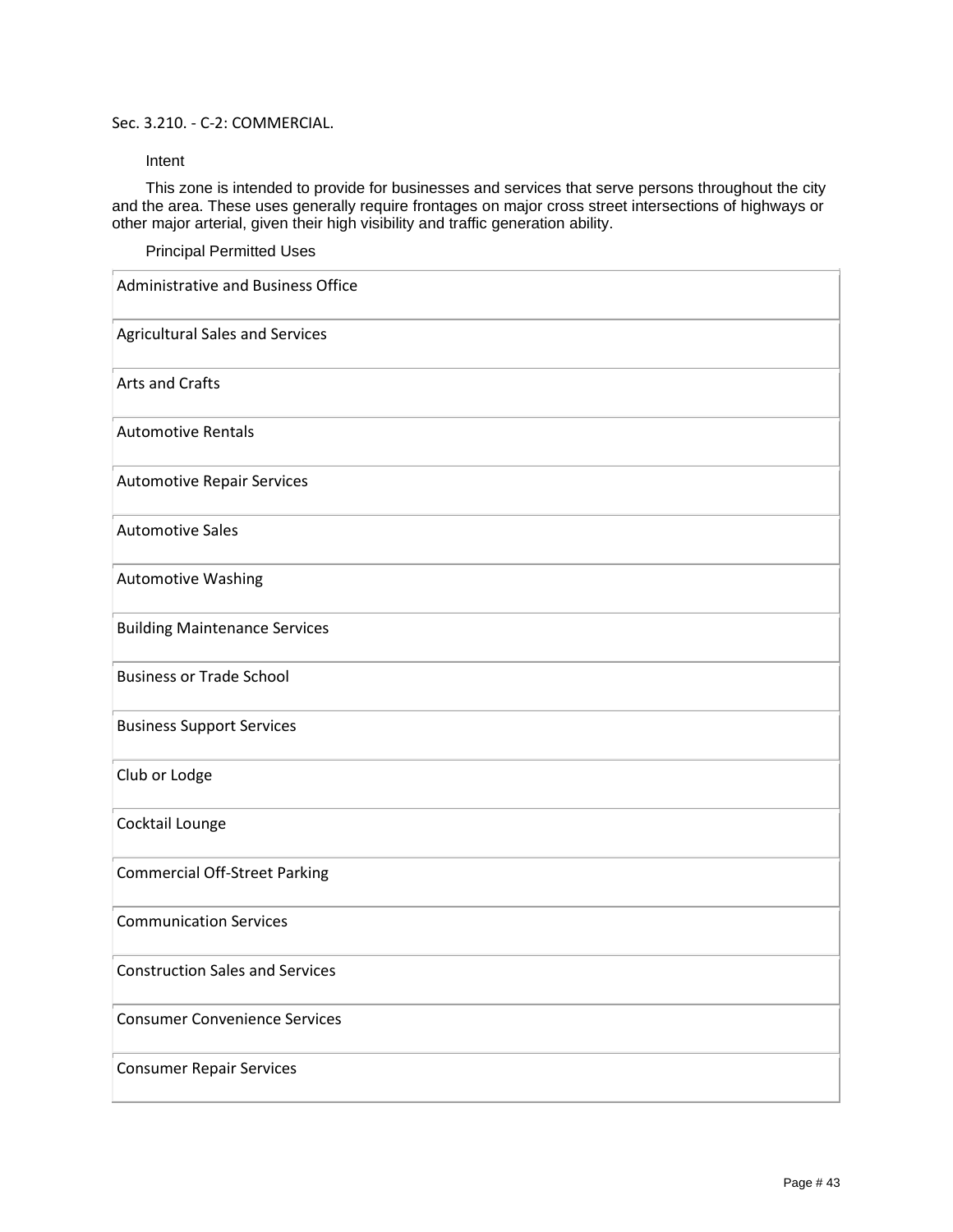## Sec. 3.210. - C-2: COMMERCIAL.

Intent

This zone is intended to provide for businesses and services that serve persons throughout the city and the area. These uses generally require frontages on major cross street intersections of highways or other major arterial, given their high visibility and traffic generation ability.

Principal Permitted Uses

| Principal Permitted Uses |
|---|
| Administrative and Business Office |
| Agricultural Sales and Services |
| Arts and Crafts |
| Automotive Rentals |
| Automotive Repair Services |
| Automotive Sales |
| Automotive Washing |
| Building Maintenance Services |
| Business or Trade School |
| Business Support Services |
| Club or Lodge |
| Cocktail Lounge |
| Commercial Off-Street Parking |
| Communication Services |
| Construction Sales and Services |
| Consumer Convenience Services |
| Consumer Repair Services |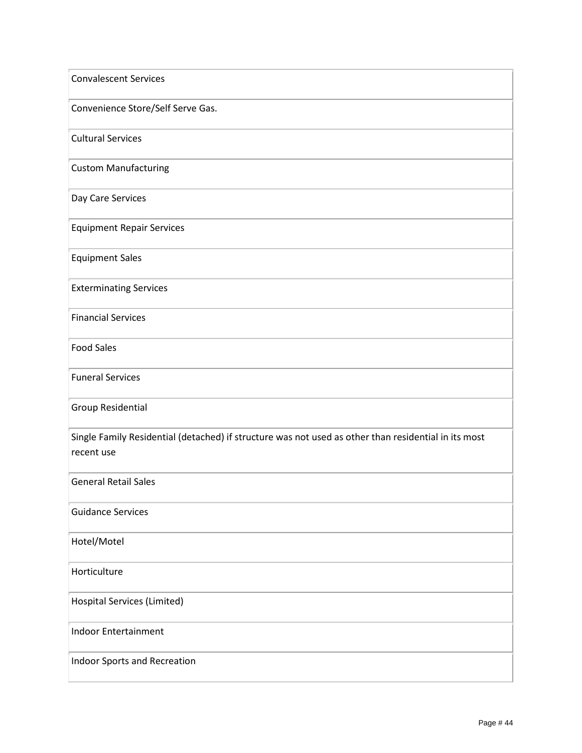| Convalescent Services |
|---|
| Convenience Store/Self Serve Gas. |
| Cultural Services |
| Custom Manufacturing |
| Day Care Services |
| Equipment Repair Services |
| Equipment Sales |
| Exterminating Services |
| Financial Services |
| Food Sales |
| Funeral Services |
| Group Residential |
| Single Family Residential (detached) if structure was not used as other than residential in its most recent use |
| General Retail Sales |
| Guidance Services |
| Hotel/Motel |
| Horticulture |
| Hospital Services (Limited) |
| Indoor Entertainment |
| Indoor Sports and Recreation |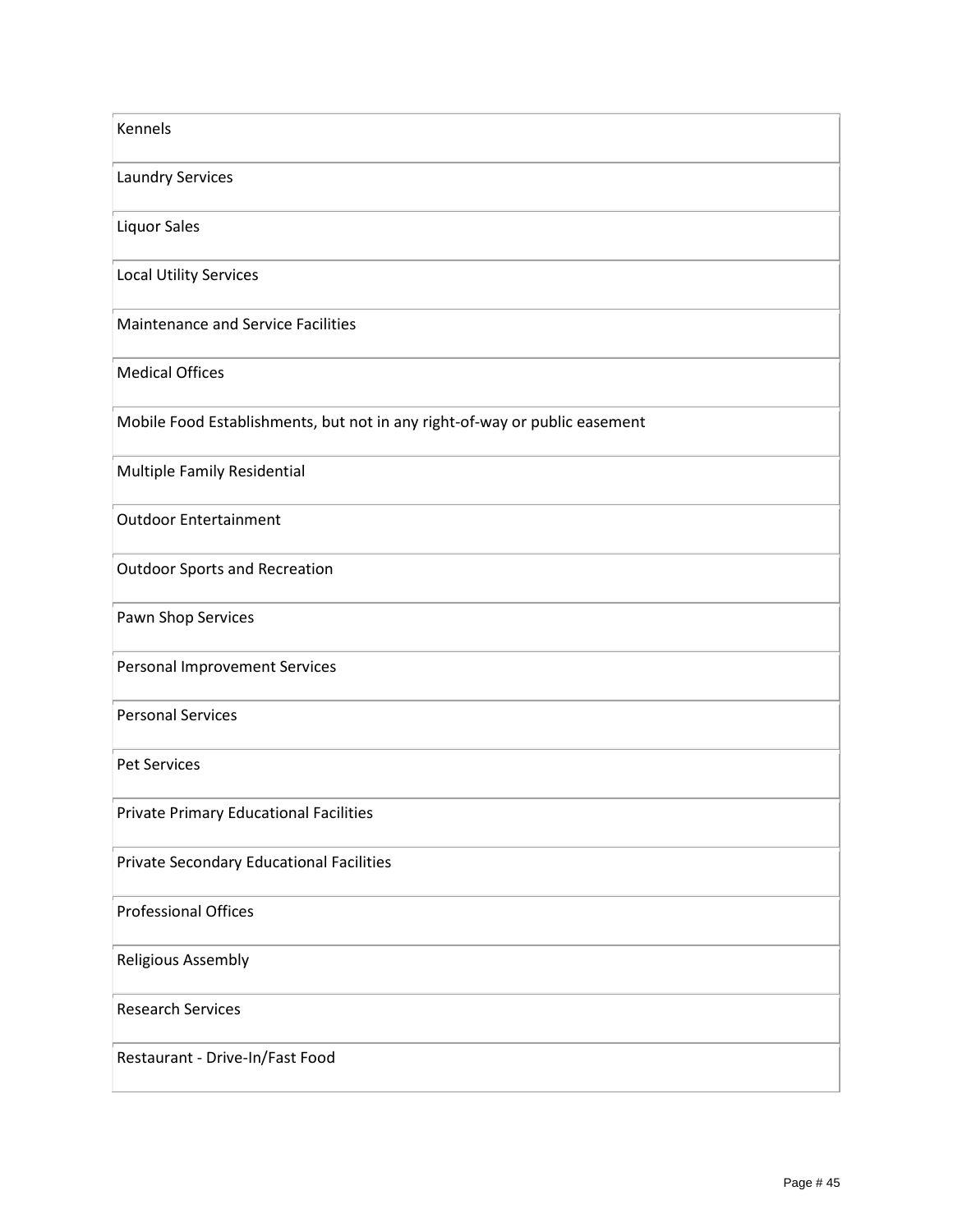| Kennels |
|---|
| Laundry Services |
| Liquor Sales |
| Local Utility Services |
| Maintenance and Service Facilities |
| Medical Offices |
| Mobile Food Establishments, but not in any right-of-way or public easement |
| Multiple Family Residential |
| Outdoor Entertainment |
| Outdoor Sports and Recreation |
| Pawn Shop Services |
| Personal Improvement Services |
| Personal Services |
| Pet Services |
| Private Primary Educational Facilities |
| Private Secondary Educational Facilities |
| Professional Offices |
| Religious Assembly |
| Research Services |
| Restaurant - Drive-In/Fast Food |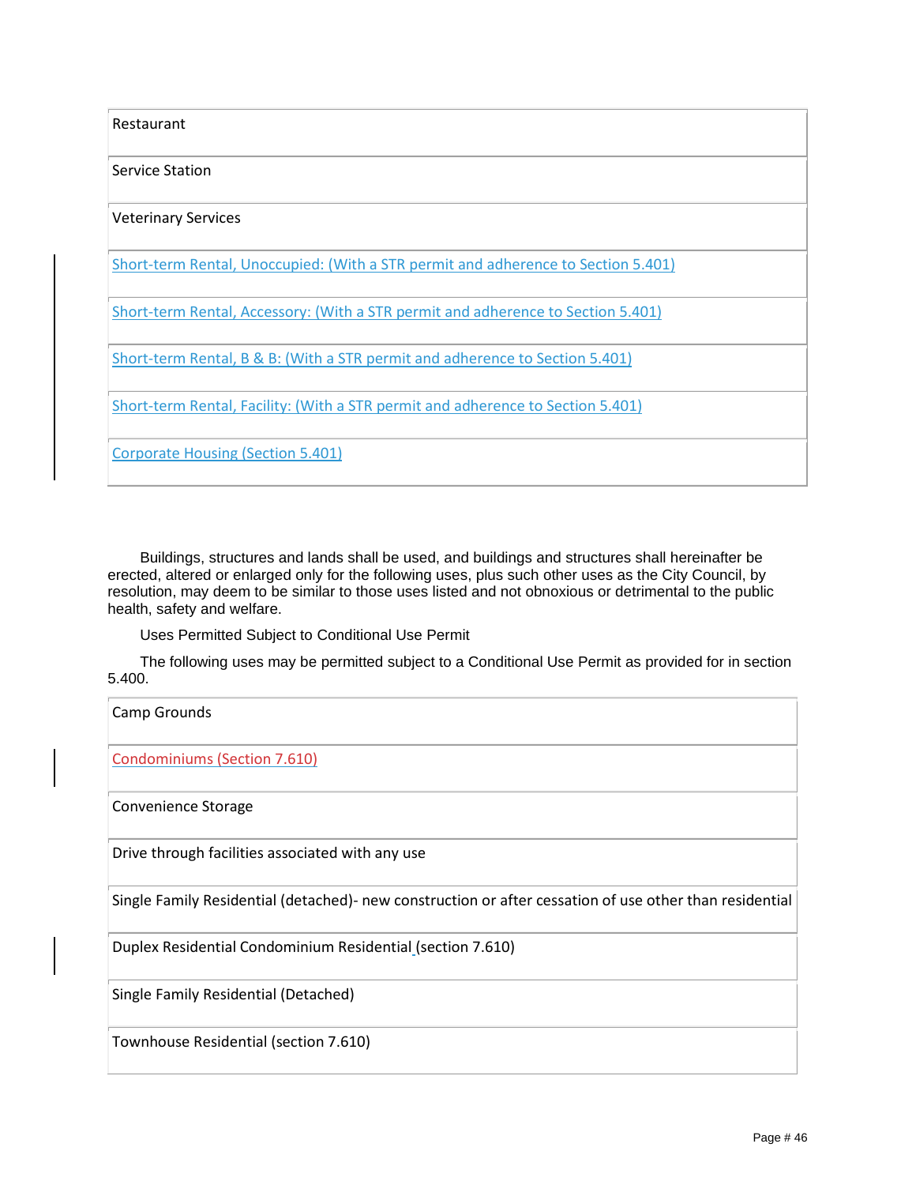| Restaurant |
|---|
| Service Station |
| Veterinary Services |
| Short-term Rental, Unoccupied: (With a STR permit and adherence to Section 5.401) |
| Short-term Rental, Accessory: (With a STR permit and adherence to Section 5.401) |
| Short-term Rental, B & B: (With a STR permit and adherence to Section 5.401) |
| Short-term Rental, Facility: (With a STR permit and adherence to Section 5.401) |
| Corporate Housing (Section 5.401) |

Buildings, structures and lands shall be used, and buildings and structures shall hereinafter be erected, altered or enlarged only for the following uses, plus such other uses as the City Council, by resolution, may deem to be similar to those listed and not obnoxious or detrimental to the public health, safety and welfare.

Uses Permitted Subject to Conditional Use Permit

The following uses may be permitted subject to a Conditional Use Permit as provided for in section 5.400.

| Camp Grounds |
|---|
| Condominiums (Section 7.610) |
| Convenience Storage |
| Drive through facilities associated with any use |
| Single Family Residential (detached)- new construction or after cessation of use other than residential |
| Duplex Residential Condominium Residential (section 7.610) |
| Single Family Residential (Detached) |
| Townhouse Residential (section 7.610) |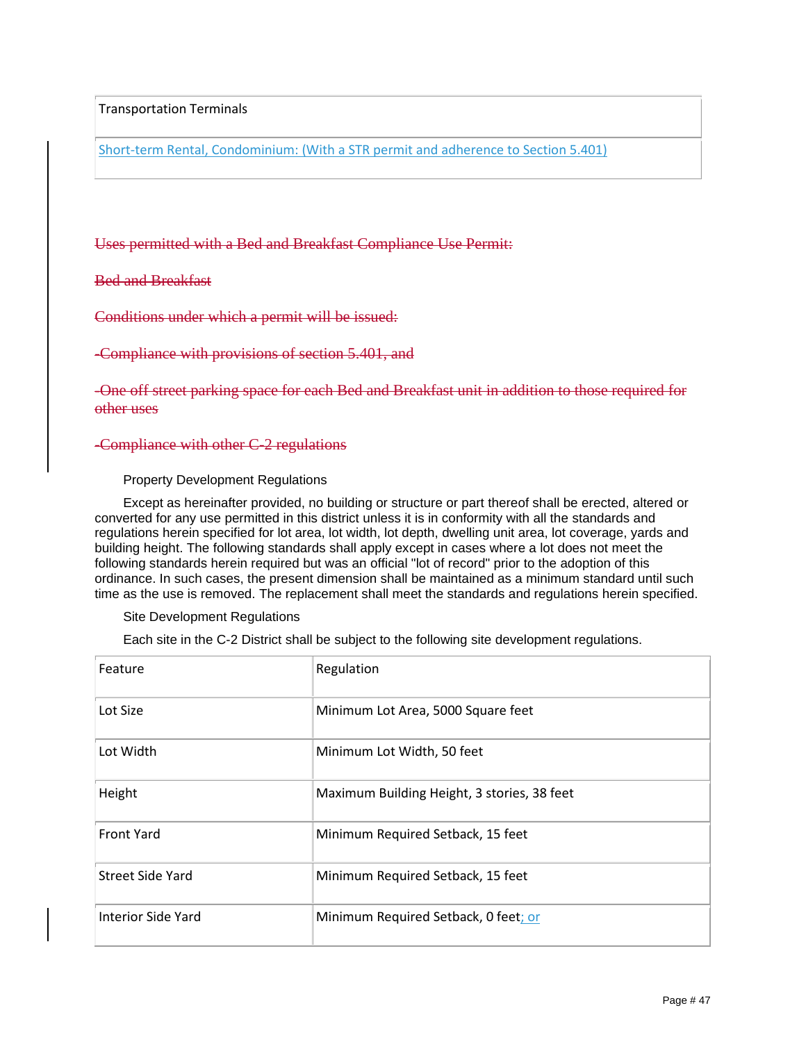| Transportation Terminals |
| --- |
| Short-term Rental, Condominium: (With a STR permit and adherence to Section 5.401) |

~~Uses permitted with a Bed and Breakfast Compliance Use Permit:~~

~~Bed and Breakfast~~

~~Conditions under which a permit will be issued:~~

~~-Compliance with provisions of section 5.401, and~~

~~-One off street parking space for each Bed and Breakfast unit in addition to those required for other uses~~

~~-Compliance with other C-2 regulations~~

Property Development Regulations

Except as hereinafter provided, no building or structure or part thereof shall be erected, altered or converted for any use permitted in this district unless it is in conformity with all the standards and regulations herein specified for lot area, lot width, lot depth, dwelling unit area, lot coverage, yards and building height. The following standards shall apply except in cases where a lot does not meet the following standards herein required but was an official "lot of record" prior to the adoption of this ordinance. In such cases, the present dimension shall be maintained as a minimum standard until such time as the use is removed. The replacement shall meet the standards and regulations herein specified.

Site Development Regulations

Each site in the C-2 District shall be subject to the following site development regulations.

| Feature | Regulation |
| --- | --- |
| Lot Size | Minimum Lot Area, 5000 Square feet |
| Lot Width | Minimum Lot Width, 50 feet |
| Height | Maximum Building Height, 3 stories, 38 feet |
| Front Yard | Minimum Required Setback, 15 feet |
| Street Side Yard | Minimum Required Setback, 15 feet |
| Interior Side Yard | Minimum Required Setback, 0 feet; or |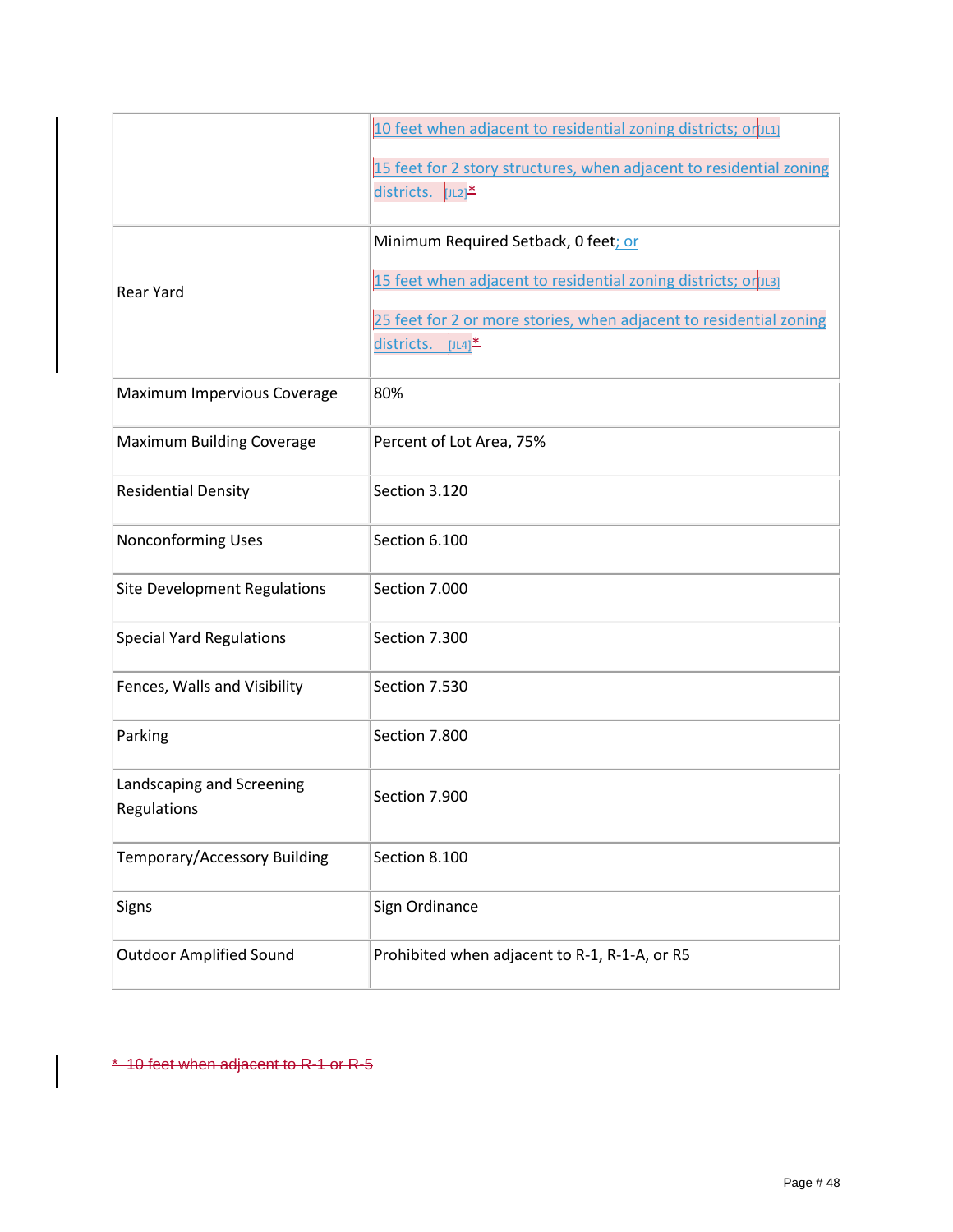| | |
|---|---|
| | 10 feet when adjacent to residential zoning districts; or[JL1]<br><br>15 feet for 2 story structures, when adjacent to residential zoning districts. [JL2]* |
| Rear Yard | Minimum Required Setback, 0 feet; or<br><br>15 feet when adjacent to residential zoning districts; or[JL3]<br><br>25 feet for 2 or more stories, when adjacent to residential zoning districts. [JL4]* |
| Maximum Impervious Coverage | 80% |
| Maximum Building Coverage | Percent of Lot Area, 75% |
| Residential Density | Section 3.120 |
| Nonconforming Uses | Section 6.100 |
| Site Development Regulations | Section 7.000 |
| Special Yard Regulations | Section 7.300 |
| Fences, Walls and Visibility | Section 7.530 |
| Parking | Section 7.800 |
| Landscaping and Screening Regulations | Section 7.900 |
| Temporary/Accessory Building | Section 8.100 |
| Signs | Sign Ordinance |
| Outdoor Amplified Sound | Prohibited when adjacent to R-1, R-1-A, or R5 |

~~* 10 feet when adjacent to R-1 or R-5~~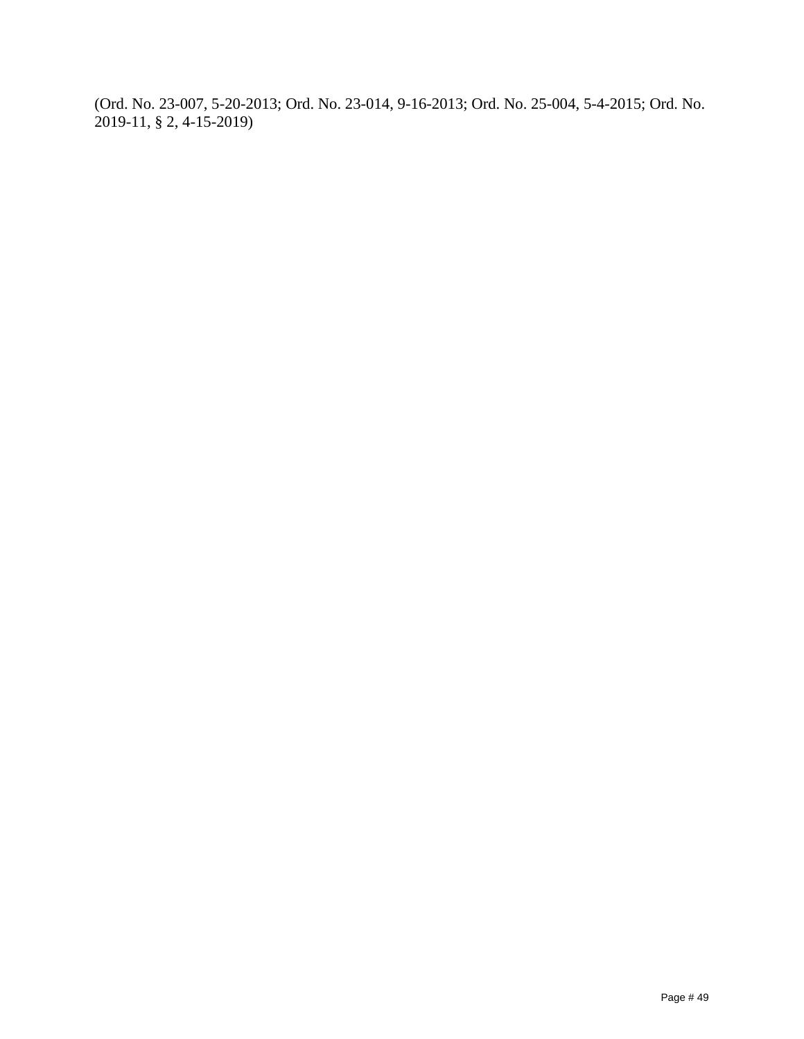(Ord. No. 23-007, 5-20-2013; Ord. No. 23-014, 9-16-2013; Ord. No. 25-004, 5-4-2015; Ord. No. 2019-11, § 2, 4-15-2019)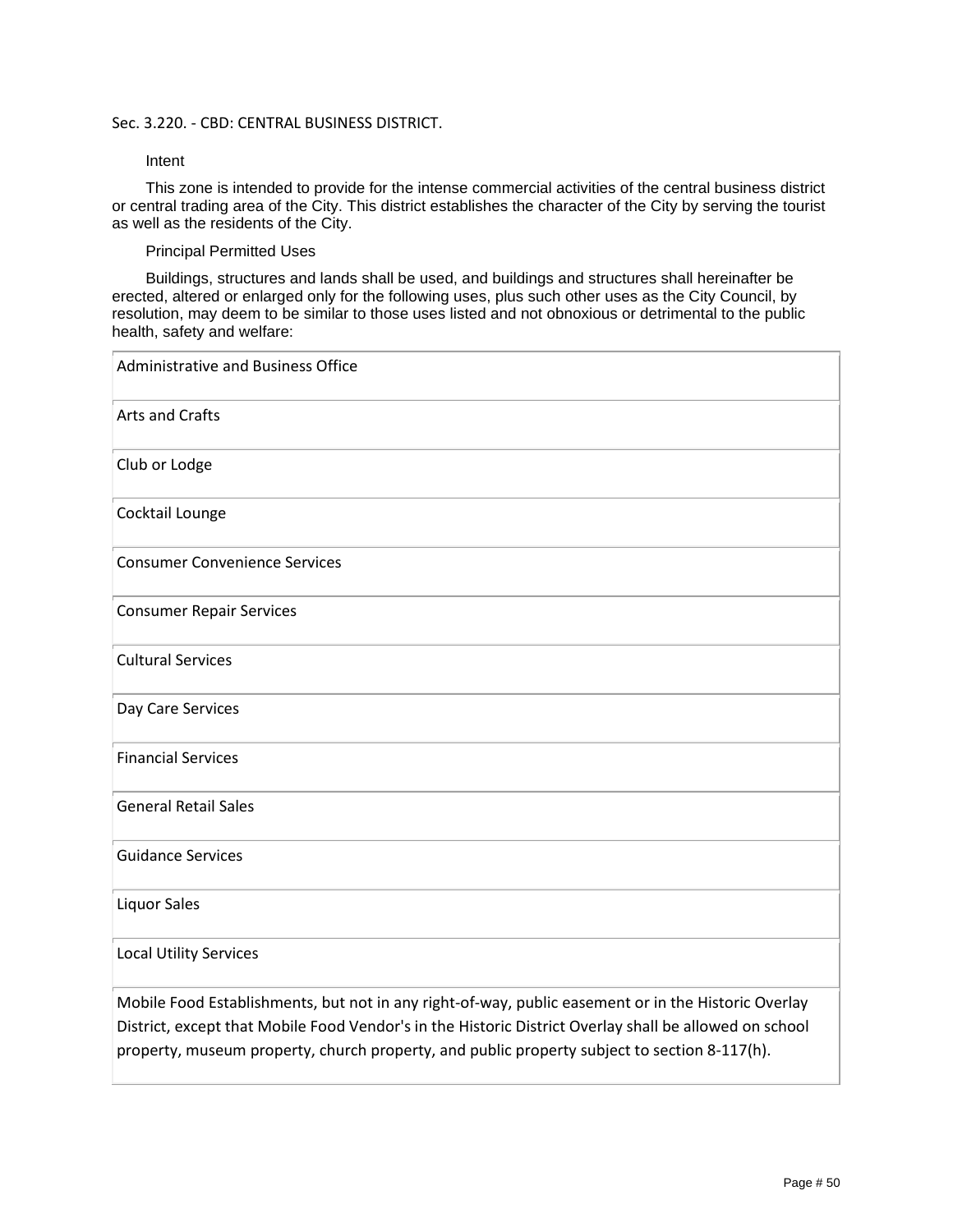Sec. 3.220. - CBD: CENTRAL BUSINESS DISTRICT.

Intent

This zone is intended to provide for the intense commercial activities of the central business district or central trading area of the City. This district establishes the character of the City by serving the tourist as well as the residents of the City.

Principal Permitted Uses

Buildings, structures and lands shall be used, and buildings and structures shall hereinafter be erected, altered or enlarged only for the following uses, plus such other uses as the City Council, by resolution, may deem to be similar to those listed and not obnoxious or detrimental to the public health, safety and welfare:

| Principal Permitted Uses |
|---|
| Administrative and Business Office |
| Arts and Crafts |
| Club or Lodge |
| Cocktail Lounge |
| Consumer Convenience Services |
| Consumer Repair Services |
| Cultural Services |
| Day Care Services |
| Financial Services |
| General Retail Sales |
| Guidance Services |
| Liquor Sales |
| Local Utility Services |
| Mobile Food Establishments, but not in any right-of-way, public easement or in the Historic Overlay District, except that Mobile Food Vendor's in the Historic District Overlay shall be allowed on school property, museum property, church property, and public property subject to section 8-117(h). |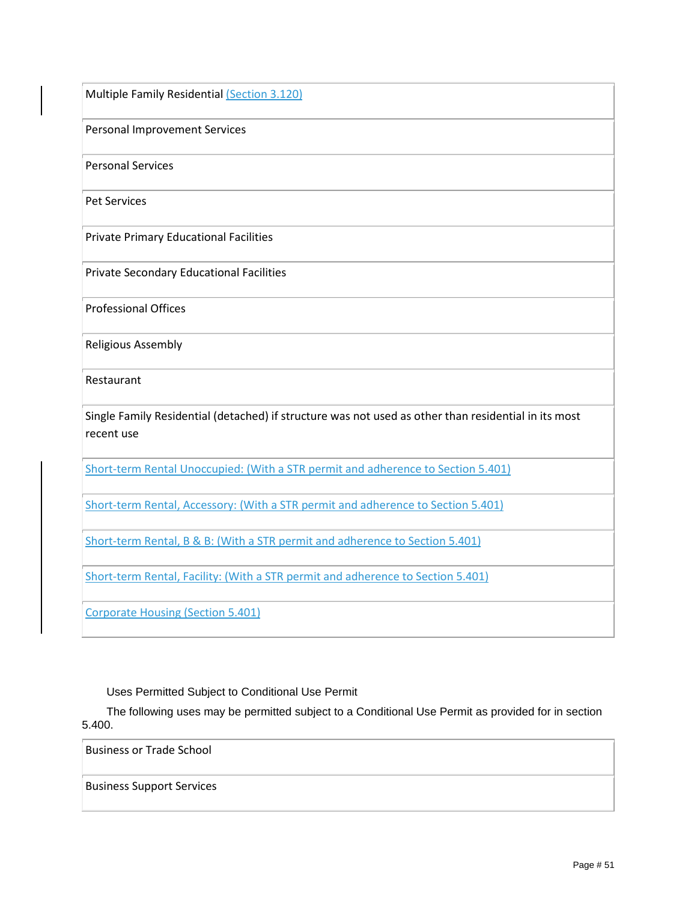| |
|---|
| Multiple Family Residential (Section 3.120) |
| Personal Improvement Services |
| Personal Services |
| Pet Services |
| Private Primary Educational Facilities |
| Private Secondary Educational Facilities |
| Professional Offices |
| Religious Assembly |
| Restaurant |
| Single Family Residential (detached) if structure was not used as other than residential in its most recent use |
| Short-term Rental Unoccupied: (With a STR permit and adherence to Section 5.401) |
| Short-term Rental, Accessory: (With a STR permit and adherence to Section 5.401) |
| Short-term Rental, B & B: (With a STR permit and adherence to Section 5.401) |
| Short-term Rental, Facility: (With a STR permit and adherence to Section 5.401) |
| Corporate Housing (Section 5.401) |

Uses Permitted Subject to Conditional Use Permit

The following uses may be permitted subject to a Conditional Use Permit as provided for in section 5.400.

| |
|---|
| Business or Trade School |
| Business Support Services |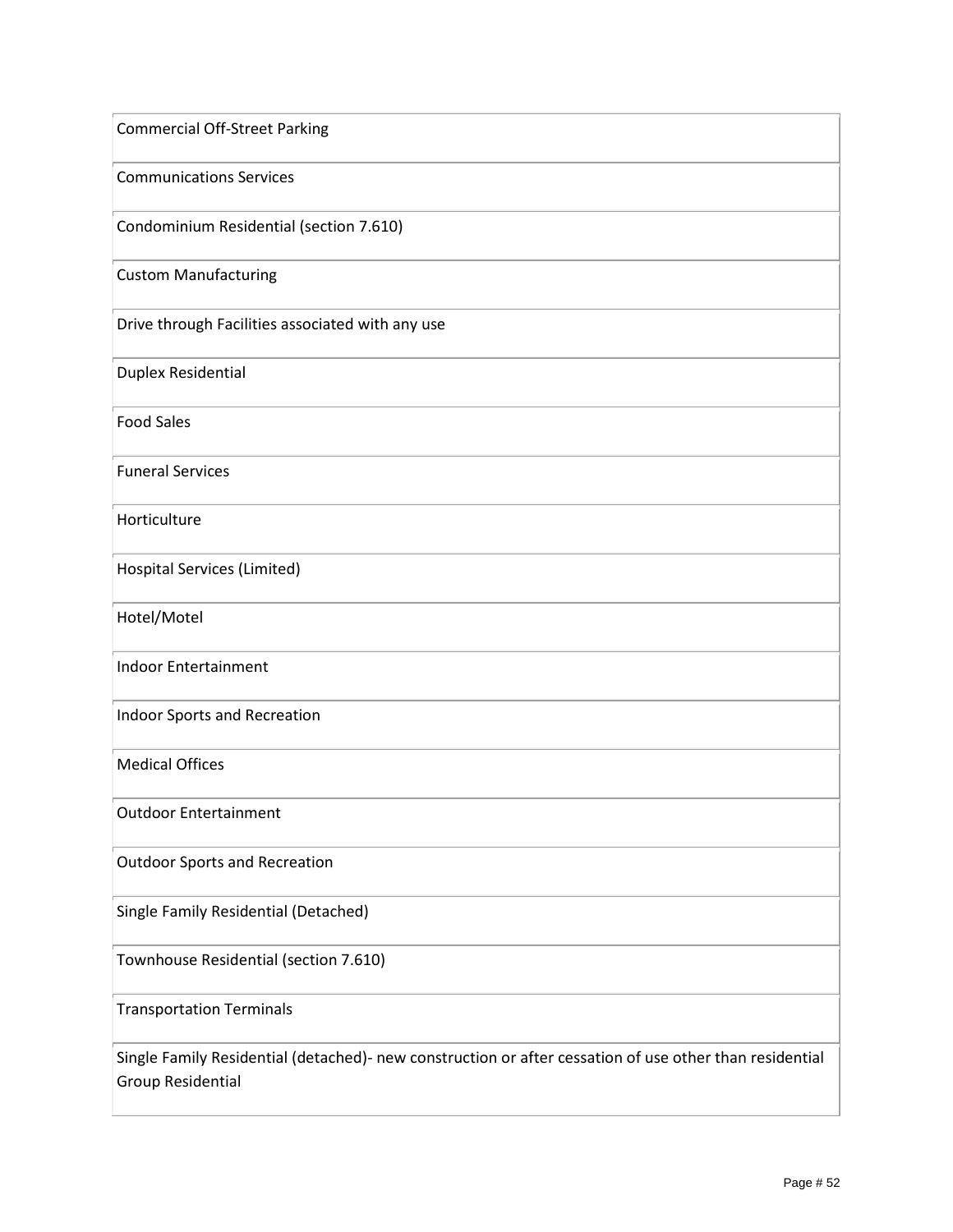| Commercial Off-Street Parking |
| --- |
| Communications Services |
| Condominium Residential (section 7.610) |
| Custom Manufacturing |
| Drive through Facilities associated with any use |
| Duplex Residential |
| Food Sales |
| Funeral Services |
| Horticulture |
| Hospital Services (Limited) |
| Hotel/Motel |
| Indoor Entertainment |
| Indoor Sports and Recreation |
| Medical Offices |
| Outdoor Entertainment |
| Outdoor Sports and Recreation |
| Single Family Residential (Detached) |
| Townhouse Residential (section 7.610) |
| Transportation Terminals |
| Single Family Residential (detached)- new construction or after cessation of use other than residential Group Residential |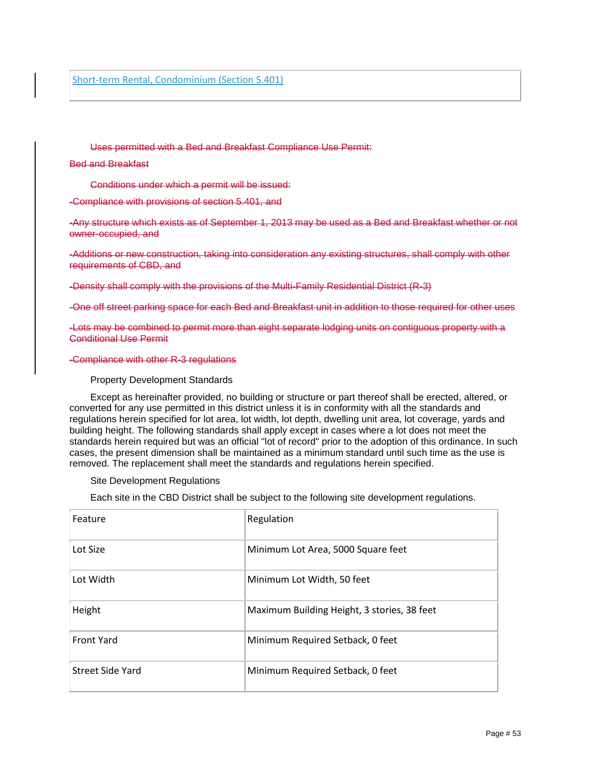| Short-term Rental, Condominium (Section 5.401) |
| --- |

~~Uses permitted with a Bed and Breakfast Compliance Use Permit:~~

~~Bed and Breakfast~~

~~Conditions under which a permit will be issued:~~

~~-Compliance with provisions of section 5.401, and~~

~~-Any structure which exists as of September 1, 2013 may be used as a Bed and Breakfast whether or not owner-occupied, and~~

~~-Additions or new construction, taking into consideration any existing structures, shall comply with other requirements of CBD, and~~

~~-Density shall comply with the provisions of the Multi-Family Residential District (R-3)~~

~~-One off street parking space for each Bed and Breakfast unit in addition to those required for other uses~~

~~-Lots may be combined to permit more than eight separate lodging units on contiguous property with a Conditional Use Permit~~

~~-Compliance with other R-3 regulations~~

Property Development Standards

Except as hereinafter provided, no building or structure or part thereof shall be erected, altered, or converted for any use permitted in this district unless it is in conformity with all the standards and regulations herein specified for lot area, lot width, lot depth, dwelling unit area, lot coverage, yards and building height. The following standards shall apply except in cases where a lot does not meet the standards herein required but was an official "lot of record" prior to the adoption of this ordinance. In such cases, the present dimension shall be maintained as a minimum standard until such time as the use is removed. The replacement shall meet the standards and regulations herein specified.

Site Development Regulations

Each site in the CBD District shall be subject to the following site development regulations.

| Feature | Regulation |
| --- | --- |
| Lot Size | Minimum Lot Area, 5000 Square feet |
| Lot Width | Minimum Lot Width, 50 feet |
| Height | Maximum Building Height, 3 stories, 38 feet |
| Front Yard | Minimum Required Setback, 0 feet |
| Street Side Yard | Minimum Required Setback, 0 feet |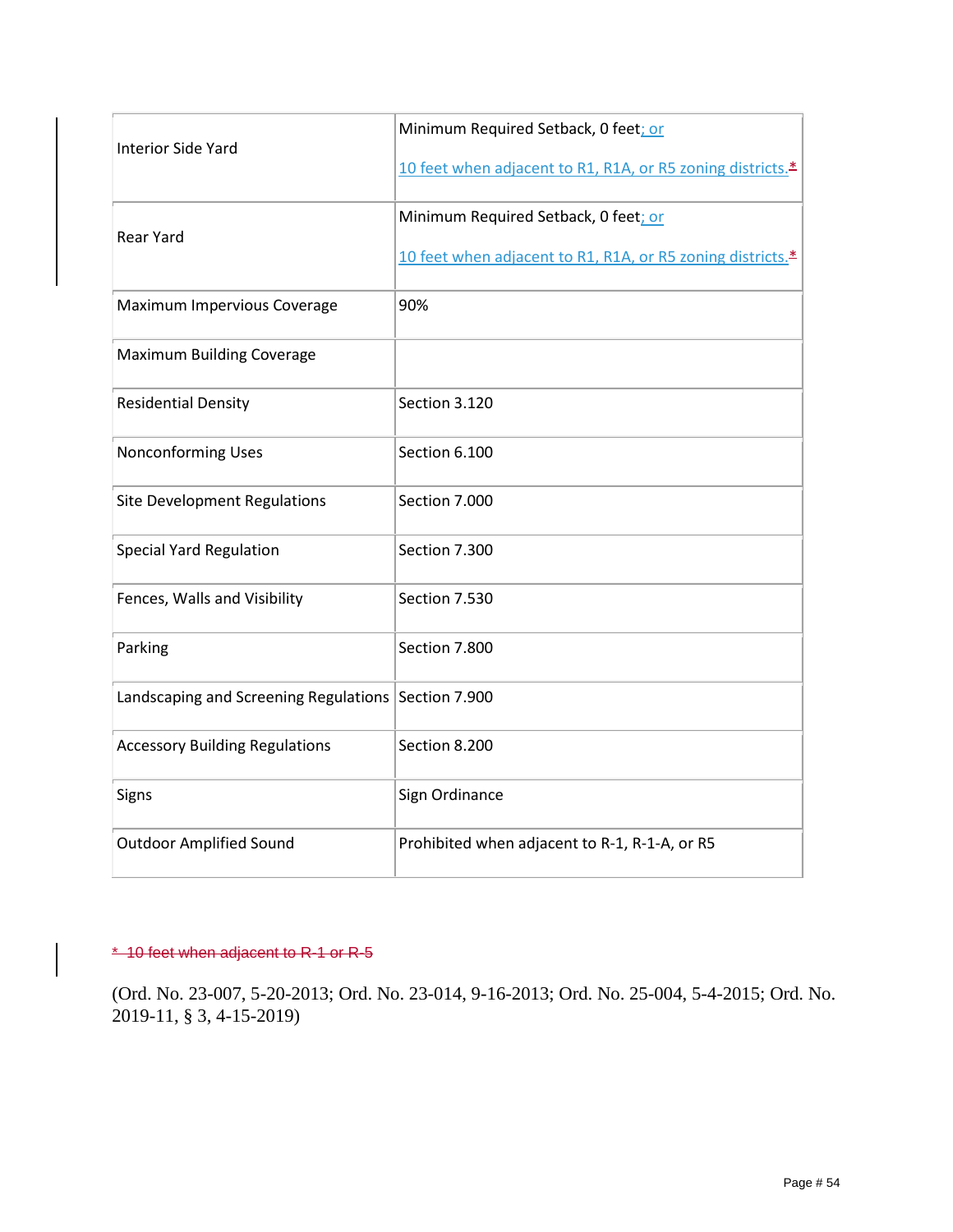| Interior Side Yard | Minimum Required Setback, 0 feet; or<br><br>10 feet when adjacent to R1, R1A, or R5 zoning districts.* |
|---|---|
| Rear Yard | Minimum Required Setback, 0 feet; or<br><br>10 feet when adjacent to R1, R1A, or R5 zoning districts.* |
| Maximum Impervious Coverage | 90% |
| Maximum Building Coverage | |
| Residential Density | Section 3.120 |
| Nonconforming Uses | Section 6.100 |
| Site Development Regulations | Section 7.000 |
| Special Yard Regulation | Section 7.300 |
| Fences, Walls and Visibility | Section 7.530 |
| Parking | Section 7.800 |
| Landscaping and Screening Regulations | Section 7.900 |
| Accessory Building Regulations | Section 8.200 |
| Signs | Sign Ordinance |
| Outdoor Amplified Sound | Prohibited when adjacent to R-1, R-1-A, or R5 |

~~* 10 feet when adjacent to R-1 or R-5~~

(Ord. No. 23-007, 5-20-2013; Ord. No. 23-014, 9-16-2013; Ord. No. 25-004, 5-4-2015; Ord. No. 2019-11, § 3, 4-15-2019)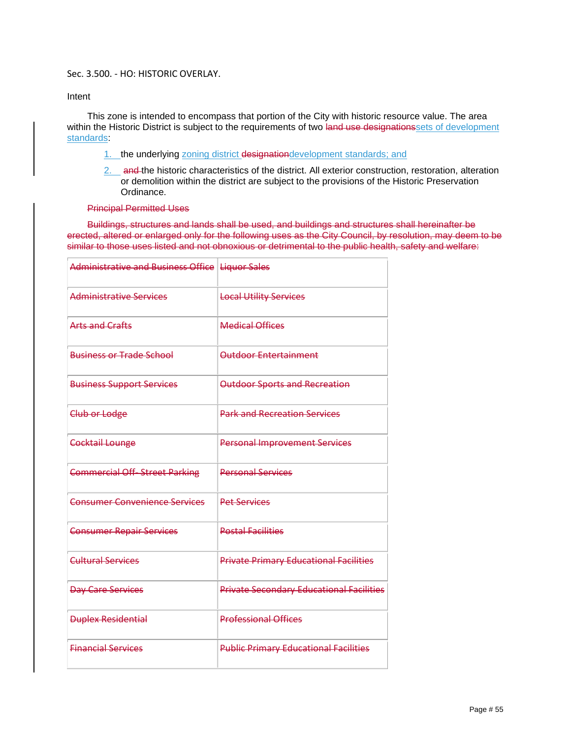Sec. 3.500. - HO: HISTORIC OVERLAY.

Intent

This zone is intended to encompass that portion of the City with historic resource value. The area within the Historic District is subject to the requirements of two ~~land use designations~~sets of development standards:

1. the underlying zoning district ~~designation~~development standards; and
2. ~~and~~ the historic characteristics of the district. All exterior construction, restoration, alteration or demolition within the district are subject to the provisions of the Historic Preservation Ordinance.

~~Principal Permitted Uses~~

~~Buildings, structures and lands shall be used, and buildings and structures shall hereinafter be erected, altered or enlarged only for the following uses as the City Council, by resolution, may deem to be similar to those uses listed and not obnoxious or detrimental to the public health, safety and welfare:~~

| | |
|---|---|
| ~~Administrative and Business Office~~ | ~~Liquor Sales~~ |
| ~~Administrative Services~~ | ~~Local Utility Services~~ |
| ~~Arts and Crafts~~ | ~~Medical Offices~~ |
| ~~Business or Trade School~~ | ~~Outdoor Entertainment~~ |
| ~~Business Support Services~~ | ~~Outdoor Sports and Recreation~~ |
| ~~Club or Lodge~~ | ~~Park and Recreation Services~~ |
| ~~Cocktail Lounge~~ | ~~Personal Improvement Services~~ |
| ~~Commercial Off- Street Parking~~ | ~~Personal Services~~ |
| ~~Consumer Convenience Services~~ | ~~Pet Services~~ |
| ~~Consumer Repair Services~~ | ~~Postal Facilities~~ |
| ~~Cultural Services~~ | ~~Private Primary Educational Facilities~~ |
| ~~Day Care Services~~ | ~~Private Secondary Educational Facilities~~ |
| ~~Duplex Residential~~ | ~~Professional Offices~~ |
| ~~Financial Services~~ | ~~Public Primary Educational Facilities~~ |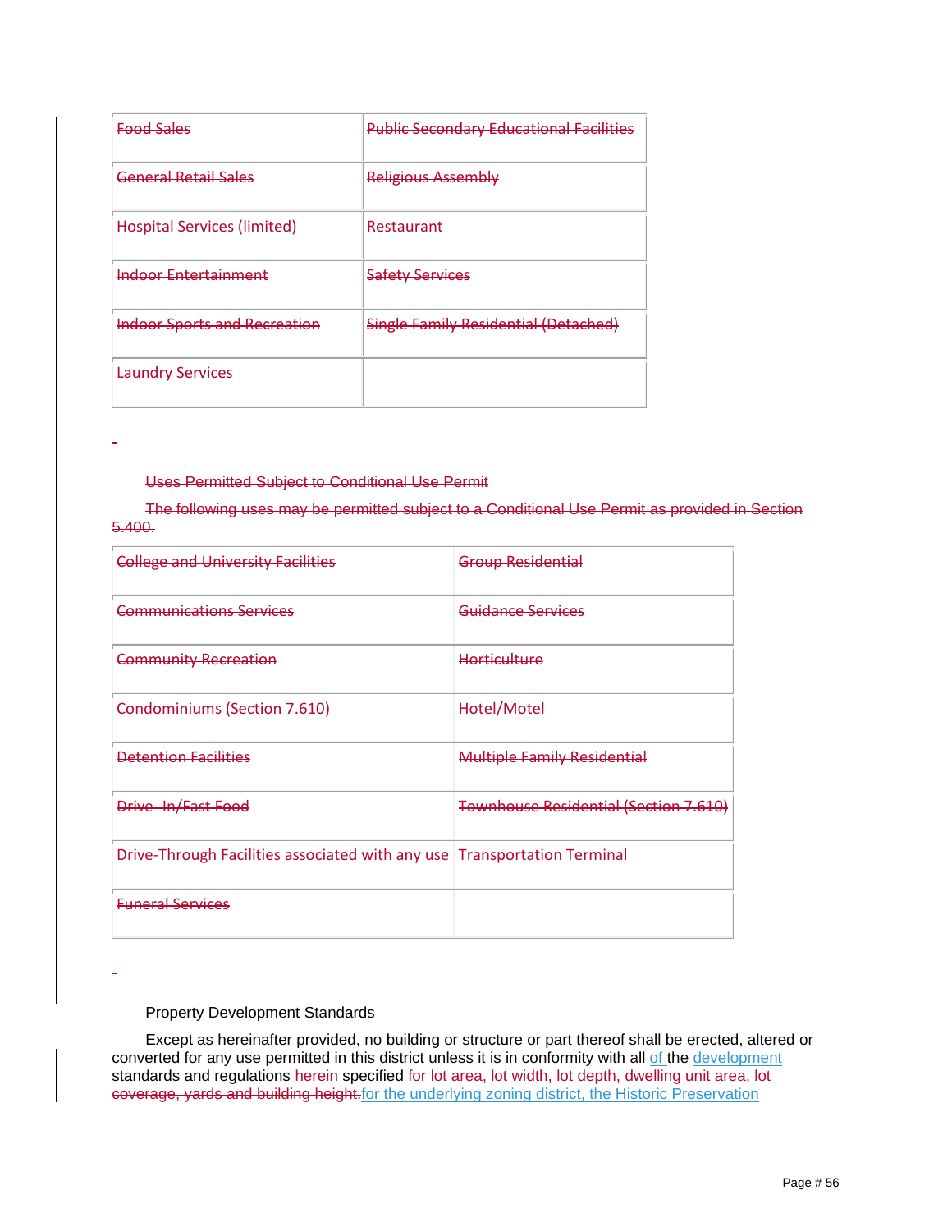| ~~Food Sales~~ | ~~Public Secondary Educational Facilities~~ |
|---|---|
| ~~General Retail Sales~~ | ~~Religious Assembly~~ |
| ~~Hospital Services (limited)~~ | ~~Restaurant~~ |
| ~~Indoor Entertainment~~ | ~~Safety Services~~ |
| ~~Indoor Sports and Recreation~~ | ~~Single Family Residential (Detached)~~ |
| ~~Laundry Services~~ | |

~~Uses Permitted Subject to Conditional Use Permit~~

~~The following uses may be permitted subject to a Conditional Use Permit as provided in Section 5.400.~~

| ~~College and University Facilities~~ | ~~Group Residential~~ |
|---|---|
| ~~Communications Services~~ | ~~Guidance Services~~ |
| ~~Community Recreation~~ | ~~Horticulture~~ |
| ~~Condominiums (Section 7.610)~~ | ~~Hotel/Motel~~ |
| ~~Detention Facilities~~ | ~~Multiple Family Residential~~ |
| ~~Drive -In/Fast Food~~ | ~~Townhouse Residential (Section 7.610)~~ |
| ~~Drive-Through Facilities associated with any use~~ | ~~Transportation Terminal~~ |
| ~~Funeral Services~~ | |

Property Development Standards

Except as hereinafter provided, no building or structure or part thereof shall be erected, altered or converted for any use permitted in this district unless it is in conformity with all of the development standards and regulations ~~herein~~ specified ~~for lot area, lot width, lot depth, dwelling unit area, lot coverage, yards and building height.~~ for the underlying zoning district, the Historic Preservation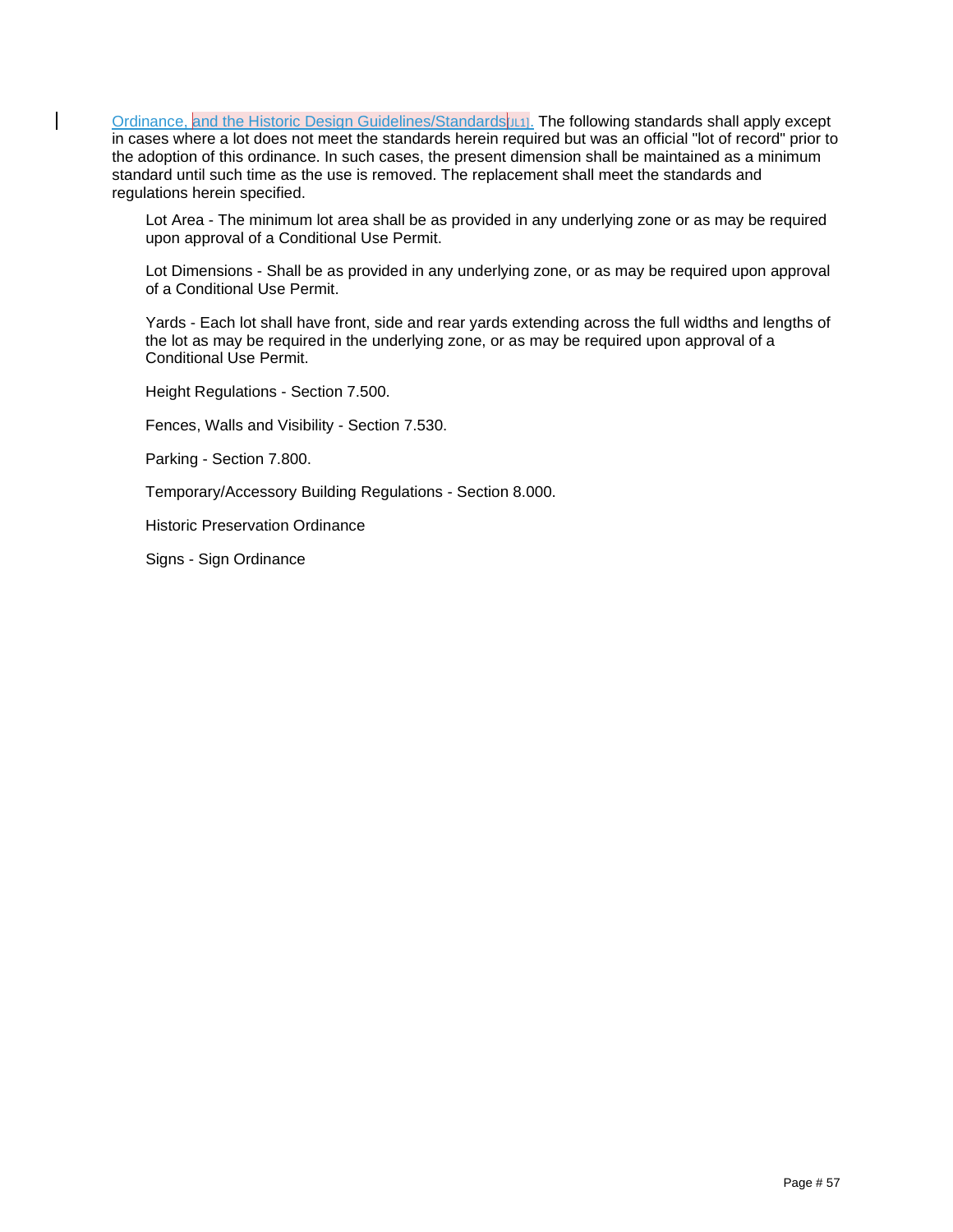Ordinance, and the Historic Design Guidelines/Standards[JL1]. The following standards shall apply except in cases where a lot does not meet the standards herein required but was an official "lot of record" prior to the adoption of this ordinance. In such cases, the present dimension shall be maintained as a minimum standard until such time as the use is removed. The replacement shall meet the standards and regulations herein specified.

Lot Area - The minimum lot area shall be as provided in any underlying zone or as may be required upon approval of a Conditional Use Permit.

Lot Dimensions - Shall be as provided in any underlying zone, or as may be required upon approval of a Conditional Use Permit.

Yards - Each lot shall have front, side and rear yards extending across the full widths and lengths of the lot as may be required in the underlying zone, or as may be required upon approval of a Conditional Use Permit.

Height Regulations - Section 7.500.

Fences, Walls and Visibility - Section 7.530.

Parking - Section 7.800.

Temporary/Accessory Building Regulations - Section 8.000.

Historic Preservation Ordinance

Signs - Sign Ordinance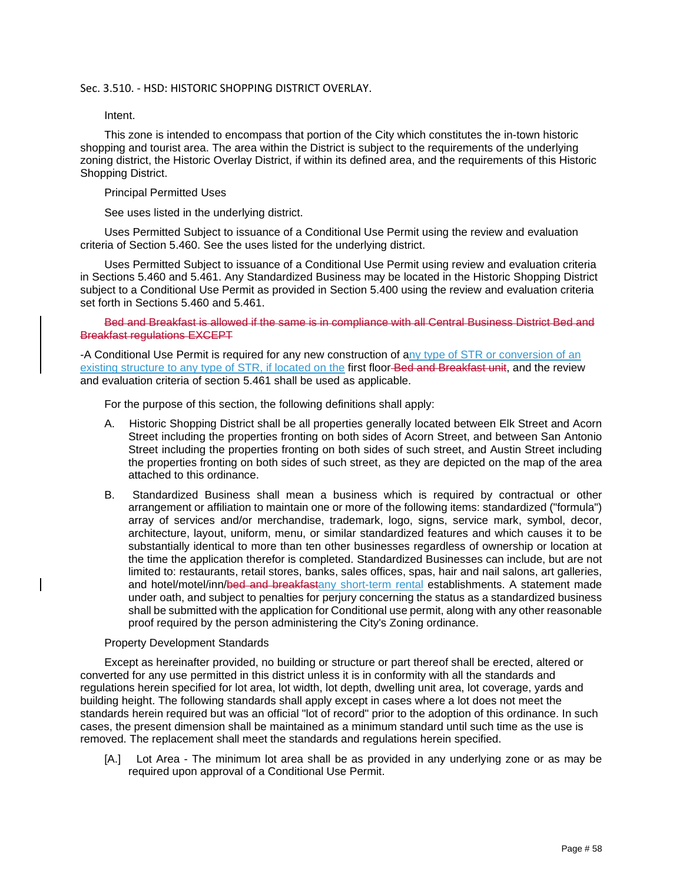Sec. 3.510. - HSD: HISTORIC SHOPPING DISTRICT OVERLAY.

Intent.

This zone is intended to encompass that portion of the City which constitutes the in-town historic shopping and tourist area. The area within the District is subject to the requirements of the underlying zoning district, the Historic Overlay District, if within its defined area, and the requirements of this Historic Shopping District.

Principal Permitted Uses

See uses listed in the underlying district.

Uses Permitted Subject to issuance of a Conditional Use Permit using the review and evaluation criteria of Section 5.460. See the uses listed for the underlying district.

Uses Permitted Subject to issuance of a Conditional Use Permit using review and evaluation criteria in Sections 5.460 and 5.461. Any Standardized Business may be located in the Historic Shopping District subject to a Conditional Use Permit as provided in Section 5.400 using the review and evaluation criteria set forth in Sections 5.460 and 5.461.

~~Bed and Breakfast is allowed if the same is in compliance with all Central Business District Bed and Breakfast regulations EXCEPT~~

-A Conditional Use Permit is required for any new construction of any type of STR or conversion of an existing structure to any type of STR, if located on the first floor ~~Bed and Breakfast unit~~, and the review and evaluation criteria of section 5.461 shall be used as applicable.

For the purpose of this section, the following definitions shall apply:

A. Historic Shopping District shall be all properties generally located between Elk Street and Acorn Street including the properties fronting on both sides of Acorn Street, and between San Antonio Street including the properties fronting on both sides of such street, and Austin Street including the properties fronting on both sides of such street, as they are depicted on the map of the area attached to this ordinance.

B. Standardized Business shall mean a business which is required by contractual or other arrangement or affiliation to maintain one or more of the following items: standardized ("formula") array of services and/or merchandise, trademark, logo, signs, service mark, symbol, decor, architecture, layout, uniform, menu, or similar standardized features and which causes it to be substantially identical to more than ten other businesses regardless of ownership or location at the time the application therefor is completed. Standardized Businesses can include, but are not limited to: restaurants, retail stores, banks, sales offices, spas, hair and nail salons, art galleries, and hotel/motel/inn/~~bed and breakfast~~any short-term rental establishments. A statement made under oath, and subject to penalties for perjury concerning the status as a standardized business shall be submitted with the application for Conditional use permit, along with any other reasonable proof required by the person administering the City's Zoning ordinance.

Property Development Standards

Except as hereinafter provided, no building or structure or part thereof shall be erected, altered or converted for any use permitted in this district unless it is in conformity with all the standards and regulations herein specified for lot area, lot width, lot depth, dwelling unit area, lot coverage, yards and building height. The following standards shall apply except in cases where a lot does not meet the standards herein required but was an official "lot of record" prior to the adoption of this ordinance. In such cases, the present dimension shall be maintained as a minimum standard until such time as the use is removed. The replacement shall meet the standards and regulations herein specified.

[A.] Lot Area - The minimum lot area shall be as provided in any underlying zone or as may be required upon approval of a Conditional Use Permit.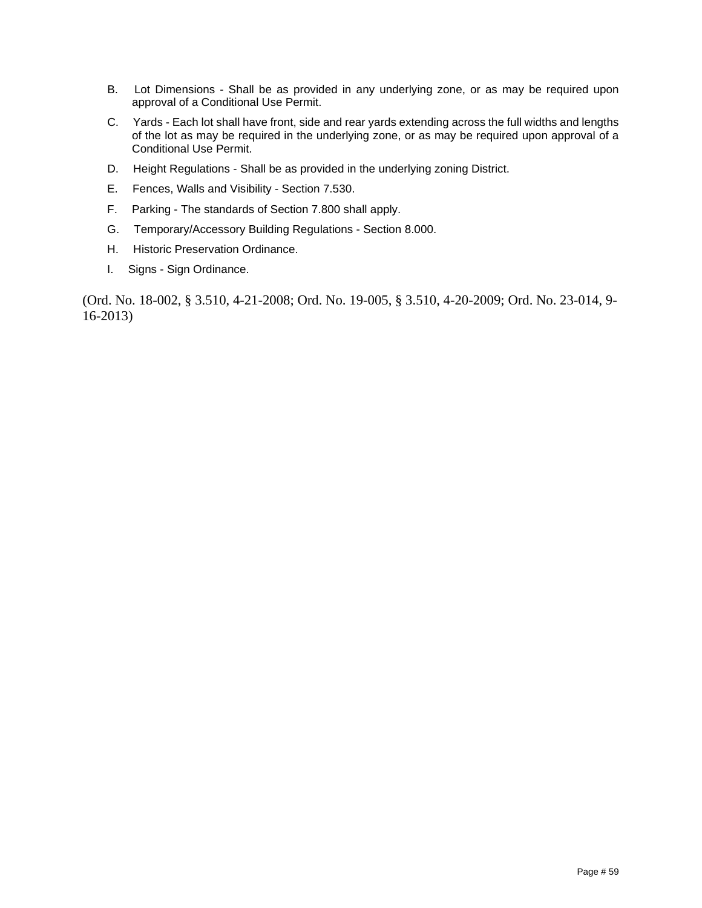B. Lot Dimensions - Shall be as provided in any underlying zone, or as may be required upon approval of a Conditional Use Permit.

C. Yards - Each lot shall have front, side and rear yards extending across the full widths and lengths of the lot as may be required in the underlying zone, or as may be required upon approval of a Conditional Use Permit.

D. Height Regulations - Shall be as provided in the underlying zoning District.

E. Fences, Walls and Visibility - Section 7.530.

F. Parking - The standards of Section 7.800 shall apply.

G. Temporary/Accessory Building Regulations - Section 8.000.

H. Historic Preservation Ordinance.

I. Signs - Sign Ordinance.

(Ord. No. 18-002, § 3.510, 4-21-2008; Ord. No. 19-005, § 3.510, 4-20-2009; Ord. No. 23-014, 9-16-2013)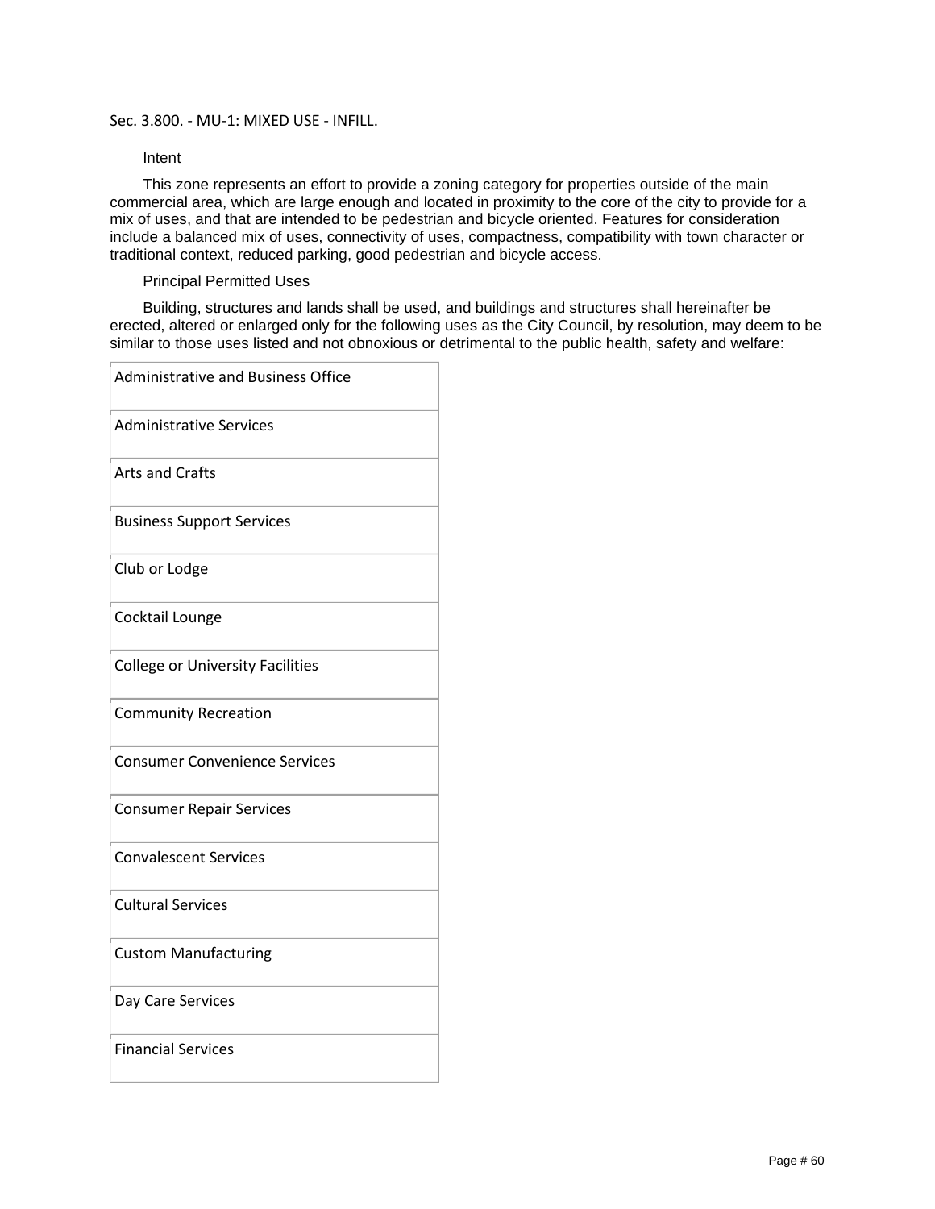## Sec. 3.800. - MU-1: MIXED USE - INFILL.

Intent

This zone represents an effort to provide a zoning category for properties outside of the main commercial area, which are large enough and located in proximity to the core of the city to provide for a mix of uses, and that are intended to be pedestrian and bicycle oriented. Features for consideration include a balanced mix of uses, connectivity of uses, compactness, compatibility with town character or traditional context, reduced parking, good pedestrian and bicycle access.

Principal Permitted Uses

Building, structures and lands shall be used, and buildings and structures shall hereinafter be erected, altered or enlarged only for the following uses as the City Council, by resolution, may deem to be similar to those uses listed and not obnoxious or detrimental to the public health, safety and welfare:

| Administrative and Business Office |
|---|
| Administrative Services |
| Arts and Crafts |
| Business Support Services |
| Club or Lodge |
| Cocktail Lounge |
| College or University Facilities |
| Community Recreation |
| Consumer Convenience Services |
| Consumer Repair Services |
| Convalescent Services |
| Cultural Services |
| Custom Manufacturing |
| Day Care Services |
| Financial Services |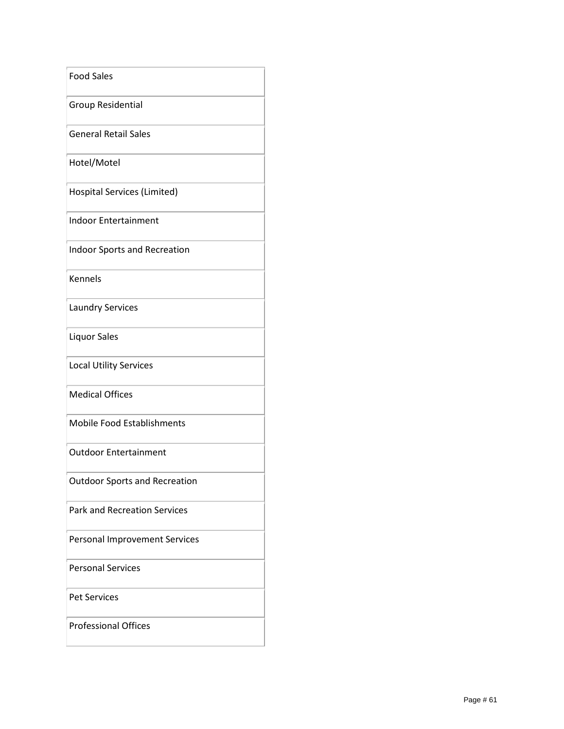| Food Sales |
| --- |
| Group Residential |
| General Retail Sales |
| Hotel/Motel |
| Hospital Services (Limited) |
| Indoor Entertainment |
| Indoor Sports and Recreation |
| Kennels |
| Laundry Services |
| Liquor Sales |
| Local Utility Services |
| Medical Offices |
| Mobile Food Establishments |
| Outdoor Entertainment |
| Outdoor Sports and Recreation |
| Park and Recreation Services |
| Personal Improvement Services |
| Personal Services |
| Pet Services |
| Professional Offices |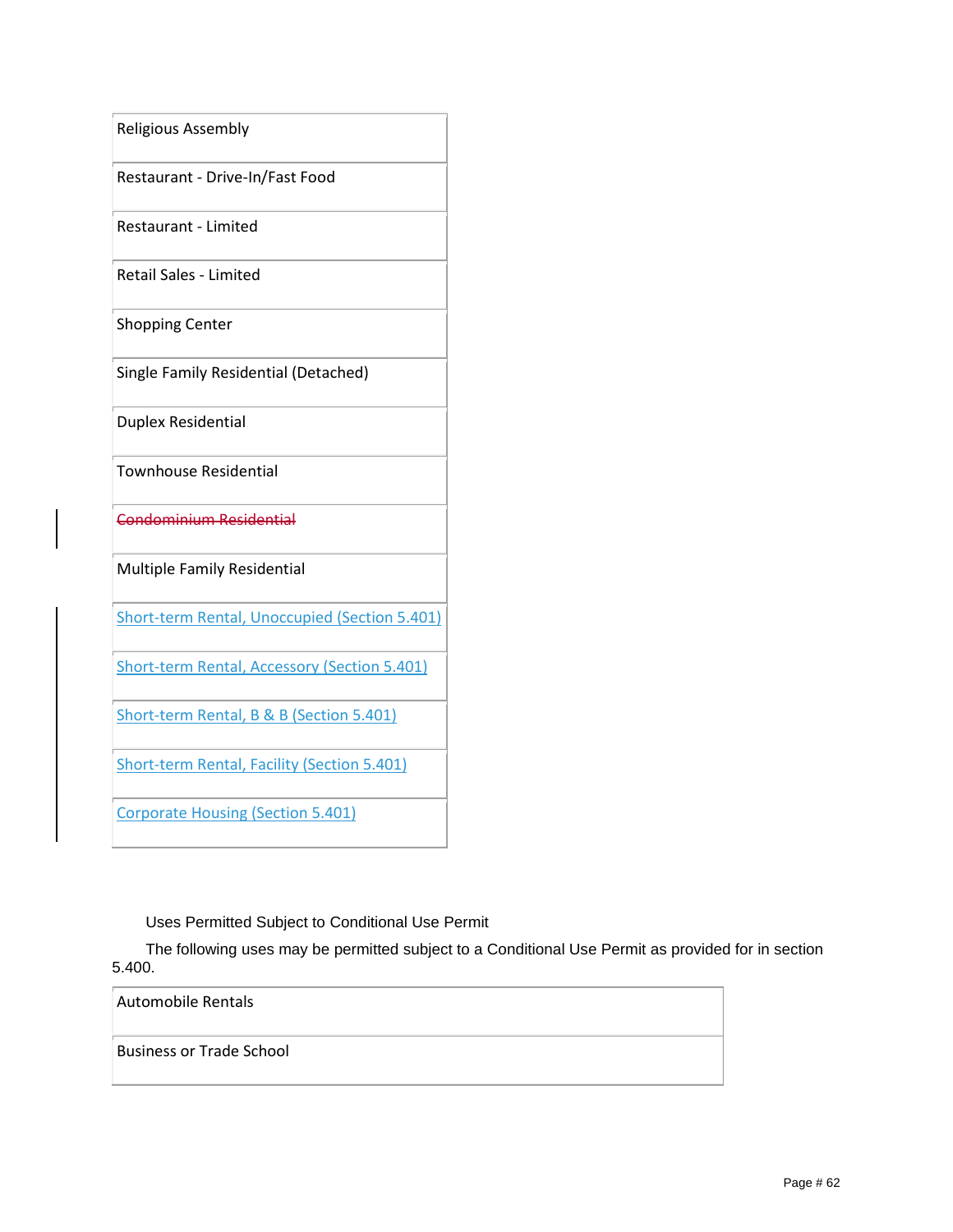| Religious Assembly |
|---|
| Restaurant - Drive-In/Fast Food |
| Restaurant - Limited |
| Retail Sales - Limited |
| Shopping Center |
| Single Family Residential (Detached) |
| Duplex Residential |
| Townhouse Residential |
| ~~Condominium Residential~~ |
| Multiple Family Residential |
| Short-term Rental, Unoccupied (Section 5.401) |
| Short-term Rental, Accessory (Section 5.401) |
| Short-term Rental, B & B (Section 5.401) |
| Short-term Rental, Facility (Section 5.401) |
| Corporate Housing (Section 5.401) |

Uses Permitted Subject to Conditional Use Permit

The following uses may be permitted subject to a Conditional Use Permit as provided for in section 5.400.

| Automobile Rentals |
|---|
| Business or Trade School |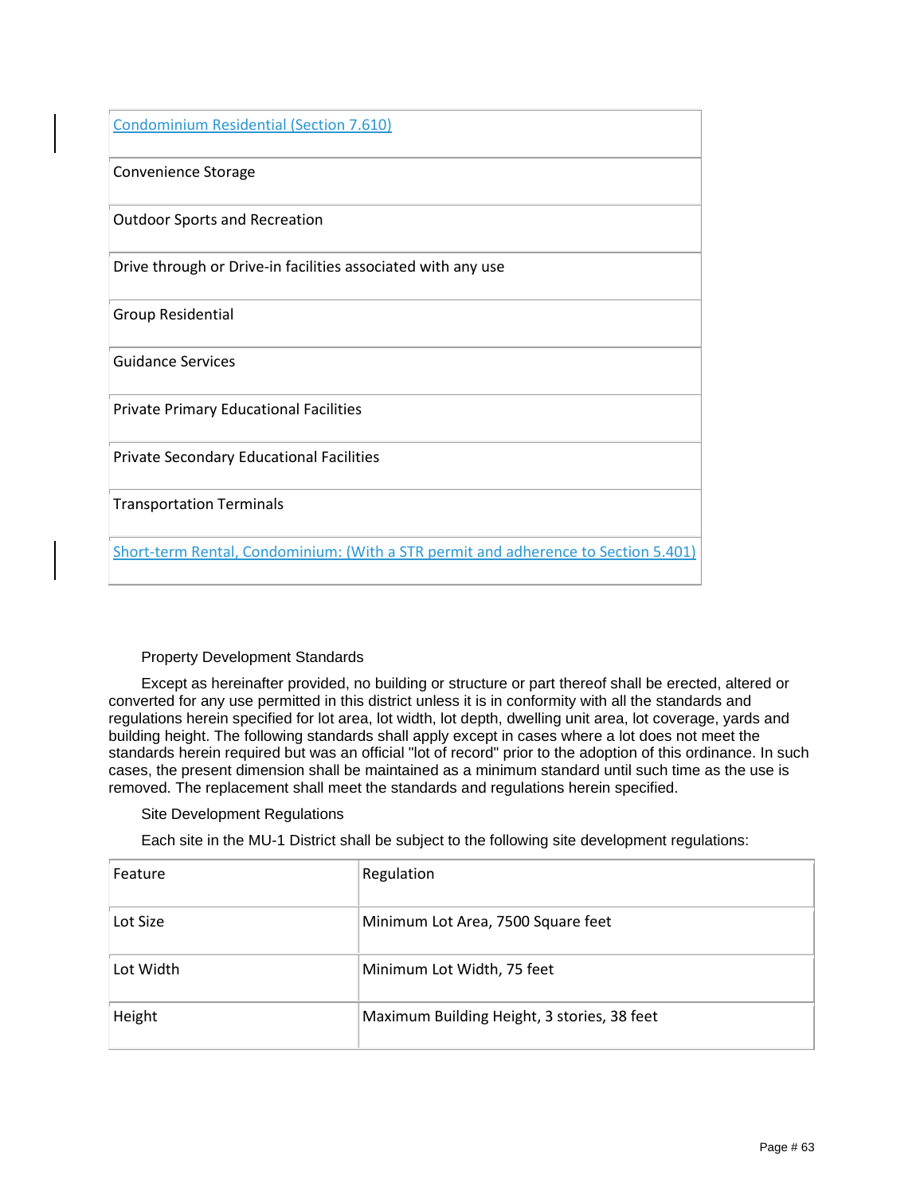| |
|---|
| Condominium Residential (Section 7.610) |
| Convenience Storage |
| Outdoor Sports and Recreation |
| Drive through or Drive-in facilities associated with any use |
| Group Residential |
| Guidance Services |
| Private Primary Educational Facilities |
| Private Secondary Educational Facilities |
| Transportation Terminals |
| Short-term Rental, Condominium: (With a STR permit and adherence to Section 5.401) |

Property Development Standards

Except as hereinafter provided, no building or structure or part thereof shall be erected, altered or converted for any use permitted in this district unless it is in conformity with all the standards and regulations herein specified for lot area, lot width, lot depth, dwelling unit area, lot coverage, yards and building height. The following standards shall apply except in cases where a lot does not meet the standards herein required but was an official "lot of record" prior to the adoption of this ordinance. In such cases, the present dimension shall be maintained as a minimum standard until such time as the use is removed. The replacement shall meet the standards and regulations herein specified.

Site Development Regulations

Each site in the MU-1 District shall be subject to the following site development regulations:

| Feature | Regulation |
|---|---|
| Lot Size | Minimum Lot Area, 7500 Square feet |
| Lot Width | Minimum Lot Width, 75 feet |
| Height | Maximum Building Height, 3 stories, 38 feet |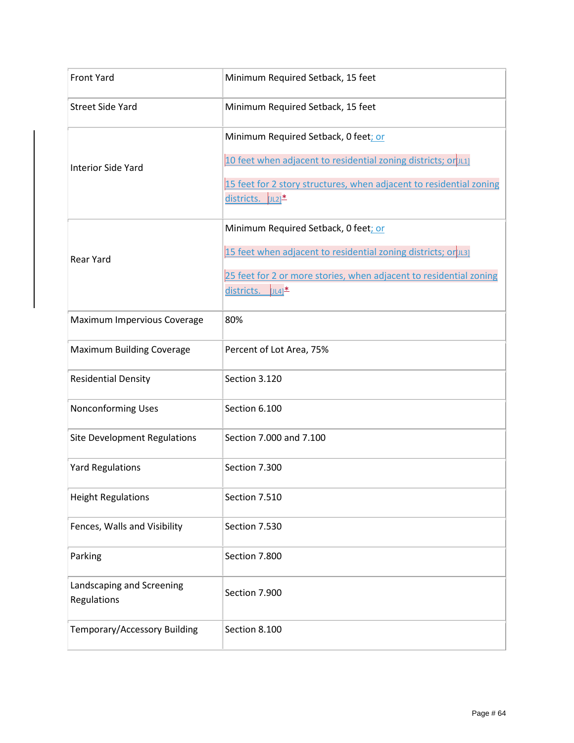| Front Yard | Minimum Required Setback, 15 feet |
|---|---|
| Street Side Yard | Minimum Required Setback, 15 feet |
| Interior Side Yard | Minimum Required Setback, 0 feet; or<br><br>10 feet when adjacent to residential zoning districts; or[JL1]<br><br>15 feet for 2 story structures, when adjacent to residential zoning districts. [JL2]* |
| Rear Yard | Minimum Required Setback, 0 feet; or<br><br>15 feet when adjacent to residential zoning districts; or[JL3]<br><br>25 feet for 2 or more stories, when adjacent to residential zoning districts. [JL4]* |
| Maximum Impervious Coverage | 80% |
| Maximum Building Coverage | Percent of Lot Area, 75% |
| Residential Density | Section 3.120 |
| Nonconforming Uses | Section 6.100 |
| Site Development Regulations | Section 7.000 and 7.100 |
| Yard Regulations | Section 7.300 |
| Height Regulations | Section 7.510 |
| Fences, Walls and Visibility | Section 7.530 |
| Parking | Section 7.800 |
| Landscaping and Screening Regulations | Section 7.900 |
| Temporary/Accessory Building | Section 8.100 |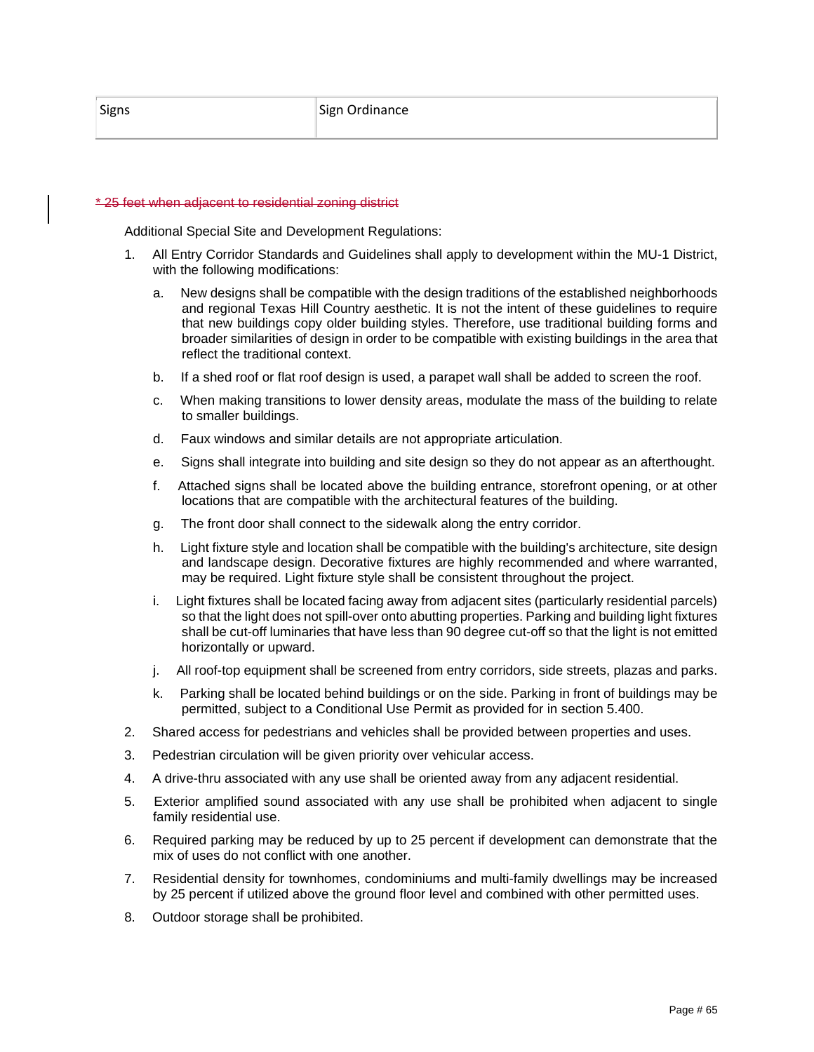| Signs | Sign Ordinance |
|---|---|

~~* 25 feet when adjacent to residential zoning district~~

Additional Special Site and Development Regulations:

1. All Entry Corridor Standards and Guidelines shall apply to development within the MU-1 District, with the following modifications:

   a. New designs shall be compatible with the design traditions of the established neighborhoods and regional Texas Hill Country aesthetic. It is not the intent of these guidelines to require that new buildings copy older building styles. Therefore, use traditional building forms and broader similarities of design in order to be compatible with existing buildings in the area that reflect the traditional context.

   b. If a shed roof or flat roof design is used, a parapet wall shall be added to screen the roof.

   c. When making transitions to lower density areas, modulate the mass of the building to relate to smaller buildings.

   d. Faux windows and similar details are not appropriate articulation.

   e. Signs shall integrate into building and site design so they do not appear as an afterthought.

   f. Attached signs shall be located above the building entrance, storefront opening, or at other locations that are compatible with the architectural features of the building.

   g. The front door shall connect to the sidewalk along the entry corridor.

   h. Light fixture style and location shall be compatible with the building's architecture, site design and landscape design. Decorative fixtures are highly recommended and where warranted, may be required. Light fixture style shall be consistent throughout the project.

   i. Light fixtures shall be located facing away from adjacent sites (particularly residential parcels) so that the light does not spill-over onto abutting properties. Parking and building light fixtures shall be cut-off luminaries that have less than 90 degree cut-off so that the light is not emitted horizontally or upward.

   j. All roof-top equipment shall be screened from entry corridors, side streets, plazas and parks.

   k. Parking shall be located behind buildings or on the side. Parking in front of buildings may be permitted, subject to a Conditional Use Permit as provided for in section 5.400.

2. Shared access for pedestrians and vehicles shall be provided between properties and uses.

3. Pedestrian circulation will be given priority over vehicular access.

4. A drive-thru associated with any use shall be oriented away from any adjacent residential.

5. Exterior amplified sound associated with any use shall be prohibited when adjacent to single family residential use.

6. Required parking may be reduced by up to 25 percent if development can demonstrate that the mix of uses do not conflict with one another.

7. Residential density for townhomes, condominiums and multi-family dwellings may be increased by 25 percent if utilized above the ground floor level and combined with other permitted uses.

8. Outdoor storage shall be prohibited.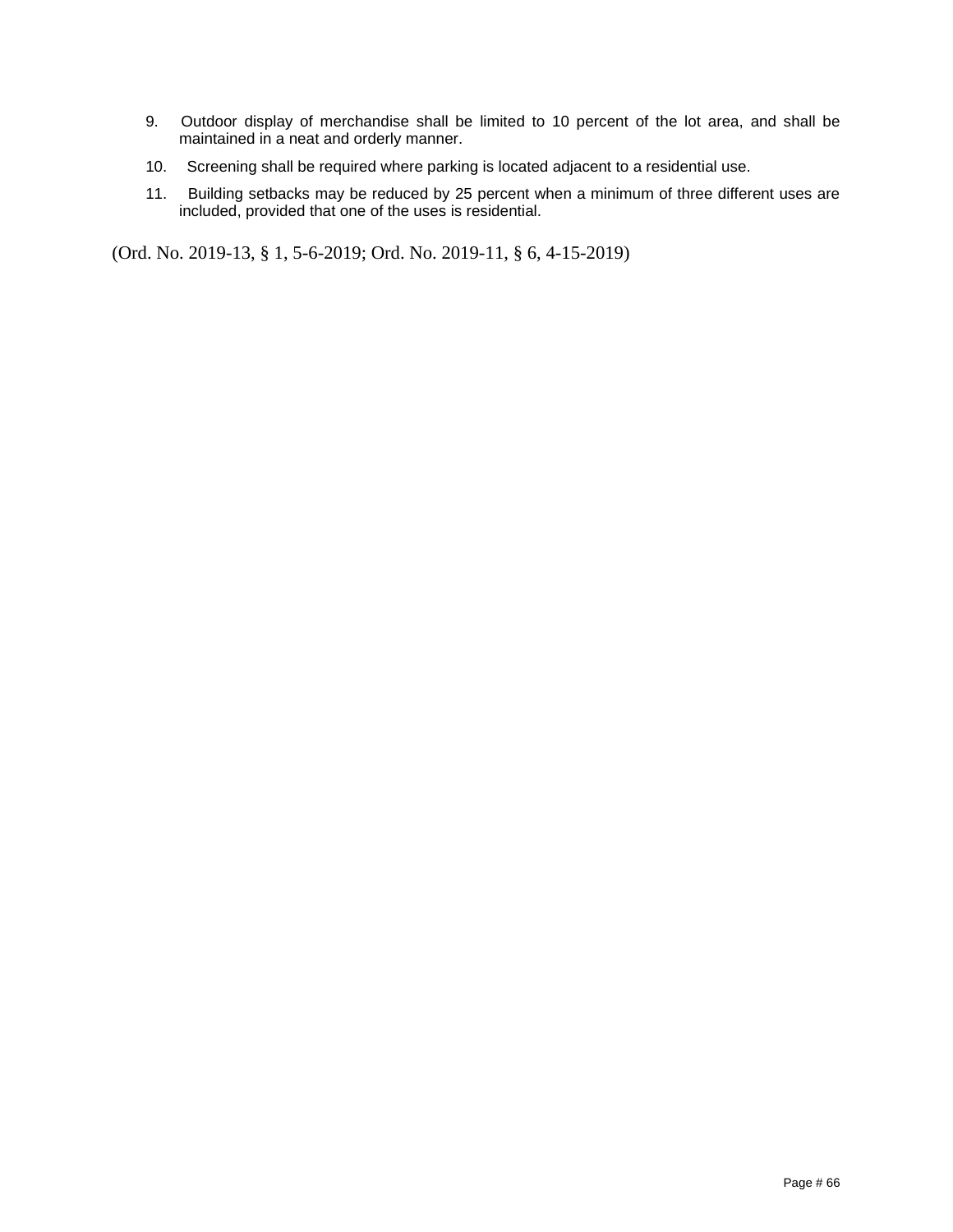9. Outdoor display of merchandise shall be limited to 10 percent of the lot area, and shall be maintained in a neat and orderly manner.
10. Screening shall be required where parking is located adjacent to a residential use.
11. Building setbacks may be reduced by 25 percent when a minimum of three different uses are included, provided that one of the uses is residential.

(Ord. No. 2019-13, § 1, 5-6-2019; Ord. No. 2019-11, § 6, 4-15-2019)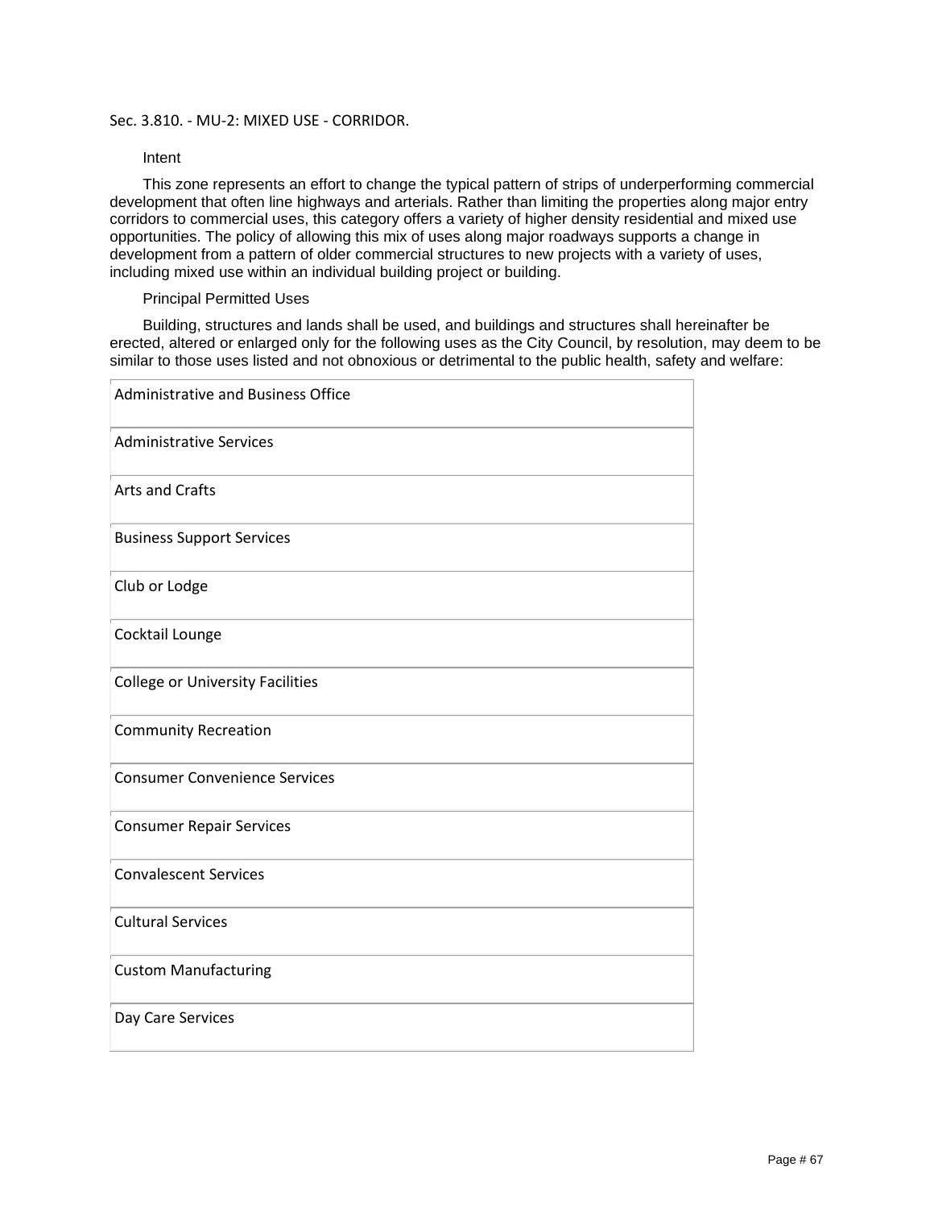Sec. 3.810. - MU-2: MIXED USE - CORRIDOR.

Intent

This zone represents an effort to change the typical pattern of strips of underperforming commercial development that often line highways and arterials. Rather than limiting the properties along major entry corridors to commercial uses, this category offers a variety of higher density residential and mixed use opportunities. The policy of allowing this mix of uses along major roadways supports a change in development from a pattern of older commercial structures to new projects with a variety of uses, including mixed use within an individual building project or building.

Principal Permitted Uses

Building, structures and lands shall be used, and buildings and structures shall hereinafter be erected, altered or enlarged only for the following uses as the City Council, by resolution, may deem to be similar to those uses listed and not obnoxious or detrimental to the public health, safety and welfare:

| Administrative and Business Office |
|---|
| Administrative Services |
| Arts and Crafts |
| Business Support Services |
| Club or Lodge |
| Cocktail Lounge |
| College or University Facilities |
| Community Recreation |
| Consumer Convenience Services |
| Consumer Repair Services |
| Convalescent Services |
| Cultural Services |
| Custom Manufacturing |
| Day Care Services |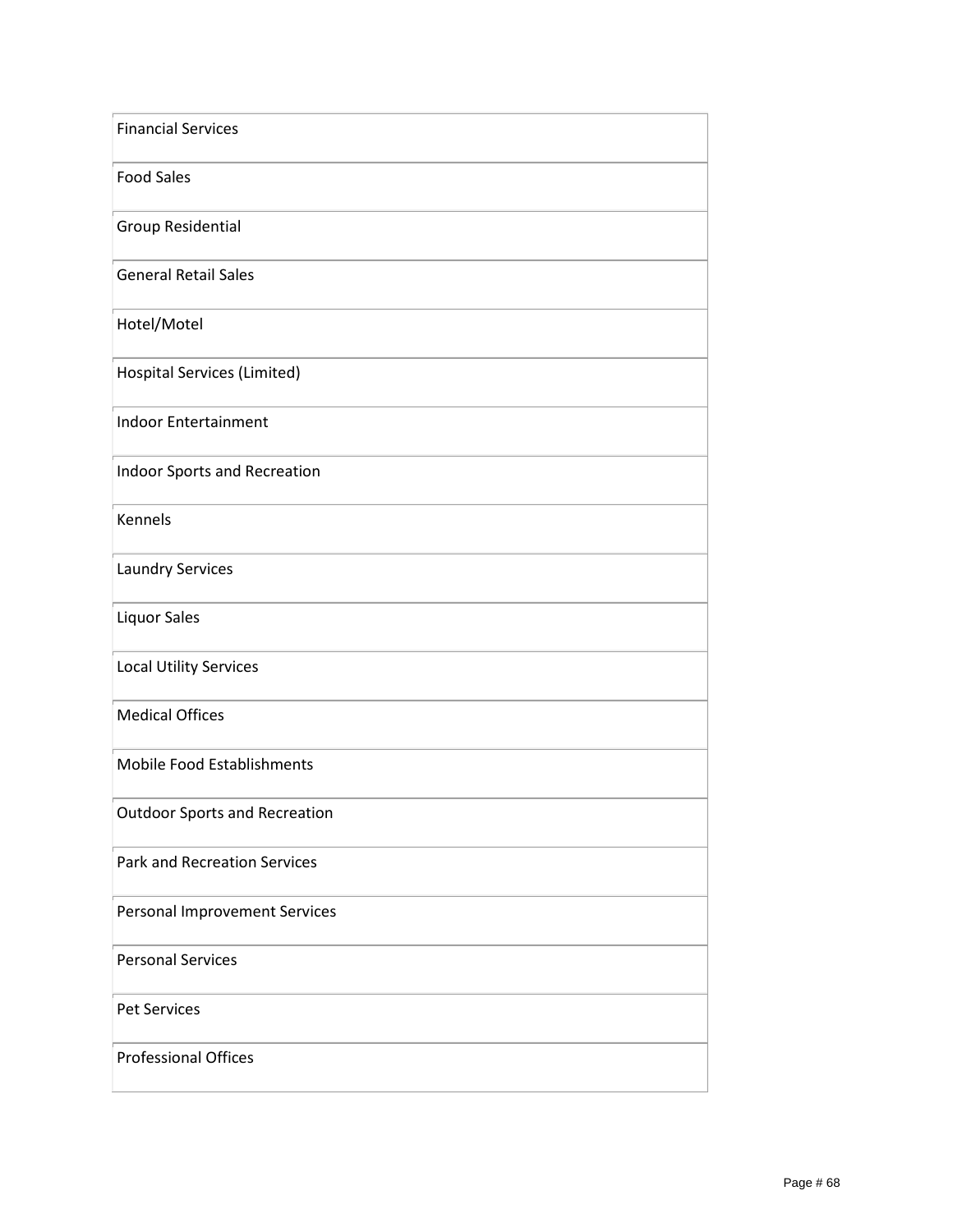| Financial Services |
| --- |
| Food Sales |
| Group Residential |
| General Retail Sales |
| Hotel/Motel |
| Hospital Services (Limited) |
| Indoor Entertainment |
| Indoor Sports and Recreation |
| Kennels |
| Laundry Services |
| Liquor Sales |
| Local Utility Services |
| Medical Offices |
| Mobile Food Establishments |
| Outdoor Sports and Recreation |
| Park and Recreation Services |
| Personal Improvement Services |
| Personal Services |
| Pet Services |
| Professional Offices |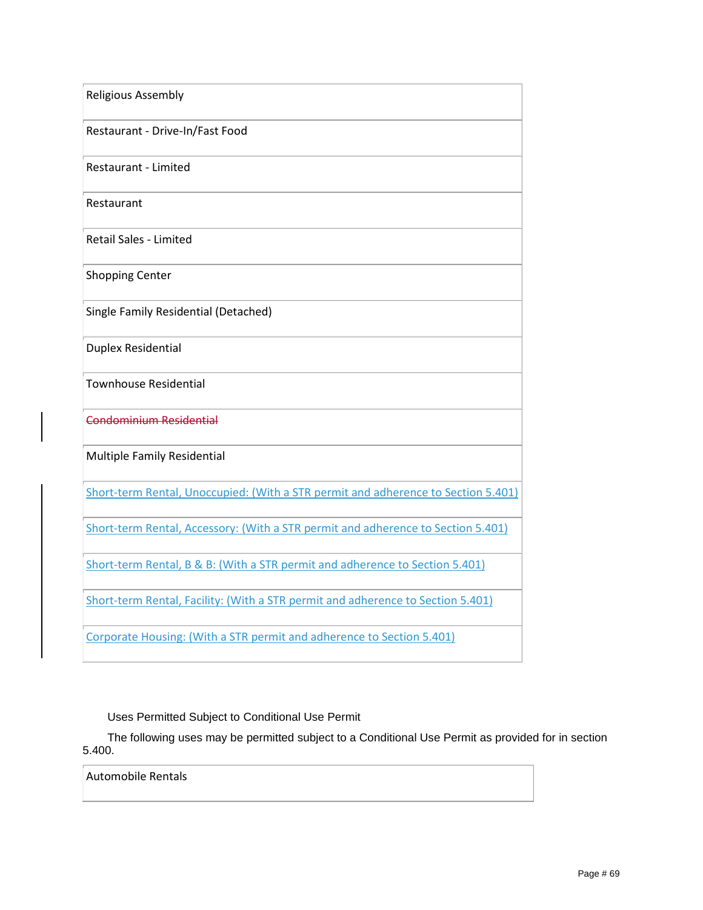| Religious Assembly |
|---|
| Restaurant - Drive-In/Fast Food |
| Restaurant - Limited |
| Restaurant |
| Retail Sales - Limited |
| Shopping Center |
| Single Family Residential (Detached) |
| Duplex Residential |
| Townhouse Residential |
| ~~Condominium Residential~~ |
| Multiple Family Residential |
| Short-term Rental, Unoccupied: (With a STR permit and adherence to Section 5.401) |
| Short-term Rental, Accessory: (With a STR permit and adherence to Section 5.401) |
| Short-term Rental, B & B: (With a STR permit and adherence to Section 5.401) |
| Short-term Rental, Facility: (With a STR permit and adherence to Section 5.401) |
| Corporate Housing: (With a STR permit and adherence to Section 5.401) |

Uses Permitted Subject to Conditional Use Permit

The following uses may be permitted subject to a Conditional Use Permit as provided for in section 5.400.

| Automobile Rentals |
|---|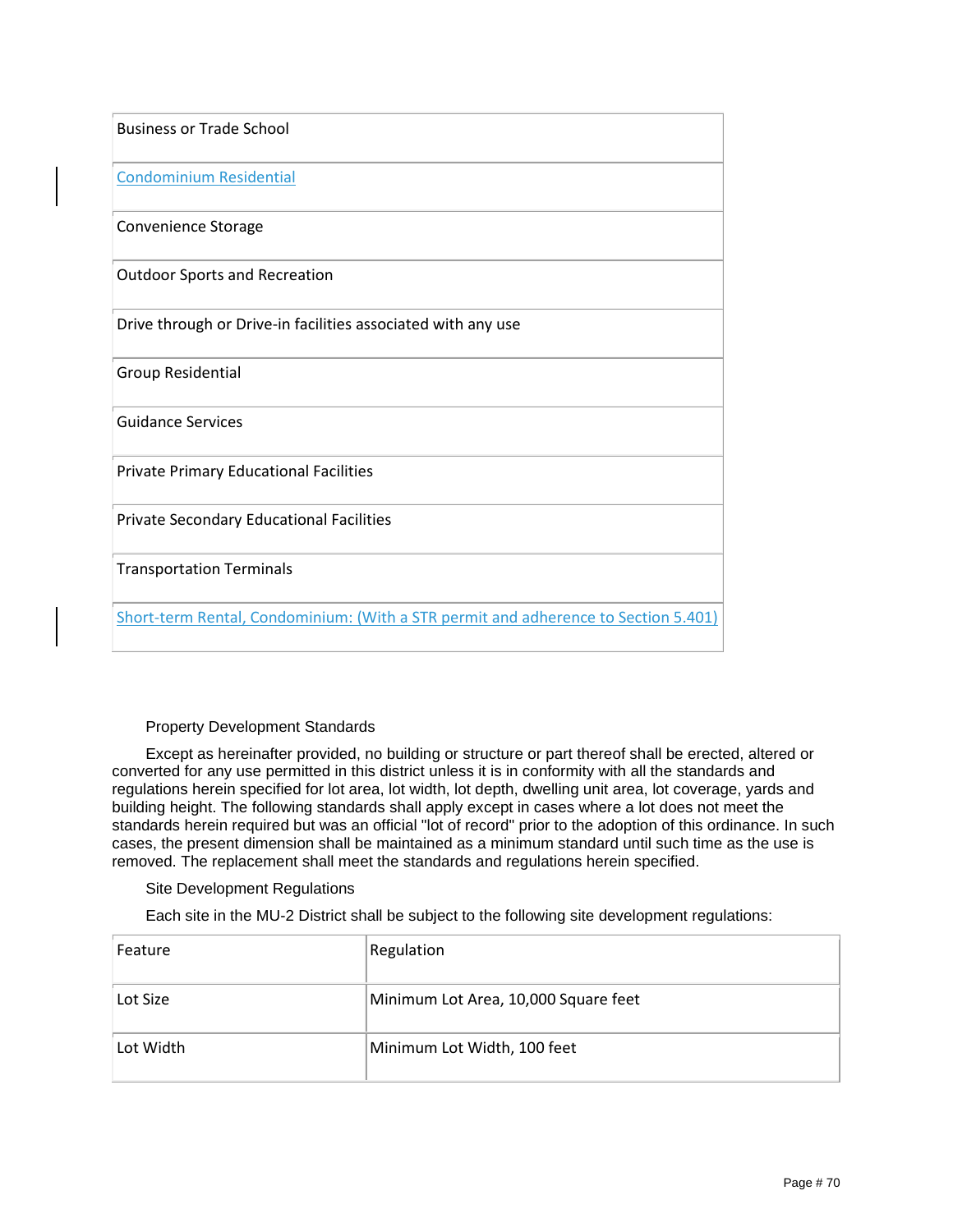| Business or Trade School |
|---|
| Condominium Residential |
| Convenience Storage |
| Outdoor Sports and Recreation |
| Drive through or Drive-in facilities associated with any use |
| Group Residential |
| Guidance Services |
| Private Primary Educational Facilities |
| Private Secondary Educational Facilities |
| Transportation Terminals |
| Short-term Rental, Condominium: (With a STR permit and adherence to Section 5.401) |

Property Development Standards

Except as hereinafter provided, no building or structure or part thereof shall be erected, altered or converted for any use permitted in this district unless it is in conformity with all the standards and regulations herein specified for lot area, lot width, lot depth, dwelling unit area, lot coverage, yards and building height. The following standards shall apply except in cases where a lot does not meet the standards herein required but was an official "lot of record" prior to the adoption of this ordinance. In such cases, the present dimension shall be maintained as a minimum standard until such time as the use is removed. The replacement shall meet the standards and regulations herein specified.

Site Development Regulations

Each site in the MU-2 District shall be subject to the following site development regulations:

| Feature | Regulation |
|---|---|
| Lot Size | Minimum Lot Area, 10,000 Square feet |
| Lot Width | Minimum Lot Width, 100 feet |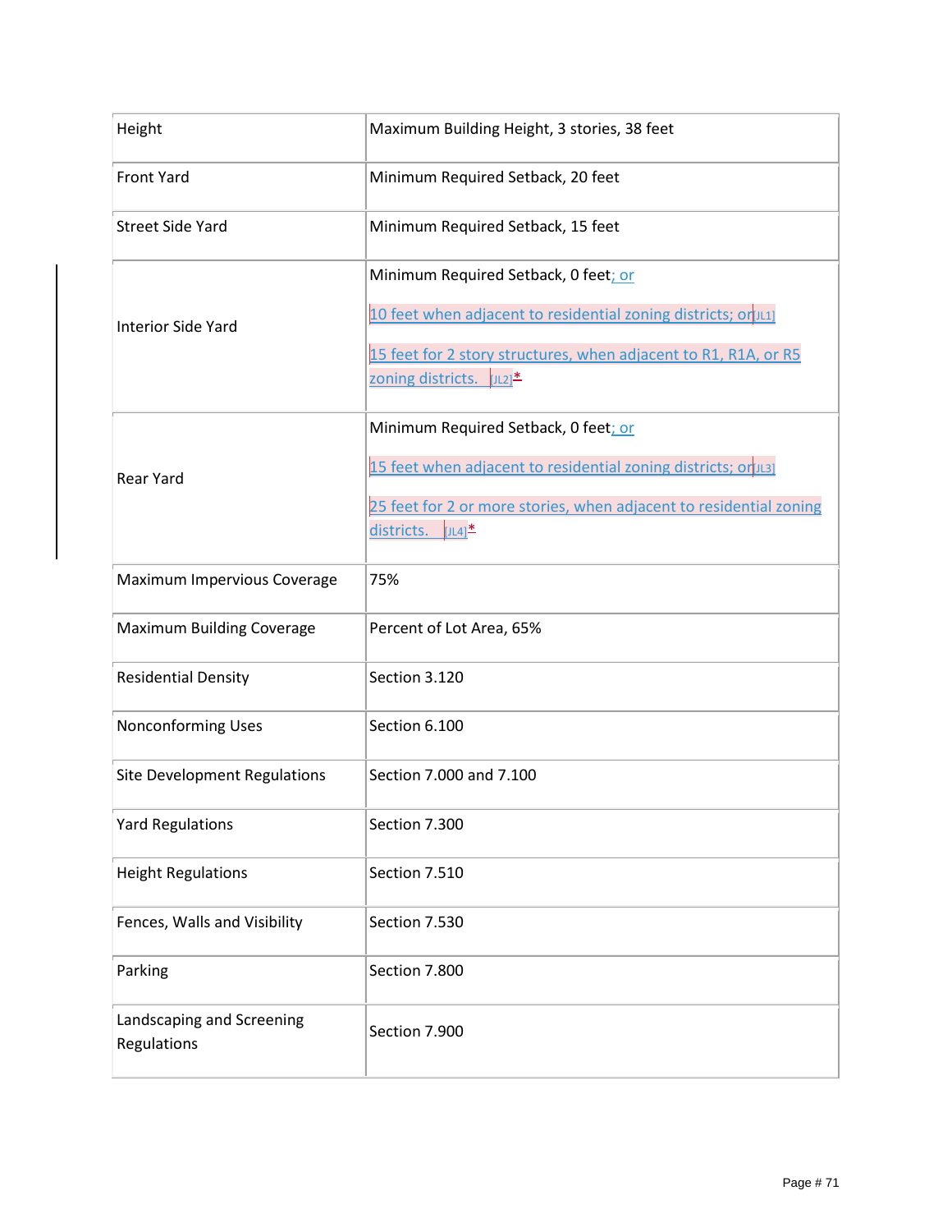| Height | Maximum Building Height, 3 stories, 38 feet |
|---|---|
| Front Yard | Minimum Required Setback, 20 feet |
| Street Side Yard | Minimum Required Setback, 15 feet |
| Interior Side Yard | Minimum Required Setback, 0 feet; or<br><br>10 feet when adjacent to residential zoning districts; or[JL1]<br><br>15 feet for 2 story structures, when adjacent to R1, R1A, or R5 zoning districts. [JL2]* |
| Rear Yard | Minimum Required Setback, 0 feet; or<br><br>15 feet when adjacent to residential zoning districts; or[JL3]<br><br>25 feet for 2 or more stories, when adjacent to residential zoning districts. [JL4]* |
| Maximum Impervious Coverage | 75% |
| Maximum Building Coverage | Percent of Lot Area, 65% |
| Residential Density | Section 3.120 |
| Nonconforming Uses | Section 6.100 |
| Site Development Regulations | Section 7.000 and 7.100 |
| Yard Regulations | Section 7.300 |
| Height Regulations | Section 7.510 |
| Fences, Walls and Visibility | Section 7.530 |
| Parking | Section 7.800 |
| Landscaping and Screening Regulations | Section 7.900 |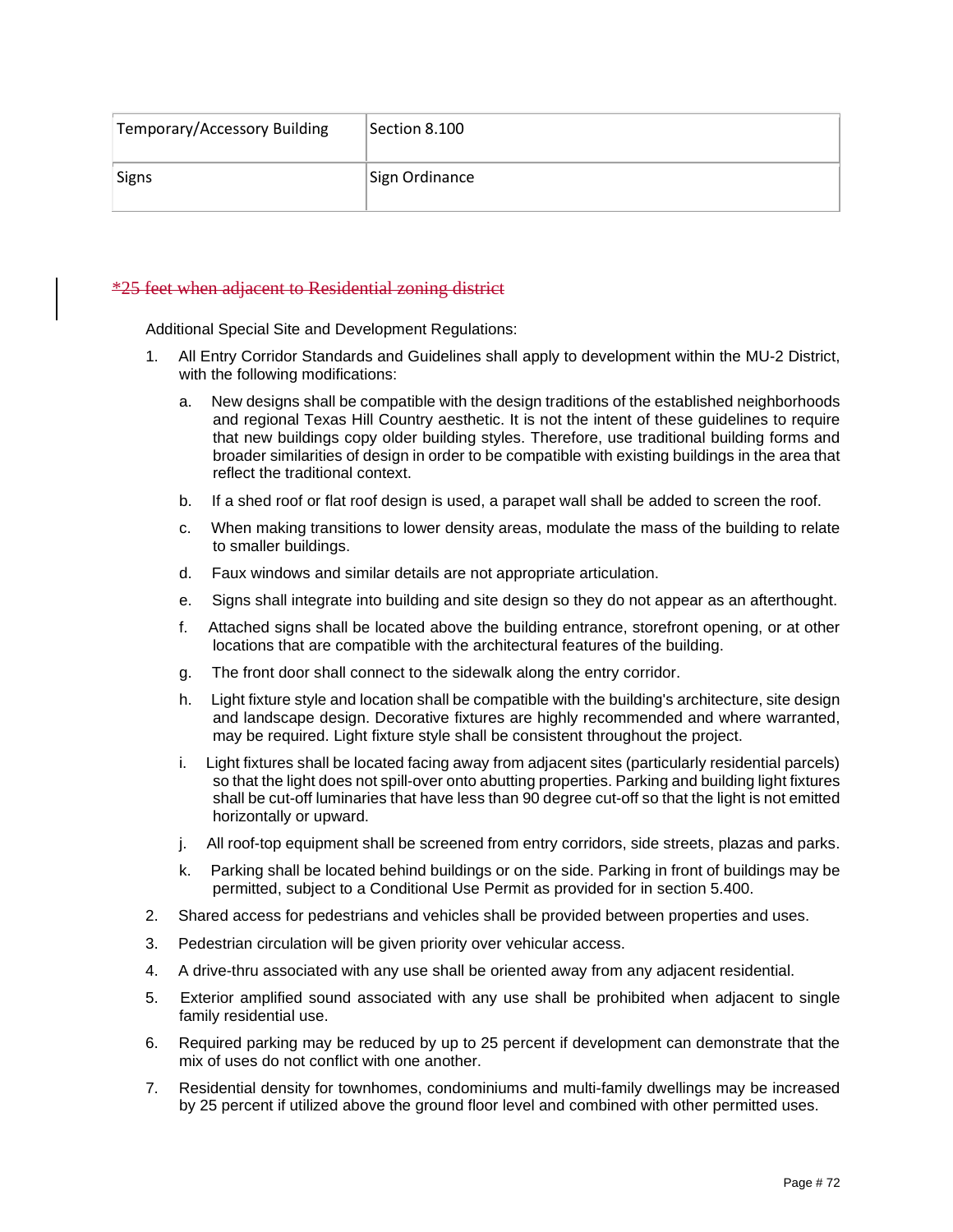| Temporary/Accessory Building | Section 8.100 |
|---|---|
| Signs | Sign Ordinance |

~~*25 feet when adjacent to Residential zoning district~~

Additional Special Site and Development Regulations:

1. All Entry Corridor Standards and Guidelines shall apply to development within the MU-2 District, with the following modifications:

   a. New designs shall be compatible with the design traditions of the established neighborhoods and regional Texas Hill Country aesthetic. It is not the intent of these guidelines to require that new buildings copy older building styles. Therefore, use traditional building forms and broader similarities of design in order to be compatible with existing buildings in the area that reflect the traditional context.

   b. If a shed roof or flat roof design is used, a parapet wall shall be added to screen the roof.

   c. When making transitions to lower density areas, modulate the mass of the building to relate to smaller buildings.

   d. Faux windows and similar details are not appropriate articulation.

   e. Signs shall integrate into building and site design so they do not appear as an afterthought.

   f. Attached signs shall be located above the building entrance, storefront opening, or at other locations that are compatible with the architectural features of the building.

   g. The front door shall connect to the sidewalk along the entry corridor.

   h. Light fixture style and location shall be compatible with the building's architecture, site design and landscape design. Decorative fixtures are highly recommended and where warranted, may be required. Light fixture style shall be consistent throughout the project.

   i. Light fixtures shall be located facing away from adjacent sites (particularly residential parcels) so that the light does not spill-over onto abutting properties. Parking and building light fixtures shall be cut-off luminaries that have less than 90 degree cut-off so that the light is not emitted horizontally or upward.

   j. All roof-top equipment shall be screened from entry corridors, side streets, plazas and parks.

   k. Parking shall be located behind buildings or on the side. Parking in front of buildings may be permitted, subject to a Conditional Use Permit as provided for in section 5.400.

2. Shared access for pedestrians and vehicles shall be provided between properties and uses.

3. Pedestrian circulation will be given priority over vehicular access.

4. A drive-thru associated with any use shall be oriented away from any adjacent residential.

5. Exterior amplified sound associated with any use shall be prohibited when adjacent to single family residential use.

6. Required parking may be reduced by up to 25 percent if development can demonstrate that the mix of uses do not conflict with one another.

7. Residential density for townhomes, condominiums and multi-family dwellings may be increased by 25 percent if utilized above the ground floor level and combined with other permitted uses.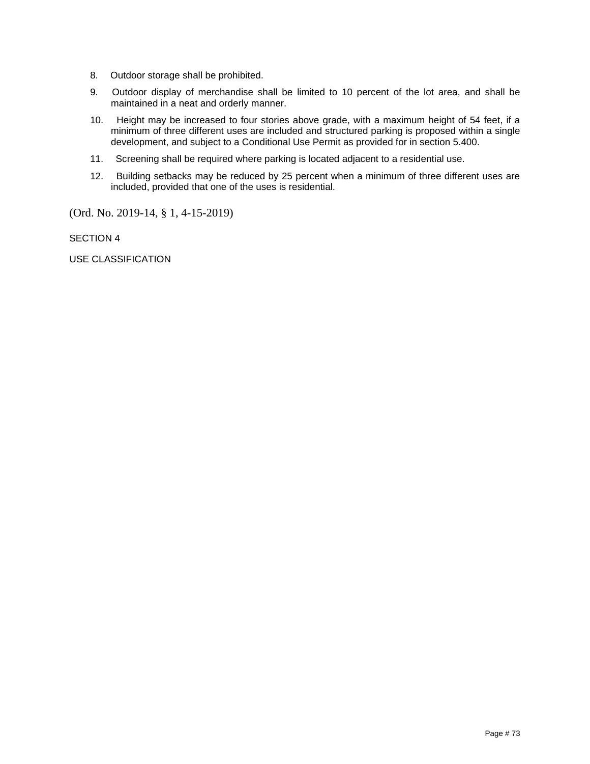8. Outdoor storage shall be prohibited.

9. Outdoor display of merchandise shall be limited to 10 percent of the lot area, and shall be maintained in a neat and orderly manner.

10. Height may be increased to four stories above grade, with a maximum height of 54 feet, if a minimum of three different uses are included and structured parking is proposed within a single development, and subject to a Conditional Use Permit as provided for in section 5.400.

11. Screening shall be required where parking is located adjacent to a residential use.

12. Building setbacks may be reduced by 25 percent when a minimum of three different uses are included, provided that one of the uses is residential.

(Ord. No. 2019-14, § 1, 4-15-2019)

## SECTION 4

## USE CLASSIFICATION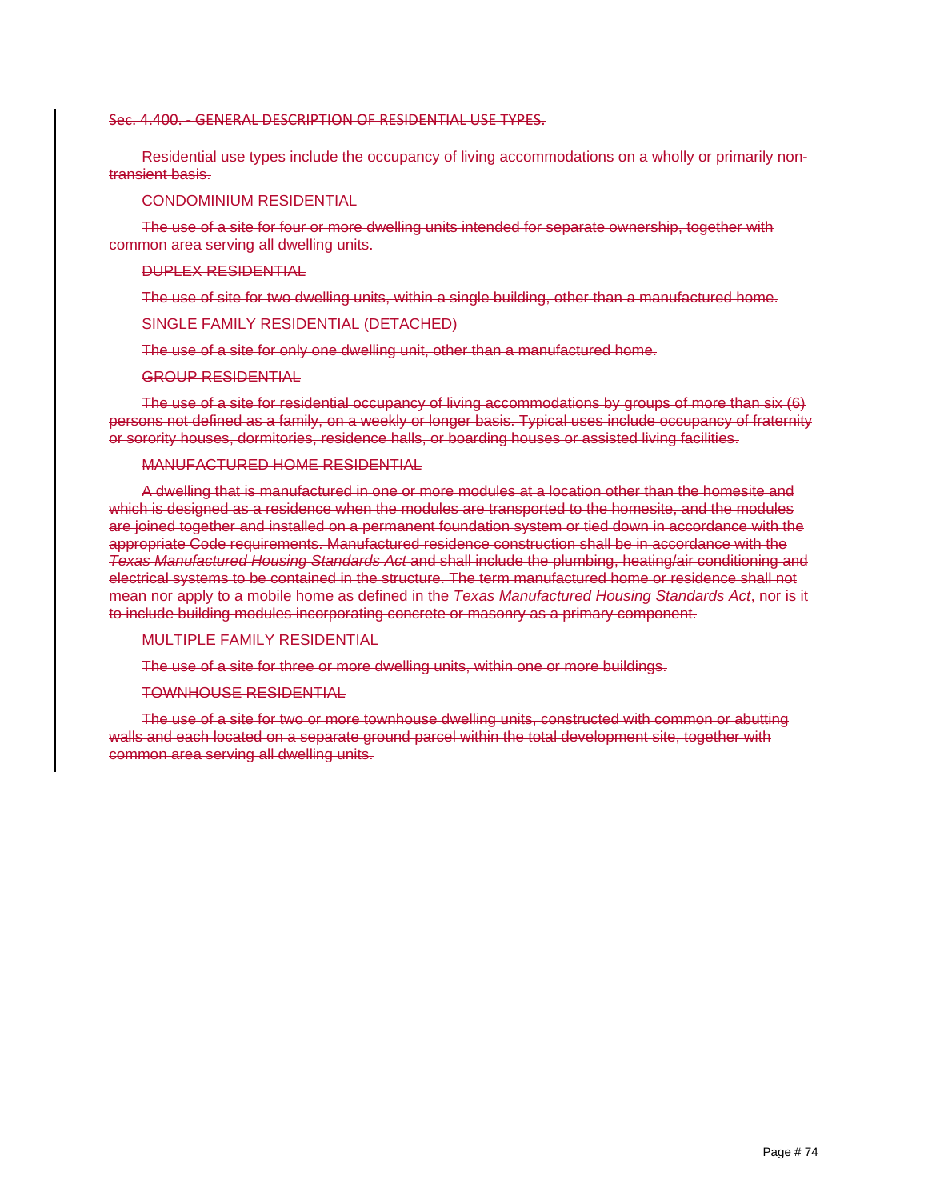~~Sec. 4.400. - GENERAL DESCRIPTION OF RESIDENTIAL USE TYPES.~~

~~Residential use types include the occupancy of living accommodations on a wholly or primarily non-transient basis.~~

~~CONDOMINIUM RESIDENTIAL~~

~~The use of a site for four or more dwelling units intended for separate ownership, together with common area serving all dwelling units.~~

~~DUPLEX RESIDENTIAL~~

~~The use of site for two dwelling units, within a single building, other than a manufactured home.~~

~~SINGLE FAMILY RESIDENTIAL (DETACHED)~~

~~The use of a site for only one dwelling unit, other than a manufactured home.~~

~~GROUP RESIDENTIAL~~

~~The use of a site for residential occupancy of living accommodations by groups of more than six (6) persons not defined as a family, on a weekly or longer basis. Typical uses include occupancy of fraternity or sorority houses, dormitories, residence halls, or boarding houses or assisted living facilities.~~

~~MANUFACTURED HOME RESIDENTIAL~~

~~A dwelling that is manufactured in one or more modules at a location other than the homesite and which is designed as a residence when the modules are transported to the homesite, and the modules are joined together and installed on a permanent foundation system or tied down in accordance with the appropriate Code requirements. Manufactured residence construction shall be in accordance with the *Texas Manufactured Housing Standards Act* and shall include the plumbing, heating/air conditioning and electrical systems to be contained in the structure. The term manufactured home or residence shall not mean nor apply to a mobile home as defined in the *Texas Manufactured Housing Standards Act*, nor is it to include building modules incorporating concrete or masonry as a primary component.~~

~~MULTIPLE FAMILY RESIDENTIAL~~

~~The use of a site for three or more dwelling units, within one or more buildings.~~

~~TOWNHOUSE RESIDENTIAL~~

~~The use of a site for two or more townhouse dwelling units, constructed with common or abutting walls and each located on a separate ground parcel within the total development site, together with common area serving all dwelling units.~~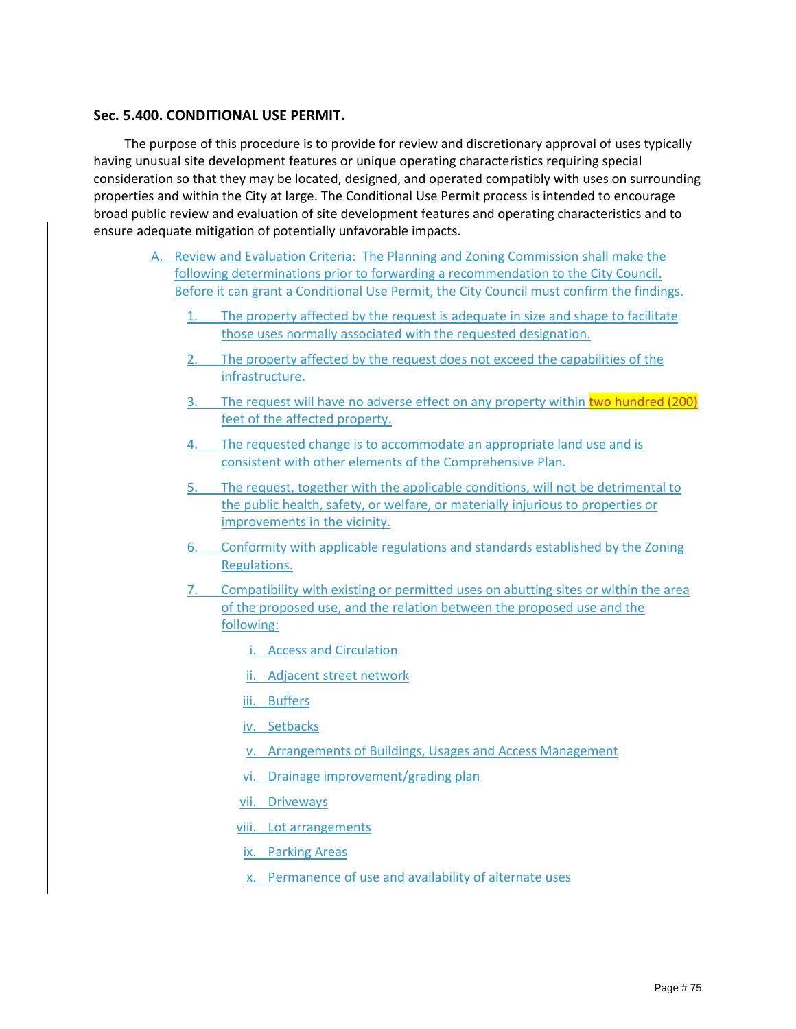### Sec. 5.400. CONDITIONAL USE PERMIT.

The purpose of this procedure is to provide for review and discretionary approval of uses typically having unusual site development features or unique operating characteristics requiring special consideration so that they may be located, designed, and operated compatibly with uses on surrounding properties and within the City at large. The Conditional Use Permit process is intended to encourage broad public review and evaluation of site development features and operating characteristics and to ensure adequate mitigation of potentially unfavorable impacts.

A. Review and Evaluation Criteria: The Planning and Zoning Commission shall make the following determinations prior to forwarding a recommendation to the City Council. Before it can grant a Conditional Use Permit, the City Council must confirm the findings.

1. The property affected by the request is adequate in size and shape to facilitate those uses normally associated with the requested designation.

2. The property affected by the request does not exceed the capabilities of the infrastructure.

3. The request will have no adverse effect on any property within two hundred (200) feet of the affected property.

4. The requested change is to accommodate an appropriate land use and is consistent with other elements of the Comprehensive Plan.

5. The request, together with the applicable conditions, will not be detrimental to the public health, safety, or welfare, or materially injurious to properties or improvements in the vicinity.

6. Conformity with applicable regulations and standards established by the Zoning Regulations.

7. Compatibility with existing or permitted uses on abutting sites or within the area of the proposed use, and the relation between the proposed use and the following:

   i. Access and Circulation

   ii. Adjacent street network

   iii. Buffers

   iv. Setbacks

   v. Arrangements of Buildings, Usages and Access Management

   vi. Drainage improvement/grading plan

   vii. Driveways

   viii. Lot arrangements

   ix. Parking Areas

   x. Permanence of use and availability of alternate uses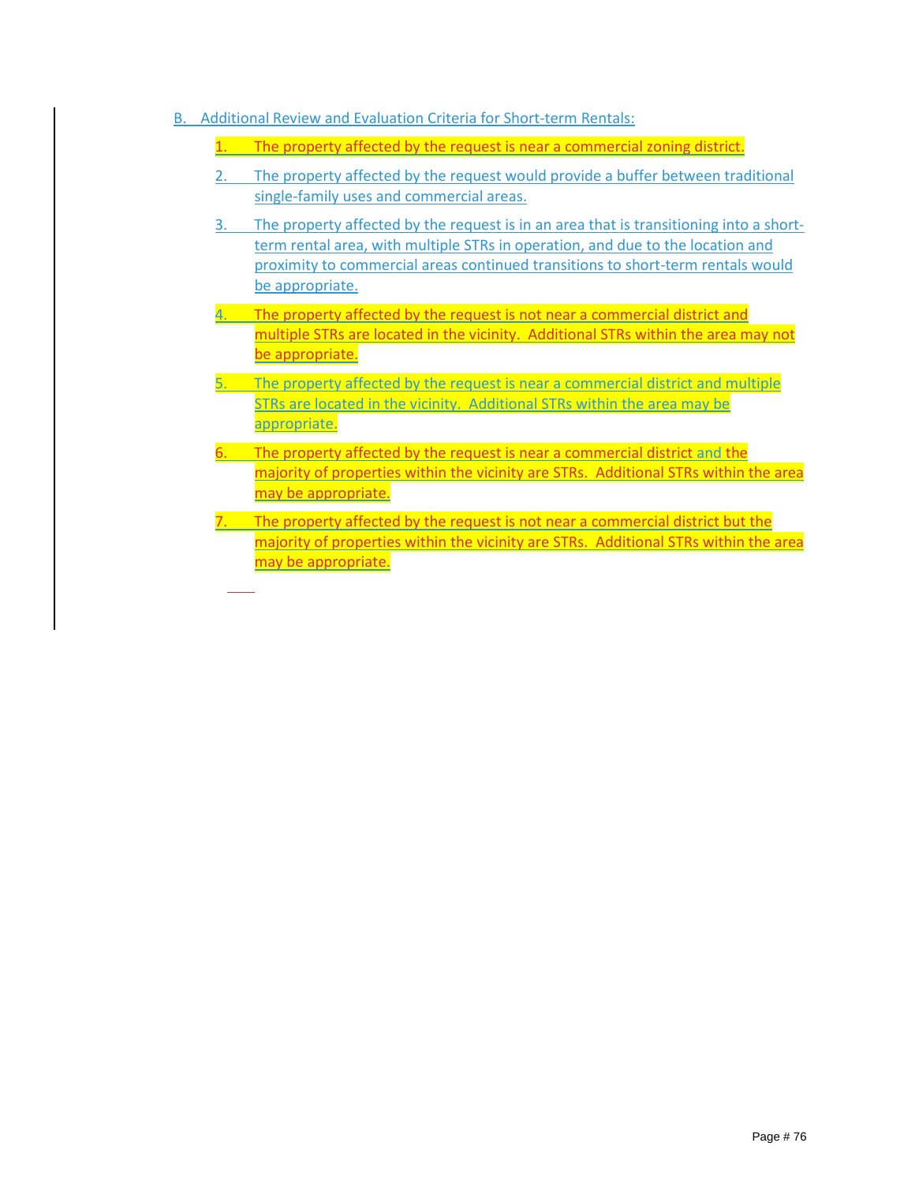B. Additional Review and Evaluation Criteria for Short-term Rentals:

1. The property affected by the request is near a commercial zoning district.

2. The property affected by the request would provide a buffer between traditional single-family uses and commercial areas.

3. The property affected by the request is in an area that is transitioning into a short-term rental area, with multiple STRs in operation, and due to the location and proximity to commercial areas continued transitions to short-term rentals would be appropriate.

4. The property affected by the request is not near a commercial district and multiple STRs are located in the vicinity. Additional STRs within the area may not be appropriate.

5. The property affected by the request is near a commercial district and multiple STRs are located in the vicinity. Additional STRs within the area may be appropriate.

6. The property affected by the request is near a commercial district and the majority of properties within the vicinity are STRs. Additional STRs within the area may be appropriate.

7. The property affected by the request is not near a commercial district but the majority of properties within the vicinity are STRs. Additional STRs within the area may be appropriate.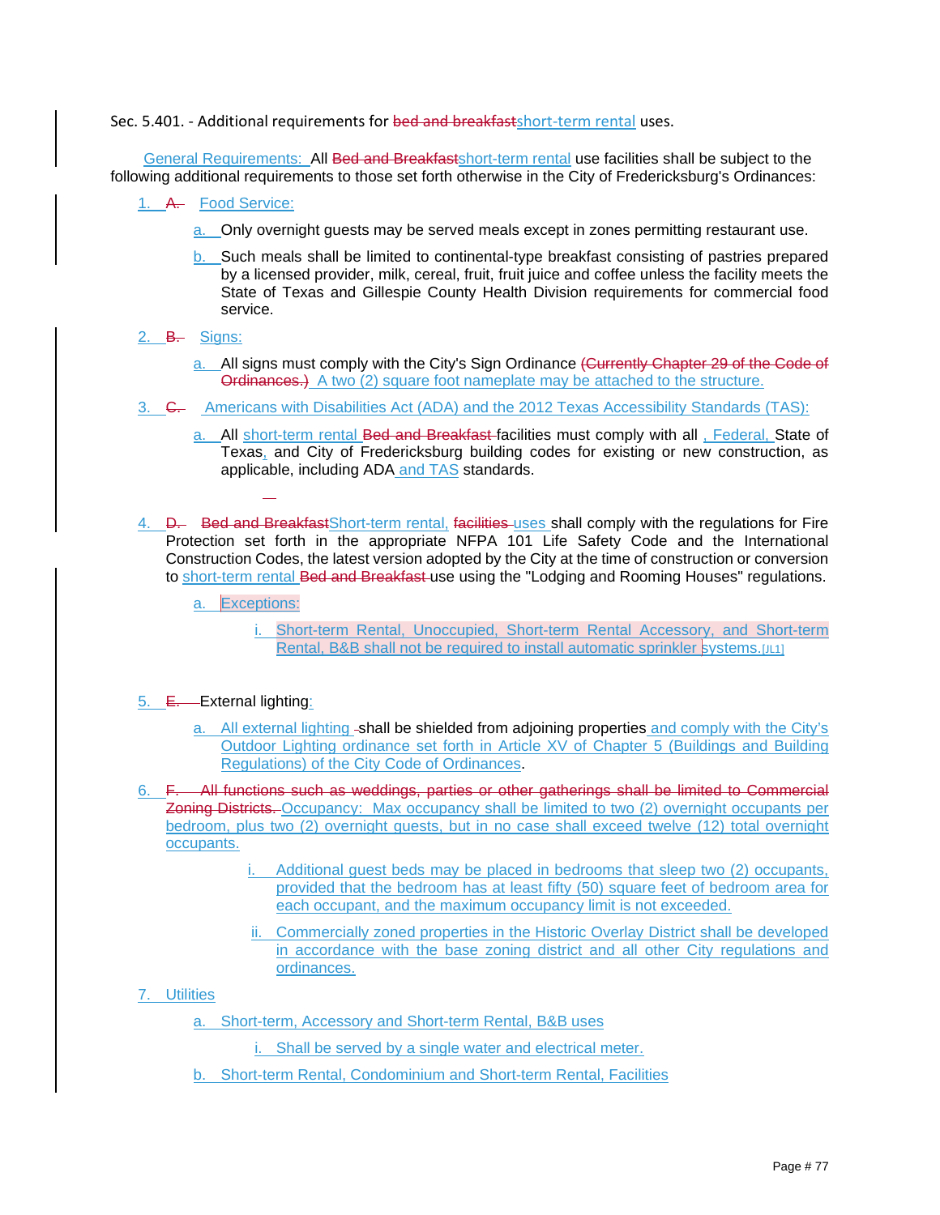Sec. 5.401. - Additional requirements for ~~bed and breakfast~~short-term rental uses.

General Requirements: All ~~Bed and Breakfast~~short-term rental use facilities shall be subject to the following additional requirements to those set forth otherwise in the City of Fredericksburg's Ordinances:

1. ~~A.~~ Food Service:
   - a. Only overnight guests may be served meals except in zones permitting restaurant use.
   - b. Such meals shall be limited to continental-type breakfast consisting of pastries prepared by a licensed provider, milk, cereal, fruit, fruit juice and coffee unless the facility meets the State of Texas and Gillespie County Health Division requirements for commercial food service.

2. ~~B.~~ Signs:
   - a. All signs must comply with the City's Sign Ordinance ~~(Currently Chapter 29 of the Code of Ordinances.)~~ A two (2) square foot nameplate may be attached to the structure.

3. ~~C.~~ Americans with Disabilities Act (ADA) and the 2012 Texas Accessibility Standards (TAS):
   - a. All short-term rental ~~Bed and Breakfast~~ facilities must comply with all , Federal, State of Texas, and City of Fredericksburg building codes for existing or new construction, as applicable, including ADA and TAS standards.

4. ~~D.~~ ~~Bed and Breakfast~~Short-term rental, ~~facilities~~ uses shall comply with the regulations for Fire Protection set forth in the appropriate NFPA 101 Life Safety Code and the International Construction Codes, the latest version adopted by the City at the time of construction or conversion to short-term rental ~~Bed and Breakfast~~ use using the "Lodging and Rooming Houses" regulations.
   - a. Exceptions:
     - i. Short-term Rental, Unoccupied, Short-term Rental Accessory, and Short-term Rental, B&B shall not be required to install automatic sprinkler systems.[JL1]

5. ~~E.~~ External lighting:
   - a. All external lighting shall be shielded from adjoining properties and comply with the City's Outdoor Lighting ordinance set forth in Article XV of Chapter 5 (Buildings and Building Regulations) of the City Code of Ordinances.

6. ~~F. All functions such as weddings, parties or other gatherings shall be limited to Commercial Zoning Districts.~~ Occupancy: Max occupancy shall be limited to two (2) overnight occupants per bedroom, plus two (2) overnight guests, but in no case shall exceed twelve (12) total overnight occupants.
   - i. Additional guest beds may be placed in bedrooms that sleep two (2) occupants, provided that the bedroom has at least fifty (50) square feet of bedroom area for each occupant, and the maximum occupancy limit is not exceeded.
   - ii. Commercially zoned properties in the Historic Overlay District shall be developed in accordance with the base zoning district and all other City regulations and ordinances.

7. Utilities
   - a. Short-term, Accessory and Short-term Rental, B&B uses
     - i. Shall be served by a single water and electrical meter.
   - b. Short-term Rental, Condominium and Short-term Rental, Facilities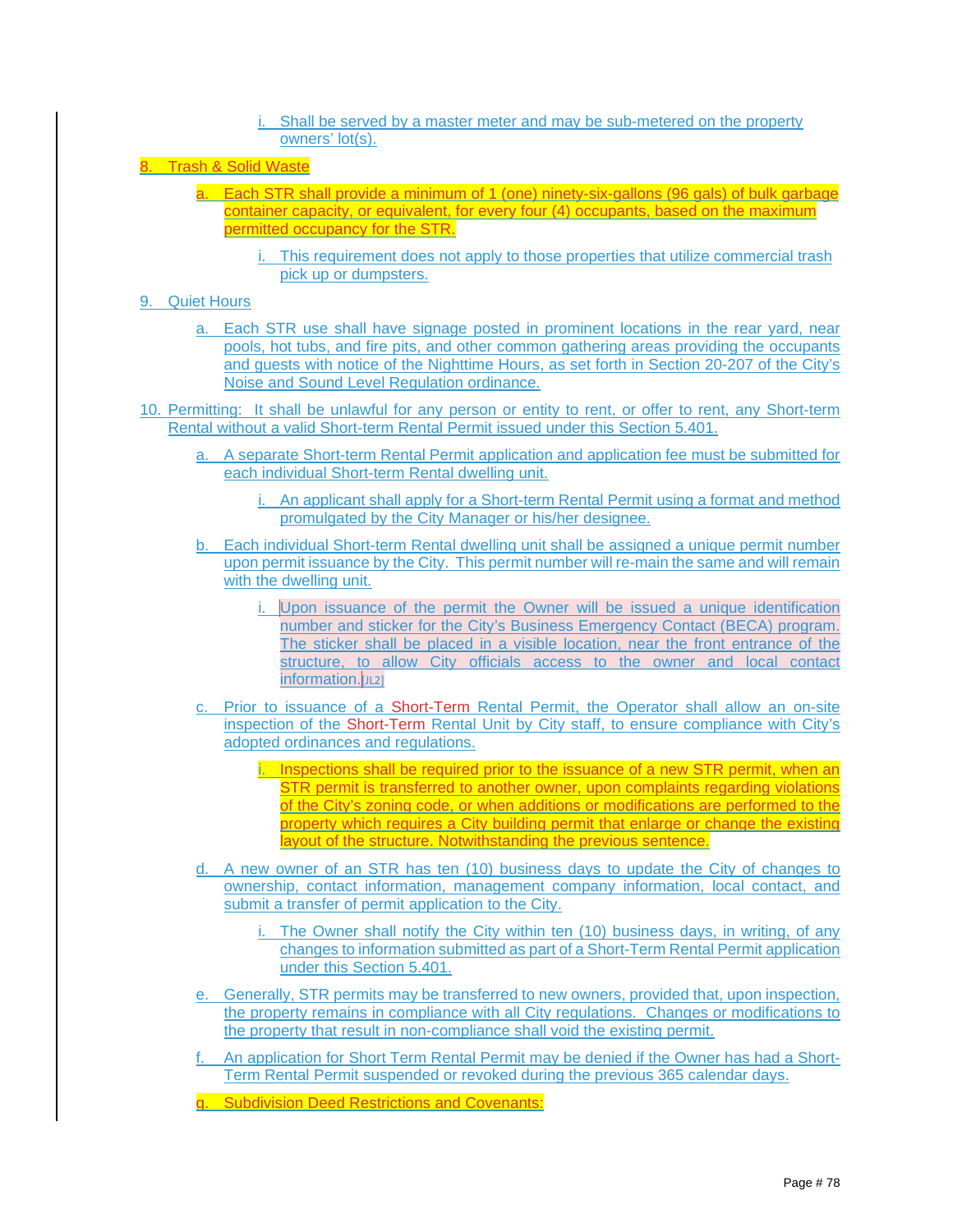i. Shall be served by a master meter and may be sub-metered on the property owners' lot(s).

8. Trash & Solid Waste

a. Each STR shall provide a minimum of 1 (one) ninety-six-gallons (96 gals) of bulk garbage container capacity, or equivalent, for every four (4) occupants, based on the maximum permitted occupancy for the STR.

i. This requirement does not apply to those properties that utilize commercial trash pick up or dumpsters.

9. Quiet Hours

a. Each STR use shall have signage posted in prominent locations in the rear yard, near pools, hot tubs, and fire pits, and other common gathering areas providing the occupants and guests with notice of the Nighttime Hours, as set forth in Section 20-207 of the City's Noise and Sound Level Regulation ordinance.

10. Permitting: It shall be unlawful for any person or entity to rent, or offer to rent, any Short-term Rental without a valid Short-term Rental Permit issued under this Section 5.401.

a. A separate Short-term Rental Permit application and application fee must be submitted for each individual Short-term Rental dwelling unit.

i. An applicant shall apply for a Short-term Rental Permit using a format and method promulgated by the City Manager or his/her designee.

b. Each individual Short-term Rental dwelling unit shall be assigned a unique permit number upon permit issuance by the City. This permit number will re-main the same and will remain with the dwelling unit.

i. Upon issuance of the permit the Owner will be issued a unique identification number and sticker for the City's Business Emergency Contact (BECA) program. The sticker shall be placed in a visible location, near the front entrance of the structure, to allow City officials access to the owner and local contact information.[JL2]

c. Prior to issuance of a Short-Term Rental Permit, the Operator shall allow an on-site inspection of the Short-Term Rental Unit by City staff, to ensure compliance with City's adopted ordinances and regulations.

i. Inspections shall be required prior to the issuance of a new STR permit, when an STR permit is transferred to another owner, upon complaints regarding violations of the City's zoning code, or when additions or modifications are performed to the property which requires a City building permit that enlarge or change the existing layout of the structure. Notwithstanding the previous sentence.

d. A new owner of an STR has ten (10) business days to update the City of changes to ownership, contact information, management company information, local contact, and submit a transfer of permit application to the City.

i. The Owner shall notify the City within ten (10) business days, in writing, of any changes to information submitted as part of a Short-Term Rental Permit application under this Section 5.401.

e. Generally, STR permits may be transferred to new owners, provided that, upon inspection, the property remains in compliance with all City regulations. Changes or modifications to the property that result in non-compliance shall void the existing permit.

f. An application for Short Term Rental Permit may be denied if the Owner has had a Short-Term Rental Permit suspended or revoked during the previous 365 calendar days.

g. Subdivision Deed Restrictions and Covenants: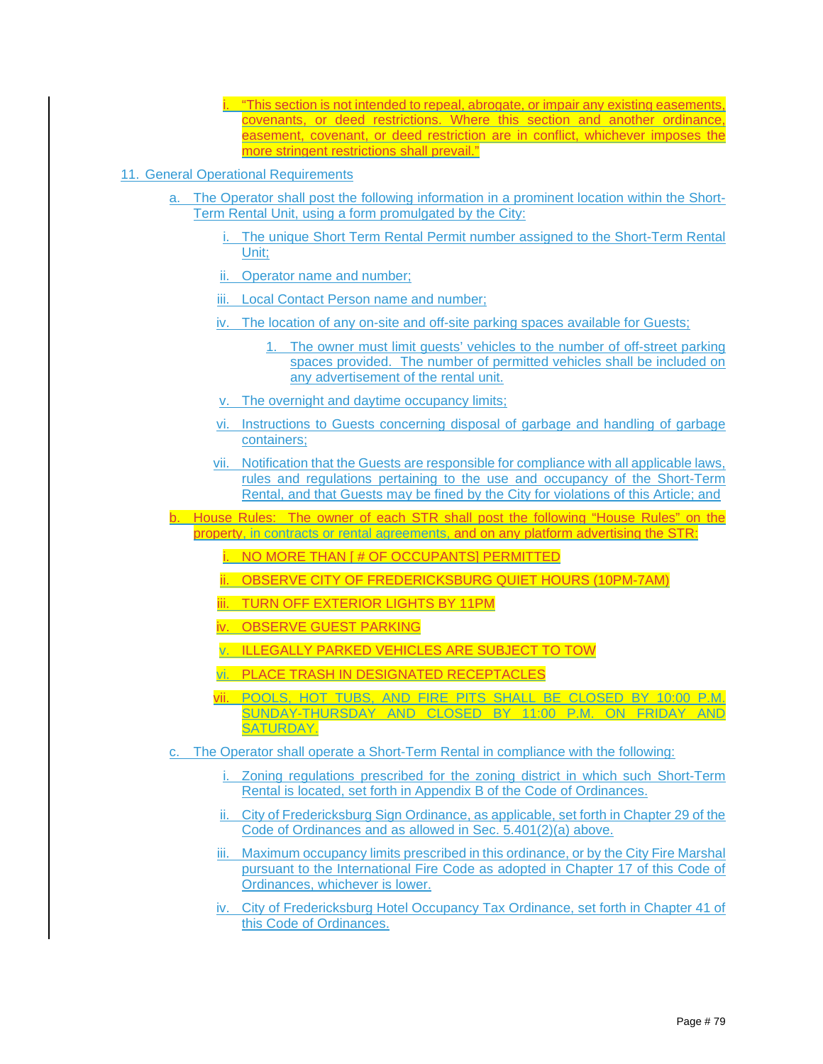i. "This section is not intended to repeal, abrogate, or impair any existing easements, covenants, or deed restrictions. Where this section and another ordinance, easement, covenant, or deed restriction are in conflict, whichever imposes the more stringent restrictions shall prevail."

11. General Operational Requirements

a. The Operator shall post the following information in a prominent location within the Short-Term Rental Unit, using a form promulgated by the City:

   i. The unique Short Term Rental Permit number assigned to the Short-Term Rental Unit;

   ii. Operator name and number;

   iii. Local Contact Person name and number;

   iv. The location of any on-site and off-site parking spaces available for Guests;

      1. The owner must limit guests' vehicles to the number of off-street parking spaces provided. The number of permitted vehicles shall be included on any advertisement of the rental unit.

   v. The overnight and daytime occupancy limits;

   vi. Instructions to Guests concerning disposal of garbage and handling of garbage containers;

   vii. Notification that the Guests are responsible for compliance with all applicable laws, rules and regulations pertaining to the use and occupancy of the Short-Term Rental, and that Guests may be fined by the City for violations of this Article; and

b. House Rules: The owner of each STR shall post the following "House Rules" on the property, in contracts or rental agreements, and on any platform advertising the STR:

   i. NO MORE THAN [ # OF OCCUPANTS] PERMITTED

   ii. OBSERVE CITY OF FREDERICKSBURG QUIET HOURS (10PM-7AM)

   iii. TURN OFF EXTERIOR LIGHTS BY 11PM

   iv. OBSERVE GUEST PARKING

   v. ILLEGALLY PARKED VEHICLES ARE SUBJECT TO TOW

   vi. PLACE TRASH IN DESIGNATED RECEPTACLES

   vii. POOLS, HOT TUBS, AND FIRE PITS SHALL BE CLOSED BY 10:00 P.M. SUNDAY-THURSDAY AND CLOSED BY 11:00 P.M. ON FRIDAY AND SATURDAY.

c. The Operator shall operate a Short-Term Rental in compliance with the following:

   i. Zoning regulations prescribed for the zoning district in which such Short-Term Rental is located, set forth in Appendix B of the Code of Ordinances.

   ii. City of Fredericksburg Sign Ordinance, as applicable, set forth in Chapter 29 of the Code of Ordinances and as allowed in Sec. 5.401(2)(a) above.

   iii. Maximum occupancy limits prescribed in this ordinance, or by the City Fire Marshal pursuant to the International Fire Code as adopted in Chapter 17 of this Code of Ordinances, whichever is lower.

   iv. City of Fredericksburg Hotel Occupancy Tax Ordinance, set forth in Chapter 41 of this Code of Ordinances.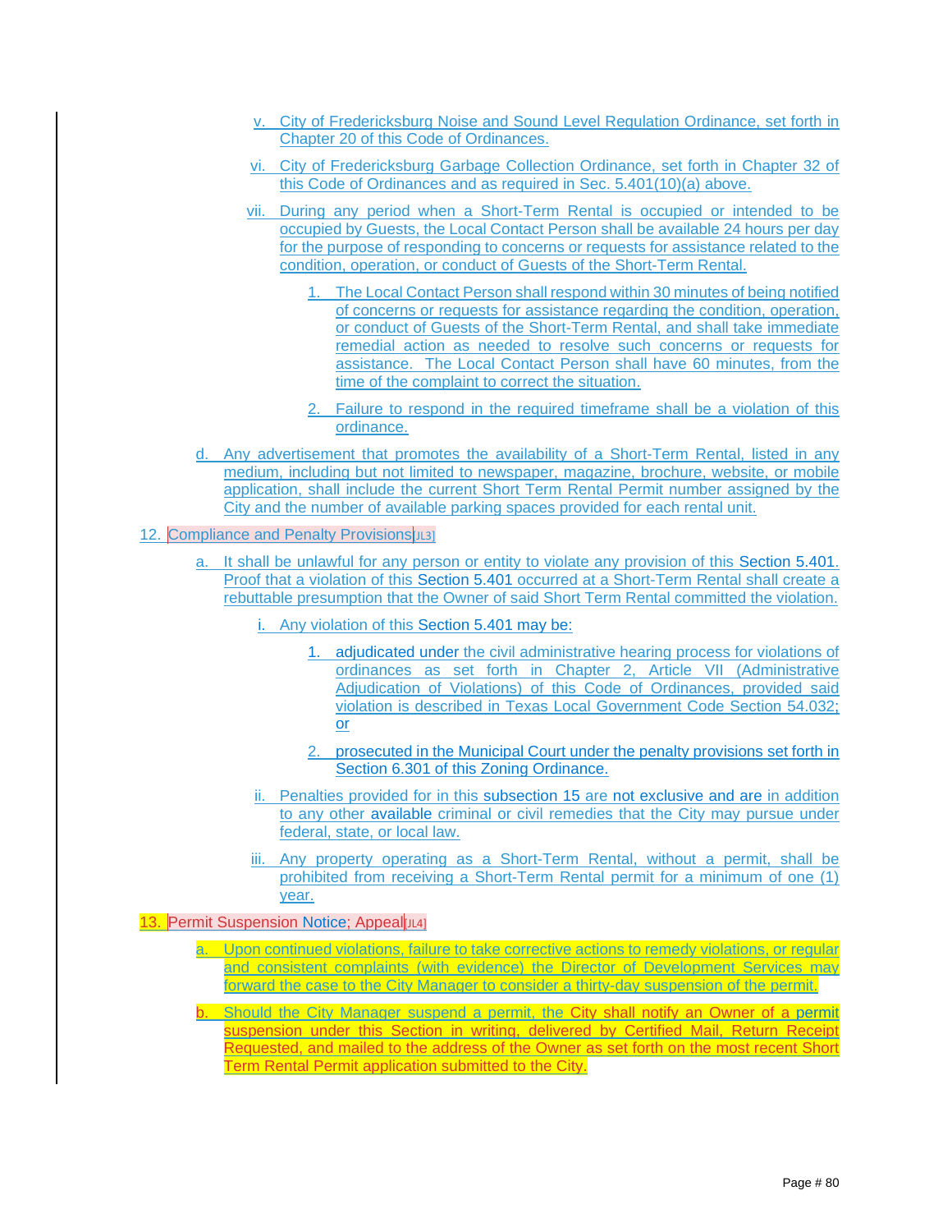v. City of Fredericksburg Noise and Sound Level Regulation Ordinance, set forth in Chapter 20 of this Code of Ordinances.

vi. City of Fredericksburg Garbage Collection Ordinance, set forth in Chapter 32 of this Code of Ordinances and as required in Sec. 5.401(10)(a) above.

vii. During any period when a Short-Term Rental is occupied or intended to be occupied by Guests, the Local Contact Person shall be available 24 hours per day for the purpose of responding to concerns or requests for assistance related to the condition, operation, or conduct of Guests of the Short-Term Rental.

1. The Local Contact Person shall respond within 30 minutes of being notified of concerns or requests for assistance regarding the condition, operation, or conduct of Guests of the Short-Term Rental, and shall take immediate remedial action as needed to resolve such concerns or requests for assistance. The Local Contact Person shall have 60 minutes, from the time of the complaint to correct the situation.

2. Failure to respond in the required timeframe shall be a violation of this ordinance.

d. Any advertisement that promotes the availability of a Short-Term Rental, listed in any medium, including but not limited to newspaper, magazine, brochure, website, or mobile application, shall include the current Short Term Rental Permit number assigned by the City and the number of available parking spaces provided for each rental unit.

12. Compliance and Penalty Provisions[JL3]

a. It shall be unlawful for any person or entity to violate any provision of this Section 5.401. Proof that a violation of this Section 5.401 occurred at a Short-Term Rental shall create a rebuttable presumption that the Owner of said Short Term Rental committed the violation.

i. Any violation of this Section 5.401 may be:

1. adjudicated under the civil administrative hearing process for violations of ordinances as set forth in Chapter 2, Article VII (Administrative Adjudication of Violations) of this Code of Ordinances, provided said violation is described in Texas Local Government Code Section 54.032; or

2. prosecuted in the Municipal Court under the penalty provisions set forth in Section 6.301 of this Zoning Ordinance.

ii. Penalties provided for in this subsection 15 are not exclusive and are in addition to any other available criminal or civil remedies that the City may pursue under federal, state, or local law.

iii. Any property operating as a Short-Term Rental, without a permit, shall be prohibited from receiving a Short-Term Rental permit for a minimum of one (1) year.

13. Permit Suspension Notice; Appeal[JL4]

a. Upon continued violations, failure to take corrective actions to remedy violations, or regular and consistent complaints (with evidence) the Director of Development Services may forward the case to the City Manager to consider a thirty-day suspension of the permit.

b. Should the City Manager suspend a permit, the City shall notify an Owner of a permit suspension under this Section in writing, delivered by Certified Mail, Return Receipt Requested, and mailed to the address of the Owner as set forth on the most recent Short Term Rental Permit application submitted to the City.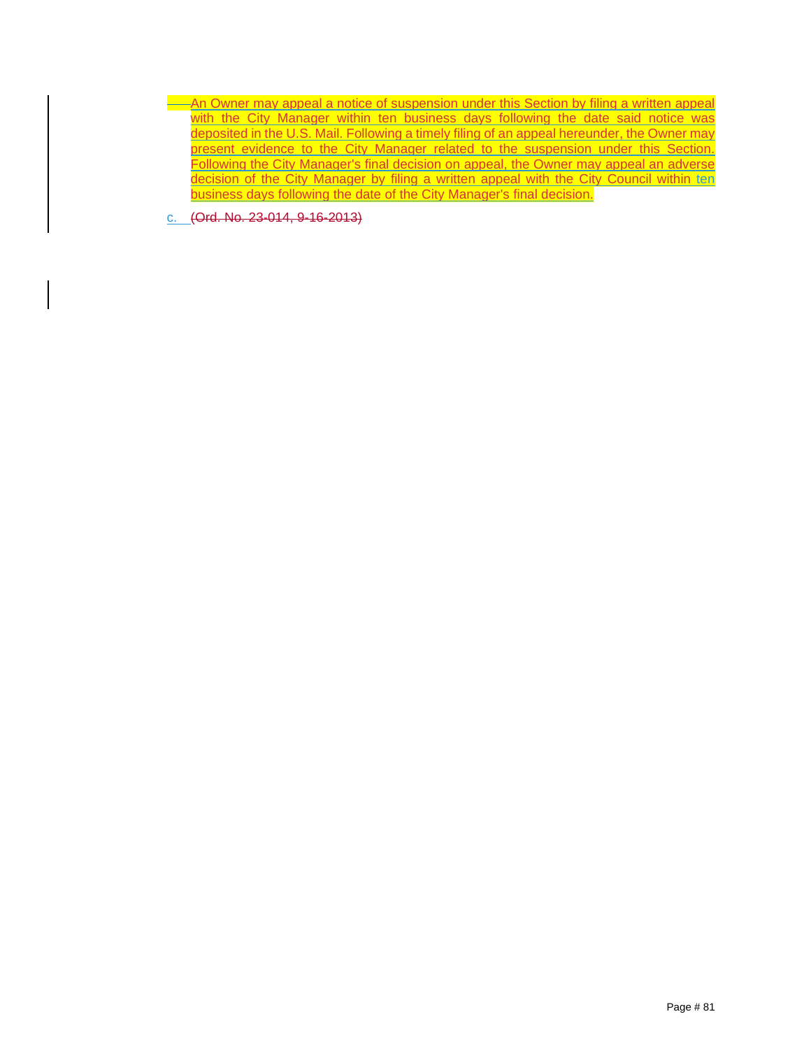An Owner may appeal a notice of suspension under this Section by filing a written appeal with the City Manager within ten business days following the date said notice was deposited in the U.S. Mail. Following a timely filing of an appeal hereunder, the Owner may present evidence to the City Manager related to the suspension under this Section. Following the City Manager's final decision on appeal, the Owner may appeal an adverse decision of the City Manager by filing a written appeal with the City Council within ten business days following the date of the City Manager's final decision.

c. (Ord. No. 23-014, 9-16-2013)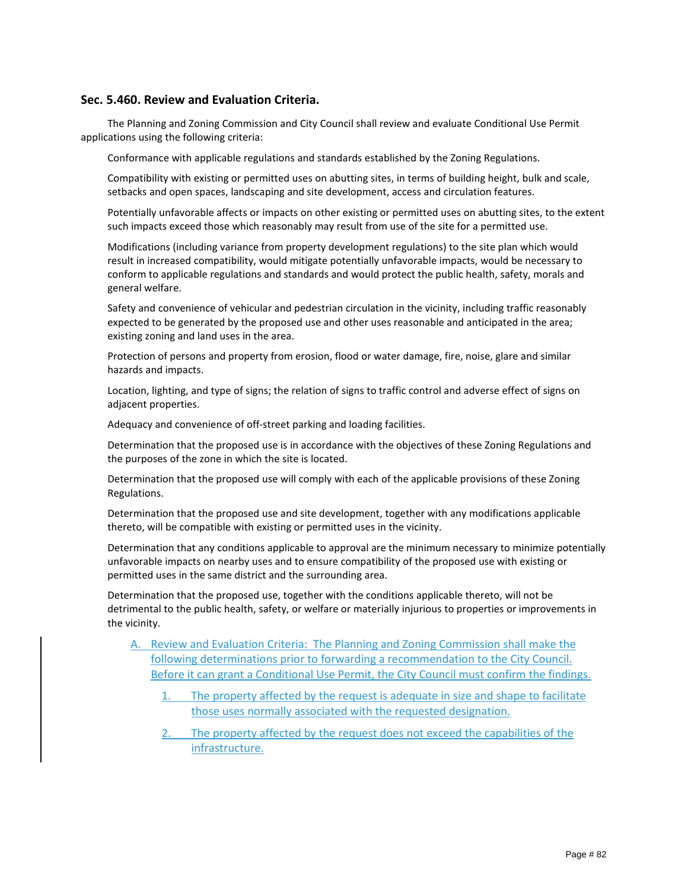### Sec. 5.460. Review and Evaluation Criteria.

The Planning and Zoning Commission and City Council shall review and evaluate Conditional Use Permit applications using the following criteria:

Conformance with applicable regulations and standards established by the Zoning Regulations.

Compatibility with existing or permitted uses on abutting sites, in terms of building height, bulk and scale, setbacks and open spaces, landscaping and site development, access and circulation features.

Potentially unfavorable affects or impacts on other existing or permitted uses on abutting sites, to the extent such impacts exceed those which reasonably may result from use of the site for a permitted use.

Modifications (including variance from property development regulations) to the site plan which would result in increased compatibility, would mitigate potentially unfavorable impacts, would be necessary to conform to applicable regulations and standards and would protect the public health, safety, morals and general welfare.

Safety and convenience of vehicular and pedestrian circulation in the vicinity, including traffic reasonably expected to be generated by the proposed use and other uses reasonable and anticipated in the area; existing zoning and land uses in the area.

Protection of persons and property from erosion, flood or water damage, fire, noise, glare and similar hazards and impacts.

Location, lighting, and type of signs; the relation of signs to traffic control and adverse effect of signs on adjacent properties.

Adequacy and convenience of off-street parking and loading facilities.

Determination that the proposed use is in accordance with the objectives of these Zoning Regulations and the purposes of the zone in which the site is located.

Determination that the proposed use will comply with each of the applicable provisions of these Zoning Regulations.

Determination that the proposed use and site development, together with any modifications applicable thereto, will be compatible with existing or permitted uses in the vicinity.

Determination that any conditions applicable to approval are the minimum necessary to minimize potentially unfavorable impacts on nearby uses and to ensure compatibility of the proposed use with existing or permitted uses in the same district and the surrounding area.

Determination that the proposed use, together with the conditions applicable thereto, will not be detrimental to the public health, safety, or welfare or materially injurious to properties or improvements in the vicinity.

A. Review and Evaluation Criteria: The Planning and Zoning Commission shall make the following determinations prior to forwarding a recommendation to the City Council. Before it can grant a Conditional Use Permit, the City Council must confirm the findings.

   1. The property affected by the request is adequate in size and shape to facilitate those uses normally associated with the requested designation.

   2. The property affected by the request does not exceed the capabilities of the infrastructure.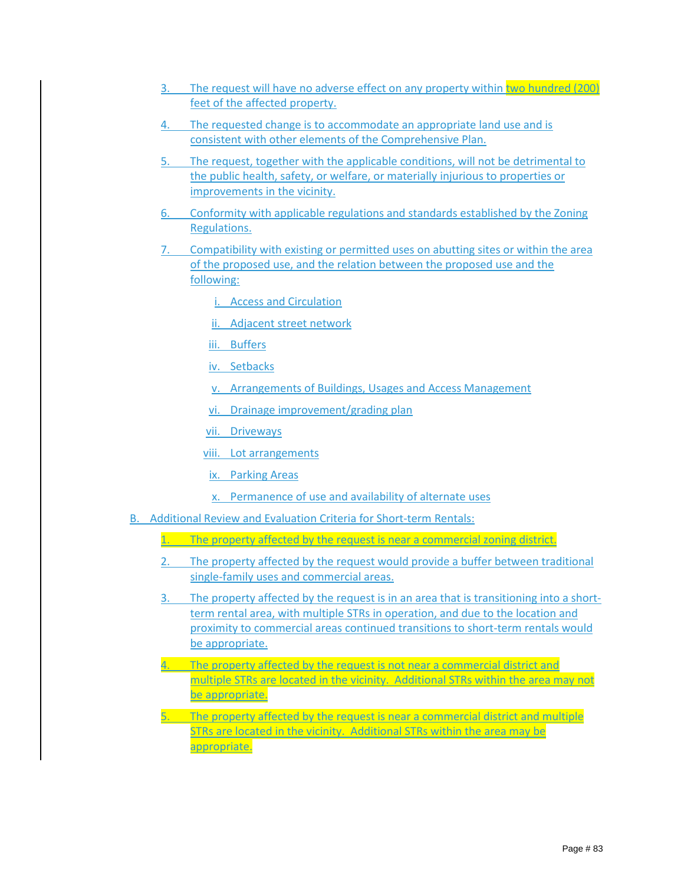3. The request will have no adverse effect on any property within two hundred (200) feet of the affected property.

4. The requested change is to accommodate an appropriate land use and is consistent with other elements of the Comprehensive Plan.

5. The request, together with the applicable conditions, will not be detrimental to the public health, safety, or welfare, or materially injurious to properties or improvements in the vicinity.

6. Conformity with applicable regulations and standards established by the Zoning Regulations.

7. Compatibility with existing or permitted uses on abutting sites or within the area of the proposed use, and the relation between the proposed use and the following:

    i. Access and Circulation

    ii. Adjacent street network

    iii. Buffers

    iv. Setbacks

    v. Arrangements of Buildings, Usages and Access Management

    vi. Drainage improvement/grading plan

    vii. Driveways

    viii. Lot arrangements

    ix. Parking Areas

    x. Permanence of use and availability of alternate uses

B. Additional Review and Evaluation Criteria for Short-term Rentals:

1. The property affected by the request is near a commercial zoning district.

2. The property affected by the request would provide a buffer between traditional single-family uses and commercial areas.

3. The property affected by the request is in an area that is transitioning into a short-term rental area, with multiple STRs in operation, and due to the location and proximity to commercial areas continued transitions to short-term rentals would be appropriate.

4. The property affected by the request is not near a commercial district and multiple STRs are located in the vicinity. Additional STRs within the area may not be appropriate.

5. The property affected by the request is near a commercial district and multiple STRs are located in the vicinity. Additional STRs within the area may be appropriate.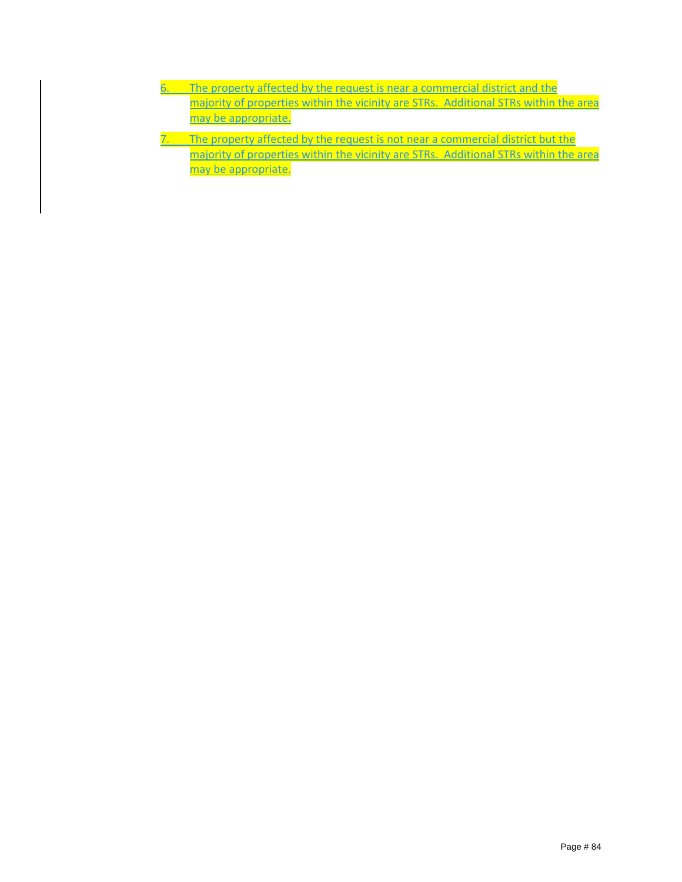6. The property affected by the request is near a commercial district and the majority of properties within the vicinity are STRs. Additional STRs within the area may be appropriate.
7. The property affected by the request is not near a commercial district but the majority of properties within the vicinity are STRs. Additional STRs within the area may be appropriate.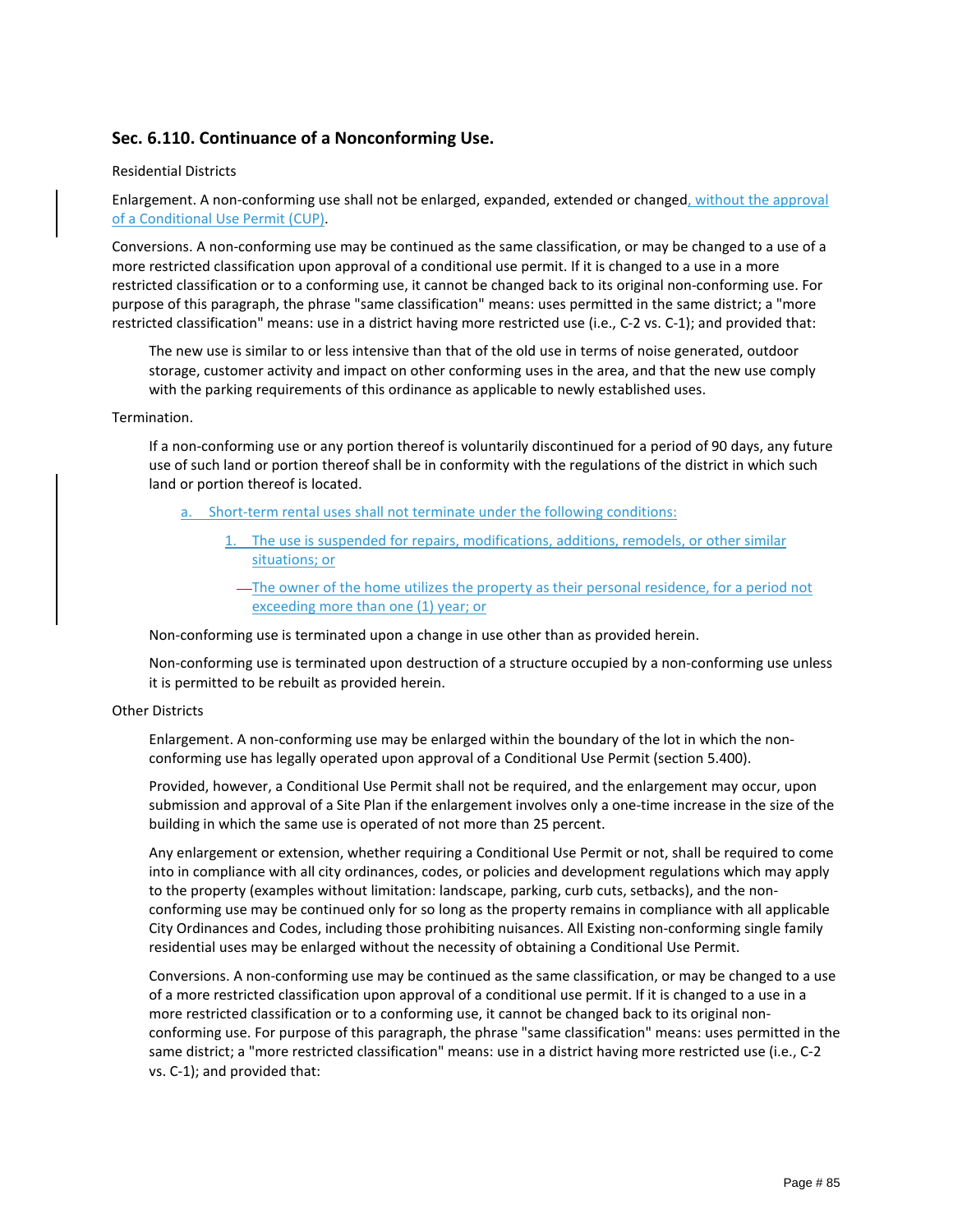## Sec. 6.110. Continuance of a Nonconforming Use.

Residential Districts

Enlargement. A non-conforming use shall not be enlarged, expanded, extended or changed, without the approval of a Conditional Use Permit (CUP).

Conversions. A non-conforming use may be continued as the same classification, or may be changed to a use of a more restricted classification upon approval of a conditional use permit. If it is changed to a use in a more restricted classification or to a conforming use, it cannot be changed back to its original non-conforming use. For purpose of this paragraph, the phrase "same classification" means: uses permitted in the same district; a "more restricted classification" means: use in a district having more restricted use (i.e., C-2 vs. C-1); and provided that:

> The new use is similar to or less intensive than that of the old use in terms of noise generated, outdoor storage, customer activity and impact on other conforming uses in the area, and that the new use comply with the parking requirements of this ordinance as applicable to newly established uses.

Termination.

> If a non-conforming use or any portion thereof is voluntarily discontinued for a period of 90 days, any future use of such land or portion thereof shall be in conformity with the regulations of the district in which such land or portion thereof is located.
>
> a. Short-term rental uses shall not terminate under the following conditions:
>
> 1. The use is suspended for repairs, modifications, additions, remodels, or other similar situations; or
>
> —The owner of the home utilizes the property as their personal residence, for a period not exceeding more than one (1) year; or
>
> Non-conforming use is terminated upon a change in use other than as provided herein.
>
> Non-conforming use is terminated upon destruction of a structure occupied by a non-conforming use unless it is permitted to be rebuilt as provided herein.

Other Districts

> Enlargement. A non-conforming use may be enlarged within the boundary of the lot in which the non-conforming use has legally operated upon approval of a Conditional Use Permit (section 5.400).
>
> Provided, however, a Conditional Use Permit shall not be required, and the enlargement may occur, upon submission and approval of a Site Plan if the enlargement involves only a one-time increase in the size of the building in which the same use is operated of not more than 25 percent.
>
> Any enlargement or extension, whether requiring a Conditional Use Permit or not, shall be required to come into in compliance with all city ordinances, codes, or policies and development regulations which may apply to the property (examples without limitation: landscape, parking, curb cuts, setbacks), and the non-conforming use may be continued only for so long as the property remains in compliance with all applicable City Ordinances and Codes, including those prohibiting nuisances. All Existing non-conforming single family residential uses may be enlarged without the necessity of obtaining a Conditional Use Permit.
>
> Conversions. A non-conforming use may be continued as the same classification, or may be changed to a use of a more restricted classification upon approval of a conditional use permit. If it is changed to a use in a more restricted classification or to a conforming use, it cannot be changed back to its original non-conforming use. For purpose of this paragraph, the phrase "same classification" means: uses permitted in the same district; a "more restricted classification" means: use in a district having more restricted use (i.e., C-2 vs. C-1); and provided that: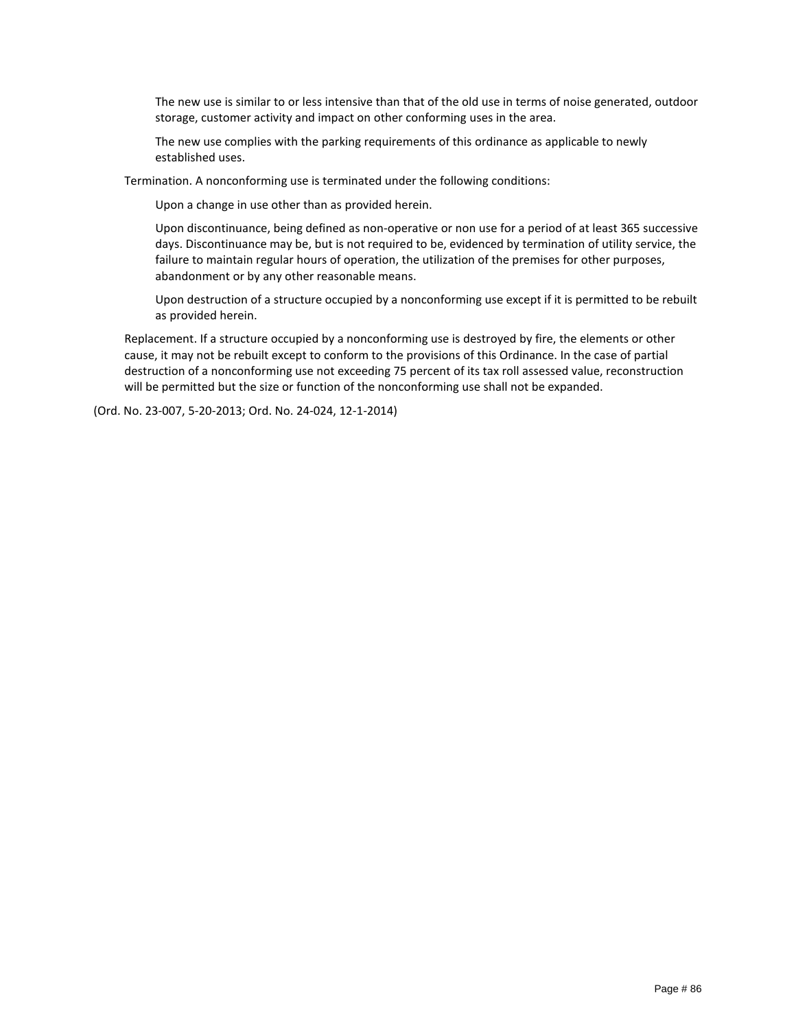The new use is similar to or less intensive than that of the old use in terms of noise generated, outdoor storage, customer activity and impact on other conforming uses in the area.

The new use complies with the parking requirements of this ordinance as applicable to newly established uses.

Termination. A nonconforming use is terminated under the following conditions:

Upon a change in use other than as provided herein.

Upon discontinuance, being defined as non-operative or non use for a period of at least 365 successive days. Discontinuance may be, but is not required to be, evidenced by termination of utility service, the failure to maintain regular hours of operation, the utilization of the premises for other purposes, abandonment or by any other reasonable means.

Upon destruction of a structure occupied by a nonconforming use except if it is permitted to be rebuilt as provided herein.

Replacement. If a structure occupied by a nonconforming use is destroyed by fire, the elements or other cause, it may not be rebuilt except to conform to the provisions of this Ordinance. In the case of partial destruction of a nonconforming use not exceeding 75 percent of its tax roll assessed value, reconstruction will be permitted but the size or function of the nonconforming use shall not be expanded.

(Ord. No. 23-007, 5-20-2013; Ord. No. 24-024, 12-1-2014)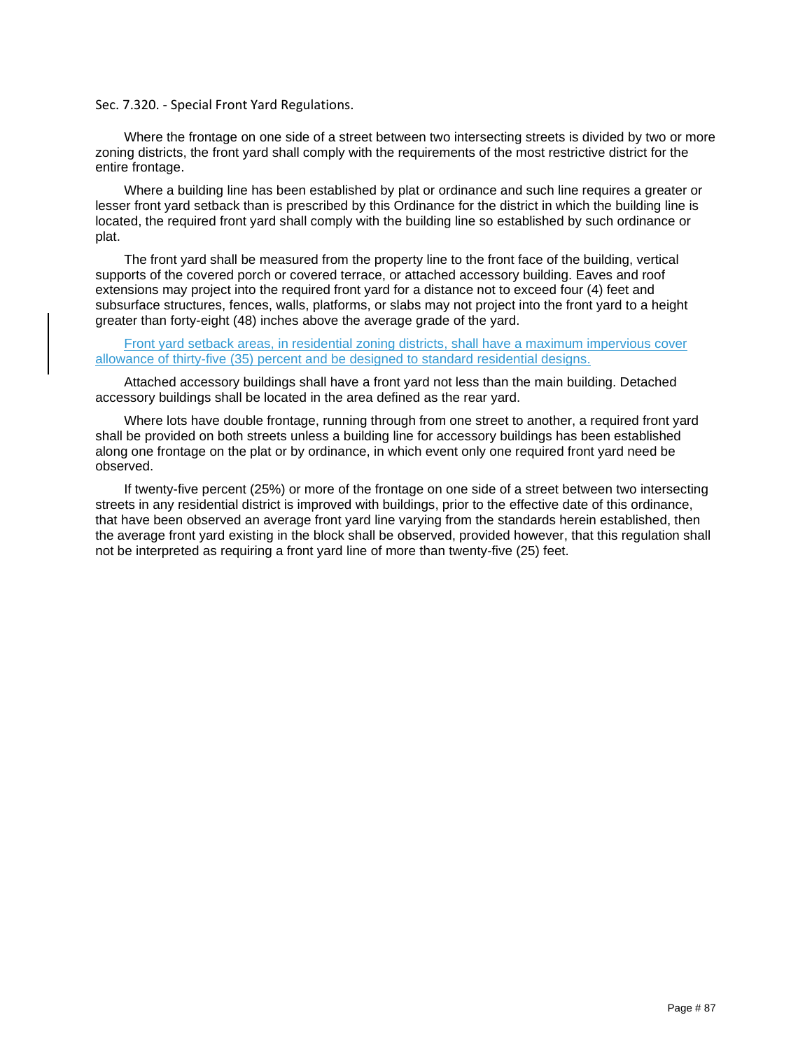Sec. 7.320. - Special Front Yard Regulations.

Where the frontage on one side of a street between two intersecting streets is divided by two or more zoning districts, the front yard shall comply with the requirements of the most restrictive district for the entire frontage.

Where a building line has been established by plat or ordinance and such line requires a greater or lesser front yard setback than is prescribed by this Ordinance for the district in which the building line is located, the required front yard shall comply with the building line so established by such ordinance or plat.

The front yard shall be measured from the property line to the front face of the building, vertical supports of the covered porch or covered terrace, or attached accessory building. Eaves and roof extensions may project into the required front yard for a distance not to exceed four (4) feet and subsurface structures, fences, walls, platforms, or slabs may not project into the front yard to a height greater than forty-eight (48) inches above the average grade of the yard.

Front yard setback areas, in residential zoning districts, shall have a maximum impervious cover allowance of thirty-five (35) percent and be designed to standard residential designs.

Attached accessory buildings shall have a front yard not less than the main building. Detached accessory buildings shall be located in the area defined as the rear yard.

Where lots have double frontage, running through from one street to another, a required front yard shall be provided on both streets unless a building line for accessory buildings has been established along one frontage on the plat or by ordinance, in which event only one required front yard need be observed.

If twenty-five percent (25%) or more of the frontage on one side of a street between two intersecting streets in any residential district is improved with buildings, prior to the effective date of this ordinance, that have been observed an average front yard line varying from the standards herein established, then the average front yard existing in the block shall be observed, provided however, that this regulation shall not be interpreted as requiring a front yard line of more than twenty-five (25) feet.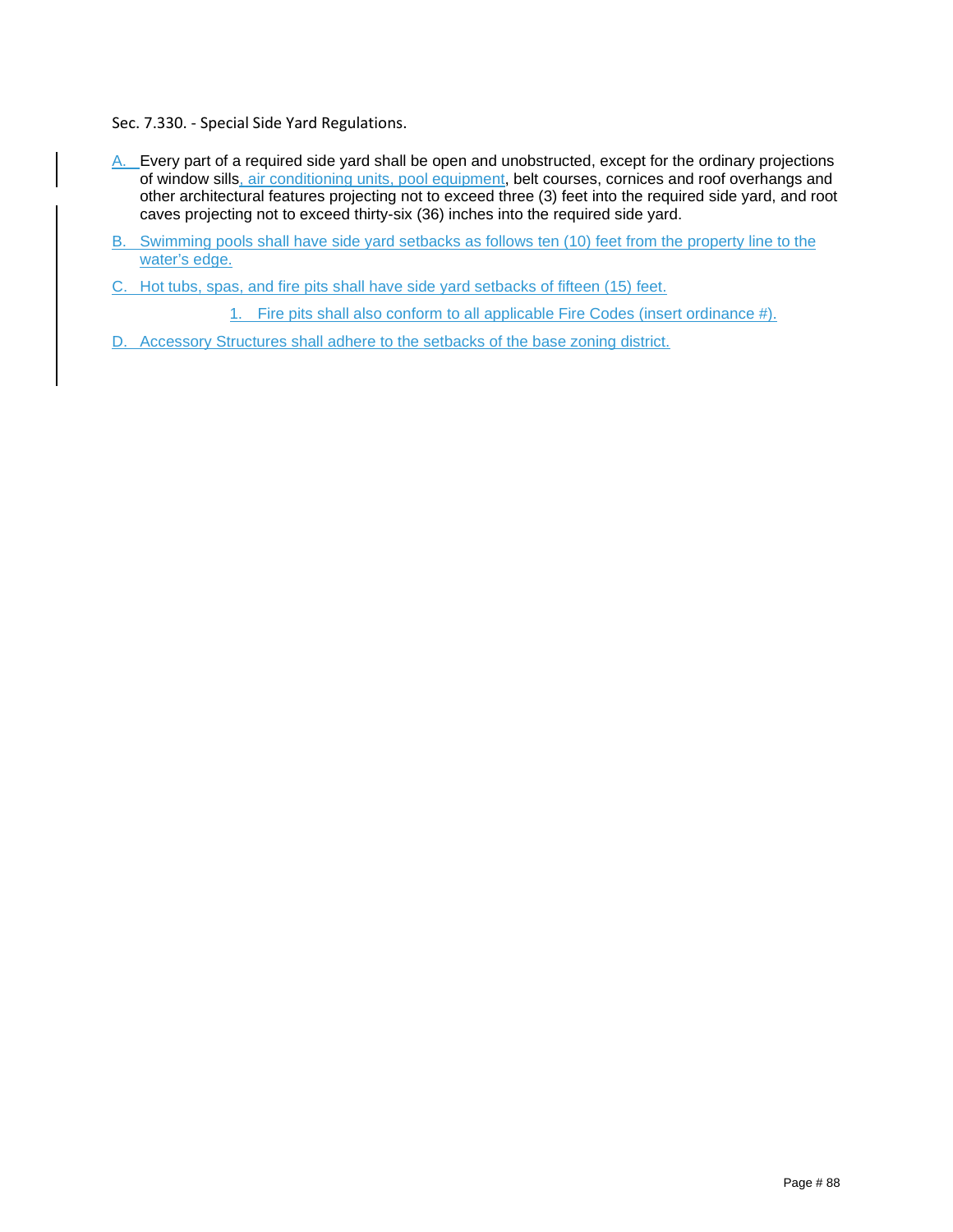Sec. 7.330. - Special Side Yard Regulations.

A. Every part of a required side yard shall be open and unobstructed, except for the ordinary projections of window sills, air conditioning units, pool equipment, belt courses, cornices and roof overhangs and other architectural features projecting not to exceed three (3) feet into the required side yard, and root caves projecting not to exceed thirty-six (36) inches into the required side yard.

B. Swimming pools shall have side yard setbacks as follows ten (10) feet from the property line to the water's edge.

C. Hot tubs, spas, and fire pits shall have side yard setbacks of fifteen (15) feet.

   1. Fire pits shall also conform to all applicable Fire Codes (insert ordinance #).

D. Accessory Structures shall adhere to the setbacks of the base zoning district.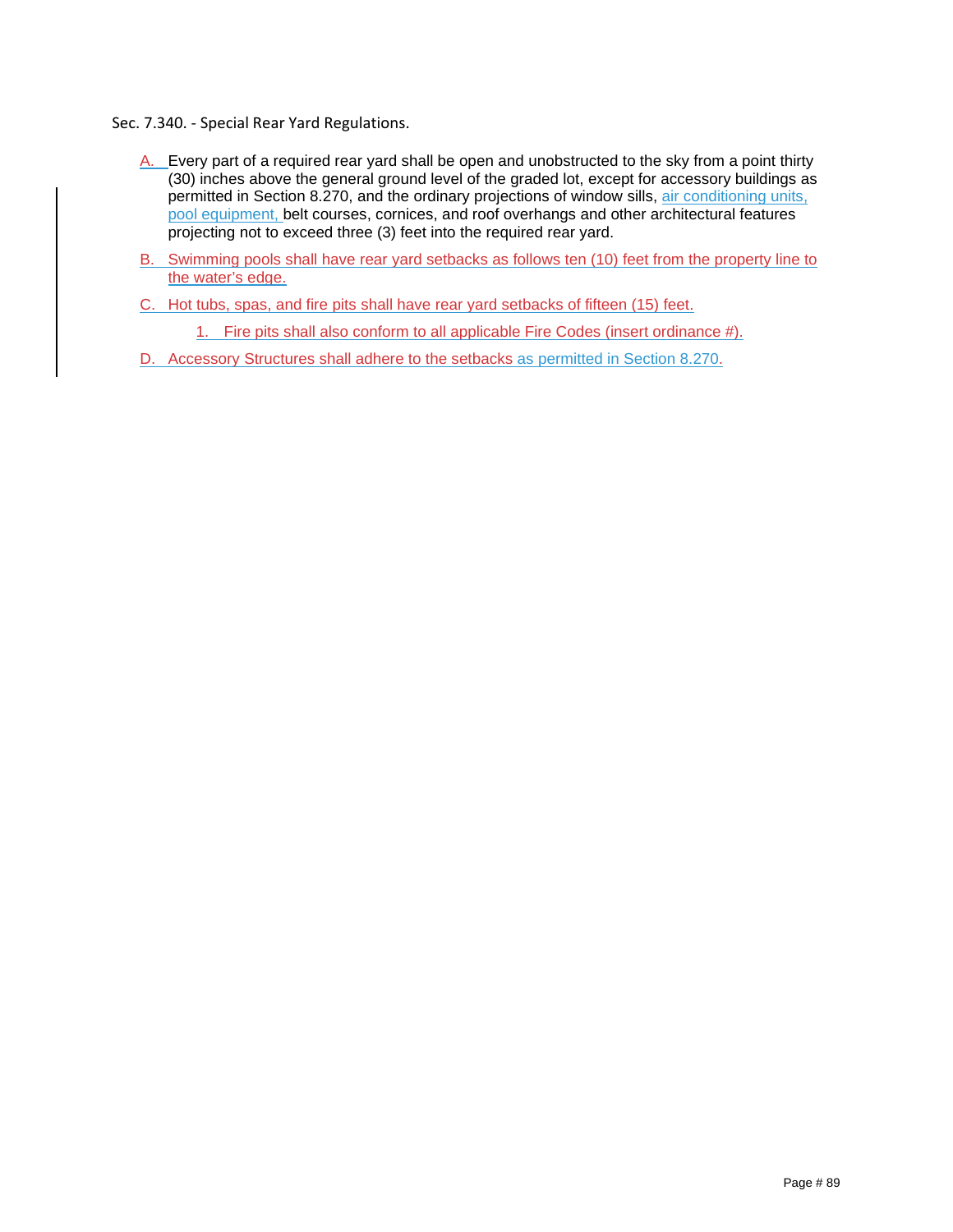Sec. 7.340. - Special Rear Yard Regulations.

A. Every part of a required rear yard shall be open and unobstructed to the sky from a point thirty (30) inches above the general ground level of the graded lot, except for accessory buildings as permitted in Section 8.270, and the ordinary projections of window sills, air conditioning units, pool equipment, belt courses, cornices, and roof overhangs and other architectural features projecting not to exceed three (3) feet into the required rear yard.

B. Swimming pools shall have rear yard setbacks as follows ten (10) feet from the property line to the water's edge.

C. Hot tubs, spas, and fire pits shall have rear yard setbacks of fifteen (15) feet.

   1. Fire pits shall also conform to all applicable Fire Codes (insert ordinance #).

D. Accessory Structures shall adhere to the setbacks as permitted in Section 8.270.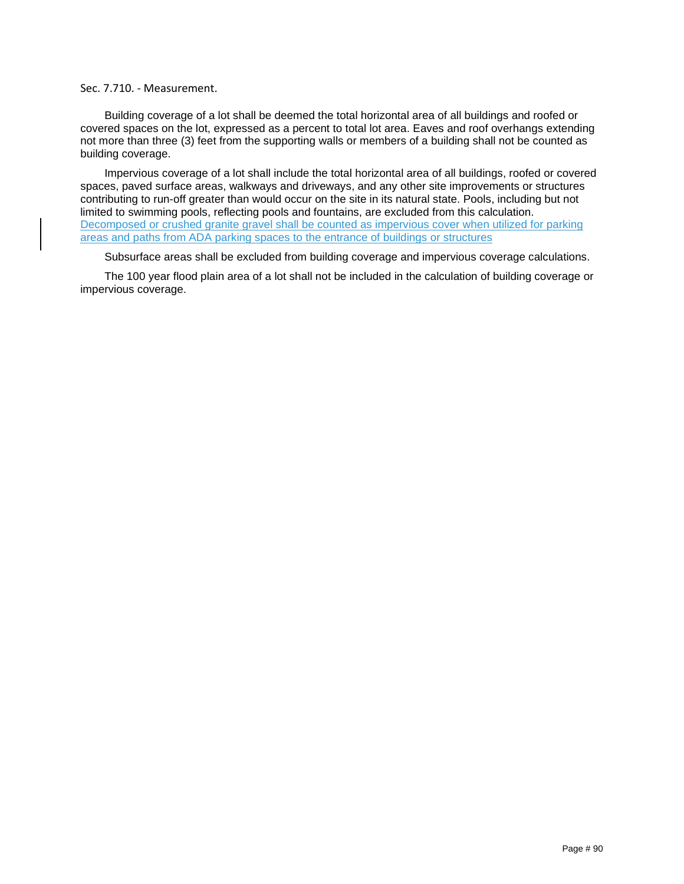Sec. 7.710. - Measurement.

Building coverage of a lot shall be deemed the total horizontal area of all buildings and roofed or covered spaces on the lot, expressed as a percent to total lot area. Eaves and roof overhangs extending not more than three (3) feet from the supporting walls or members of a building shall not be counted as building coverage.

Impervious coverage of a lot shall include the total horizontal area of all buildings, roofed or covered spaces, paved surface areas, walkways and driveways, and any other site improvements or structures contributing to run-off greater than would occur on the site in its natural state. Pools, including but not limited to swimming pools, reflecting pools and fountains, are excluded from this calculation. Decomposed or crushed granite gravel shall be counted as impervious cover when utilized for parking areas and paths from ADA parking spaces to the entrance of buildings or structures

Subsurface areas shall be excluded from building coverage and impervious coverage calculations.

The 100 year flood plain area of a lot shall not be included in the calculation of building coverage or impervious coverage.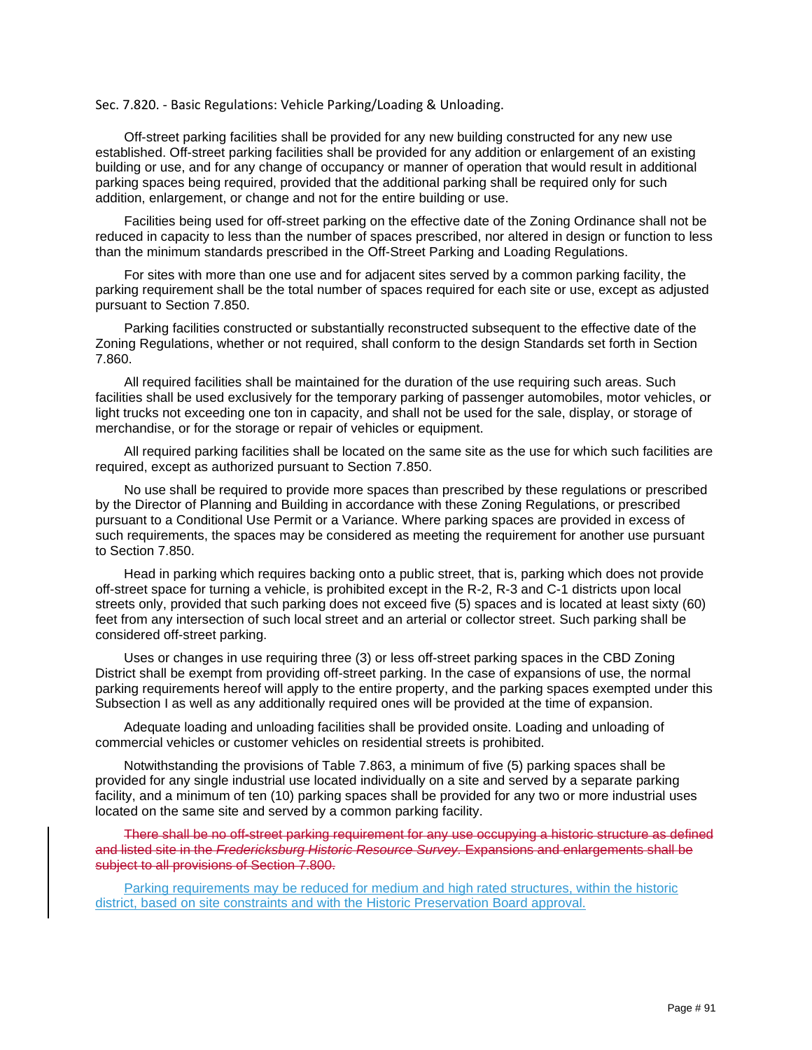Sec. 7.820. - Basic Regulations: Vehicle Parking/Loading & Unloading.

Off-street parking facilities shall be provided for any new building constructed for any new use established. Off-street parking facilities shall be provided for any addition or enlargement of an existing building or use, and for any change of occupancy or manner of operation that would result in additional parking spaces being required, provided that the additional parking shall be required only for such addition, enlargement, or change and not for the entire building or use.

Facilities being used for off-street parking on the effective date of the Zoning Ordinance shall not be reduced in capacity to less than the number of spaces prescribed, nor altered in design or function to less than the minimum standards prescribed in the Off-Street Parking and Loading Regulations.

For sites with more than one use and for adjacent sites served by a common parking facility, the parking requirement shall be the total number of spaces required for each site or use, except as adjusted pursuant to Section 7.850.

Parking facilities constructed or substantially reconstructed subsequent to the effective date of the Zoning Regulations, whether or not required, shall conform to the design Standards set forth in Section 7.860.

All required facilities shall be maintained for the duration of the use requiring such areas. Such facilities shall be used exclusively for the temporary parking of passenger automobiles, motor vehicles, or light trucks not exceeding one ton in capacity, and shall not be used for the sale, display, or storage of merchandise, or for the storage or repair of vehicles or equipment.

All required parking facilities shall be located on the same site as the use for which such facilities are required, except as authorized pursuant to Section 7.850.

No use shall be required to provide more spaces than prescribed by these regulations or prescribed by the Director of Planning and Building in accordance with these Zoning Regulations, or prescribed pursuant to a Conditional Use Permit or a Variance. Where parking spaces are provided in excess of such requirements, the spaces may be considered as meeting the requirement for another use pursuant to Section 7.850.

Head in parking which requires backing onto a public street, that is, parking which does not provide off-street space for turning a vehicle, is prohibited except in the R-2, R-3 and C-1 districts upon local streets only, provided that such parking does not exceed five (5) spaces and is located at least sixty (60) feet from any intersection of such local street and an arterial or collector street. Such parking shall be considered off-street parking.

Uses or changes in use requiring three (3) or less off-street parking spaces in the CBD Zoning District shall be exempt from providing off-street parking. In the case of expansions of use, the normal parking requirements hereof will apply to the entire property, and the parking spaces exempted under this Subsection I as well as any additionally required ones will be provided at the time of expansion.

Adequate loading and unloading facilities shall be provided onsite. Loading and unloading of commercial vehicles or customer vehicles on residential streets is prohibited.

Notwithstanding the provisions of Table 7.863, a minimum of five (5) parking spaces shall be provided for any single industrial use located individually on a site and served by a separate parking facility, and a minimum of ten (10) parking spaces shall be provided for any two or more industrial uses located on the same site and served by a common parking facility.

~~There shall be no off-street parking requirement for any use occupying a historic structure as defined and listed site in the *Fredericksburg Historic Resource Survey*. Expansions and enlargements shall be subject to all provisions of Section 7.800.~~

<u>Parking requirements may be reduced for medium and high rated structures, within the historic district, based on site constraints and with the Historic Preservation Board approval.</u>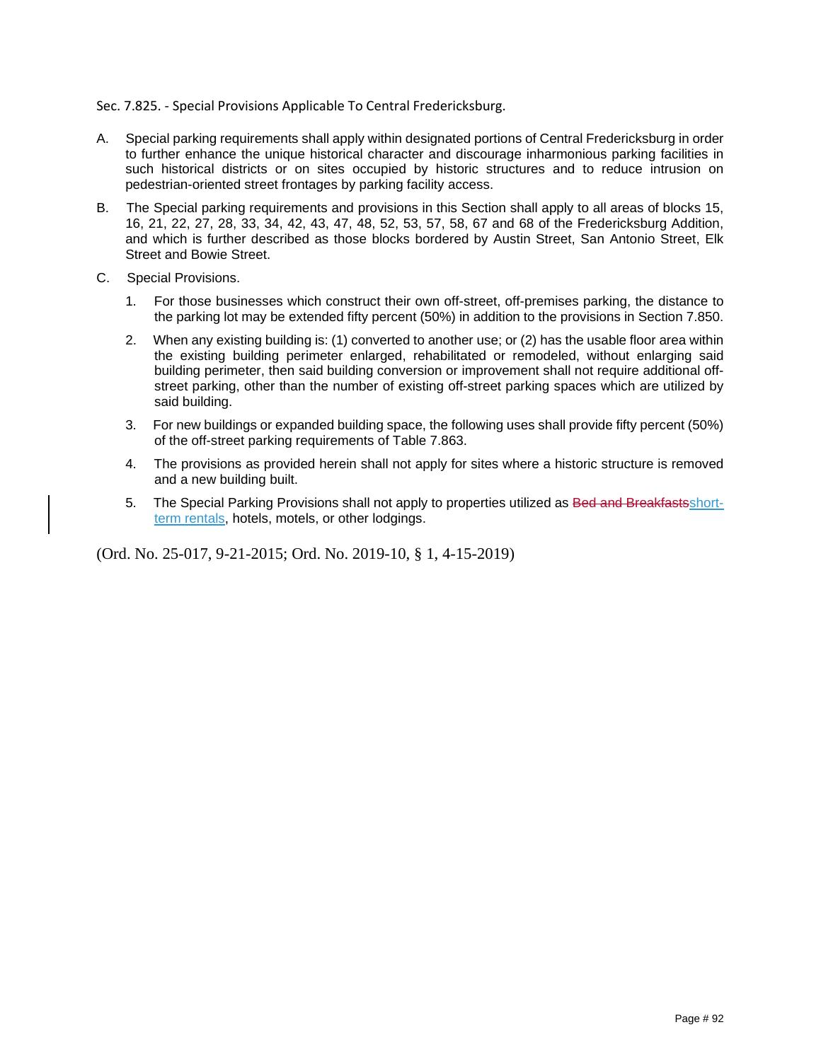Sec. 7.825. - Special Provisions Applicable To Central Fredericksburg.

A. Special parking requirements shall apply within designated portions of Central Fredericksburg in order to further enhance the unique historical character and discourage inharmonious parking facilities in such historical districts or on sites occupied by historic structures and to reduce intrusion on pedestrian-oriented street frontages by parking facility access.

B. The Special parking requirements and provisions in this Section shall apply to all areas of blocks 15, 16, 21, 22, 27, 28, 33, 34, 42, 43, 47, 48, 52, 53, 57, 58, 67 and 68 of the Fredericksburg Addition, and which is further described as those blocks bordered by Austin Street, San Antonio Street, Elk Street and Bowie Street.

C. Special Provisions.

1. For those businesses which construct their own off-street, off-premises parking, the distance to the parking lot may be extended fifty percent (50%) in addition to the provisions in Section 7.850.

2. When any existing building is: (1) converted to another use; or (2) has the usable floor area within the existing building perimeter enlarged, rehabilitated or remodeled, without enlarging said building perimeter, then said building conversion or improvement shall not require additional off-street parking, other than the number of existing off-street parking spaces which are utilized by said building.

3. For new buildings or expanded building space, the following uses shall provide fifty percent (50%) of the off-street parking requirements of Table 7.863.

4. The provisions as provided herein shall not apply for sites where a historic structure is removed and a new building built.

5. The Special Parking Provisions shall not apply to properties utilized as ~~Bed and Breakfasts~~short-term rentals, hotels, motels, or other lodgings.

(Ord. No. 25-017, 9-21-2015; Ord. No. 2019-10, § 1, 4-15-2019)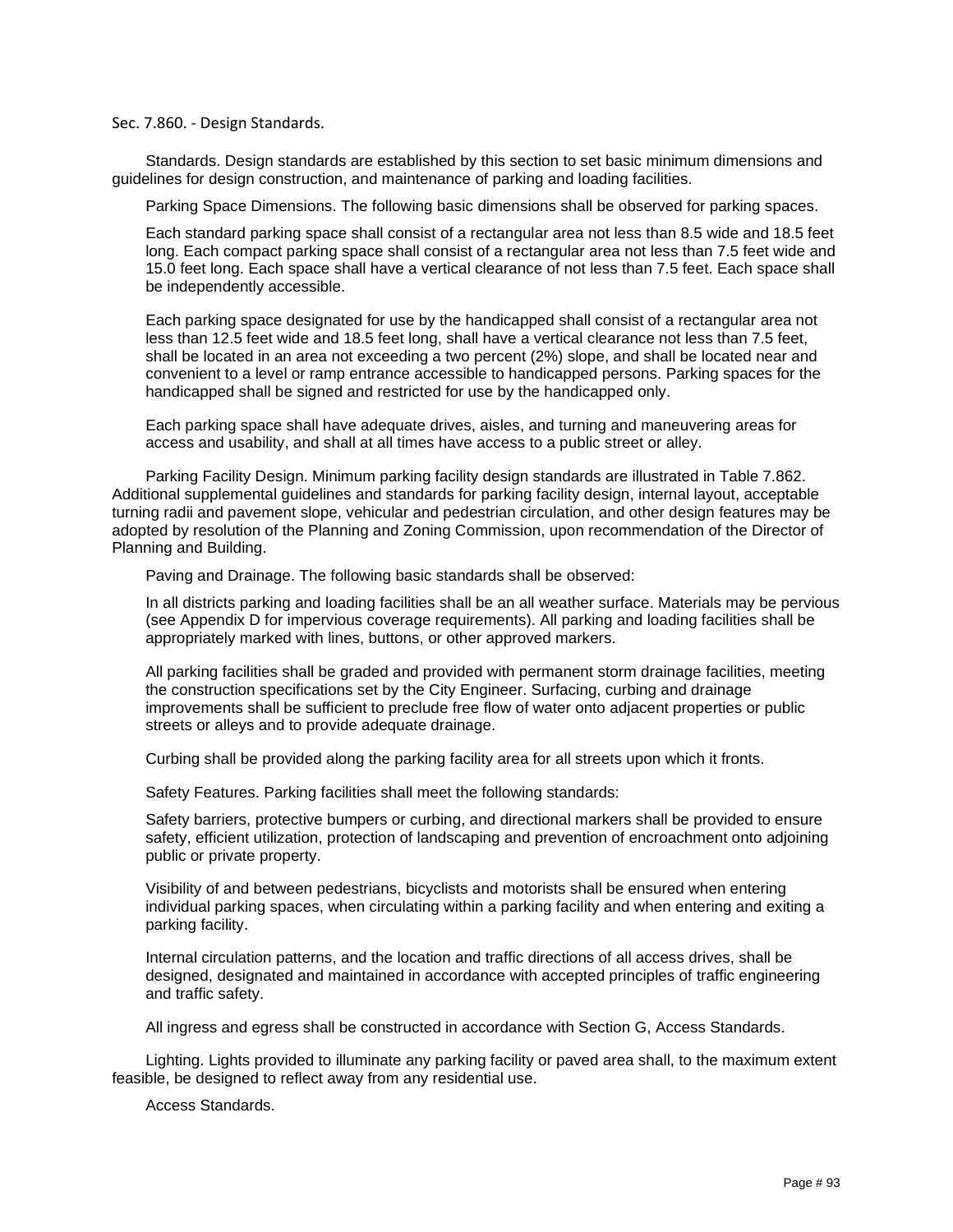Sec. 7.860. - Design Standards.

Standards. Design standards are established by this section to set basic minimum dimensions and guidelines for design construction, and maintenance of parking and loading facilities.

Parking Space Dimensions. The following basic dimensions shall be observed for parking spaces.

Each standard parking space shall consist of a rectangular area not less than 8.5 wide and 18.5 feet long. Each compact parking space shall consist of a rectangular area not less than 7.5 feet wide and 15.0 feet long. Each space shall have a vertical clearance of not less than 7.5 feet. Each space shall be independently accessible.

Each parking space designated for use by the handicapped shall consist of a rectangular area not less than 12.5 feet wide and 18.5 feet long, shall have a vertical clearance not less than 7.5 feet, shall be located in an area not exceeding a two percent (2%) slope, and shall be located near and convenient to a level or ramp entrance accessible to handicapped persons. Parking spaces for the handicapped shall be signed and restricted for use by the handicapped only.

Each parking space shall have adequate drives, aisles, and turning and maneuvering areas for access and usability, and shall at all times have access to a public street or alley.

Parking Facility Design. Minimum parking facility design standards are illustrated in Table 7.862. Additional supplemental guidelines and standards for parking facility design, internal layout, acceptable turning radii and pavement slope, vehicular and pedestrian circulation, and other design features may be adopted by resolution of the Planning and Zoning Commission, upon recommendation of the Director of Planning and Building.

Paving and Drainage. The following basic standards shall be observed:

In all districts parking and loading facilities shall be an all weather surface. Materials may be pervious (see Appendix D for impervious coverage requirements). All parking and loading facilities shall be appropriately marked with lines, buttons, or other approved markers.

All parking facilities shall be graded and provided with permanent storm drainage facilities, meeting the construction specifications set by the City Engineer. Surfacing, curbing and drainage improvements shall be sufficient to preclude free flow of water onto adjacent properties or public streets or alleys and to provide adequate drainage.

Curbing shall be provided along the parking facility area for all streets upon which it fronts.

Safety Features. Parking facilities shall meet the following standards:

Safety barriers, protective bumpers or curbing, and directional markers shall be provided to ensure safety, efficient utilization, protection of landscaping and prevention of encroachment onto adjoining public or private property.

Visibility of and between pedestrians, bicyclists and motorists shall be ensured when entering individual parking spaces, when circulating within a parking facility and when entering and exiting a parking facility.

Internal circulation patterns, and the location and traffic directions of all access drives, shall be designed, designated and maintained in accordance with accepted principles of traffic engineering and traffic safety.

All ingress and egress shall be constructed in accordance with Section G, Access Standards.

Lighting. Lights provided to illuminate any parking facility or paved area shall, to the maximum extent feasible, be designed to reflect away from any residential use.

Access Standards.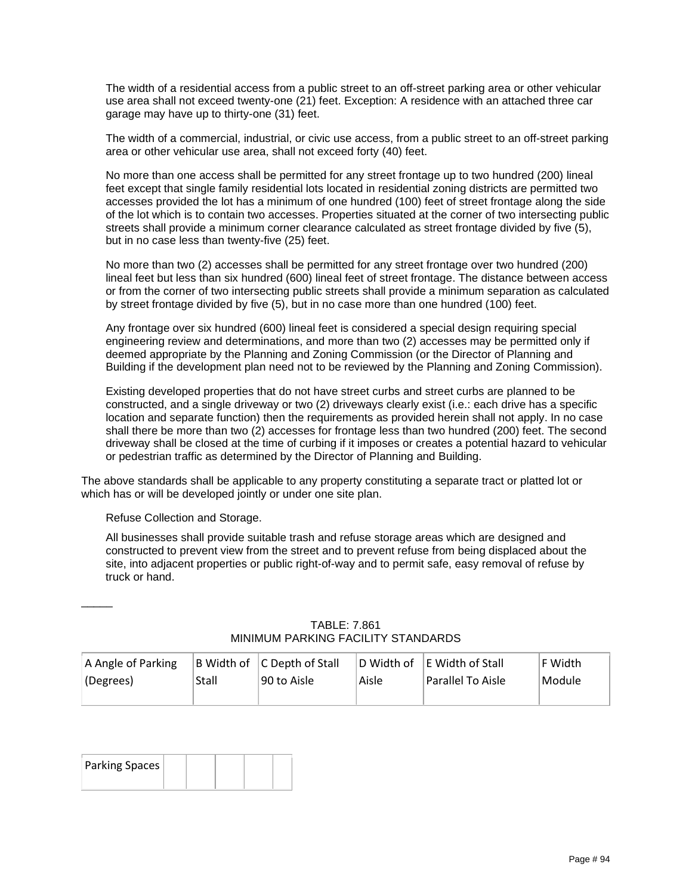The width of a residential access from a public street to an off-street parking area or other vehicular use area shall not exceed twenty-one (21) feet. Exception: A residence with an attached three car garage may have up to thirty-one (31) feet.

The width of a commercial, industrial, or civic use access, from a public street to an off-street parking area or other vehicular use area, shall not exceed forty (40) feet.

No more than one access shall be permitted for any street frontage up to two hundred (200) lineal feet except that single family residential lots located in residential zoning districts are permitted two accesses provided the lot has a minimum of one hundred (100) feet of street frontage along the side of the lot which is to contain two accesses. Properties situated at the corner of two intersecting public streets shall provide a minimum corner clearance calculated as street frontage divided by five (5), but in no case less than twenty-five (25) feet.

No more than two (2) accesses shall be permitted for any street frontage over two hundred (200) lineal feet but less than six hundred (600) lineal feet of street frontage. The distance between access or from the corner of two intersecting public streets shall provide a minimum separation as calculated by street frontage divided by five (5), but in no case more than one hundred (100) feet.

Any frontage over six hundred (600) lineal feet is considered a special design requiring special engineering review and determinations, and more than two (2) accesses may be permitted only if deemed appropriate by the Planning and Zoning Commission (or the Director of Planning and Building if the development plan need not to be reviewed by the Planning and Zoning Commission).

Existing developed properties that do not have street curbs and street curbs are planned to be constructed, and a single driveway or two (2) driveways clearly exist (i.e.: each drive has a specific location and separate function) then the requirements as provided herein shall not apply. In no case shall there be more than two (2) accesses for frontage less than two hundred (200) feet. The second driveway shall be closed at the time of curbing if it imposes or creates a potential hazard to vehicular or pedestrian traffic as determined by the Director of Planning and Building.

The above standards shall be applicable to any property constituting a separate tract or platted lot or which has or will be developed jointly or under one site plan.

Refuse Collection and Storage.

All businesses shall provide suitable trash and refuse storage areas which are designed and constructed to prevent view from the street and to prevent refuse from being displaced about the site, into adjacent properties or public right-of-way and to permit safe, easy removal of refuse by truck or hand.

_____

TABLE: 7.861
MINIMUM PARKING FACILITY STANDARDS

| A Angle of Parking (Degrees) | B Width of Stall | C Depth of Stall 90 to Aisle | D Width of Aisle | E Width of Stall Parallel To Aisle | F Width Module |
|---|---|---|---|---|---|
| Parking Spaces | | | | | |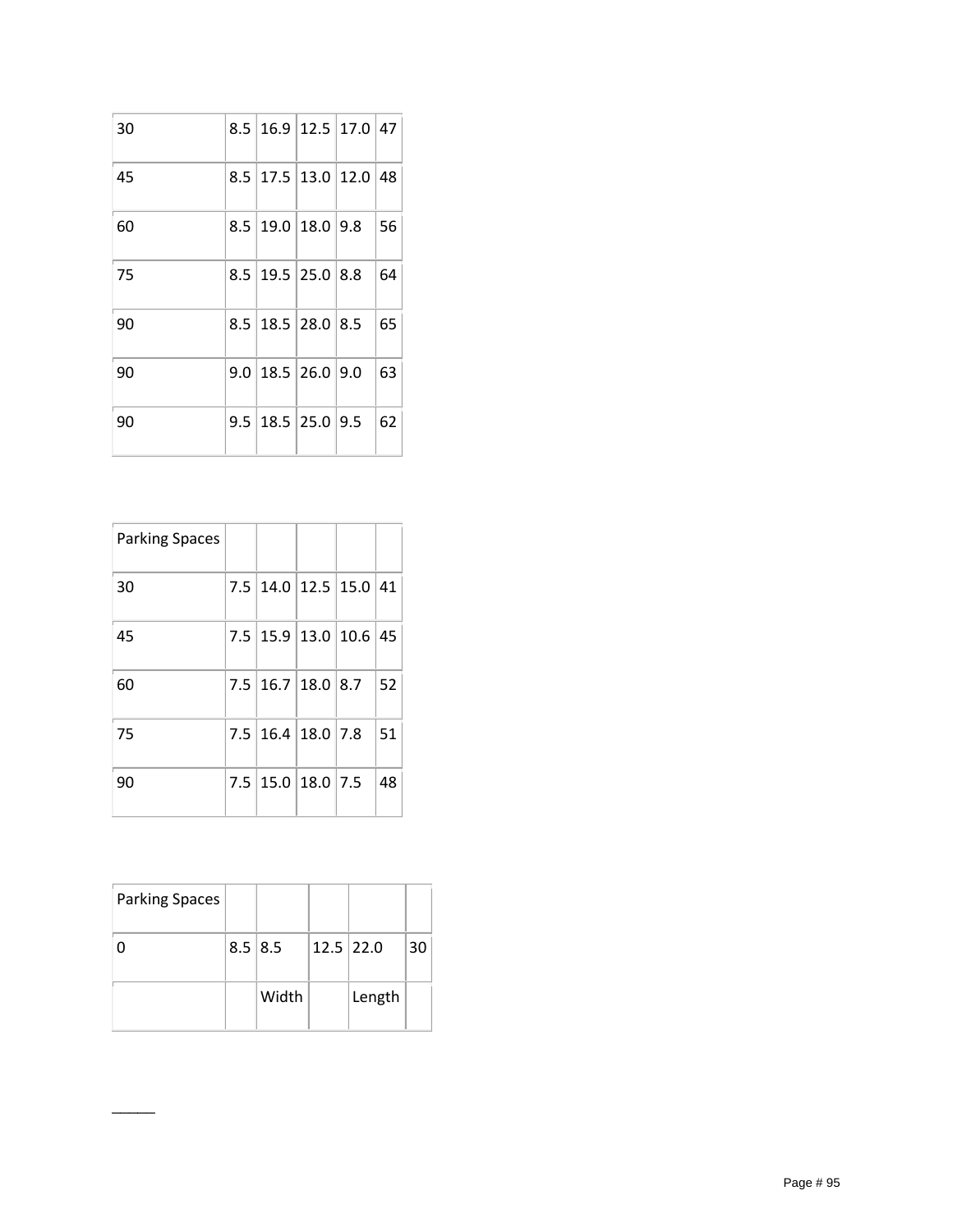| | | | | | |
|---|---|---|---|---|---|
| 30 | 8.5 | 16.9 | 12.5 | 17.0 | 47 |
| 45 | 8.5 | 17.5 | 13.0 | 12.0 | 48 |
| 60 | 8.5 | 19.0 | 18.0 | 9.8 | 56 |
| 75 | 8.5 | 19.5 | 25.0 | 8.8 | 64 |
| 90 | 8.5 | 18.5 | 28.0 | 8.5 | 65 |
| 90 | 9.0 | 18.5 | 26.0 | 9.0 | 63 |
| 90 | 9.5 | 18.5 | 25.0 | 9.5 | 62 |

| Parking Spaces | | | | | |
|---|---|---|---|---|---|
| 30 | 7.5 | 14.0 | 12.5 | 15.0 | 41 |
| 45 | 7.5 | 15.9 | 13.0 | 10.6 | 45 |
| 60 | 7.5 | 16.7 | 18.0 | 8.7 | 52 |
| 75 | 7.5 | 16.4 | 18.0 | 7.8 | 51 |
| 90 | 7.5 | 15.0 | 18.0 | 7.5 | 48 |

| Parking Spaces | | | | | |
|---|---|---|---|---|---|
| 0 | 8.5 | 8.5 | 12.5 | 22.0 | 30 |
| | | Width | | Length | |

_____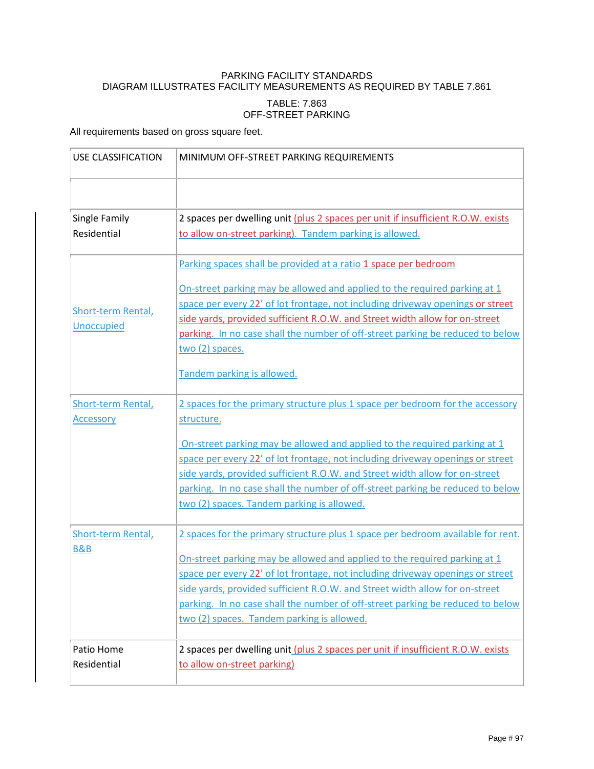PARKING FACILITY STANDARDS
DIAGRAM ILLUSTRATES FACILITY MEASUREMENTS AS REQUIRED BY TABLE 7.861

TABLE: 7.863
OFF-STREET PARKING

All requirements based on gross square feet.

| USE CLASSIFICATION | MINIMUM OFF-STREET PARKING REQUIREMENTS |
|---|---|
| | |
| Single Family Residential | 2 spaces per dwelling unit (plus 2 spaces per unit if insufficient R.O.W. exists to allow on-street parking). Tandem parking is allowed. |
| Short-term Rental, Unoccupied | Parking spaces shall be provided at a ratio 1 space per bedroom<br><br>On-street parking may be allowed and applied to the required parking at 1 space per every 22' of lot frontage, not including driveway openings or street side yards, provided sufficient R.O.W. and Street width allow for on-street parking. In no case shall the number of off-street parking be reduced to below two (2) spaces.<br><br>Tandem parking is allowed. |
| Short-term Rental, Accessory | 2 spaces for the primary structure plus 1 space per bedroom for the accessory structure.<br><br>On-street parking may be allowed and applied to the required parking at 1 space per every 22' of lot frontage, not including driveway openings or street side yards, provided sufficient R.O.W. and Street width allow for on-street parking. In no case shall the number of off-street parking be reduced to below two (2) spaces. Tandem parking is allowed. |
| Short-term Rental, B&B | 2 spaces for the primary structure plus 1 space per bedroom available for rent.<br><br>On-street parking may be allowed and applied to the required parking at 1 space per every 22' of lot frontage, not including driveway openings or street side yards, provided sufficient R.O.W. and Street width allow for on-street parking. In no case shall the number of off-street parking be reduced to below two (2) spaces. Tandem parking is allowed. |
| Patio Home Residential | 2 spaces per dwelling unit (plus 2 spaces per unit if insufficient R.O.W. exists to allow on-street parking) |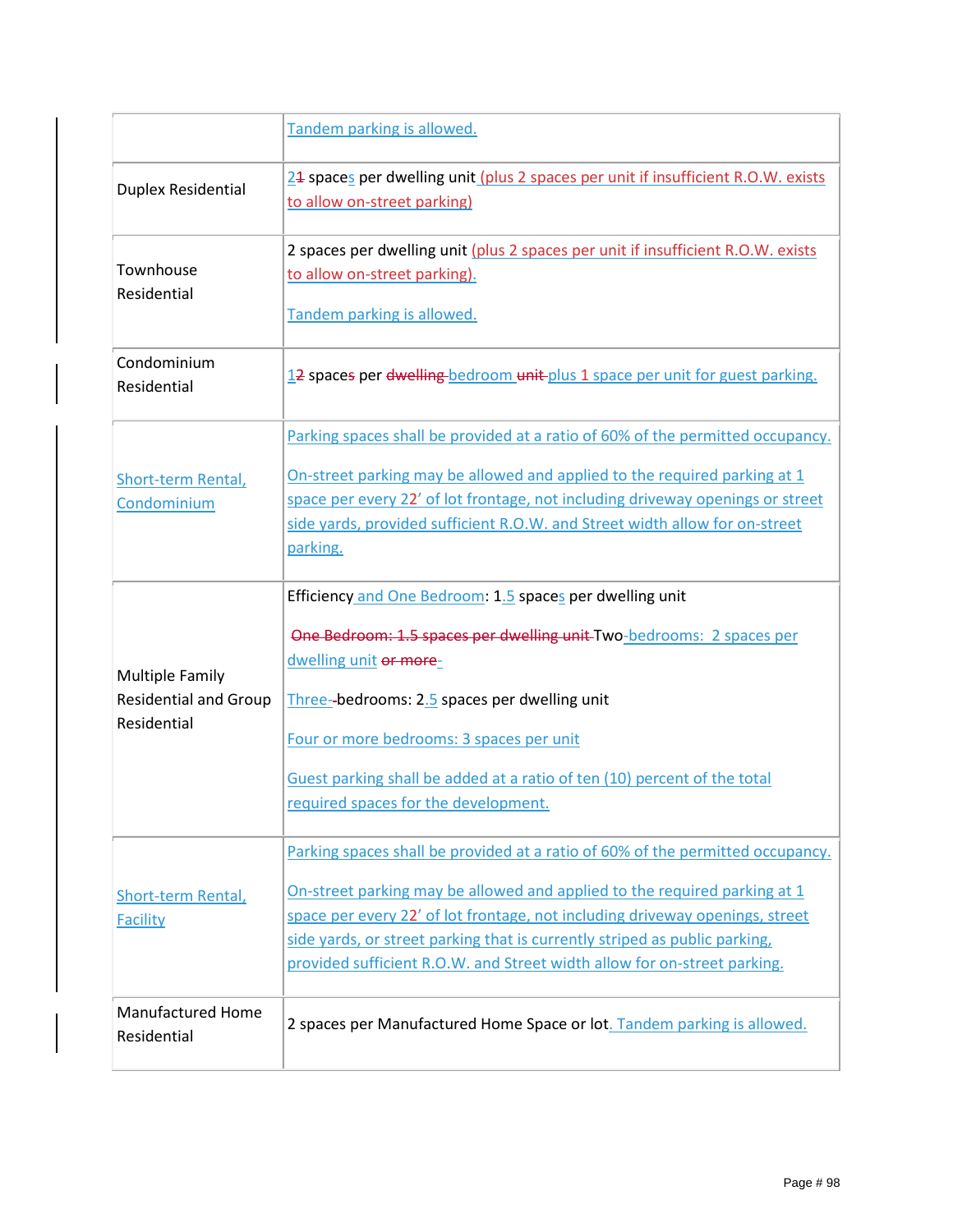| | |
|---|---|
| | Tandem parking is allowed. |
| Duplex Residential | 21 spaces per dwelling unit (plus 2 spaces per unit if insufficient R.O.W. exists to allow on-street parking) |
| Townhouse Residential | 2 spaces per dwelling unit (plus 2 spaces per unit if insufficient R.O.W. exists to allow on-street parking).<br><br>Tandem parking is allowed. |
| Condominium Residential | 12 spaces per dwelling bedroom unit plus 1 space per unit for guest parking. |
| Short-term Rental, Condominium | Parking spaces shall be provided at a ratio of 60% of the permitted occupancy.<br><br>On-street parking may be allowed and applied to the required parking at 1 space per every 22' of lot frontage, not including driveway openings or street side yards, provided sufficient R.O.W. and Street width allow for on-street parking. |
| Multiple Family Residential and Group Residential | Efficiency and One Bedroom: 1.5 spaces per dwelling unit<br><br>One Bedroom: 1.5 spaces per dwelling unit Two-bedrooms: 2 spaces per dwelling unit or more-<br><br>Three- bedrooms: 2.5 spaces per dwelling unit<br><br>Four or more bedrooms: 3 spaces per unit<br><br>Guest parking shall be added at a ratio of ten (10) percent of the total required spaces for the development. |
| Short-term Rental, Facility | Parking spaces shall be provided at a ratio of 60% of the permitted occupancy.<br><br>On-street parking may be allowed and applied to the required parking at 1 space per every 22' of lot frontage, not including driveway openings, street side yards, or street parking that is currently striped as public parking, provided sufficient R.O.W. and Street width allow for on-street parking. |
| Manufactured Home Residential | 2 spaces per Manufactured Home Space or lot. Tandem parking is allowed. |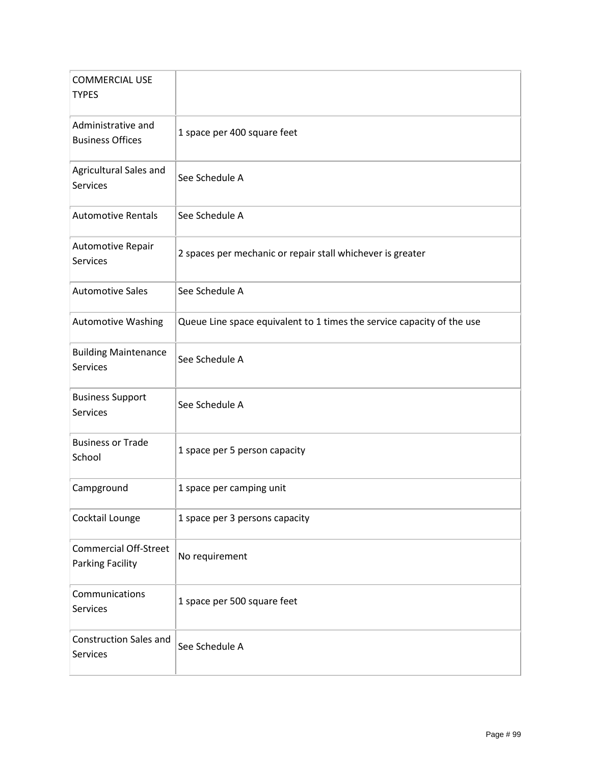| COMMERCIAL USE TYPES | |
|---|---|
| Administrative and Business Offices | 1 space per 400 square feet |
| Agricultural Sales and Services | See Schedule A |
| Automotive Rentals | See Schedule A |
| Automotive Repair Services | 2 spaces per mechanic or repair stall whichever is greater |
| Automotive Sales | See Schedule A |
| Automotive Washing | Queue Line space equivalent to 1 times the service capacity of the use |
| Building Maintenance Services | See Schedule A |
| Business Support Services | See Schedule A |
| Business or Trade School | 1 space per 5 person capacity |
| Campground | 1 space per camping unit |
| Cocktail Lounge | 1 space per 3 persons capacity |
| Commercial Off-Street Parking Facility | No requirement |
| Communications Services | 1 space per 500 square feet |
| Construction Sales and Services | See Schedule A |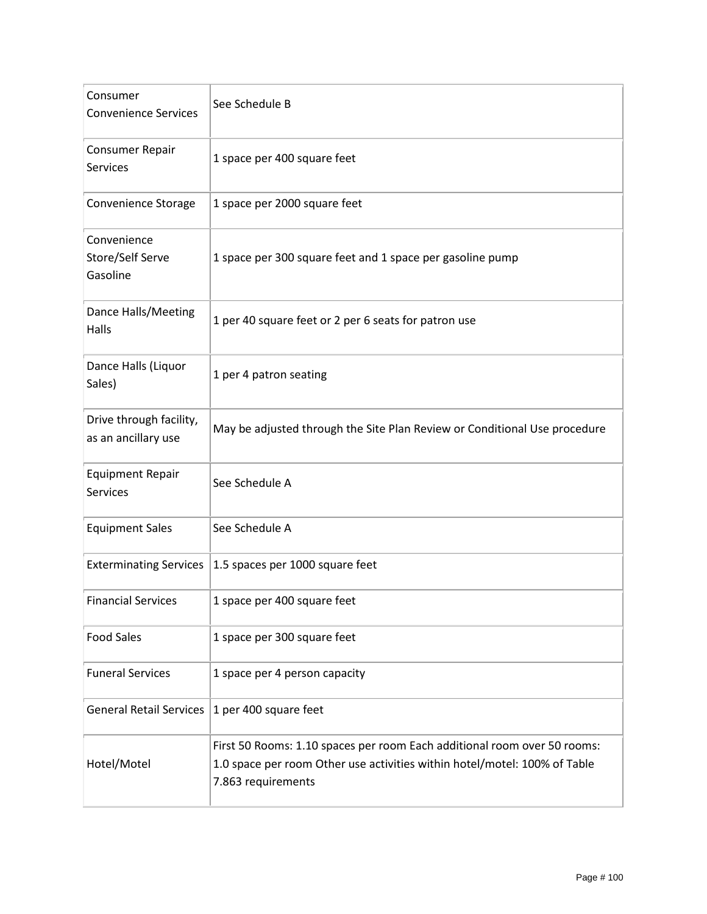| | |
|---|---|
| Consumer Convenience Services | See Schedule B |
| Consumer Repair Services | 1 space per 400 square feet |
| Convenience Storage | 1 space per 2000 square feet |
| Convenience Store/Self Serve Gasoline | 1 space per 300 square feet and 1 space per gasoline pump |
| Dance Halls/Meeting Halls | 1 per 40 square feet or 2 per 6 seats for patron use |
| Dance Halls (Liquor Sales) | 1 per 4 patron seating |
| Drive through facility, as an ancillary use | May be adjusted through the Site Plan Review or Conditional Use procedure |
| Equipment Repair Services | See Schedule A |
| Equipment Sales | See Schedule A |
| Exterminating Services | 1.5 spaces per 1000 square feet |
| Financial Services | 1 space per 400 square feet |
| Food Sales | 1 space per 300 square feet |
| Funeral Services | 1 space per 4 person capacity |
| General Retail Services | 1 per 400 square feet |
| Hotel/Motel | First 50 Rooms: 1.10 spaces per room Each additional room over 50 rooms: 1.0 space per room Other use activities within hotel/motel: 100% of Table 7.863 requirements |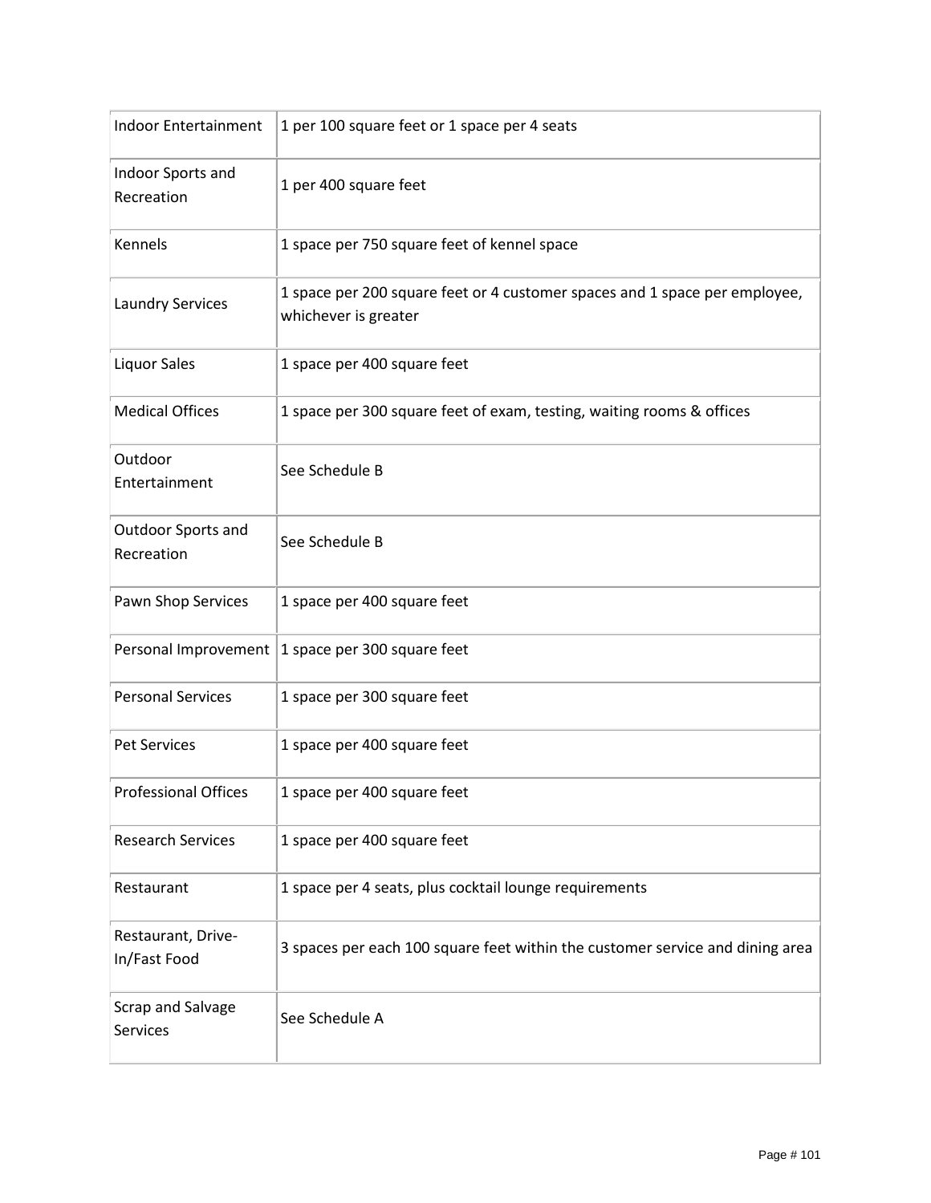| | |
|---|---|
| Indoor Entertainment | 1 per 100 square feet or 1 space per 4 seats |
| Indoor Sports and Recreation | 1 per 400 square feet |
| Kennels | 1 space per 750 square feet of kennel space |
| Laundry Services | 1 space per 200 square feet or 4 customer spaces and 1 space per employee, whichever is greater |
| Liquor Sales | 1 space per 400 square feet |
| Medical Offices | 1 space per 300 square feet of exam, testing, waiting rooms & offices |
| Outdoor Entertainment | See Schedule B |
| Outdoor Sports and Recreation | See Schedule B |
| Pawn Shop Services | 1 space per 400 square feet |
| Personal Improvement | 1 space per 300 square feet |
| Personal Services | 1 space per 300 square feet |
| Pet Services | 1 space per 400 square feet |
| Professional Offices | 1 space per 400 square feet |
| Research Services | 1 space per 400 square feet |
| Restaurant | 1 space per 4 seats, plus cocktail lounge requirements |
| Restaurant, Drive-In/Fast Food | 3 spaces per each 100 square feet within the customer service and dining area |
| Scrap and Salvage Services | See Schedule A |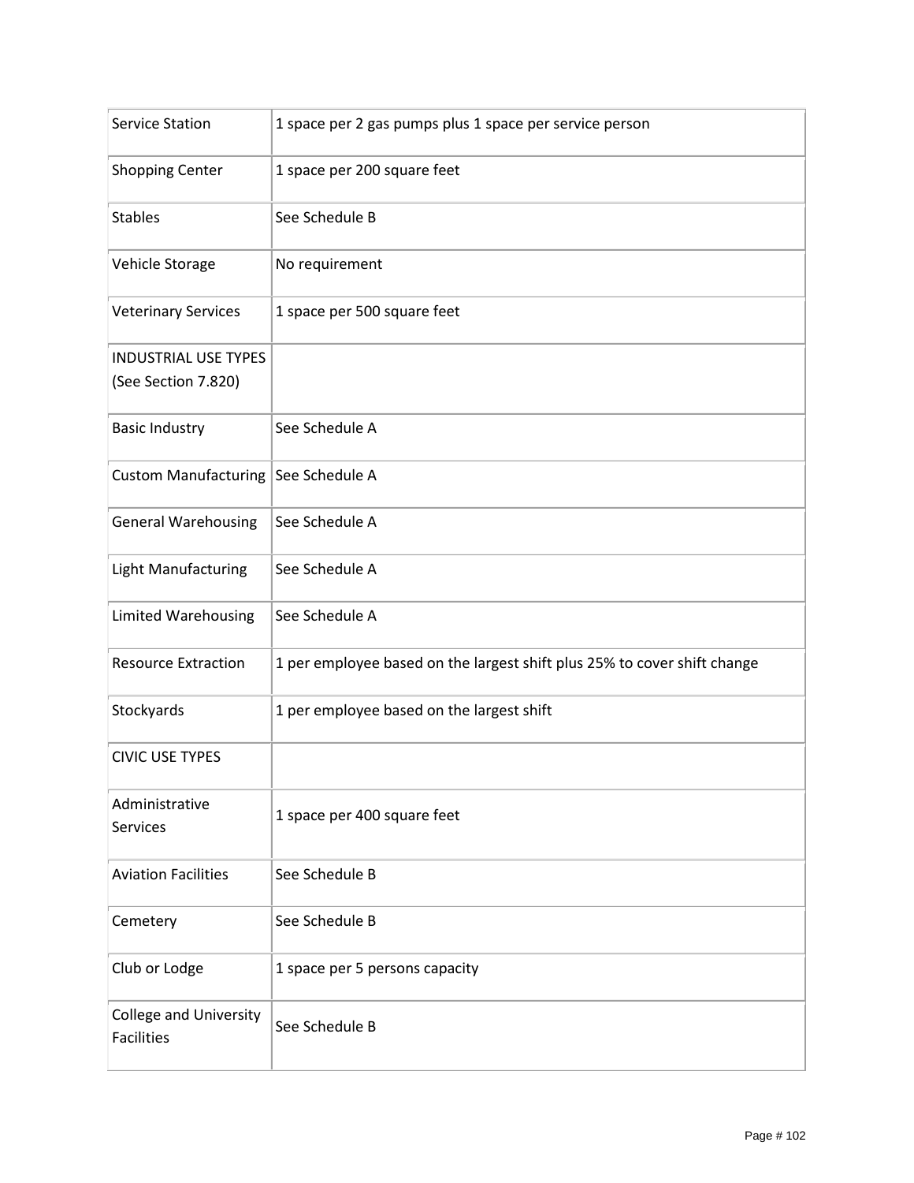| | |
|---|---|
| Service Station | 1 space per 2 gas pumps plus 1 space per service person |
| Shopping Center | 1 space per 200 square feet |
| Stables | See Schedule B |
| Vehicle Storage | No requirement |
| Veterinary Services | 1 space per 500 square feet |
| INDUSTRIAL USE TYPES (See Section 7.820) | |
| Basic Industry | See Schedule A |
| Custom Manufacturing | See Schedule A |
| General Warehousing | See Schedule A |
| Light Manufacturing | See Schedule A |
| Limited Warehousing | See Schedule A |
| Resource Extraction | 1 per employee based on the largest shift plus 25% to cover shift change |
| Stockyards | 1 per employee based on the largest shift |
| CIVIC USE TYPES | |
| Administrative Services | 1 space per 400 square feet |
| Aviation Facilities | See Schedule B |
| Cemetery | See Schedule B |
| Club or Lodge | 1 space per 5 persons capacity |
| College and University Facilities | See Schedule B |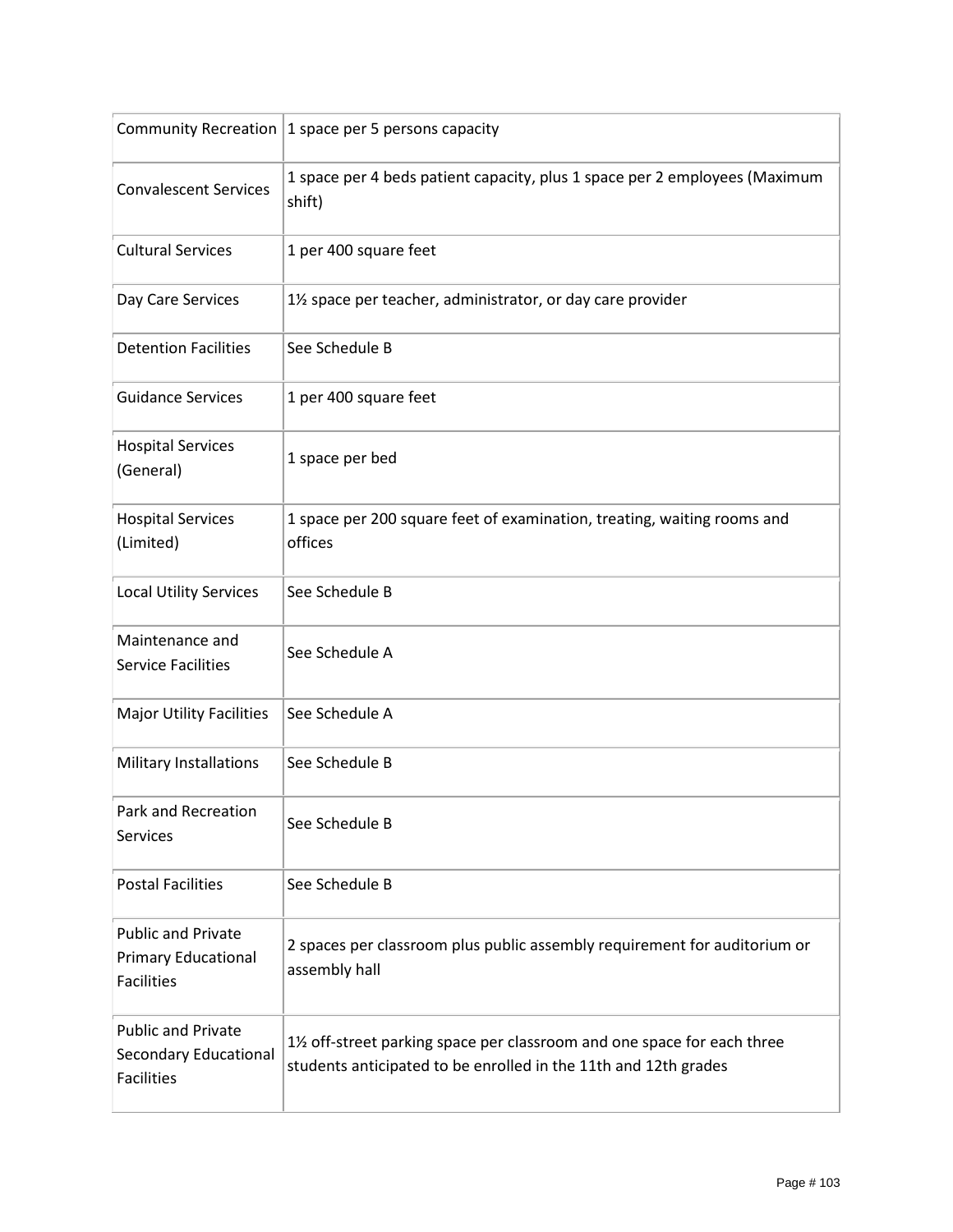| Community Recreation | 1 space per 5 persons capacity |
|---|---|
| Convalescent Services | 1 space per 4 beds patient capacity, plus 1 space per 2 employees (Maximum shift) |
| Cultural Services | 1 per 400 square feet |
| Day Care Services | 1½ space per teacher, administrator, or day care provider |
| Detention Facilities | See Schedule B |
| Guidance Services | 1 per 400 square feet |
| Hospital Services (General) | 1 space per bed |
| Hospital Services (Limited) | 1 space per 200 square feet of examination, treating, waiting rooms and offices |
| Local Utility Services | See Schedule B |
| Maintenance and Service Facilities | See Schedule A |
| Major Utility Facilities | See Schedule A |
| Military Installations | See Schedule B |
| Park and Recreation Services | See Schedule B |
| Postal Facilities | See Schedule B |
| Public and Private Primary Educational Facilities | 2 spaces per classroom plus public assembly requirement for auditorium or assembly hall |
| Public and Private Secondary Educational Facilities | 1½ off-street parking space per classroom and one space for each three students anticipated to be enrolled in the 11th and 12th grades |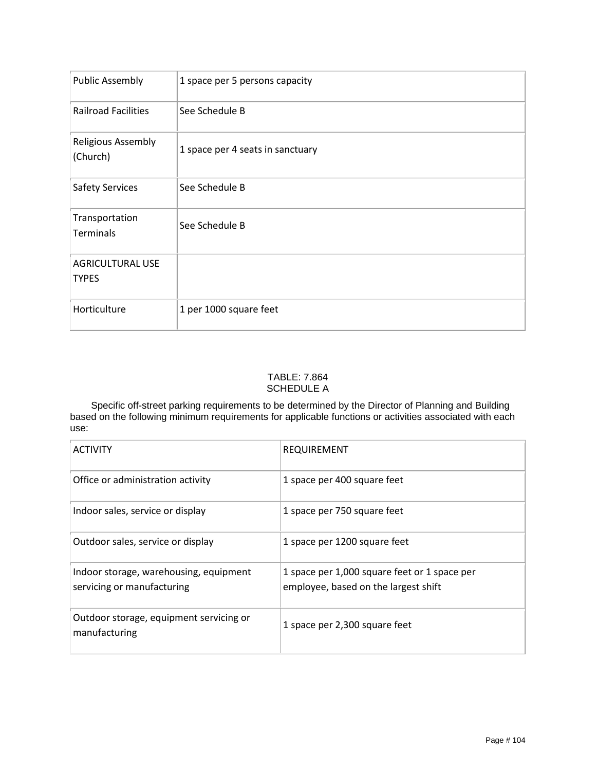| Public Assembly | 1 space per 5 persons capacity |
|---|---|
| Railroad Facilities | See Schedule B |
| Religious Assembly (Church) | 1 space per 4 seats in sanctuary |
| Safety Services | See Schedule B |
| Transportation Terminals | See Schedule B |
| AGRICULTURAL USE TYPES | |
| Horticulture | 1 per 1000 square feet |

TABLE: 7.864
SCHEDULE A

Specific off-street parking requirements to be determined by the Director of Planning and Building based on the following minimum requirements for applicable functions or activities associated with each use:

| ACTIVITY | REQUIREMENT |
|---|---|
| Office or administration activity | 1 space per 400 square feet |
| Indoor sales, service or display | 1 space per 750 square feet |
| Outdoor sales, service or display | 1 space per 1200 square feet |
| Indoor storage, warehousing, equipment servicing or manufacturing | 1 space per 1,000 square feet or 1 space per employee, based on the largest shift |
| Outdoor storage, equipment servicing or manufacturing | 1 space per 2,300 square feet |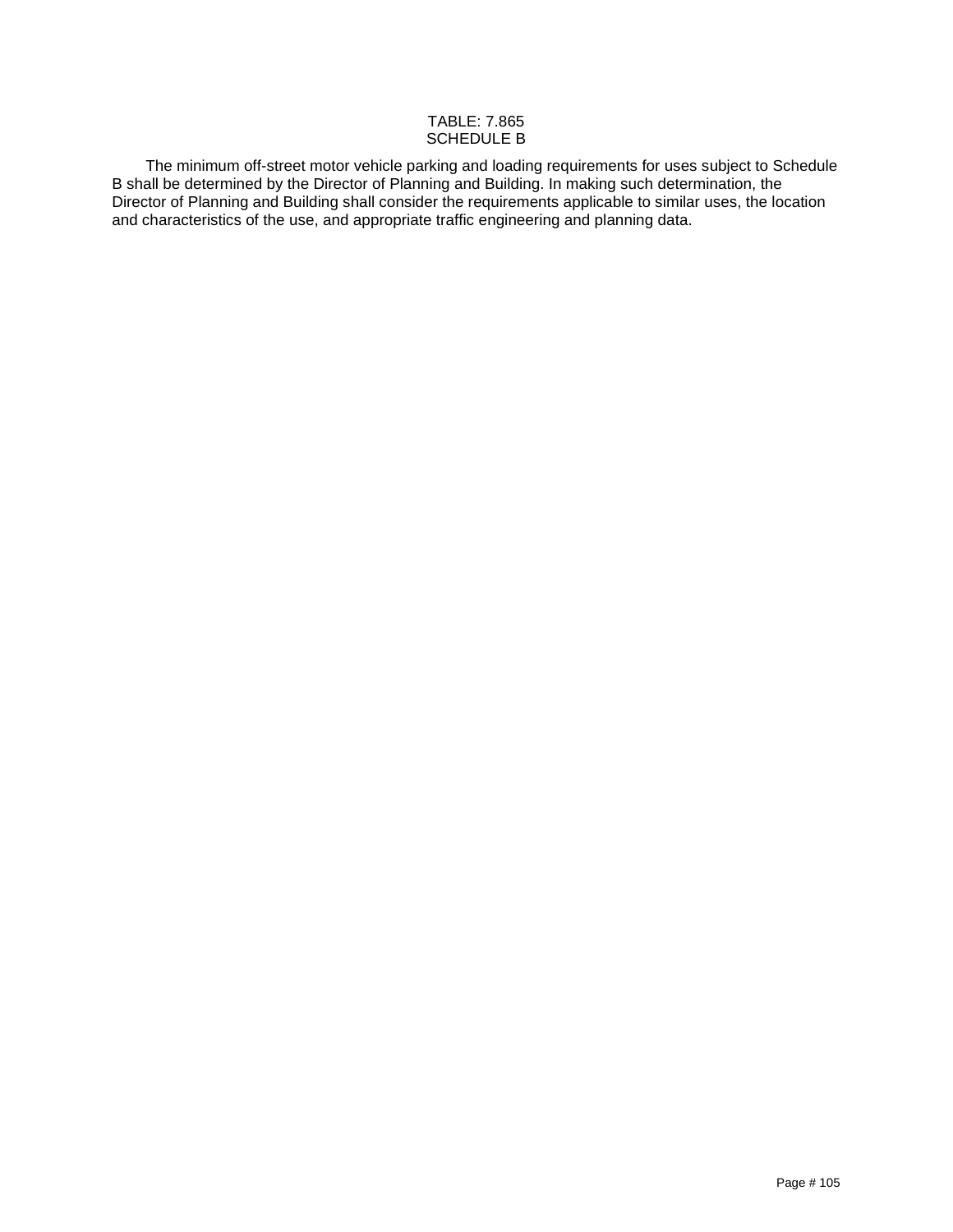TABLE: 7.865
SCHEDULE B

The minimum off-street motor vehicle parking and loading requirements for uses subject to Schedule B shall be determined by the Director of Planning and Building. In making such determination, the Director of Planning and Building shall consider the requirements applicable to similar uses, the location and characteristics of the use, and appropriate traffic engineering and planning data.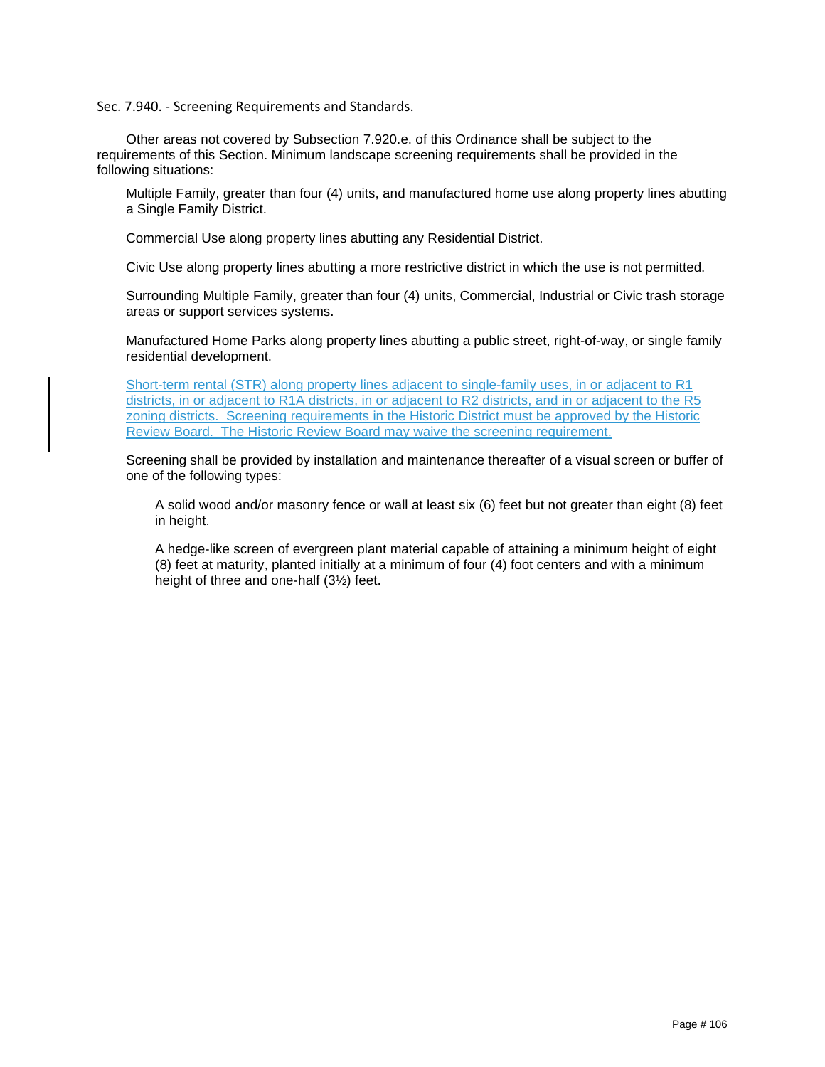Sec. 7.940. - Screening Requirements and Standards.

Other areas not covered by Subsection 7.920.e. of this Ordinance shall be subject to the requirements of this Section. Minimum landscape screening requirements shall be provided in the following situations:

Multiple Family, greater than four (4) units, and manufactured home use along property lines abutting a Single Family District.

Commercial Use along property lines abutting any Residential District.

Civic Use along property lines abutting a more restrictive district in which the use is not permitted.

Surrounding Multiple Family, greater than four (4) units, Commercial, Industrial or Civic trash storage areas or support services systems.

Manufactured Home Parks along property lines abutting a public street, right-of-way, or single family residential development.

Short-term rental (STR) along property lines adjacent to single-family uses, in or adjacent to R1 districts, in or adjacent to R1A districts, in or adjacent to R2 districts, and in or adjacent to the R5 zoning districts. Screening requirements in the Historic District must be approved by the Historic Review Board. The Historic Review Board may waive the screening requirement.

Screening shall be provided by installation and maintenance thereafter of a visual screen or buffer of one of the following types:

A solid wood and/or masonry fence or wall at least six (6) feet but not greater than eight (8) feet in height.

A hedge-like screen of evergreen plant material capable of attaining a minimum height of eight (8) feet at maturity, planted initially at a minimum of four (4) foot centers and with a minimum height of three and one-half (3½) feet.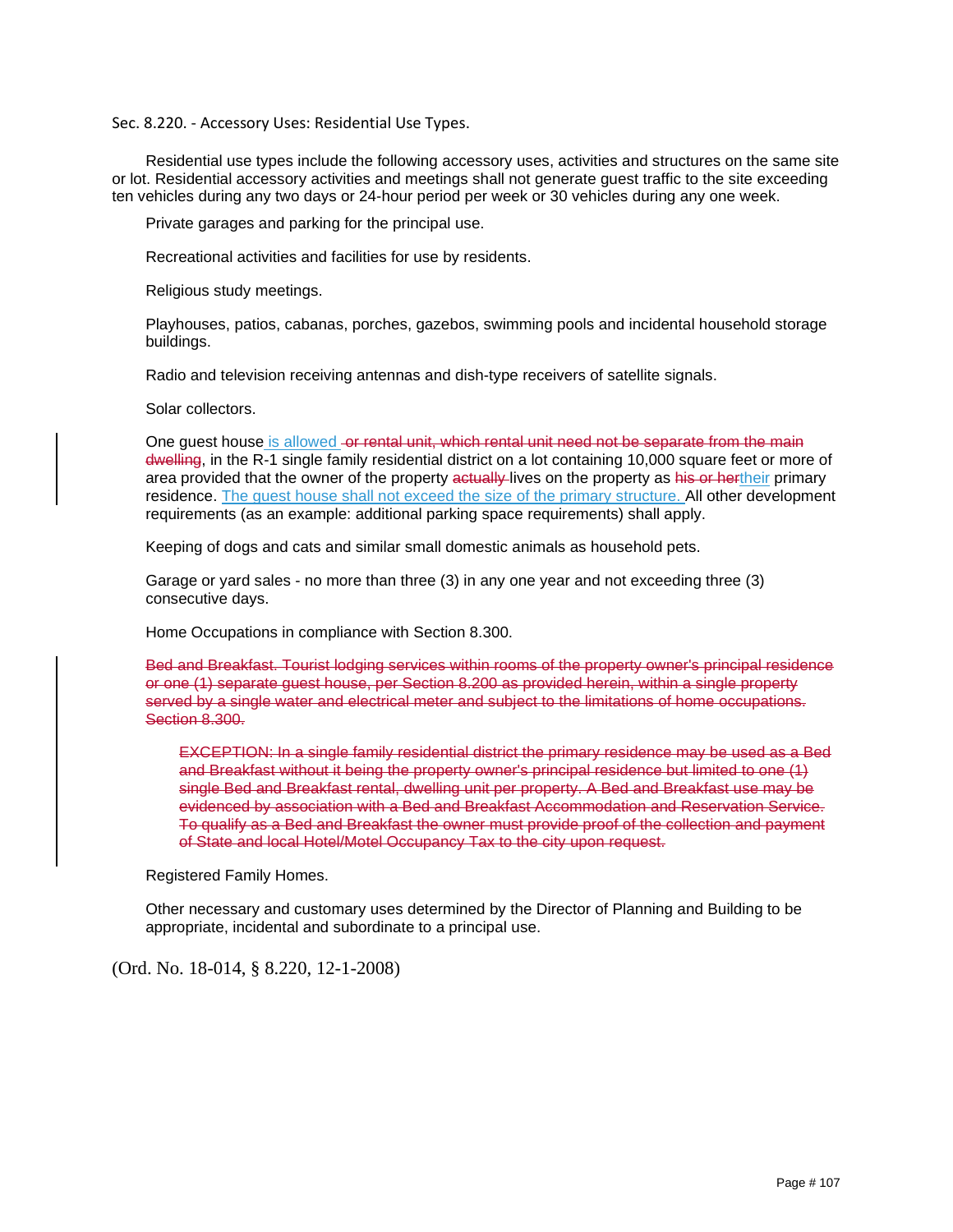Sec. 8.220. - Accessory Uses: Residential Use Types.

Residential use types include the following accessory uses, activities and structures on the same site or lot. Residential accessory activities and meetings shall not generate guest traffic to the site exceeding ten vehicles during any two days or 24-hour period per week or 30 vehicles during any one week.

Private garages and parking for the principal use.

Recreational activities and facilities for use by residents.

Religious study meetings.

Playhouses, patios, cabanas, porches, gazebos, swimming pools and incidental household storage buildings.

Radio and television receiving antennas and dish-type receivers of satellite signals.

Solar collectors.

One guest house <u>is allowed</u> ~~or rental unit, which rental unit need not be separate from the main dwelling~~, in the R-1 single family residential district on a lot containing 10,000 square feet or more of area provided that the owner of the property ~~actually~~ lives on the property as ~~his or her~~<u>their</u> primary residence. <u>The guest house shall not exceed the size of the primary structure.</u> All other development requirements (as an example: additional parking space requirements) shall apply.

Keeping of dogs and cats and similar small domestic animals as household pets.

Garage or yard sales - no more than three (3) in any one year and not exceeding three (3) consecutive days.

Home Occupations in compliance with Section 8.300.

~~Bed and Breakfast. Tourist lodging services within rooms of the property owner's principal residence or one (1) separate guest house, per Section 8.200 as provided herein, within a single property served by a single water and electrical meter and subject to the limitations of home occupations. Section 8.300.~~

> ~~EXCEPTION: In a single family residential district the primary residence may be used as a Bed and Breakfast without it being the property owner's principal residence but limited to one (1) single Bed and Breakfast rental, dwelling unit per property. A Bed and Breakfast use may be evidenced by association with a Bed and Breakfast Accommodation and Reservation Service. To qualify as a Bed and Breakfast the owner must provide proof of the collection and payment of State and local Hotel/Motel Occupancy Tax to the city upon request.~~

Registered Family Homes.

Other necessary and customary uses determined by the Director of Planning and Building to be appropriate, incidental and subordinate to a principal use.

(Ord. No. 18-014, § 8.220, 12-1-2008)